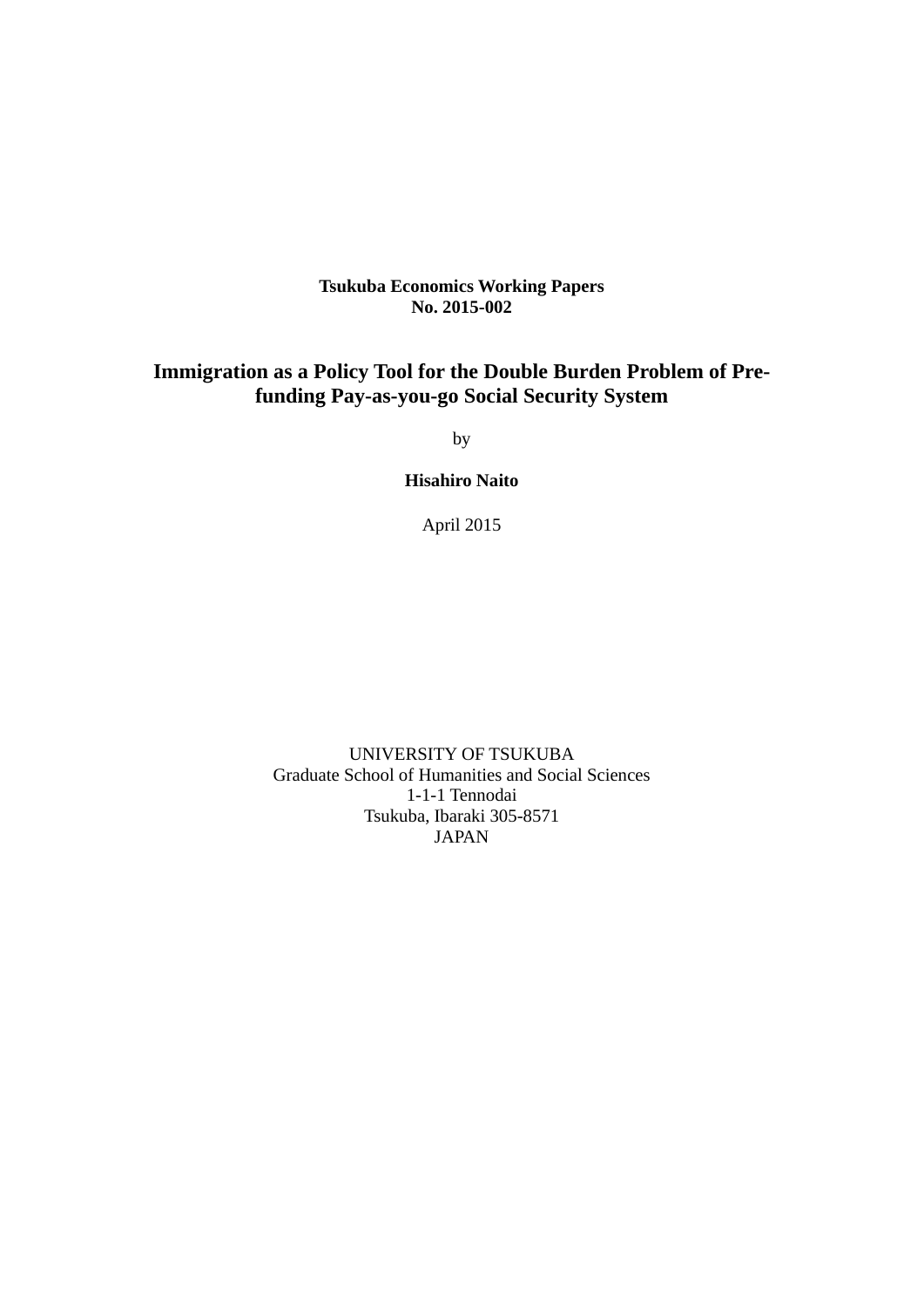**Tsukuba Economics Working Papers**
**No. 2015-002**

# Immigration as a Policy Tool for the Double Burden Problem of Pre-funding Pay-as-you-go Social Security System

by

**Hisahiro Naito**

April 2015

UNIVERSITY OF TSUKUBA
Graduate School of Humanities and Social Sciences
1-1-1 Tennodai
Tsukuba, Ibaraki 305-8571
JAPAN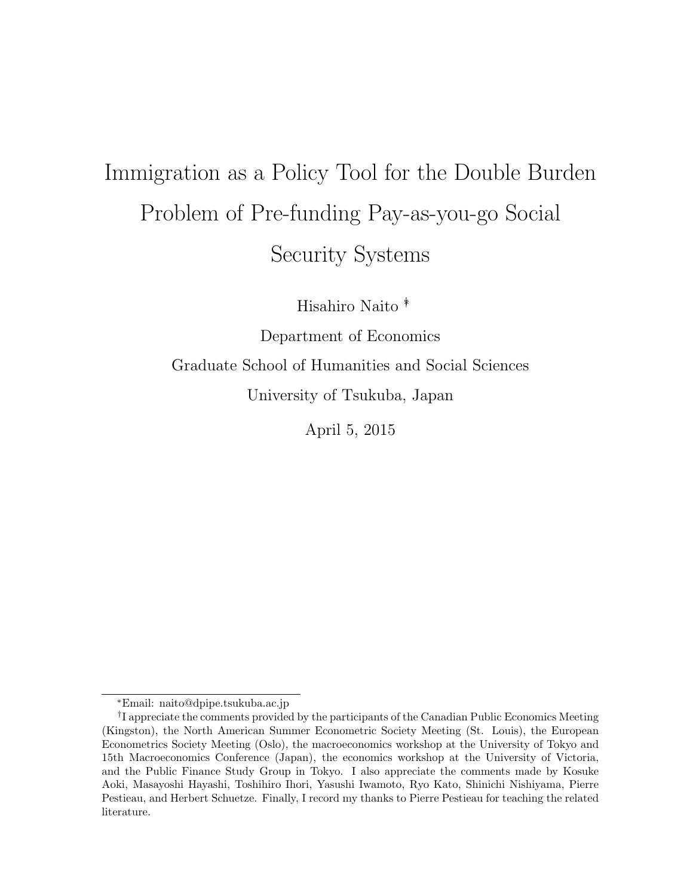# Immigration as a Policy Tool for the Double Burden Problem of Pre-funding Pay-as-you-go Social Security Systems

Hisahiro Naito [*] [†]

Department of Economics

Graduate School of Humanities and Social Sciences

University of Tsukuba, Japan

April 5, 2015

---

[*] Email: naito@dpipe.tsukuba.ac.jp

[†] I appreciate the comments provided by the participants of the Canadian Public Economics Meeting (Kingston), the North American Summer Econometric Society Meeting (St. Louis), the European Econometrics Society Meeting (Oslo), the macroeconomics workshop at the University of Tokyo and 15th Macroeconomics Conference (Japan), the economics workshop at the University of Victoria, and the Public Finance Study Group in Tokyo. I also appreciate the comments made by Kosuke Aoki, Masayoshi Hayashi, Toshihiro Ihori, Yasushi Iwamoto, Ryo Kato, Shinichi Nishiyama, Pierre Pestieau, and Herbert Schuetze. Finally, I record my thanks to Pierre Pestieau for teaching the related literature.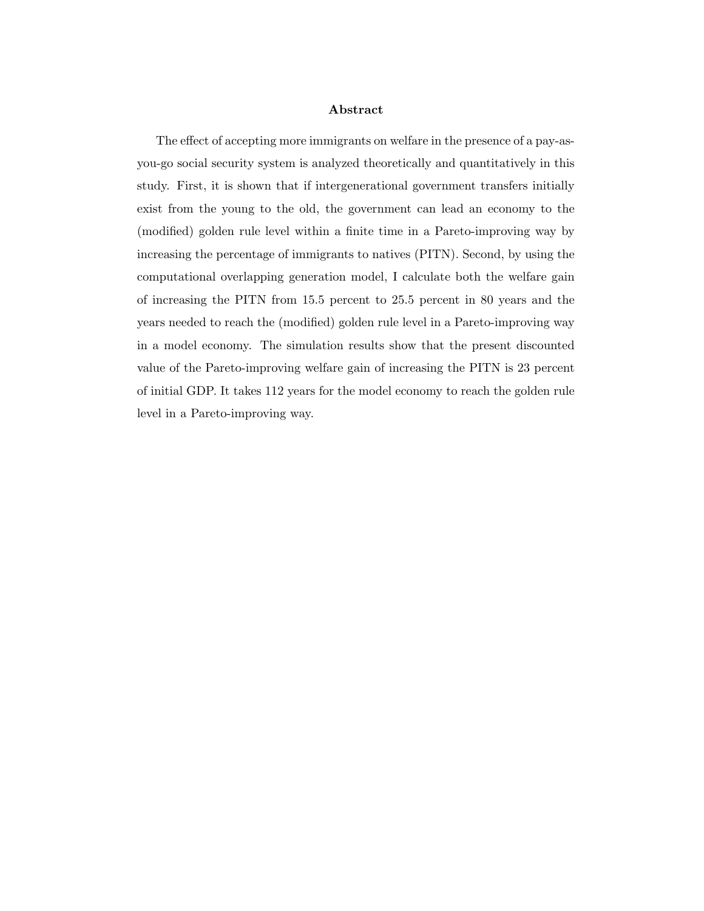## Abstract

The effect of accepting more immigrants on welfare in the presence of a pay-as-you-go social security system is analyzed theoretically and quantitatively in this study. First, it is shown that if intergenerational government transfers initially exist from the young to the old, the government can lead an economy to the (modified) golden rule level within a finite time in a Pareto-improving way by increasing the percentage of immigrants to natives (PITN). Second, by using the computational overlapping generation model, I calculate both the welfare gain of increasing the PITN from 15.5 percent to 25.5 percent in 80 years and the years needed to reach the (modified) golden rule level in a Pareto-improving way in a model economy. The simulation results show that the present discounted value of the Pareto-improving welfare gain of increasing the PITN is 23 percent of initial GDP. It takes 112 years for the model economy to reach the golden rule level in a Pareto-improving way.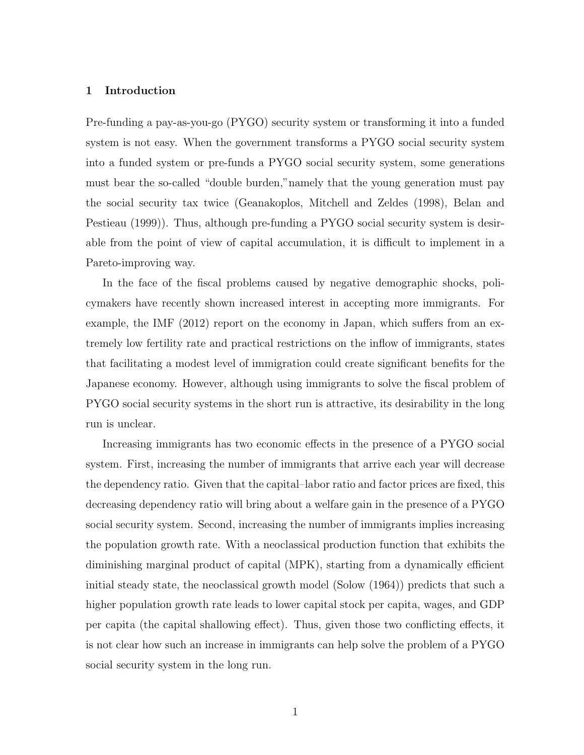## 1 Introduction

Pre-funding a pay-as-you-go (PYGO) security system or transforming it into a funded system is not easy. When the government transforms a PYGO social security system into a funded system or pre-funds a PYGO social security system, some generations must bear the so-called "double burden,"namely that the young generation must pay the social security tax twice (Geanakoplos, Mitchell and Zeldes (1998), Belan and Pestieau (1999)). Thus, although pre-funding a PYGO social security system is desirable from the point of view of capital accumulation, it is difficult to implement in a Pareto-improving way.

In the face of the fiscal problems caused by negative demographic shocks, policymakers have recently shown increased interest in accepting more immigrants. For example, the IMF (2012) report on the economy in Japan, which suffers from an extremely low fertility rate and practical restrictions on the inflow of immigrants, states that facilitating a modest level of immigration could create significant benefits for the Japanese economy. However, although using immigrants to solve the fiscal problem of PYGO social security systems in the short run is attractive, its desirability in the long run is unclear.

Increasing immigrants has two economic effects in the presence of a PYGO social system. First, increasing the number of immigrants that arrive each year will decrease the dependency ratio. Given that the capital–labor ratio and factor prices are fixed, this decreasing dependency ratio will bring about a welfare gain in the presence of a PYGO social security system. Second, increasing the number of immigrants implies increasing the population growth rate. With a neoclassical production function that exhibits the diminishing marginal product of capital (MPK), starting from a dynamically efficient initial steady state, the neoclassical growth model (Solow (1964)) predicts that such a higher population growth rate leads to lower capital stock per capita, wages, and GDP per capita (the capital shallowing effect). Thus, given those two conflicting effects, it is not clear how such an increase in immigrants can help solve the problem of a PYGO social security system in the long run.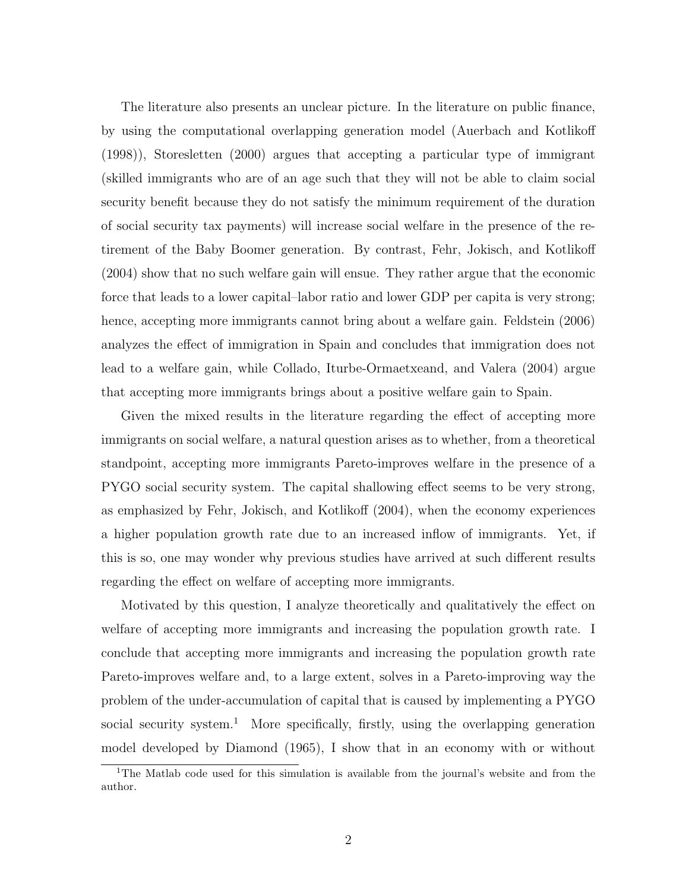The literature also presents an unclear picture. In the literature on public finance, by using the computational overlapping generation model (Auerbach and Kotlikoff (1998)), Storesletten (2000) argues that accepting a particular type of immigrant (skilled immigrants who are of an age such that they will not be able to claim social security benefit because they do not satisfy the minimum requirement of the duration of social security tax payments) will increase social welfare in the presence of the retirement of the Baby Boomer generation. By contrast, Fehr, Jokisch, and Kotlikoff (2004) show that no such welfare gain will ensue. They rather argue that the economic force that leads to a lower capital–labor ratio and lower GDP per capita is very strong; hence, accepting more immigrants cannot bring about a welfare gain. Feldstein (2006) analyzes the effect of immigration in Spain and concludes that immigration does not lead to a welfare gain, while Collado, Iturbe-Ormaetxeand, and Valera (2004) argue that accepting more immigrants brings about a positive welfare gain to Spain.

Given the mixed results in the literature regarding the effect of accepting more immigrants on social welfare, a natural question arises as to whether, from a theoretical standpoint, accepting more immigrants Pareto-improves welfare in the presence of a PYGO social security system. The capital shallowing effect seems to be very strong, as emphasized by Fehr, Jokisch, and Kotlikoff (2004), when the economy experiences a higher population growth rate due to an increased inflow of immigrants. Yet, if this is so, one may wonder why previous studies have arrived at such different results regarding the effect on welfare of accepting more immigrants.

Motivated by this question, I analyze theoretically and qualitatively the effect on welfare of accepting more immigrants and increasing the population growth rate. I conclude that accepting more immigrants and increasing the population growth rate Pareto-improves welfare and, to a large extent, solves in a Pareto-improving way the problem of the under-accumulation of capital that is caused by implementing a PYGO social security system.[1] More specifically, firstly, using the overlapping generation model developed by Diamond (1965), I show that in an economy with or without

[1] The Matlab code used for this simulation is available from the journal's website and from the author.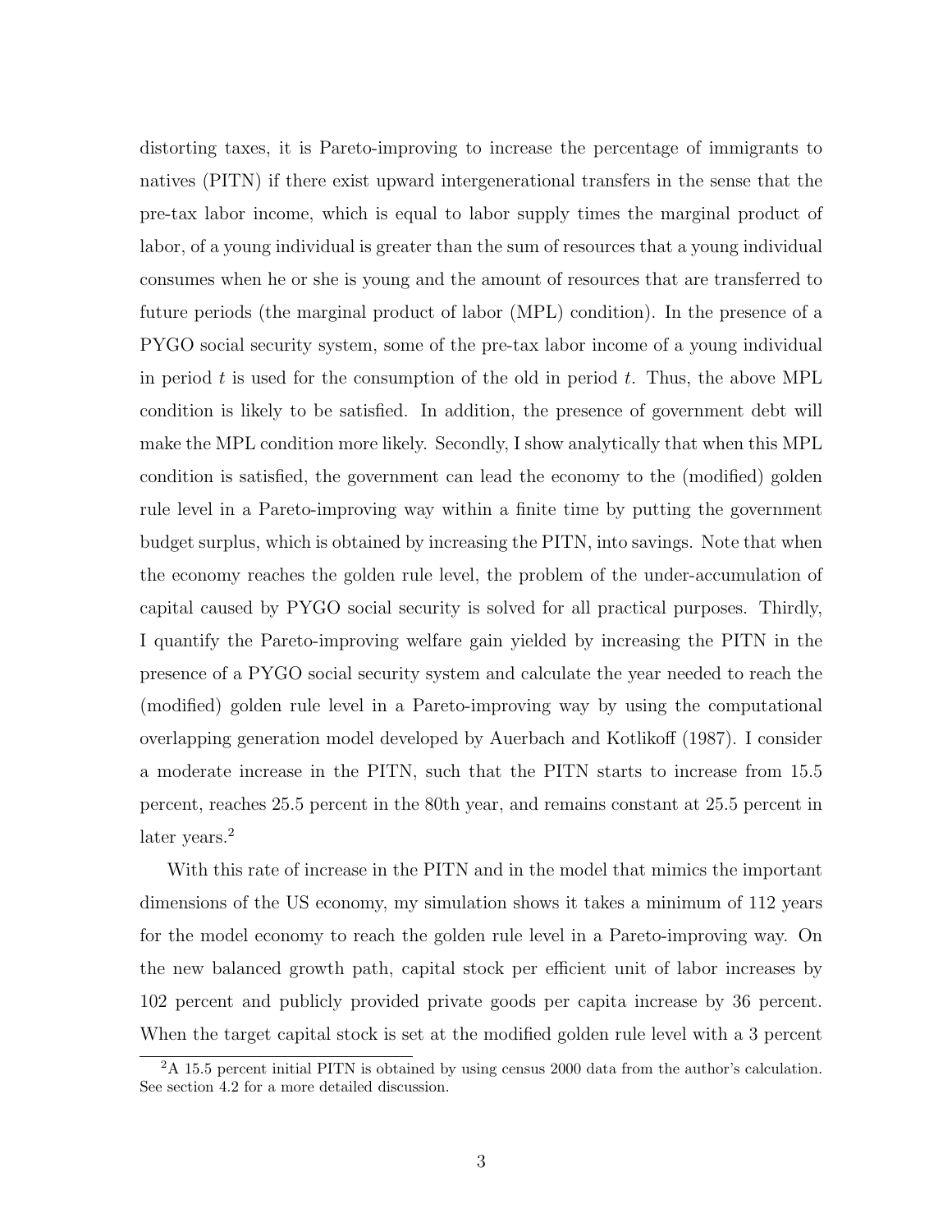distorting taxes, it is Pareto-improving to increase the percentage of immigrants to natives (PITN) if there exist upward intergenerational transfers in the sense that the pre-tax labor income, which is equal to labor supply times the marginal product of labor, of a young individual is greater than the sum of resources that a young individual consumes when he or she is young and the amount of resources that are transferred to future periods (the marginal product of labor (MPL) condition). In the presence of a PYGO social security system, some of the pre-tax labor income of a young individual in period $t$ is used for the consumption of the old in period $t$. Thus, the above MPL condition is likely to be satisfied. In addition, the presence of government debt will make the MPL condition more likely. Secondly, I show analytically that when this MPL condition is satisfied, the government can lead the economy to the (modified) golden rule level in a Pareto-improving way within a finite time by putting the government budget surplus, which is obtained by increasing the PITN, into savings. Note that when the economy reaches the golden rule level, the problem of the under-accumulation of capital caused by PYGO social security is solved for all practical purposes. Thirdly, I quantify the Pareto-improving welfare gain yielded by increasing the PITN in the presence of a PYGO social security system and calculate the year needed to reach the (modified) golden rule level in a Pareto-improving way by using the computational overlapping generation model developed by Auerbach and Kotlikoff (1987). I consider a moderate increase in the PITN, such that the PITN starts to increase from 15.5 percent, reaches 25.5 percent in the 80th year, and remains constant at 25.5 percent in later years.[2]

With this rate of increase in the PITN and in the model that mimics the important dimensions of the US economy, my simulation shows it takes a minimum of 112 years for the model economy to reach the golden rule level in a Pareto-improving way. On the new balanced growth path, capital stock per efficient unit of labor increases by 102 percent and publicly provided private goods per capita increase by 36 percent. When the target capital stock is set at the modified golden rule level with a 3 percent

[2] A 15.5 percent initial PITN is obtained by using census 2000 data from the author's calculation. See section 4.2 for a more detailed discussion.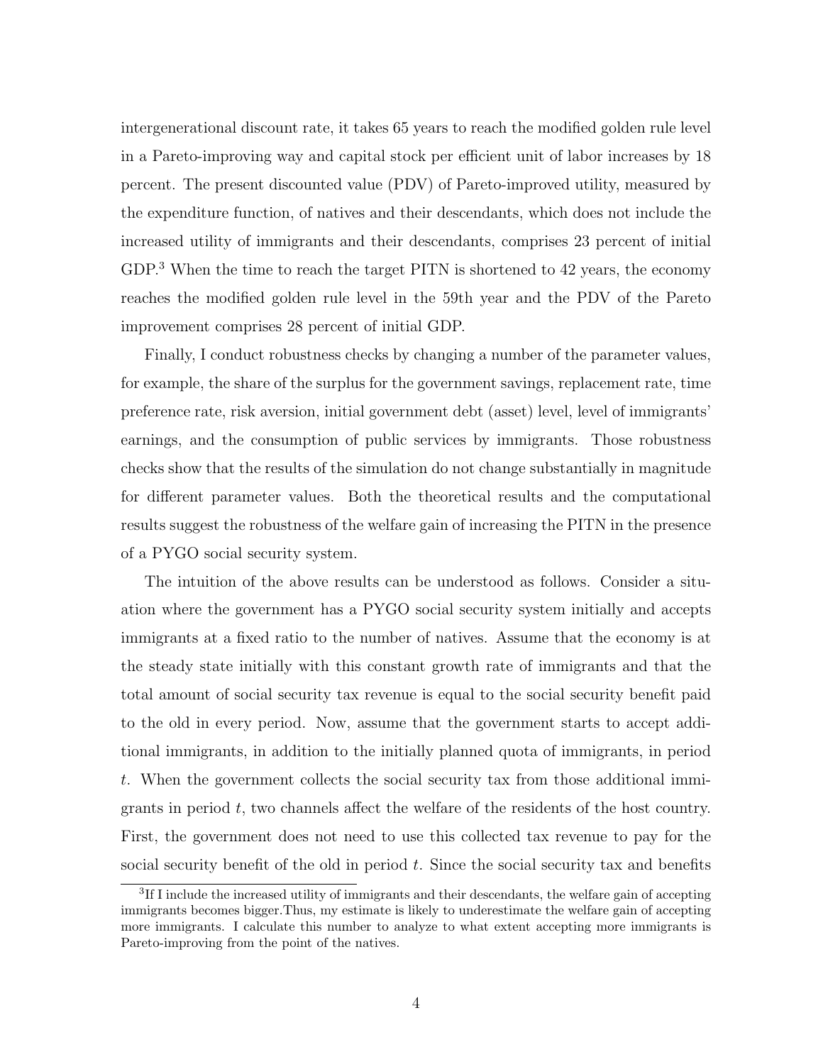intergenerational discount rate, it takes 65 years to reach the modified golden rule level in a Pareto-improving way and capital stock per efficient unit of labor increases by 18 percent. The present discounted value (PDV) of Pareto-improved utility, measured by the expenditure function, of natives and their descendants, which does not include the increased utility of immigrants and their descendants, comprises 23 percent of initial GDP.[3] When the time to reach the target PITN is shortened to 42 years, the economy reaches the modified golden rule level in the 59th year and the PDV of the Pareto improvement comprises 28 percent of initial GDP.

Finally, I conduct robustness checks by changing a number of the parameter values, for example, the share of the surplus for the government savings, replacement rate, time preference rate, risk aversion, initial government debt (asset) level, level of immigrants' earnings, and the consumption of public services by immigrants. Those robustness checks show that the results of the simulation do not change substantially in magnitude for different parameter values. Both the theoretical results and the computational results suggest the robustness of the welfare gain of increasing the PITN in the presence of a PYGO social security system.

The intuition of the above results can be understood as follows. Consider a situation where the government has a PYGO social security system initially and accepts immigrants at a fixed ratio to the number of natives. Assume that the economy is at the steady state initially with this constant growth rate of immigrants and that the total amount of social security tax revenue is equal to the social security benefit paid to the old in every period. Now, assume that the government starts to accept additional immigrants, in addition to the initially planned quota of immigrants, in period $t$. When the government collects the social security tax from those additional immigrants in period $t$, two channels affect the welfare of the residents of the host country. First, the government does not need to use this collected tax revenue to pay for the social security benefit of the old in period $t$. Since the social security tax and benefits

[3] If I include the increased utility of immigrants and their descendants, the welfare gain of accepting immigrants becomes bigger.Thus, my estimate is likely to underestimate the welfare gain of accepting more immigrants. I calculate this number to analyze to what extent accepting more immigrants is Pareto-improving from the point of the natives.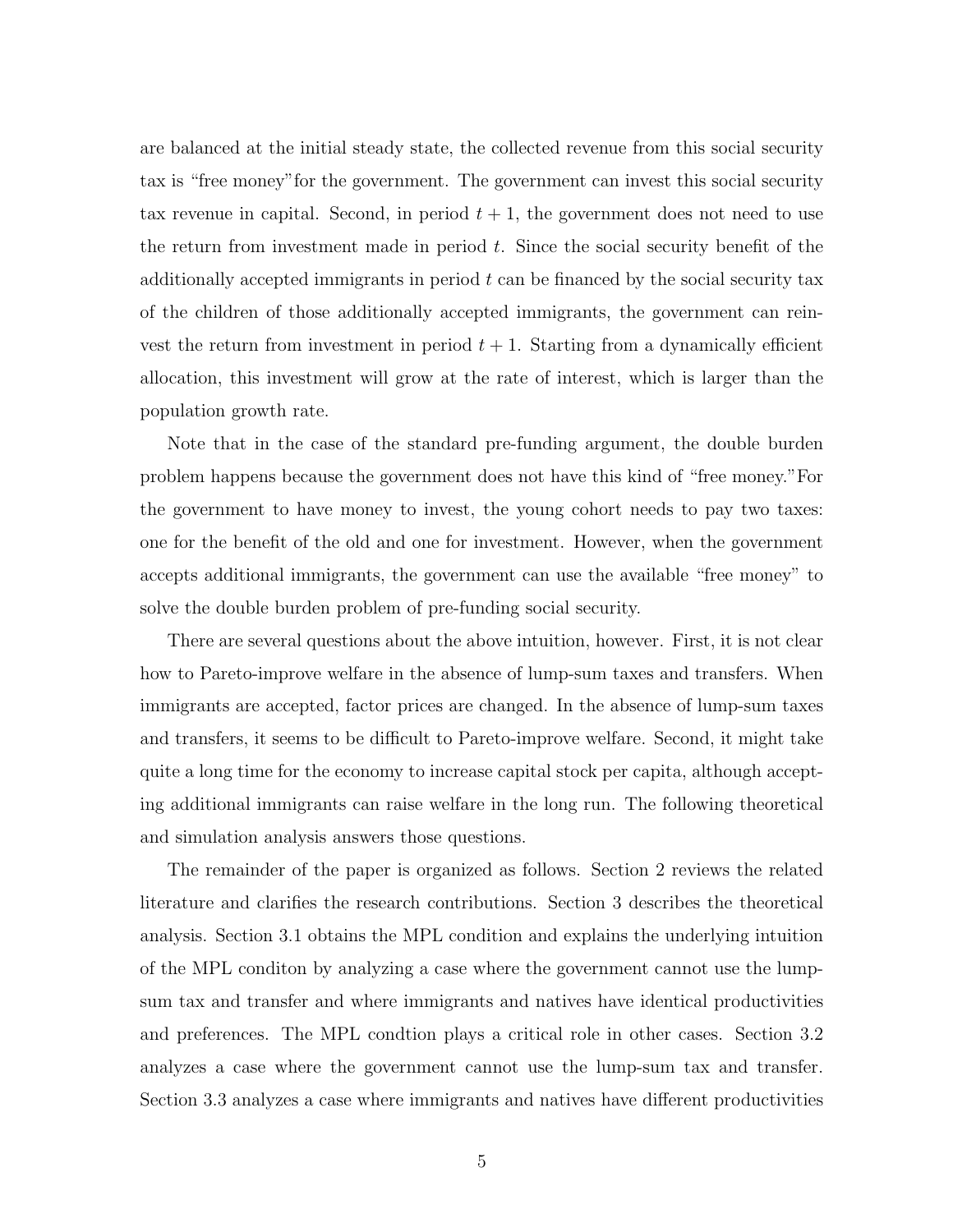are balanced at the initial steady state, the collected revenue from this social security tax is "free money"for the government. The government can invest this social security tax revenue in capital. Second, in period $t + 1$, the government does not need to use the return from investment made in period $t$. Since the social security benefit of the additionally accepted immigrants in period $t$ can be financed by the social security tax of the children of those additionally accepted immigrants, the government can reinvest the return from investment in period $t + 1$. Starting from a dynamically efficient allocation, this investment will grow at the rate of interest, which is larger than the population growth rate.

Note that in the case of the standard pre-funding argument, the double burden problem happens because the government does not have this kind of "free money."For the government to have money to invest, the young cohort needs to pay two taxes: one for the benefit of the old and one for investment. However, when the government accepts additional immigrants, the government can use the available "free money" to solve the double burden problem of pre-funding social security.

There are several questions about the above intuition, however. First, it is not clear how to Pareto-improve welfare in the absence of lump-sum taxes and transfers. When immigrants are accepted, factor prices are changed. In the absence of lump-sum taxes and transfers, it seems to be difficult to Pareto-improve welfare. Second, it might take quite a long time for the economy to increase capital stock per capita, although accepting additional immigrants can raise welfare in the long run. The following theoretical and simulation analysis answers those questions.

The remainder of the paper is organized as follows. Section 2 reviews the related literature and clarifies the research contributions. Section 3 describes the theoretical analysis. Section 3.1 obtains the MPL condition and explains the underlying intuition of the MPL conditon by analyzing a case where the government cannot use the lump-sum tax and transfer and where immigrants and natives have identical productivities and preferences. The MPL condtion plays a critical role in other cases. Section 3.2 analyzes a case where the government cannot use the lump-sum tax and transfer. Section 3.3 analyzes a case where immigrants and natives have different productivities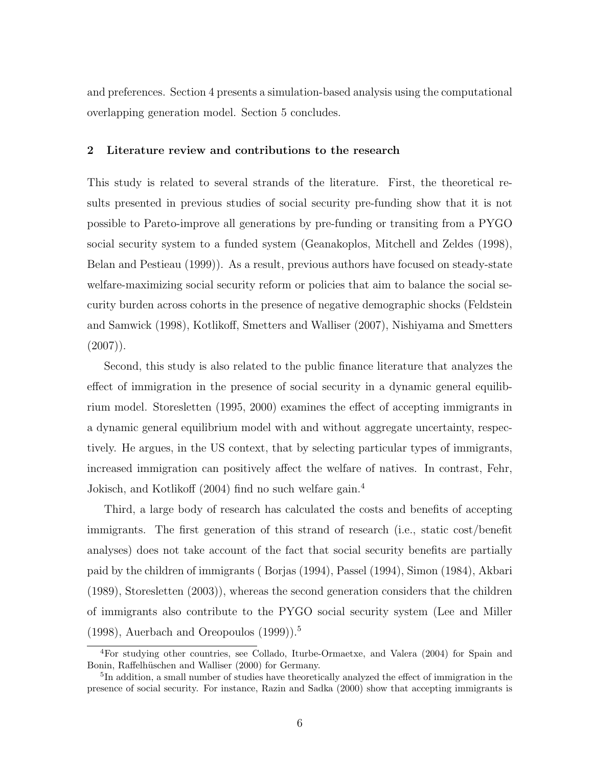and preferences. Section 4 presents a simulation-based analysis using the computational overlapping generation model. Section 5 concludes.

## 2 Literature review and contributions to the research

This study is related to several strands of the literature. First, the theoretical results presented in previous studies of social security pre-funding show that it is not possible to Pareto-improve all generations by pre-funding or transiting from a PYGO social security system to a funded system (Geanakoplos, Mitchell and Zeldes (1998), Belan and Pestieau (1999)). As a result, previous authors have focused on steady-state welfare-maximizing social security reform or policies that aim to balance the social security burden across cohorts in the presence of negative demographic shocks (Feldstein and Samwick (1998), Kotlikoff, Smetters and Walliser (2007), Nishiyama and Smetters (2007)).

Second, this study is also related to the public finance literature that analyzes the effect of immigration in the presence of social security in a dynamic general equilibrium model. Storesletten (1995, 2000) examines the effect of accepting immigrants in a dynamic general equilibrium model with and without aggregate uncertainty, respectively. He argues, in the US context, that by selecting particular types of immigrants, increased immigration can positively affect the welfare of natives. In contrast, Fehr, Jokisch, and Kotlikoff (2004) find no such welfare gain.[4]

Third, a large body of research has calculated the costs and benefits of accepting immigrants. The first generation of this strand of research (i.e., static cost/benefit analyses) does not take account of the fact that social security benefits are partially paid by the children of immigrants ( Borjas (1994), Passel (1994), Simon (1984), Akbari (1989), Storesletten (2003)), whereas the second generation considers that the children of immigrants also contribute to the PYGO social security system (Lee and Miller (1998), Auerbach and Oreopoulos (1999)).[5]

[4]For studying other countries, see Collado, Iturbe-Ormaetxe, and Valera (2004) for Spain and Bonin, Raffelhüschen and Walliser (2000) for Germany.

[5]In addition, a small number of studies have theoretically analyzed the effect of immigration in the presence of social security. For instance, Razin and Sadka (2000) show that accepting immigrants is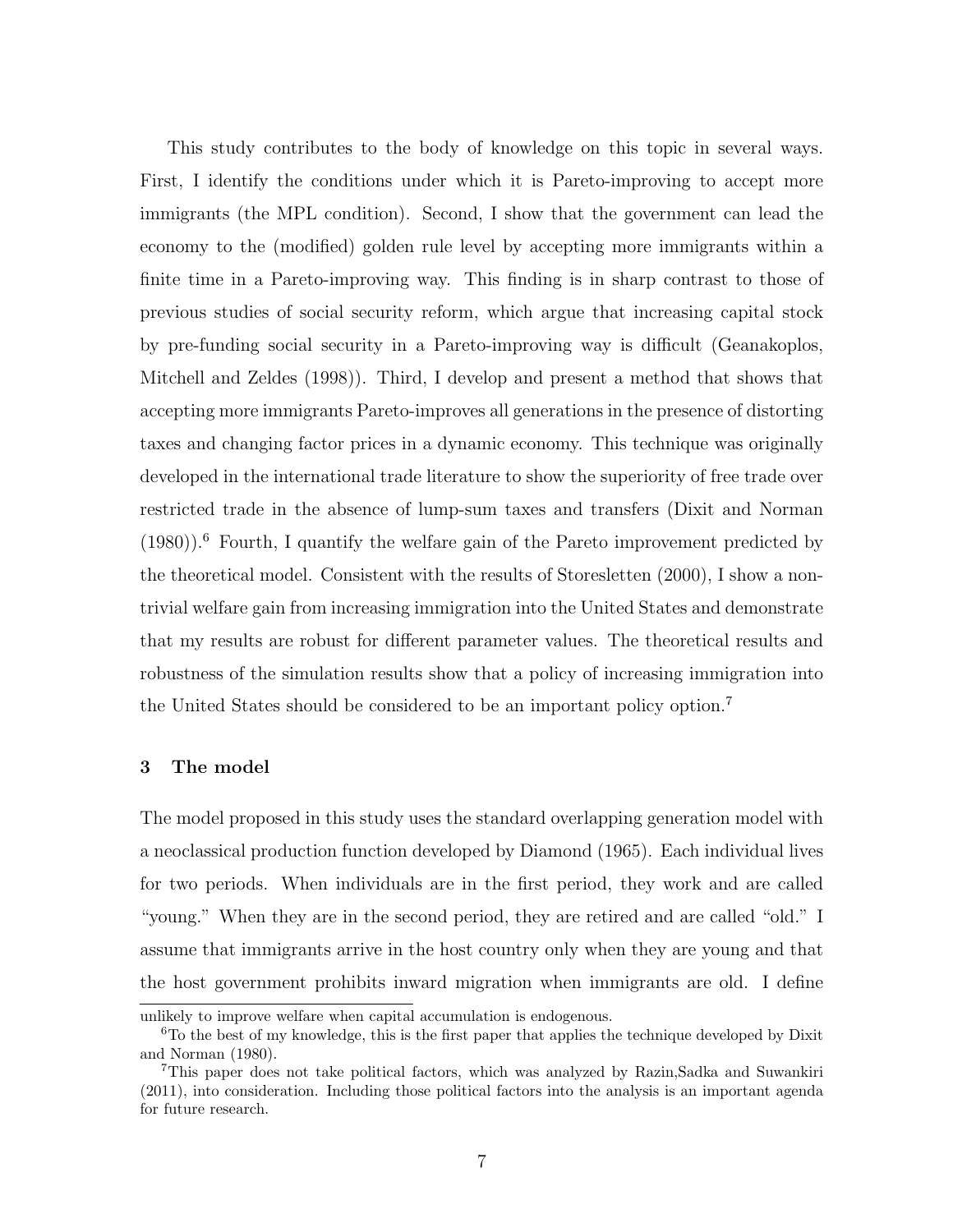This study contributes to the body of knowledge on this topic in several ways. First, I identify the conditions under which it is Pareto-improving to accept more immigrants (the MPL condition). Second, I show that the government can lead the economy to the (modified) golden rule level by accepting more immigrants within a finite time in a Pareto-improving way. This finding is in sharp contrast to those of previous studies of social security reform, which argue that increasing capital stock by pre-funding social security in a Pareto-improving way is difficult (Geanakoplos, Mitchell and Zeldes (1998)). Third, I develop and present a method that shows that accepting more immigrants Pareto-improves all generations in the presence of distorting taxes and changing factor prices in a dynamic economy. This technique was originally developed in the international trade literature to show the superiority of free trade over restricted trade in the absence of lump-sum taxes and transfers (Dixit and Norman (1980)).[6] Fourth, I quantify the welfare gain of the Pareto improvement predicted by the theoretical model. Consistent with the results of Storesletten (2000), I show a non-trivial welfare gain from increasing immigration into the United States and demonstrate that my results are robust for different parameter values. The theoretical results and robustness of the simulation results show that a policy of increasing immigration into the United States should be considered to be an important policy option.[7]

## 3 The model

The model proposed in this study uses the standard overlapping generation model with a neoclassical production function developed by Diamond (1965). Each individual lives for two periods. When individuals are in the first period, they work and are called "young." When they are in the second period, they are retired and are called "old." I assume that immigrants arrive in the host country only when they are young and that the host government prohibits inward migration when immigrants are old. I define

unlikely to improve welfare when capital accumulation is endogenous.

[6] To the best of my knowledge, this is the first paper that applies the technique developed by Dixit and Norman (1980).

[7] This paper does not take political factors, which was analyzed by Razin,Sadka and Suwankiri (2011), into consideration. Including those political factors into the analysis is an important agenda for future research.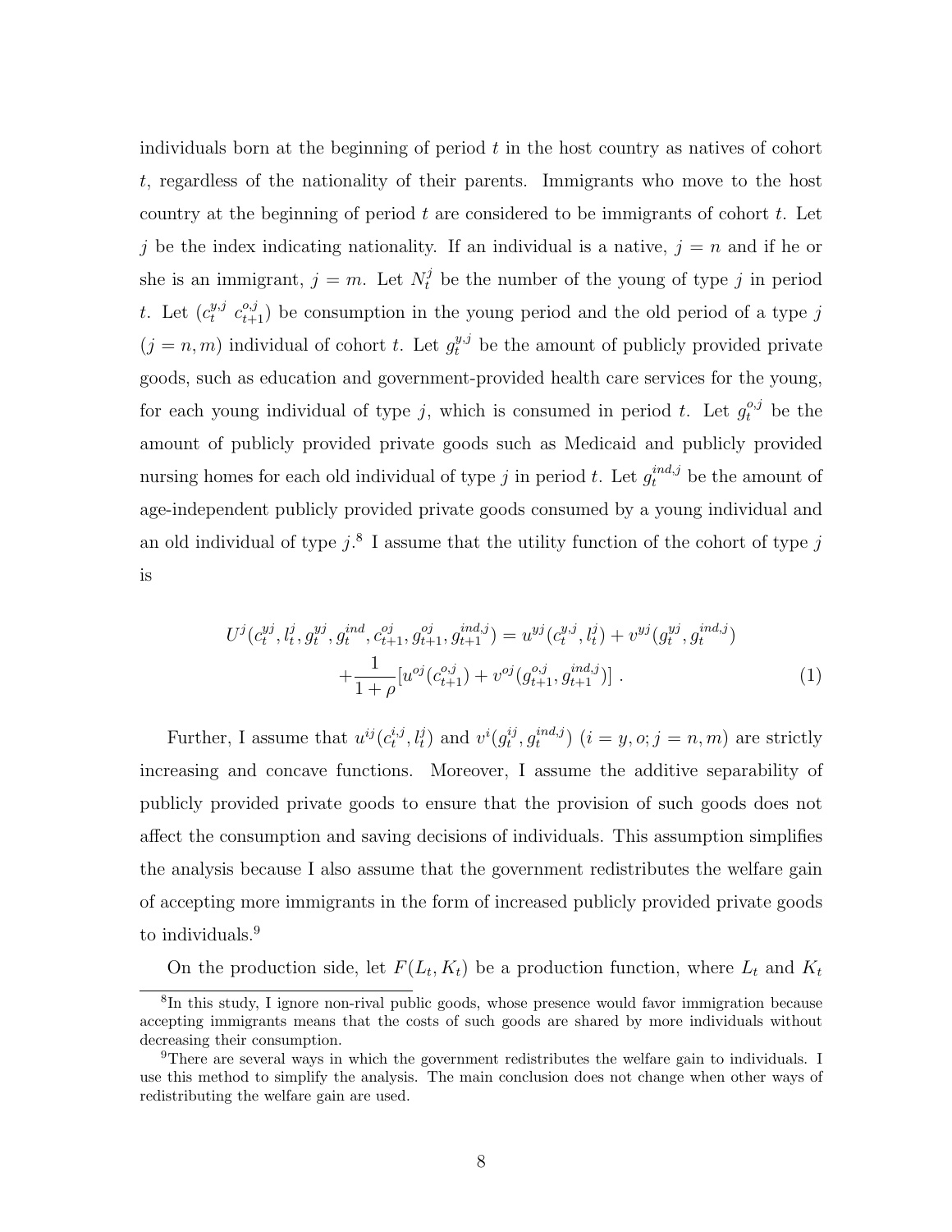individuals born at the beginning of period $t$ in the host country as natives of cohort $t$, regardless of the nationality of their parents. Immigrants who move to the host country at the beginning of period $t$ are considered to be immigrants of cohort $t$. Let $j$ be the index indicating nationality. If an individual is a native, $j = n$ and if he or she is an immigrant, $j = m$. Let $N_t^j$ be the number of the young of type $j$ in period $t$. Let $(c_t^{y,j}\ c_{t+1}^{o,j})$ be consumption in the young period and the old period of a type $j$ $(j = n, m)$ individual of cohort $t$. Let $g_t^{y,j}$ be the amount of publicly provided private goods, such as education and government-provided health care services for the young, for each young individual of type $j$, which is consumed in period $t$. Let $g_t^{o,j}$ be the amount of publicly provided private goods such as Medicaid and publicly provided nursing homes for each old individual of type $j$ in period $t$. Let $g_t^{ind,j}$ be the amount of age-independent publicly provided private goods consumed by a young individual and an old individual of type $j$.[8] I assume that the utility function of the cohort of type $j$ is

$$U^j(c_t^{yj}, l_t^j, g_t^{yj}, g_t^{ind}, c_{t+1}^{oj}, g_{t+1}^{oj}, g_{t+1}^{ind,j}) = u^{yj}(c_t^{y,j}, l_t^j) + v^{yj}(g_t^{yj}, g_t^{ind,j}) + \frac{1}{1+\rho}[u^{oj}(c_{t+1}^{o,j}) + v^{oj}(g_{t+1}^{o,j}, g_{t+1}^{ind,j})] \ . \tag{1}$$

Further, I assume that $u^{ij}(c_t^{i,j}, l_t^j)$ and $v^i(g_t^{ij}, g_t^{ind,j})$ $(i = y, o; j = n, m)$ are strictly increasing and concave functions. Moreover, I assume the additive separability of publicly provided private goods to ensure that the provision of such goods does not affect the consumption and saving decisions of individuals. This assumption simplifies the analysis because I also assume that the government redistributes the welfare gain of accepting more immigrants in the form of increased publicly provided private goods to individuals.[9]

On the production side, let $F(L_t, K_t)$ be a production function, where $L_t$ and $K_t$

[8] In this study, I ignore non-rival public goods, whose presence would favor immigration because accepting immigrants means that the costs of such goods are shared by more individuals without decreasing their consumption.

[9] There are several ways in which the government redistributes the welfare gain to individuals. I use this method to simplify the analysis. The main conclusion does not change when other ways of redistributing the welfare gain are used.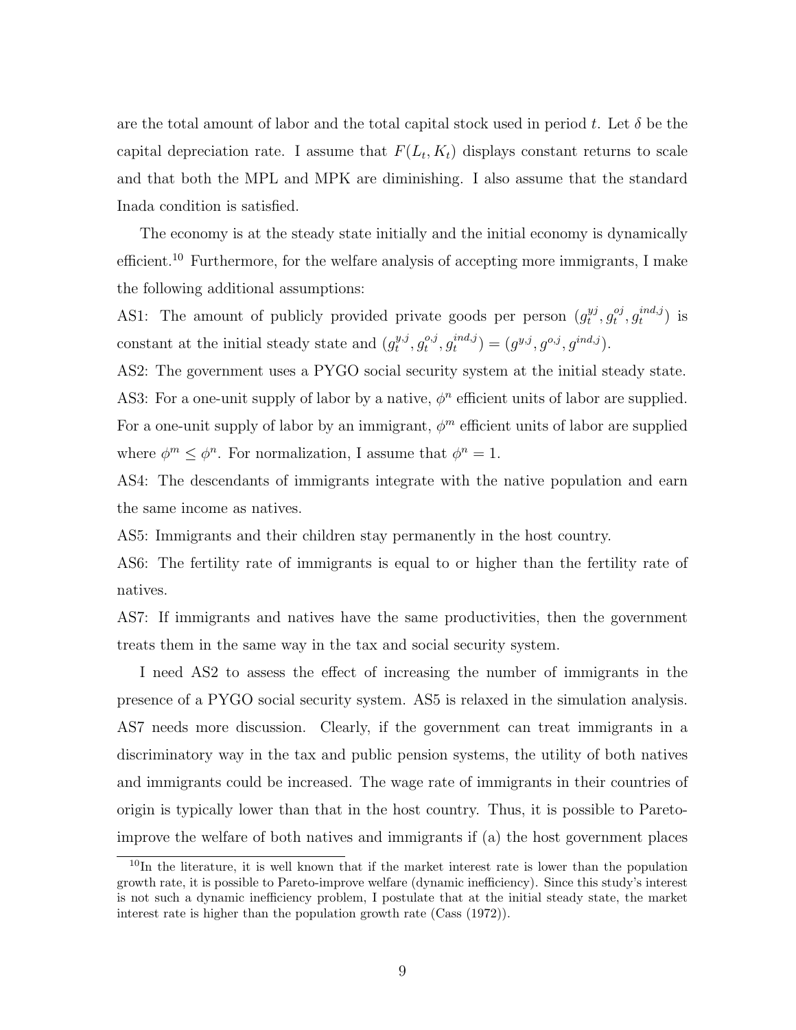are the total amount of labor and the total capital stock used in period $t$. Let $\delta$ be the capital depreciation rate. I assume that $F(L_t, K_t)$ displays constant returns to scale and that both the MPL and MPK are diminishing. I also assume that the standard Inada condition is satisfied.

The economy is at the steady state initially and the initial economy is dynamically efficient.[10] Furthermore, for the welfare analysis of accepting more immigrants, I make the following additional assumptions:

AS1: The amount of publicly provided private goods per person $(g_t^{yj}, g_t^{oj}, g_t^{ind,j})$ is constant at the initial steady state and $(g_t^{y,j}, g_t^{o,j}, g_t^{ind,j}) = (g^{y,j}, g^{o,j}, g^{ind,j})$.

AS2: The government uses a PYGO social security system at the initial steady state.

AS3: For a one-unit supply of labor by a native, $\phi^n$ efficient units of labor are supplied. For a one-unit supply of labor by an immigrant, $\phi^m$ efficient units of labor are supplied where $\phi^m \leq \phi^n$. For normalization, I assume that $\phi^n = 1$.

AS4: The descendants of immigrants integrate with the native population and earn the same income as natives.

AS5: Immigrants and their children stay permanently in the host country.

AS6: The fertility rate of immigrants is equal to or higher than the fertility rate of natives.

AS7: If immigrants and natives have the same productivities, then the government treats them in the same way in the tax and social security system.

I need AS2 to assess the effect of increasing the number of immigrants in the presence of a PYGO social security system. AS5 is relaxed in the simulation analysis. AS7 needs more discussion. Clearly, if the government can treat immigrants in a discriminatory way in the tax and public pension systems, the utility of both natives and immigrants could be increased. The wage rate of immigrants in their countries of origin is typically lower than that in the host country. Thus, it is possible to Pareto-improve the welfare of both natives and immigrants if (a) the host government places

[10] In the literature, it is well known that if the market interest rate is lower than the population growth rate, it is possible to Pareto-improve welfare (dynamic inefficiency). Since this study's interest is not such a dynamic inefficiency problem, I postulate that at the initial steady state, the market interest rate is higher than the population growth rate (Cass (1972)).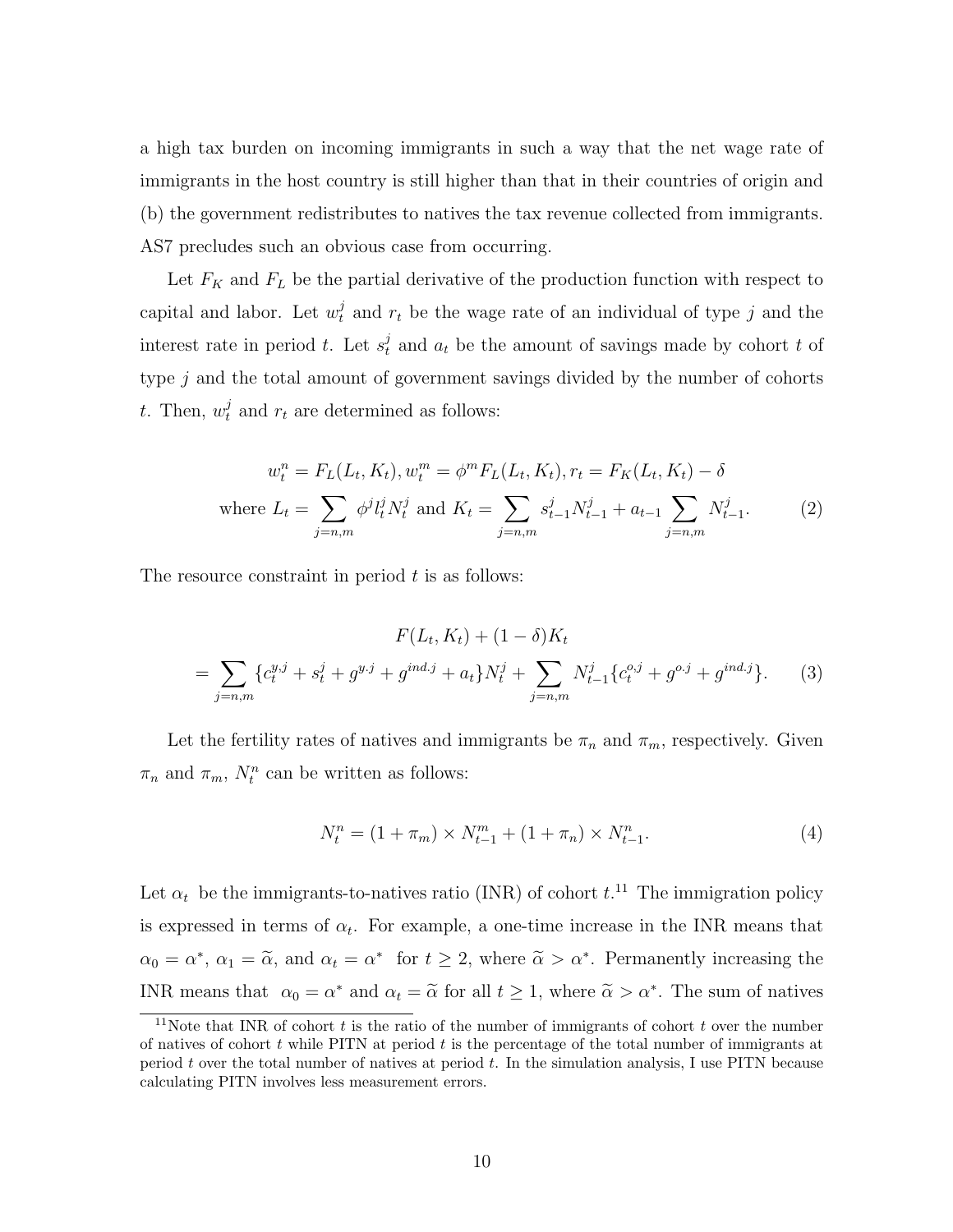a high tax burden on incoming immigrants in such a way that the net wage rate of immigrants in the host country is still higher than that in their countries of origin and (b) the government redistributes to natives the tax revenue collected from immigrants. AS7 precludes such an obvious case from occurring.

Let $F_K$ and $F_L$ be the partial derivative of the production function with respect to capital and labor. Let $w_t^j$ and $r_t$ be the wage rate of an individual of type $j$ and the interest rate in period $t$. Let $s_t^j$ and $a_t$ be the amount of savings made by cohort $t$ of type $j$ and the total amount of government savings divided by the number of cohorts $t$. Then, $w_t^j$ and $r_t$ are determined as follows:

$$w_t^n = F_L(L_t, K_t), w_t^m = \phi^m F_L(L_t, K_t), r_t = F_K(L_t, K_t) - \delta$$
$$\text{where } L_t = \sum_{j=n,m} \phi^j l_t^j N_t^j \text{ and } K_t = \sum_{j=n,m} s_{t-1}^j N_{t-1}^j + a_{t-1} \sum_{j=n,m} N_{t-1}^j. \tag{2}$$

The resource constraint in period $t$ is as follows:

$$F(L_t, K_t) + (1-\delta)K_t$$
$$= \sum_{j=n,m} \{c_t^{y.j} + s_t^j + g^{y.j} + g^{ind.j} + a_t\} N_t^j + \sum_{j=n,m} N_{t-1}^j \{c_t^{o.j} + g^{o.j} + g^{ind.j}\}. \tag{3}$$

Let the fertility rates of natives and immigrants be $\pi_n$ and $\pi_m$, respectively. Given $\pi_n$ and $\pi_m$, $N_t^n$ can be written as follows:

$$N_t^n = (1+\pi_m) \times N_{t-1}^m + (1+\pi_n) \times N_{t-1}^n. \tag{4}$$

Let $\alpha_t$ be the immigrants-to-natives ratio (INR) of cohort $t$.[11] The immigration policy is expressed in terms of $\alpha_t$. For example, a one-time increase in the INR means that $\alpha_0 = \alpha^*$, $\alpha_1 = \widetilde{\alpha}$, and $\alpha_t = \alpha^*$ for $t \geq 2$, where $\widetilde{\alpha} > \alpha^*$. Permanently increasing the INR means that $\alpha_0 = \alpha^*$ and $\alpha_t = \widetilde{\alpha}$ for all $t \geq 1$, where $\widetilde{\alpha} > \alpha^*$. The sum of natives

[11] Note that INR of cohort $t$ is the ratio of the number of immigrants of cohort $t$ over the number of natives of cohort $t$ while PITN at period $t$ is the percentage of the total number of immigrants at period $t$ over the total number of natives at period $t$. In the simulation analysis, I use PITN because calculating PITN involves less measurement errors.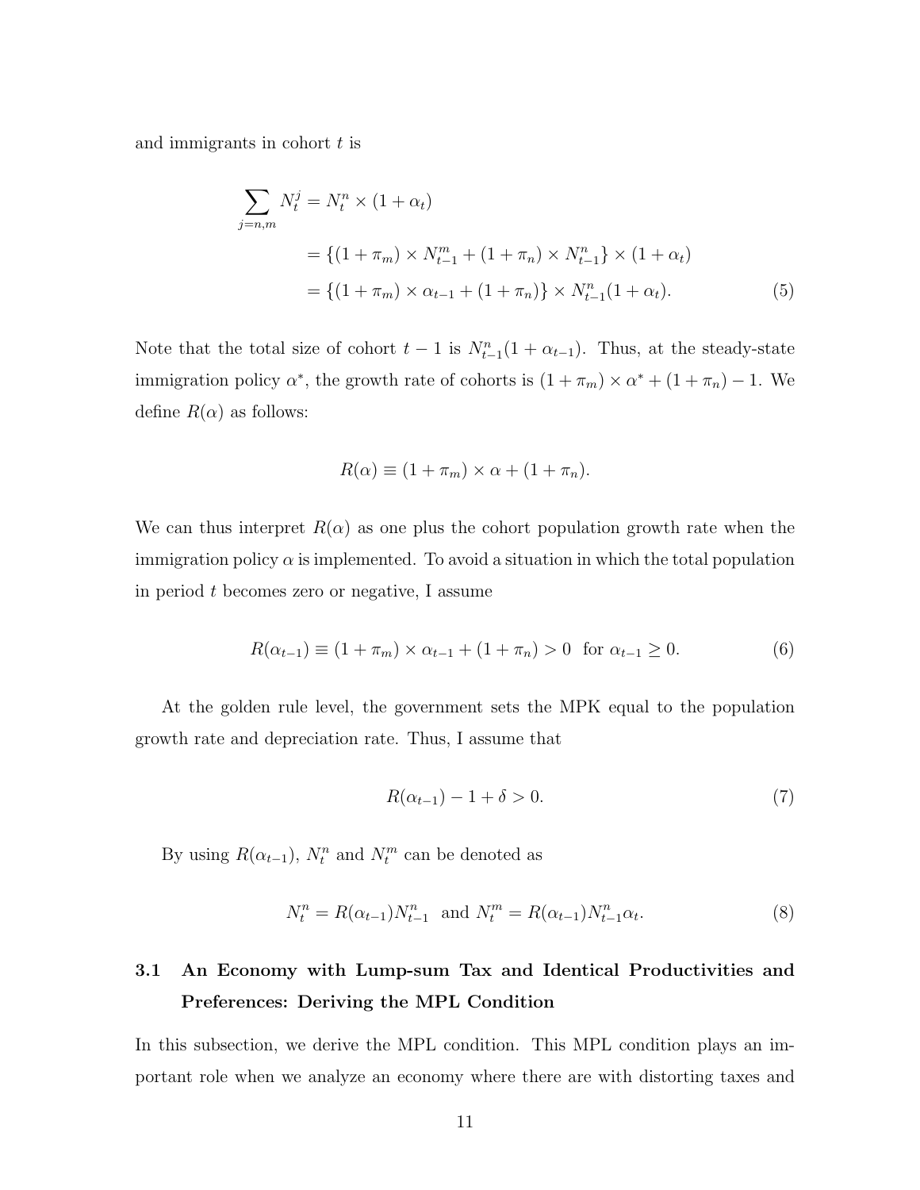and immigrants in cohort $t$ is

$$
\begin{aligned}
\sum_{j=n,m} N_t^j &= N_t^n \times (1+\alpha_t) \\
&= \{(1+\pi_m) \times N_{t-1}^m + (1+\pi_n) \times N_{t-1}^n\} \times (1+\alpha_t) \\
&= \{(1+\pi_m) \times \alpha_{t-1} + (1+\pi_n)\} \times N_{t-1}^n (1+\alpha_t). \qquad (5)
\end{aligned}
$$

Note that the total size of cohort $t-1$ is $N_{t-1}^n(1+\alpha_{t-1})$. Thus, at the steady-state immigration policy $\alpha^*$, the growth rate of cohorts is $(1+\pi_m) \times \alpha^* + (1+\pi_n) - 1$. We define $R(\alpha)$ as follows:

$$
R(\alpha) \equiv (1+\pi_m) \times \alpha + (1+\pi_n).
$$

We can thus interpret $R(\alpha)$ as one plus the cohort population growth rate when the immigration policy $\alpha$ is implemented. To avoid a situation in which the total population in period $t$ becomes zero or negative, I assume

$$
R(\alpha_{t-1}) \equiv (1+\pi_m) \times \alpha_{t-1} + (1+\pi_n) > 0 \ \text{ for } \alpha_{t-1} \geq 0. \qquad (6)
$$

At the golden rule level, the government sets the MPK equal to the population growth rate and depreciation rate. Thus, I assume that

$$
R(\alpha_{t-1}) - 1 + \delta > 0. \qquad (7)
$$

By using $R(\alpha_{t-1})$, $N_t^n$ and $N_t^m$ can be denoted as

$$
N_t^n = R(\alpha_{t-1}) N_{t-1}^n \ \text{ and } N_t^m = R(\alpha_{t-1}) N_{t-1}^n \alpha_t. \qquad (8)
$$

### 3.1 An Economy with Lump-sum Tax and Identical Productivities and Preferences: Deriving the MPL Condition

In this subsection, we derive the MPL condition. This MPL condition plays an important role when we analyze an economy where there are with distorting taxes and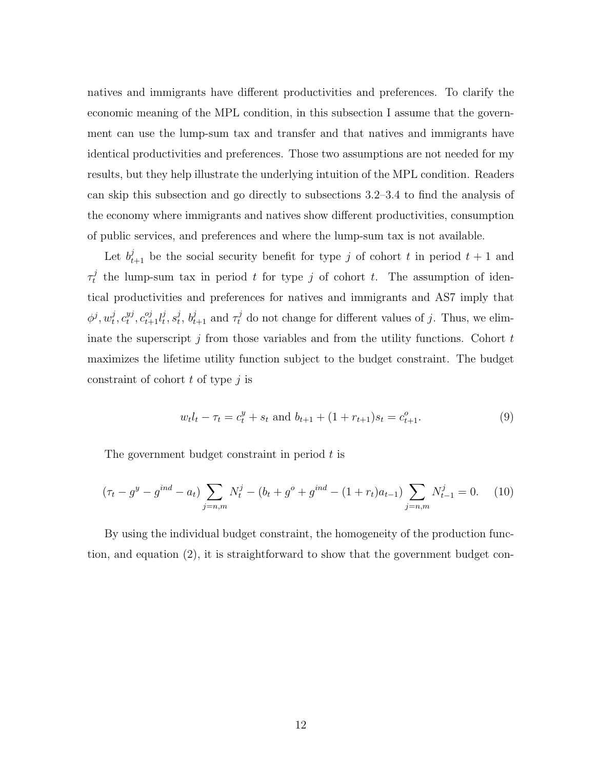natives and immigrants have different productivities and preferences. To clarify the economic meaning of the MPL condition, in this subsection I assume that the government can use the lump-sum tax and transfer and that natives and immigrants have identical productivities and preferences. Those two assumptions are not needed for my results, but they help illustrate the underlying intuition of the MPL condition. Readers can skip this subsection and go directly to subsections 3.2–3.4 to find the analysis of the economy where immigrants and natives show different productivities, consumption of public services, and preferences and where the lump-sum tax is not available.

Let $b^j_{t+1}$ be the social security benefit for type $j$ of cohort $t$ in period $t+1$ and $\tau^j_t$ the lump-sum tax in period $t$ for type $j$ of cohort $t$. The assumption of identical productivities and preferences for natives and immigrants and AS7 imply that $\phi^j, w^j_t, c^{yj}_t, c^{oj}_{t+1} l^j_t, s^j_t, b^j_{t+1}$ and $\tau^j_t$ do not change for different values of $j$. Thus, we eliminate the superscript $j$ from those variables and from the utility functions. Cohort $t$ maximizes the lifetime utility function subject to the budget constraint. The budget constraint of cohort $t$ of type $j$ is

$$w_t l_t - \tau_t = c^y_t + s_t \text{ and } b_{t+1} + (1 + r_{t+1})s_t = c^o_{t+1}. \tag{9}$$

The government budget constraint in period $t$ is

$$(\tau_t - g^y - g^{ind} - a_t) \sum_{j=n,m} N^j_t - (b_t + g^o + g^{ind} - (1 + r_t)a_{t-1}) \sum_{j=n,m} N^j_{t-1} = 0. \tag{10}$$

By using the individual budget constraint, the homogeneity of the production function, and equation (2), it is straightforward to show that the government budget con-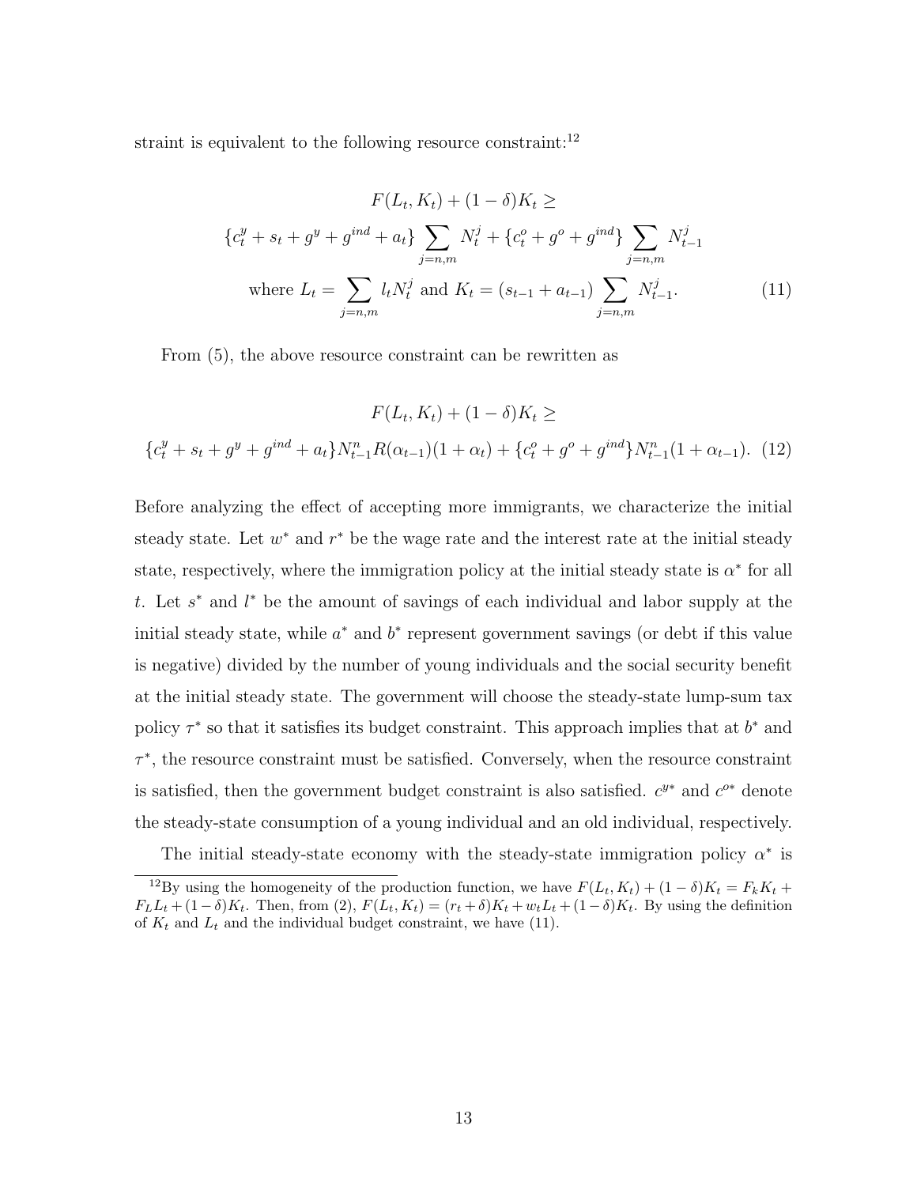straint is equivalent to the following resource constraint:[12]

$$
\begin{gathered}
F(L_t, K_t) + (1-\delta)K_t \geq \\
\{c_t^y + s_t + g^y + g^{ind} + a_t\} \sum_{j=n,m} N_t^j + \{c_t^o + g^o + g^{ind}\} \sum_{j=n,m} N_{t-1}^j \\
\text{where } L_t = \sum_{j=n,m} l_t N_t^j \text{ and } K_t = (s_{t-1} + a_{t-1}) \sum_{j=n,m} N_{t-1}^j. \qquad (11)
\end{gathered}
$$

From (5), the above resource constraint can be rewritten as

$$
\begin{gathered}
F(L_t, K_t) + (1-\delta)K_t \geq \\
\{c_t^y + s_t + g^y + g^{ind} + a_t\} N_{t-1}^n R(\alpha_{t-1})(1+\alpha_t) + \{c_t^o + g^o + g^{ind}\} N_{t-1}^n (1+\alpha_{t-1}). \qquad (12)
\end{gathered}
$$

Before analyzing the effect of accepting more immigrants, we characterize the initial steady state. Let $w^*$ and $r^*$ be the wage rate and the interest rate at the initial steady state, respectively, where the immigration policy at the initial steady state is $\alpha^*$ for all $t$. Let $s^*$ and $l^*$ be the amount of savings of each individual and labor supply at the initial steady state, while $a^*$ and $b^*$ represent government savings (or debt if this value is negative) divided by the number of young individuals and the social security benefit at the initial steady state. The government will choose the steady-state lump-sum tax policy $\tau^*$ so that it satisfies its budget constraint. This approach implies that at $b^*$ and $\tau^*$, the resource constraint must be satisfied. Conversely, when the resource constraint is satisfied, then the government budget constraint is also satisfied. $c^{y*}$ and $c^{o*}$ denote the steady-state consumption of a young individual and an old individual, respectively.

The initial steady-state economy with the steady-state immigration policy $\alpha^*$ is

[12] By using the homogeneity of the production function, we have $F(L_t, K_t) + (1-\delta)K_t = F_k K_t + F_L L_t + (1-\delta)K_t$. Then, from (2), $F(L_t, K_t) = (r_t + \delta)K_t + w_t L_t + (1-\delta)K_t$. By using the definition of $K_t$ and $L_t$ and the individual budget constraint, we have (11).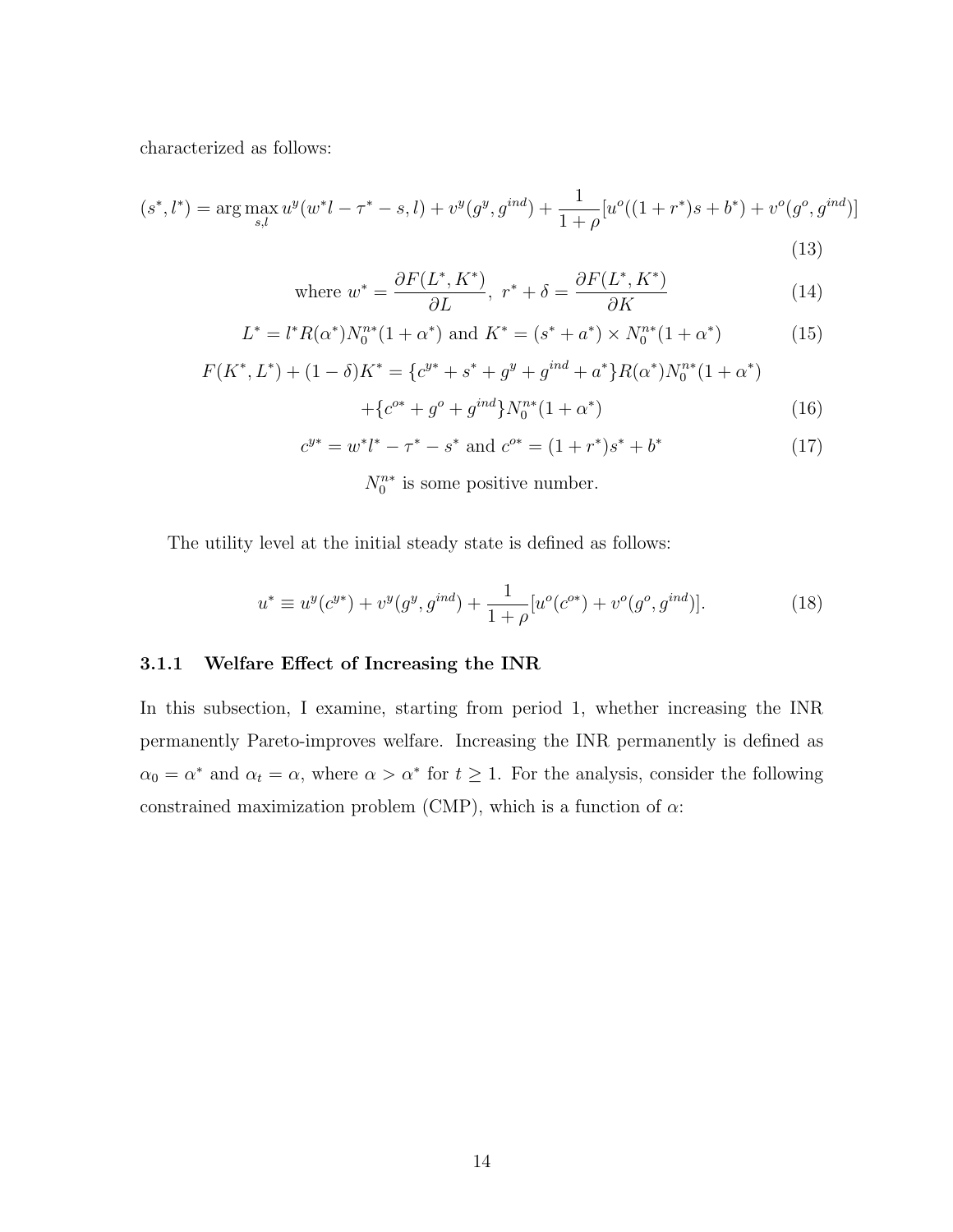characterized as follows:

$$(s^*, l^*) = \arg\max_{s,l} u^y(w^* l - \tau^* - s, l) + v^y(g^y, g^{ind}) + \frac{1}{1+\rho}[u^o((1+r^*)s + b^*) + v^o(g^o, g^{ind})] \tag{13}$$

$$\text{where } w^* = \frac{\partial F(L^*, K^*)}{\partial L},\ r^* + \delta = \frac{\partial F(L^*, K^*)}{\partial K} \tag{14}$$

$$L^* = l^* R(\alpha^*) N_0^{n*}(1+\alpha^*) \text{ and } K^* = (s^* + a^*) \times N_0^{n*}(1+\alpha^*) \tag{15}$$

$$F(K^*, L^*) + (1-\delta)K^* = \{c^{y*} + s^* + g^y + g^{ind} + a^*\} R(\alpha^*) N_0^{n*}(1+\alpha^*) + \{c^{o*} + g^o + g^{ind}\} N_0^{n*}(1+\alpha^*) \tag{16}$$

$$c^{y*} = w^* l^* - \tau^* - s^* \text{ and } c^{o*} = (1+r^*)s^* + b^* \tag{17}$$

$N_0^{n*}$ is some positive number.

The utility level at the initial steady state is defined as follows:

$$u^* \equiv u^y(c^{y*}) + v^y(g^y, g^{ind}) + \frac{1}{1+\rho}[u^o(c^{o*}) + v^o(g^o, g^{ind})]. \tag{18}$$

### 3.1.1 Welfare Effect of Increasing the INR

In this subsection, I examine, starting from period 1, whether increasing the INR permanently Pareto-improves welfare. Increasing the INR permanently is defined as $\alpha_0 = \alpha^*$ and $\alpha_t = \alpha$, where $\alpha > \alpha^*$ for $t \geq 1$. For the analysis, consider the following constrained maximization problem (CMP), which is a function of $\alpha$: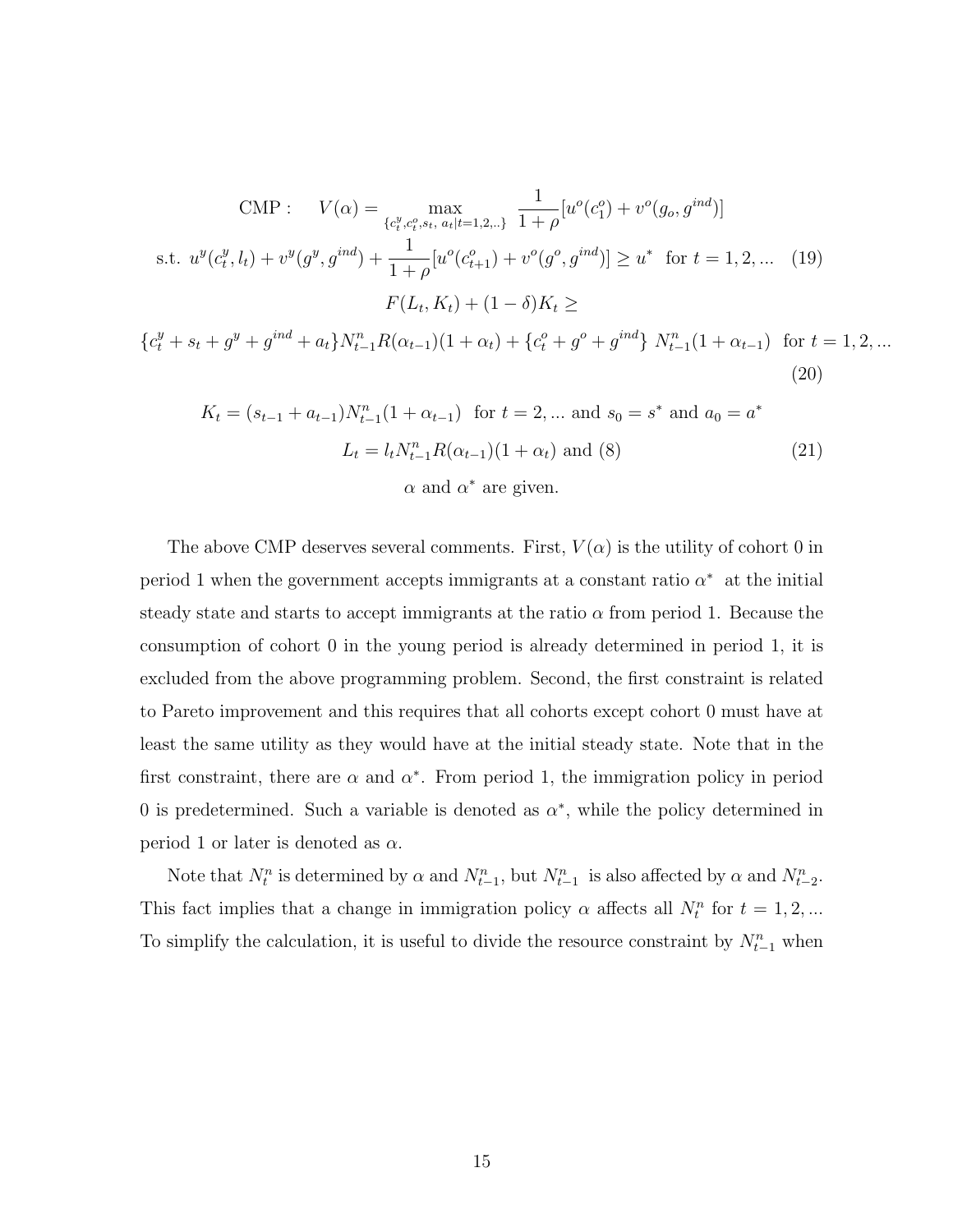$$\text{CMP}: \quad V(\alpha) = \max_{\{c_t^y, c_t^o, s_t,\ a_t | t=1,2,..\}} \frac{1}{1+\rho}[u^o(c_1^o) + v^o(g_o, g^{ind})]$$

$$\text{s.t. } u^y(c_t^y, l_t) + v^y(g^y, g^{ind}) + \frac{1}{1+\rho}[u^o(c_{t+1}^o) + v^o(g^o, g^{ind})] \geq u^* \ \text{ for } t = 1, 2, ... \quad (19)$$

$$F(L_t, K_t) + (1-\delta)K_t \geq$$

$$\{c_t^y + s_t + g^y + g^{ind} + a_t\} N_{t-1}^n R(\alpha_{t-1})(1+\alpha_t) + \{c_t^o + g^o + g^{ind}\}\ N_{t-1}^n (1+\alpha_{t-1}) \ \text{ for } t = 1, 2, ... \quad (20)$$

$$K_t = (s_{t-1} + a_{t-1}) N_{t-1}^n (1+\alpha_{t-1}) \ \text{ for } t = 2, ... \text{ and } s_0 = s^* \text{ and } a_0 = a^*$$

$$L_t = l_t N_{t-1}^n R(\alpha_{t-1})(1+\alpha_t) \text{ and } (8) \quad (21)$$

$$\alpha \text{ and } \alpha^* \text{ are given.}$$

The above CMP deserves several comments. First, $V(\alpha)$ is the utility of cohort 0 in period 1 when the government accepts immigrants at a constant ratio $\alpha^*$ at the initial steady state and starts to accept immigrants at the ratio $\alpha$ from period 1. Because the consumption of cohort 0 in the young period is already determined in period 1, it is excluded from the above programming problem. Second, the first constraint is related to Pareto improvement and this requires that all cohorts except cohort 0 must have at least the same utility as they would have at the initial steady state. Note that in the first constraint, there are $\alpha$ and $\alpha^*$. From period 1, the immigration policy in period 0 is predetermined. Such a variable is denoted as $\alpha^*$, while the policy determined in period 1 or later is denoted as $\alpha$.

Note that $N_t^n$ is determined by $\alpha$ and $N_{t-1}^n$, but $N_{t-1}^n$ is also affected by $\alpha$ and $N_{t-2}^n$. This fact implies that a change in immigration policy $\alpha$ affects all $N_t^n$ for $t = 1, 2, ...$ To simplify the calculation, it is useful to divide the resource constraint by $N_{t-1}^n$ when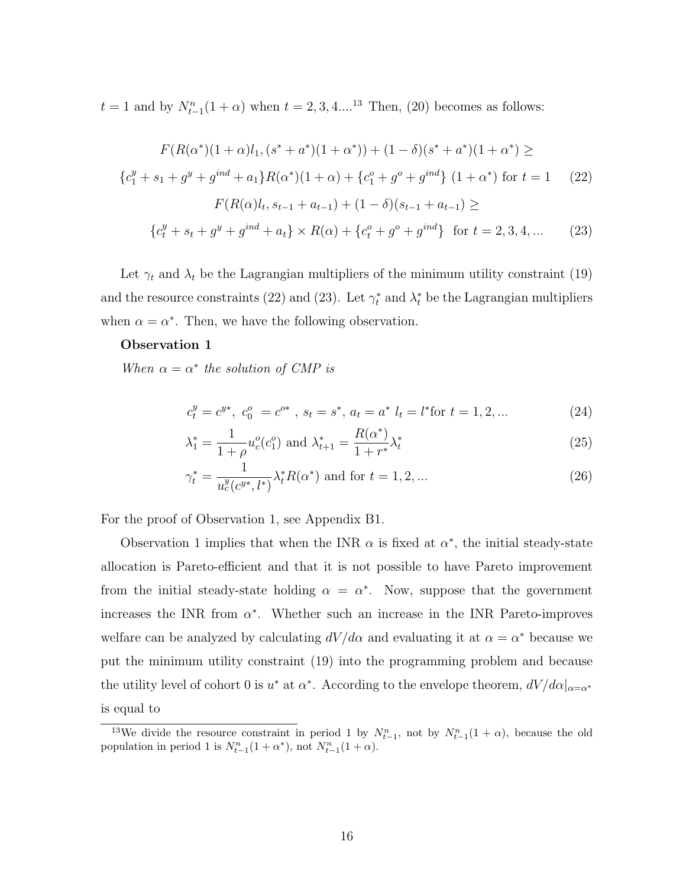$t = 1$ and by $N^n_{t-1}(1+\alpha)$ when $t = 2, 3, 4....$[13] Then, (20) becomes as follows:

$$F(R(\alpha^*)(1+\alpha)l_1, (s^* + a^*)(1+\alpha^*)) + (1-\delta)(s^* + a^*)(1+\alpha^*) \geq$$

$$\{c^y_1 + s_1 + g^y + g^{ind} + a_1\}R(\alpha^*)(1+\alpha) + \{c^o_1 + g^o + g^{ind}\}\ (1+\alpha^*) \text{ for } t = 1 \qquad (22)$$

$$F(R(\alpha)l_t, s_{t-1} + a_{t-1}) + (1-\delta)(s_{t-1} + a_{t-1}) \geq$$

$$\{c^y_t + s_t + g^y + g^{ind} + a_t\} \times R(\alpha) + \{c^o_t + g^o + g^{ind}\} \ \text{ for } t = 2, 3, 4, ... \qquad (23)$$

Let $\gamma_t$ and $\lambda_t$ be the Lagrangian multipliers of the minimum utility constraint (19) and the resource constraints (22) and (23). Let $\gamma^*_t$ and $\lambda^*_t$ be the Lagrangian multipliers when $\alpha = \alpha^*$. Then, we have the following observation.

**Observation 1**

*When $\alpha = \alpha^*$ the solution of CMP is*

$$c^y_t = c^{y*},\ c^o_0\ = c^{o*}\ ,\ s_t = s^*,\ a_t = a^*\ l_t = l^* \text{for } t = 1, 2, ... \qquad (24)$$

$$\lambda^*_1 = \frac{1}{1+\rho}u^o_c(c^o_1) \text{ and } \lambda^*_{t+1} = \frac{R(\alpha^*)}{1+r^*}\lambda^*_t \qquad (25)$$

$$\gamma^*_t = \frac{1}{u^y_c(c^{y*}, l^*)}\lambda^*_t R(\alpha^*) \text{ and for } t = 1, 2, ... \qquad (26)$$

For the proof of Observation 1, see Appendix B1.

Observation 1 implies that when the INR $\alpha$ is fixed at $\alpha^*$, the initial steady-state allocation is Pareto-efficient and that it is not possible to have Pareto improvement from the initial steady-state holding $\alpha = \alpha^*$. Now, suppose that the government increases the INR from $\alpha^*$. Whether such an increase in the INR Pareto-improves welfare can be analyzed by calculating $dV/d\alpha$ and evaluating it at $\alpha = \alpha^*$ because we put the minimum utility constraint (19) into the programming problem and because the utility level of cohort 0 is $u^*$ at $\alpha^*$. According to the envelope theorem, $dV/d\alpha|_{\alpha=\alpha^*}$ is equal to

[13] We divide the resource constraint in period 1 by $N^n_{t-1}$, not by $N^n_{t-1}(1+\alpha)$, because the old population in period 1 is $N^n_{t-1}(1+\alpha^*)$, not $N^n_{t-1}(1+\alpha)$.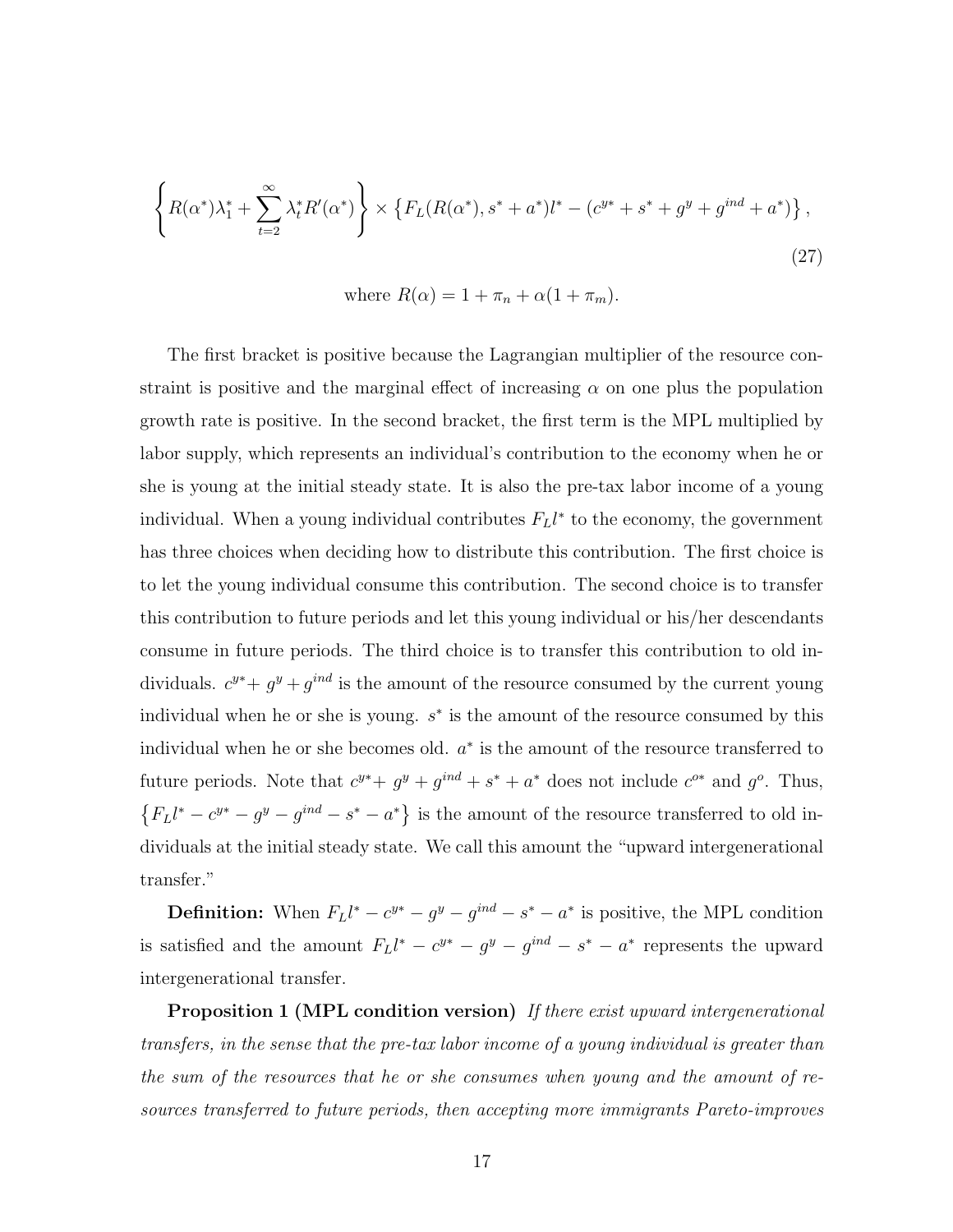$$\left\{ R(\alpha^*)\lambda_1^* + \sum_{t=2}^{\infty} \lambda_t^* R'(\alpha^*) \right\} \times \left\{ F_L(R(\alpha^*), s^* + a^*)l^* - (c^{y*} + s^* + g^y + g^{ind} + a^*) \right\}, \tag{27}$$

$$\text{where } R(\alpha) = 1 + \pi_n + \alpha(1 + \pi_m).$$

The first bracket is positive because the Lagrangian multiplier of the resource constraint is positive and the marginal effect of increasing $\alpha$ on one plus the population growth rate is positive. In the second bracket, the first term is the MPL multiplied by labor supply, which represents an individual's contribution to the economy when he or she is young at the initial steady state. It is also the pre-tax labor income of a young individual. When a young individual contributes $F_L l^*$ to the economy, the government has three choices when deciding how to distribute this contribution. The first choice is to let the young individual consume this contribution. The second choice is to transfer this contribution to future periods and let this young individual or his/her descendants consume in future periods. The third choice is to transfer this contribution to old individuals. $c^{y*} + g^y + g^{ind}$ is the amount of the resource consumed by the current young individual when he or she is young. $s^*$ is the amount of the resource consumed by this individual when he or she becomes old. $a^*$ is the amount of the resource transferred to future periods. Note that $c^{y*} + g^y + g^{ind} + s^* + a^*$ does not include $c^{o*}$ and $g^o$. Thus, $\left\{F_L l^* - c^{y*} - g^y - g^{ind} - s^* - a^*\right\}$ is the amount of the resource transferred to old individuals at the initial steady state. We call this amount the "upward intergenerational transfer."

**Definition:** When $F_L l^* - c^{y*} - g^y - g^{ind} - s^* - a^*$ is positive, the MPL condition is satisfied and the amount $F_L l^* - c^{y*} - g^y - g^{ind} - s^* - a^*$ represents the upward intergenerational transfer.

**Proposition 1 (MPL condition version)** *If there exist upward intergenerational transfers, in the sense that the pre-tax labor income of a young individual is greater than the sum of the resources that he or she consumes when young and the amount of resources transferred to future periods, then accepting more immigrants Pareto-improves*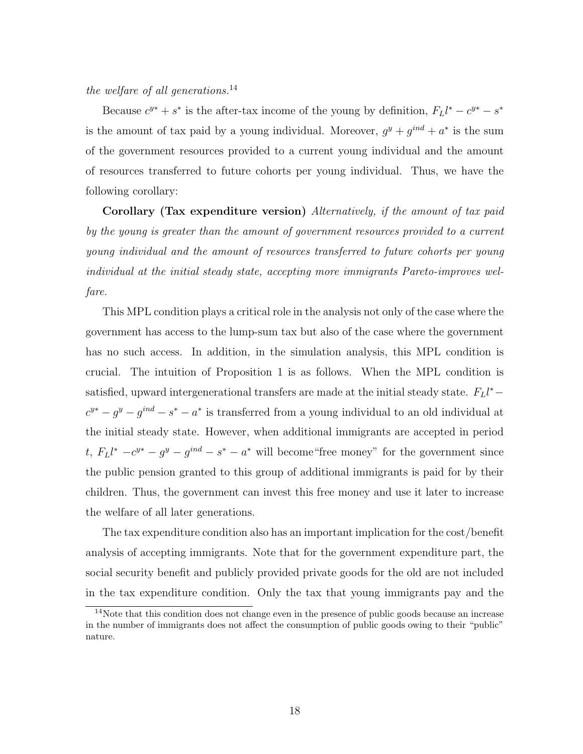*the welfare of all generations.*[14]

Because $c^{y*} + s^*$ is the after-tax income of the young by definition, $F_L l^* - c^{y*} - s^*$ is the amount of tax paid by a young individual. Moreover, $g^y + g^{ind} + a^*$ is the sum of the government resources provided to a current young individual and the amount of resources transferred to future cohorts per young individual. Thus, we have the following corollary:

**Corollary (Tax expenditure version)** *Alternatively, if the amount of tax paid by the young is greater than the amount of government resources provided to a current young individual and the amount of resources transferred to future cohorts per young individual at the initial steady state, accepting more immigrants Pareto-improves welfare.*

This MPL condition plays a critical role in the analysis not only of the case where the government has access to the lump-sum tax but also of the case where the government has no such access. In addition, in the simulation analysis, this MPL condition is crucial. The intuition of Proposition 1 is as follows. When the MPL condition is satisfied, upward intergenerational transfers are made at the initial steady state. $F_L l^* - c^{y*} - g^y - g^{ind} - s^* - a^*$ is transferred from a young individual to an old individual at the initial steady state. However, when additional immigrants are accepted in period $t$, $F_L l^* - c^{y*} - g^y - g^{ind} - s^* - a^*$ will become "free money" for the government since the public pension granted to this group of additional immigrants is paid for by their children. Thus, the government can invest this free money and use it later to increase the welfare of all later generations.

The tax expenditure condition also has an important implication for the cost/benefit analysis of accepting immigrants. Note that for the government expenditure part, the social security benefit and publicly provided private goods for the old are not included in the tax expenditure condition. Only the tax that young immigrants pay and the

[14] Note that this condition does not change even in the presence of public goods because an increase in the number of immigrants does not affect the consumption of public goods owing to their "public" nature.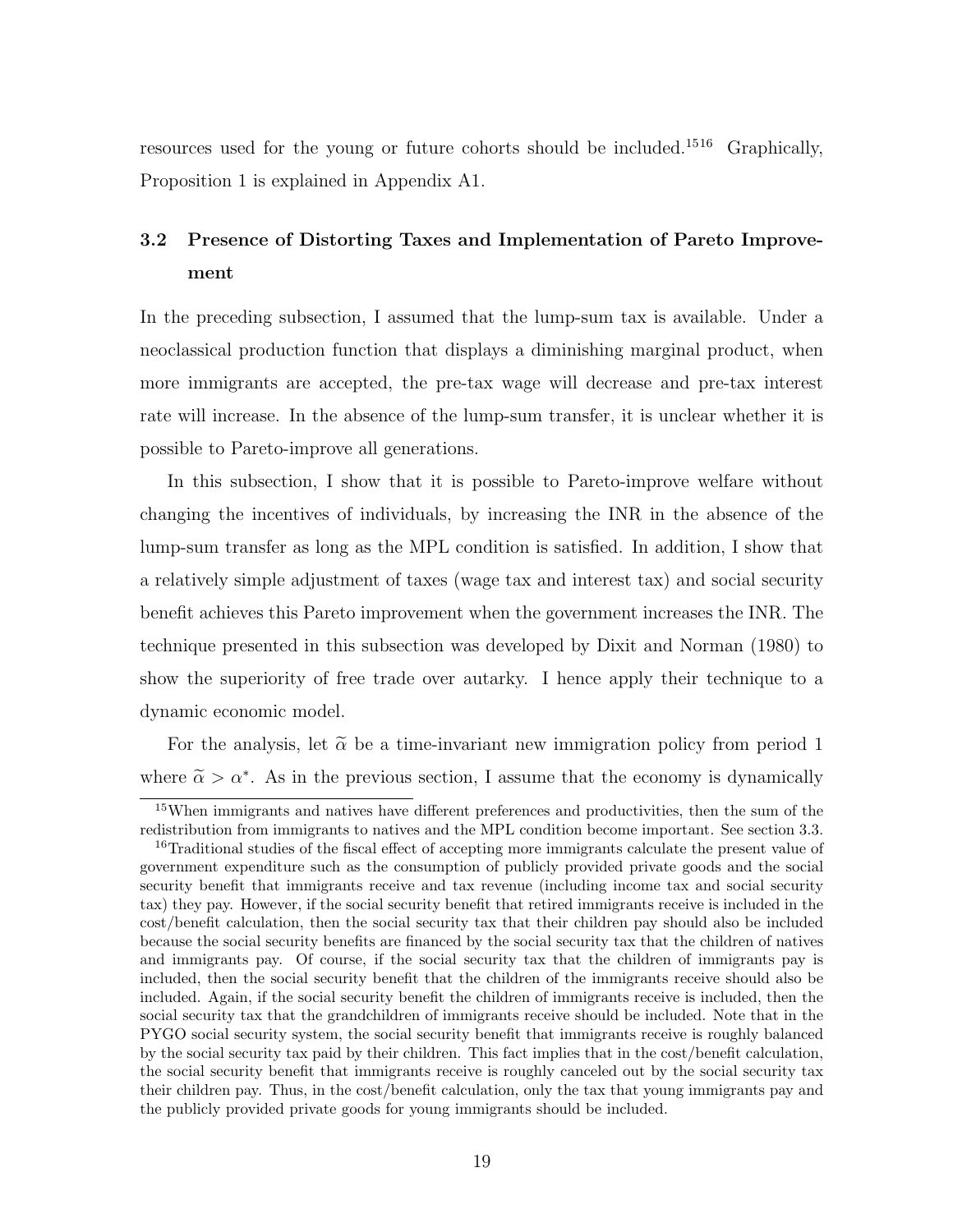resources used for the young or future cohorts should be included.[15][16] Graphically, Proposition 1 is explained in Appendix A1.

### 3.2 Presence of Distorting Taxes and Implementation of Pareto Improvement

In the preceding subsection, I assumed that the lump-sum tax is available. Under a neoclassical production function that displays a diminishing marginal product, when more immigrants are accepted, the pre-tax wage will decrease and pre-tax interest rate will increase. In the absence of the lump-sum transfer, it is unclear whether it is possible to Pareto-improve all generations.

In this subsection, I show that it is possible to Pareto-improve welfare without changing the incentives of individuals, by increasing the INR in the absence of the lump-sum transfer as long as the MPL condition is satisfied. In addition, I show that a relatively simple adjustment of taxes (wage tax and interest tax) and social security benefit achieves this Pareto improvement when the government increases the INR. The technique presented in this subsection was developed by Dixit and Norman (1980) to show the superiority of free trade over autarky. I hence apply their technique to a dynamic economic model.

For the analysis, let $\widetilde{\alpha}$ be a time-invariant new immigration policy from period 1 where $\widetilde{\alpha} > \alpha^{*}$. As in the previous section, I assume that the economy is dynamically

[15] When immigrants and natives have different preferences and productivities, then the sum of the redistribution from immigrants to natives and the MPL condition become important. See section 3.3.

[16] Traditional studies of the fiscal effect of accepting more immigrants calculate the present value of government expenditure such as the consumption of publicly provided private goods and the social security benefit that immigrants receive and tax revenue (including income tax and social security tax) they pay. However, if the social security benefit that retired immigrants receive is included in the cost/benefit calculation, then the social security tax that their children pay should also be included because the social security benefits are financed by the social security tax that the children of natives and immigrants pay. Of course, if the social security tax that the children of immigrants pay is included, then the social security benefit that the children of the immigrants receive should also be included. Again, if the social security benefit the children of immigrants receive is included, then the social security tax that the grandchildren of immigrants receive should be included. Note that in the PYGO social security system, the social security benefit that immigrants receive is roughly balanced by the social security tax paid by their children. This fact implies that in the cost/benefit calculation, the social security benefit that immigrants receive is roughly canceled out by the social security tax their children pay. Thus, in the cost/benefit calculation, only the tax that young immigrants pay and the publicly provided private goods for young immigrants should be included.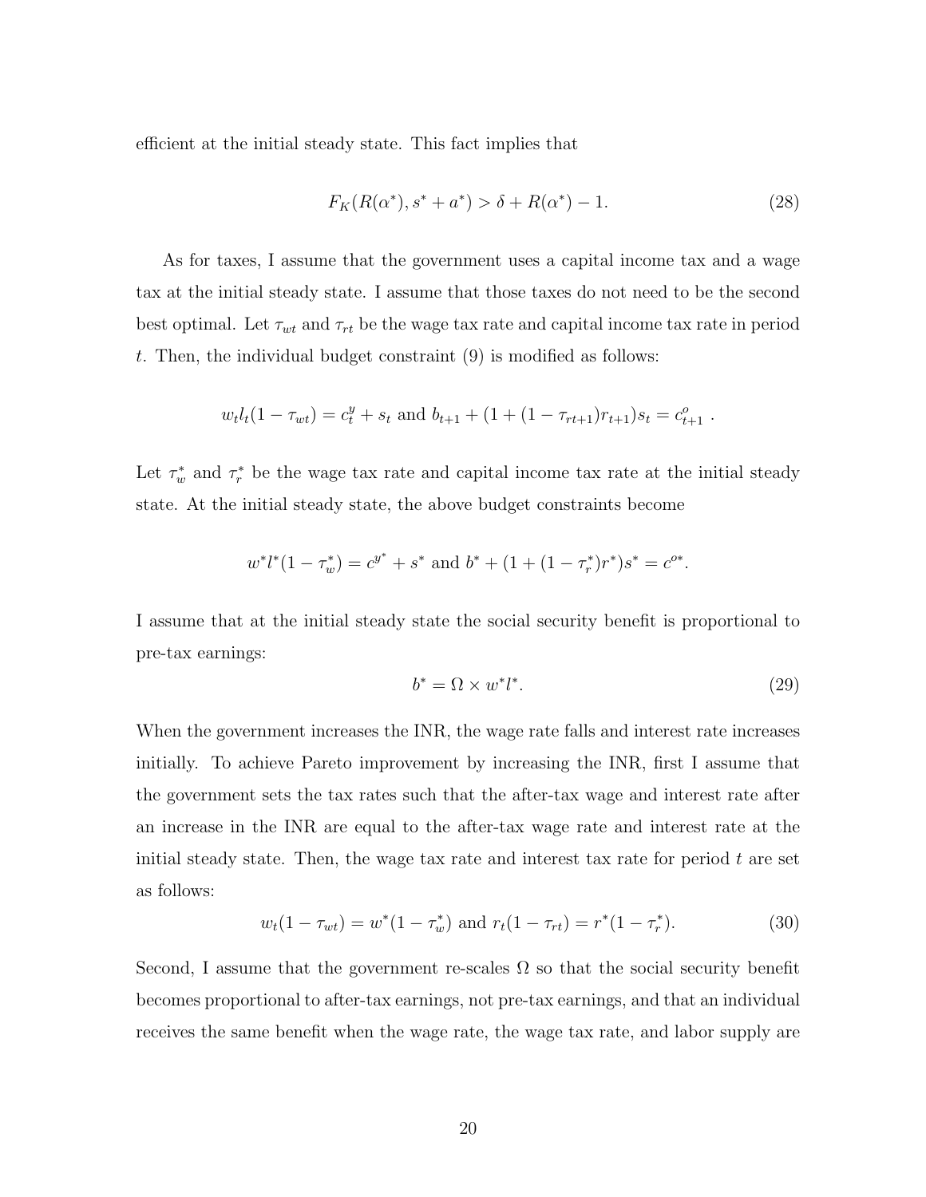efficient at the initial steady state. This fact implies that

$$F_K(R(\alpha^*), s^* + a^*) > \delta + R(\alpha^*) - 1. \tag{28}$$

As for taxes, I assume that the government uses a capital income tax and a wage tax at the initial steady state. I assume that those taxes do not need to be the second best optimal. Let $\tau_{wt}$ and $\tau_{rt}$ be the wage tax rate and capital income tax rate in period $t$. Then, the individual budget constraint (9) is modified as follows:

$$w_t l_t (1 - \tau_{wt}) = c_t^y + s_t \text{ and } b_{t+1} + (1 + (1 - \tau_{rt+1}) r_{t+1}) s_t = c_{t+1}^o \ .$$

Let $\tau_w^*$ and $\tau_r^*$ be the wage tax rate and capital income tax rate at the initial steady state. At the initial steady state, the above budget constraints become

$$w^* l^* (1 - \tau_w^*) = c^{y^*} + s^* \text{ and } b^* + (1 + (1 - \tau_r^*) r^*) s^* = c^{o*}.$$

I assume that at the initial steady state the social security benefit is proportional to pre-tax earnings:

$$b^* = \Omega \times w^* l^*. \tag{29}$$

When the government increases the INR, the wage rate falls and interest rate increases initially. To achieve Pareto improvement by increasing the INR, first I assume that the government sets the tax rates such that the after-tax wage and interest rate after an increase in the INR are equal to the after-tax wage rate and interest rate at the initial steady state. Then, the wage tax rate and interest tax rate for period $t$ are set as follows:

$$w_t (1 - \tau_{wt}) = w^* (1 - \tau_w^*) \text{ and } r_t (1 - \tau_{rt}) = r^* (1 - \tau_r^*). \tag{30}$$

Second, I assume that the government re-scales $\Omega$ so that the social security benefit becomes proportional to after-tax earnings, not pre-tax earnings, and that an individual receives the same benefit when the wage rate, the wage tax rate, and labor supply are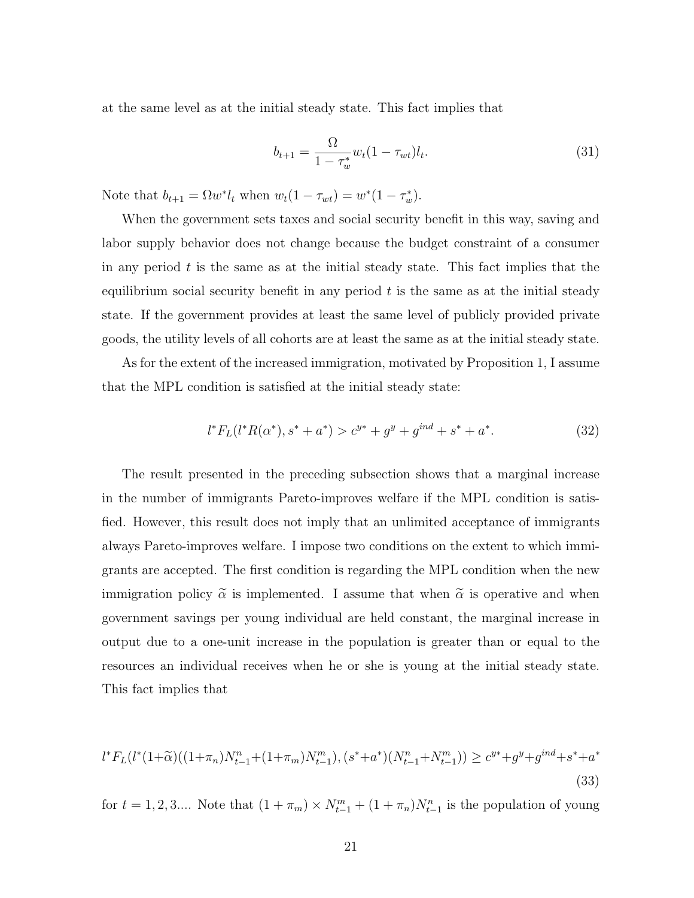at the same level as at the initial steady state. This fact implies that

$$b_{t+1} = \frac{\Omega}{1-\tau_w^*} w_t(1-\tau_{wt})l_t. \tag{31}$$

Note that $b_{t+1} = \Omega w^* l_t$ when $w_t(1-\tau_{wt}) = w^*(1-\tau_w^*)$.

When the government sets taxes and social security benefit in this way, saving and labor supply behavior does not change because the budget constraint of a consumer in any period $t$ is the same as at the initial steady state. This fact implies that the equilibrium social security benefit in any period $t$ is the same as at the initial steady state. If the government provides at least the same level of publicly provided private goods, the utility levels of all cohorts are at least the same as at the initial steady state.

As for the extent of the increased immigration, motivated by Proposition 1, I assume that the MPL condition is satisfied at the initial steady state:

$$l^* F_L(l^* R(\alpha^*), s^* + a^*) > c^{y*} + g^y + g^{ind} + s^* + a^*. \tag{32}$$

The result presented in the preceding subsection shows that a marginal increase in the number of immigrants Pareto-improves welfare if the MPL condition is satisfied. However, this result does not imply that an unlimited acceptance of immigrants always Pareto-improves welfare. I impose two conditions on the extent to which immigrants are accepted. The first condition is regarding the MPL condition when the new immigration policy $\widetilde{\alpha}$ is implemented. I assume that when $\widetilde{\alpha}$ is operative and when government savings per young individual are held constant, the marginal increase in output due to a one-unit increase in the population is greater than or equal to the resources an individual receives when he or she is young at the initial steady state. This fact implies that

$$l^* F_L(l^*(1+\widetilde{\alpha})((1+\pi_n)N_{t-1}^n + (1+\pi_m)N_{t-1}^m), (s^*+a^*)(N_{t-1}^n + N_{t-1}^m)) \geq c^{y*} + g^y + g^{ind} + s^* + a^* \tag{33}$$

for $t = 1, 2, 3....$ Note that $(1+\pi_m) \times N_{t-1}^m + (1+\pi_n)N_{t-1}^n$ is the population of young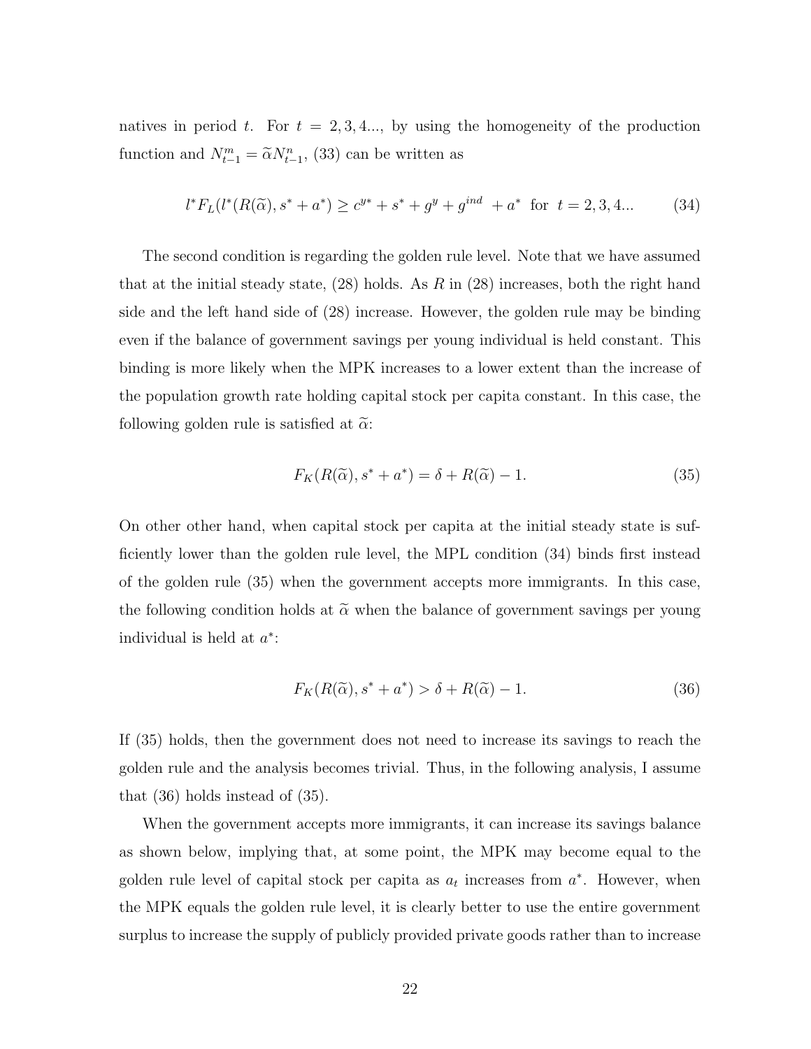natives in period $t$. For $t = 2, 3, 4...$, by using the homogeneity of the production function and $N^m_{t-1} = \widetilde{\alpha} N^n_{t-1}$, (33) can be written as

$$l^* F_L(l^*(R(\widetilde{\alpha}), s^* + a^*) \geq c^{y*} + s^* + g^y + g^{ind} \; + a^* \; \text{ for } \; t = 2, 3, 4... \tag{34}$$

The second condition is regarding the golden rule level. Note that we have assumed that at the initial steady state, (28) holds. As $R$ in (28) increases, both the right hand side and the left hand side of (28) increase. However, the golden rule may be binding even if the balance of government savings per young individual is held constant. This binding is more likely when the MPK increases to a lower extent than the increase of the population growth rate holding capital stock per capita constant. In this case, the following golden rule is satisfied at $\widetilde{\alpha}$:

$$F_K(R(\widetilde{\alpha}), s^* + a^*) = \delta + R(\widetilde{\alpha}) - 1. \tag{35}$$

On other other hand, when capital stock per capita at the initial steady state is sufficiently lower than the golden rule level, the MPL condition (34) binds first instead of the golden rule (35) when the government accepts more immigrants. In this case, the following condition holds at $\widetilde{\alpha}$ when the balance of government savings per young individual is held at $a^*$:

$$F_K(R(\widetilde{\alpha}), s^* + a^*) > \delta + R(\widetilde{\alpha}) - 1. \tag{36}$$

If (35) holds, then the government does not need to increase its savings to reach the golden rule and the analysis becomes trivial. Thus, in the following analysis, I assume that (36) holds instead of (35).

When the government accepts more immigrants, it can increase its savings balance as shown below, implying that, at some point, the MPK may become equal to the golden rule level of capital stock per capita as $a_t$ increases from $a^*$. However, when the MPK equals the golden rule level, it is clearly better to use the entire government surplus to increase the supply of publicly provided private goods rather than to increase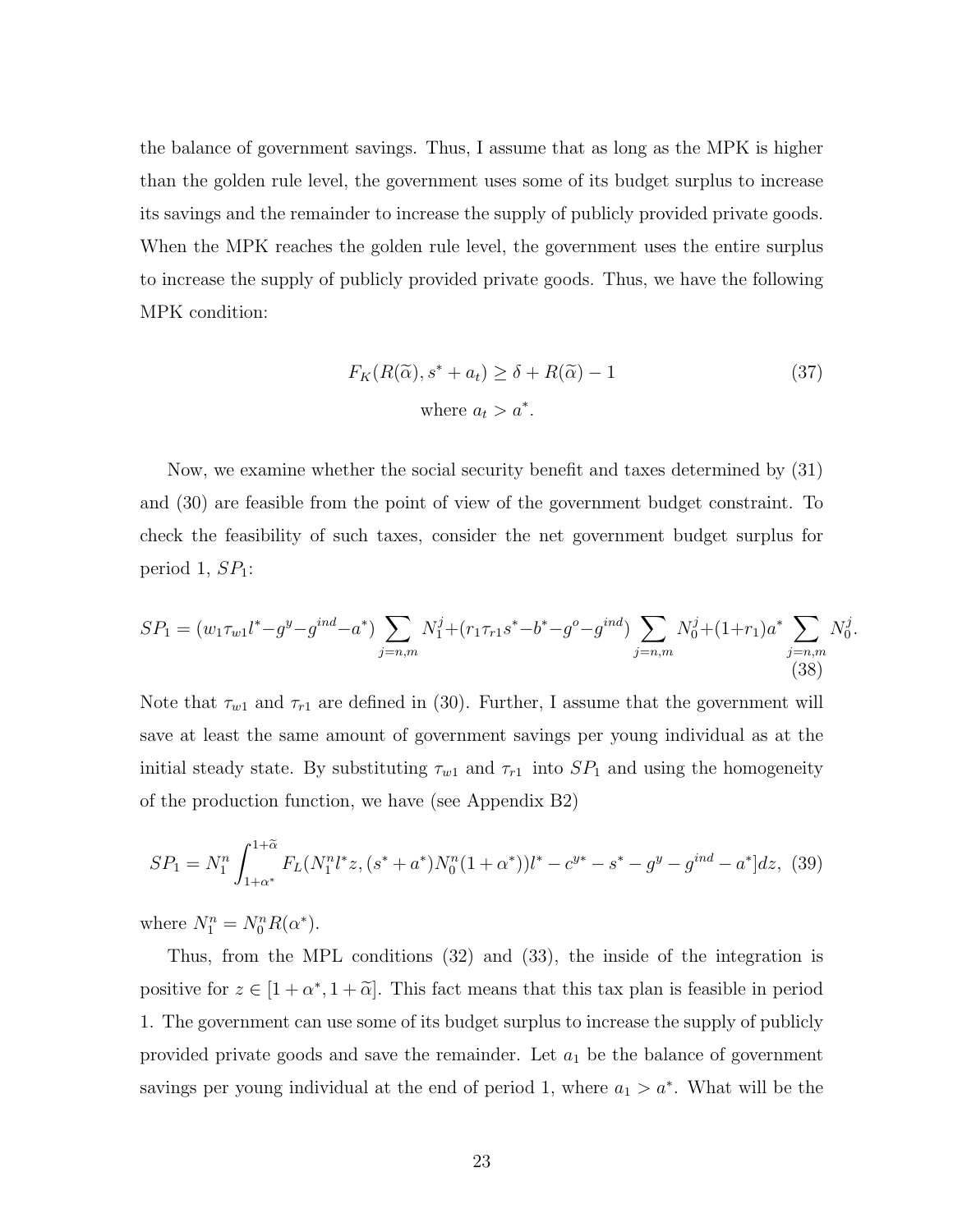the balance of government savings. Thus, I assume that as long as the MPK is higher than the golden rule level, the government uses some of its budget surplus to increase its savings and the remainder to increase the supply of publicly provided private goods. When the MPK reaches the golden rule level, the government uses the entire surplus to increase the supply of publicly provided private goods. Thus, we have the following MPK condition:

$$F_K(R(\widetilde{\alpha}), s^* + a_t) \geq \delta + R(\widetilde{\alpha}) - 1 \qquad (37)$$
$$\text{where } a_t > a^*.$$

Now, we examine whether the social security benefit and taxes determined by (31) and (30) are feasible from the point of view of the government budget constraint. To check the feasibility of such taxes, consider the net government budget surplus for period 1, $SP_1$:

$$SP_1 = (w_1\tau_{w1}l^* - g^y - g^{ind} - a^*)\sum_{j=n,m} N_1^j + (r_1\tau_{r1}s^* - b^* - g^o - g^{ind})\sum_{j=n,m} N_0^j + (1+r_1)a^*\sum_{j=n,m} N_0^j. \qquad (38)$$

Note that $\tau_{w1}$ and $\tau_{r1}$ are defined in (30). Further, I assume that the government will save at least the same amount of government savings per young individual as at the initial steady state. By substituting $\tau_{w1}$ and $\tau_{r1}$ into $SP_1$ and using the homogeneity of the production function, we have (see Appendix B2)

$$SP_1 = N_1^n \int_{1+\alpha^*}^{1+\widetilde{\alpha}} F_L(N_1^n l^* z, (s^* + a^*)N_0^n(1+\alpha^*))l^* - c^{y*} - s^* - g^y - g^{ind} - a^*]dz, \qquad (39)$$

where $N_1^n = N_0^n R(\alpha^*)$.

Thus, from the MPL conditions (32) and (33), the inside of the integration is positive for $z \in [1+\alpha^*, 1+\widetilde{\alpha}]$. This fact means that this tax plan is feasible in period 1. The government can use some of its budget surplus to increase the supply of publicly provided private goods and save the remainder. Let $a_1$ be the balance of government savings per young individual at the end of period 1, where $a_1 > a^*$. What will be the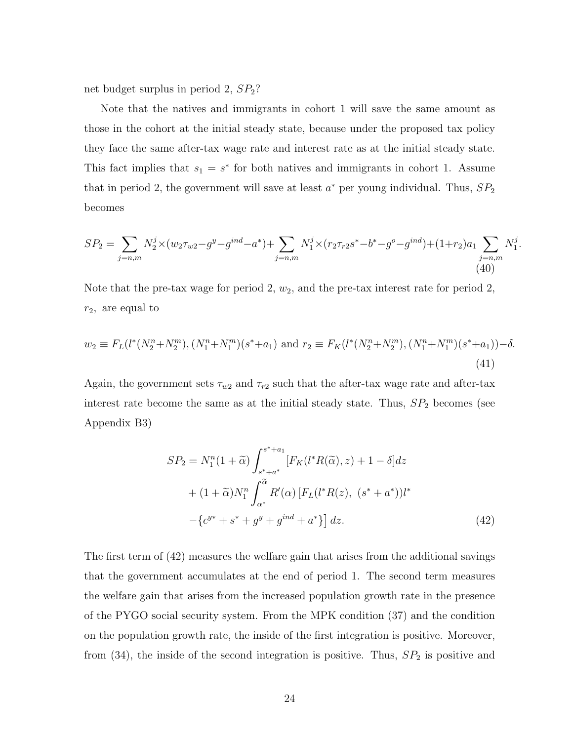net budget surplus in period 2, $SP_2$?

Note that the natives and immigrants in cohort 1 will save the same amount as those in the cohort at the initial steady state, because under the proposed tax policy they face the same after-tax wage rate and interest rate as at the initial steady state. This fact implies that $s_1 = s^*$ for both natives and immigrants in cohort 1. Assume that in period 2, the government will save at least $a^*$ per young individual. Thus, $SP_2$ becomes

$$SP_2 = \sum_{j=n,m} N_2^j \times (w_2 \tau_{w2} - g^y - g^{ind} - a^*) + \sum_{j=n,m} N_1^j \times (r_2 \tau_{r2} s^* - b^* - g^o - g^{ind}) + (1+r_2) a_1 \sum_{j=n,m} N_1^j. \tag{40}$$

Note that the pre-tax wage for period 2, $w_2$, and the pre-tax interest rate for period 2, $r_2$, are equal to

$$w_2 \equiv F_L(l^*(N_2^n + N_2^m), (N_1^n + N_1^m)(s^* + a_1) \text{ and } r_2 \equiv F_K(l^*(N_2^n + N_2^m), (N_1^n + N_1^m)(s^* + a_1)) - \delta. \tag{41}$$

Again, the government sets $\tau_{w2}$ and $\tau_{r2}$ such that the after-tax wage rate and after-tax interest rate become the same as at the initial steady state. Thus, $SP_2$ becomes (see Appendix B3)

$$\begin{aligned} SP_2 = {} & N_1^n (1 + \widetilde{\alpha}) \int_{s^* + a^*}^{s^* + a_1} [F_K(l^* R(\widetilde{\alpha}), z) + 1 - \delta] dz \\ & + (1 + \widetilde{\alpha}) N_1^n \int_{\alpha^*}^{\widetilde{\alpha}} R'(\alpha) \left[ F_L(l^* R(z),\ (s^* + a^*)) l^* \right. \\ & \left. - \{ c^{y*} + s^* + g^y + g^{ind} + a^* \} \right] dz. \end{aligned} \tag{42}$$

The first term of (42) measures the welfare gain that arises from the additional savings that the government accumulates at the end of period 1. The second term measures the welfare gain that arises from the increased population growth rate in the presence of the PYGO social security system. From the MPK condition (37) and the condition on the population growth rate, the inside of the first integration is positive. Moreover, from (34), the inside of the second integration is positive. Thus, $SP_2$ is positive and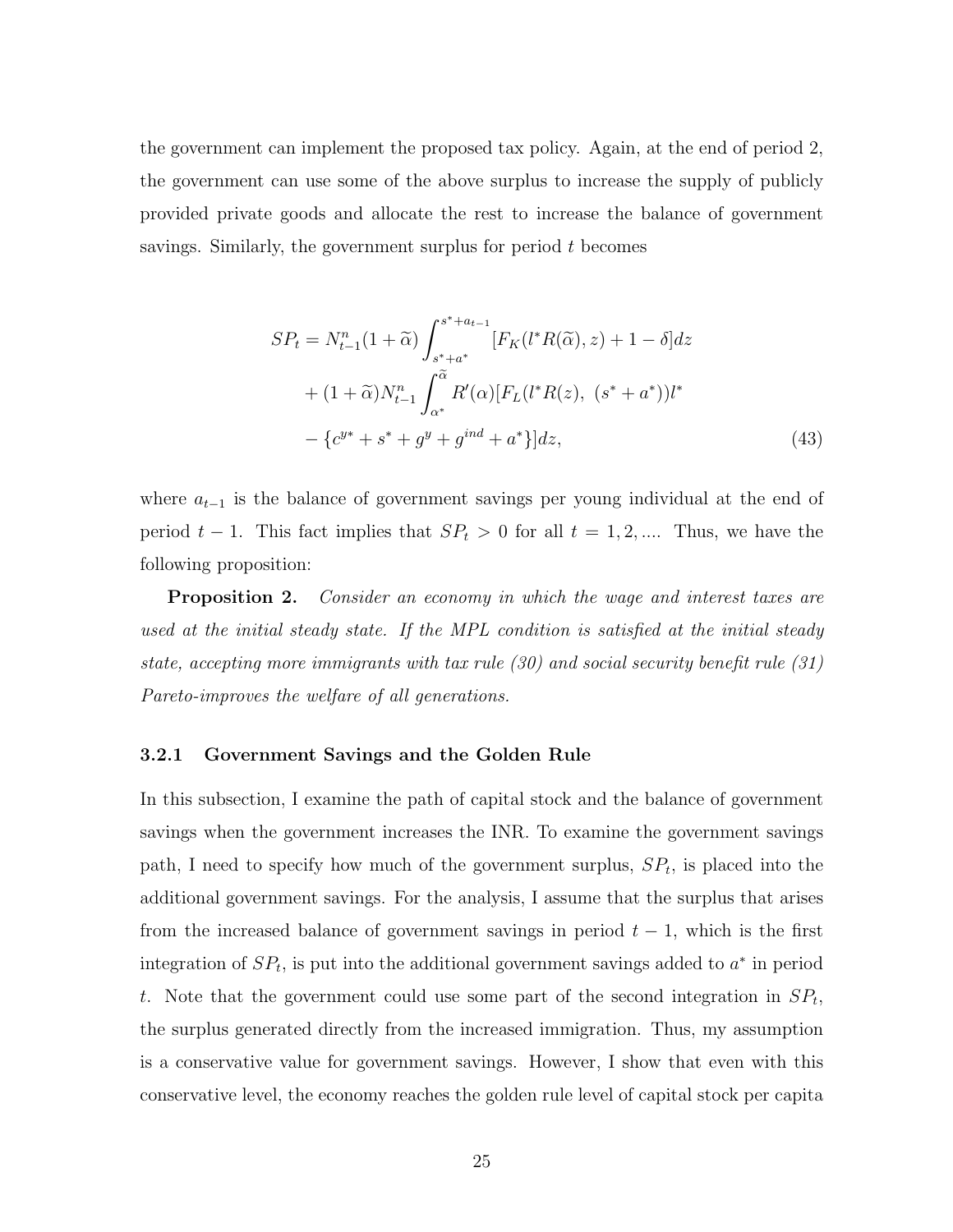the government can implement the proposed tax policy. Again, at the end of period 2, the government can use some of the above surplus to increase the supply of publicly provided private goods and allocate the rest to increase the balance of government savings. Similarly, the government surplus for period $t$ becomes

$$
\begin{aligned}
SP_t = {} & N_{t-1}^n (1+\widetilde{\alpha}) \int_{s^*+a^*}^{s^*+a_{t-1}} [F_K(l^* R(\widetilde{\alpha}), z) + 1 - \delta] dz \\
& + (1+\widetilde{\alpha}) N_{t-1}^n \int_{\alpha^*}^{\widetilde{\alpha}} R'(\alpha) [F_L(l^* R(z),\ (s^* + a^*)) l^* \\
& - \{c^{y*} + s^* + g^y + g^{ind} + a^*\}] dz,
\end{aligned} \tag{43}
$$

where $a_{t-1}$ is the balance of government savings per young individual at the end of period $t-1$. This fact implies that $SP_t > 0$ for all $t = 1, 2, ....$ Thus, we have the following proposition:

**Proposition 2.** *Consider an economy in which the wage and interest taxes are used at the initial steady state. If the MPL condition is satisfied at the initial steady state, accepting more immigrants with tax rule (30) and social security benefit rule (31) Pareto-improves the welfare of all generations.*

### 3.2.1 Government Savings and the Golden Rule

In this subsection, I examine the path of capital stock and the balance of government savings when the government increases the INR. To examine the government savings path, I need to specify how much of the government surplus, $SP_t$, is placed into the additional government savings. For the analysis, I assume that the surplus that arises from the increased balance of government savings in period $t-1$, which is the first integration of $SP_t$, is put into the additional government savings added to $a^*$ in period $t$. Note that the government could use some part of the second integration in $SP_t$, the surplus generated directly from the increased immigration. Thus, my assumption is a conservative value for government savings. However, I show that even with this conservative level, the economy reaches the golden rule level of capital stock per capita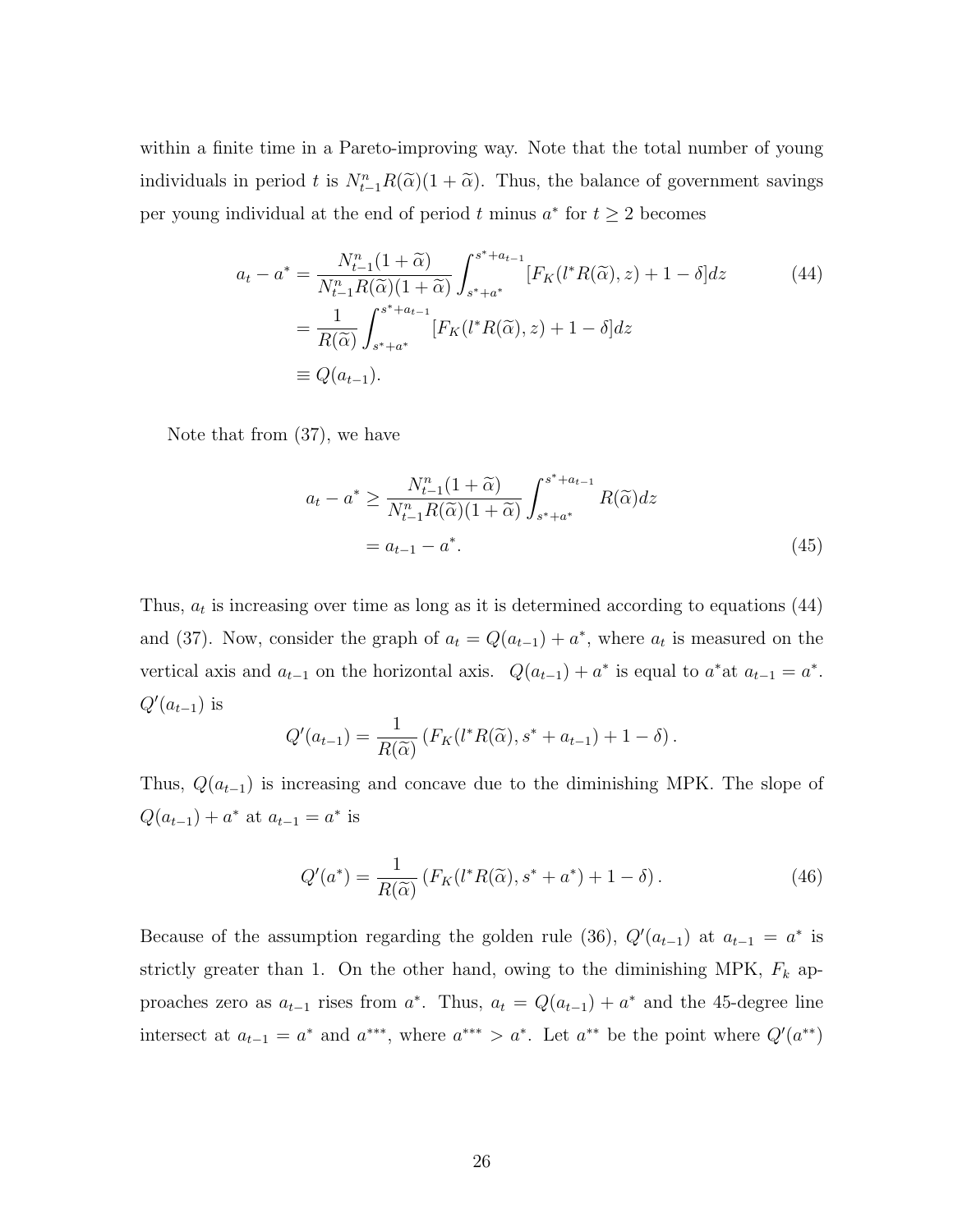within a finite time in a Pareto-improving way. Note that the total number of young individuals in period $t$ is $N^n_{t-1}R(\widetilde{\alpha})(1+\widetilde{\alpha})$. Thus, the balance of government savings per young individual at the end of period $t$ minus $a^*$ for $t \geq 2$ becomes

$$
\begin{aligned}
a_t - a^* &= \frac{N^n_{t-1}(1+\widetilde{\alpha})}{N^n_{t-1}R(\widetilde{\alpha})(1+\widetilde{\alpha})} \int_{s^*+a^*}^{s^*+a_{t-1}} [F_K(l^* R(\widetilde{\alpha}), z) + 1 - \delta] dz \\
&= \frac{1}{R(\widetilde{\alpha})} \int_{s^*+a^*}^{s^*+a_{t-1}} [F_K(l^* R(\widetilde{\alpha}), z) + 1 - \delta] dz \\
&\equiv Q(a_{t-1}).
\end{aligned} \tag{44}
$$

Note that from (37), we have

$$
\begin{aligned}
a_t - a^* &\geq \frac{N^n_{t-1}(1+\widetilde{\alpha})}{N^n_{t-1}R(\widetilde{\alpha})(1+\widetilde{\alpha})} \int_{s^*+a^*}^{s^*+a_{t-1}} R(\widetilde{\alpha}) dz \\
&= a_{t-1} - a^*.
\end{aligned} \tag{45}
$$

Thus, $a_t$ is increasing over time as long as it is determined according to equations (44) and (37). Now, consider the graph of $a_t = Q(a_{t-1}) + a^*$, where $a_t$ is measured on the vertical axis and $a_{t-1}$ on the horizontal axis. $Q(a_{t-1}) + a^*$ is equal to $a^*$at $a_{t-1} = a^*$. $Q'(a_{t-1})$ is

$$
Q'(a_{t-1}) = \frac{1}{R(\widetilde{\alpha})} \left( F_K(l^* R(\widetilde{\alpha}), s^* + a_{t-1}) + 1 - \delta \right).
$$

Thus, $Q(a_{t-1})$ is increasing and concave due to the diminishing MPK. The slope of $Q(a_{t-1}) + a^*$ at $a_{t-1} = a^*$ is

$$
Q'(a^*) = \frac{1}{R(\widetilde{\alpha})} \left( F_K(l^* R(\widetilde{\alpha}), s^* + a^*) + 1 - \delta \right). \tag{46}
$$

Because of the assumption regarding the golden rule (36), $Q'(a_{t-1})$ at $a_{t-1} = a^*$ is strictly greater than 1. On the other hand, owing to the diminishing MPK, $F_k$ approaches zero as $a_{t-1}$ rises from $a^*$. Thus, $a_t = Q(a_{t-1}) + a^*$ and the 45-degree line intersect at $a_{t-1} = a^*$ and $a^{***}$, where $a^{***} > a^*$. Let $a^{**}$ be the point where $Q'(a^{**})$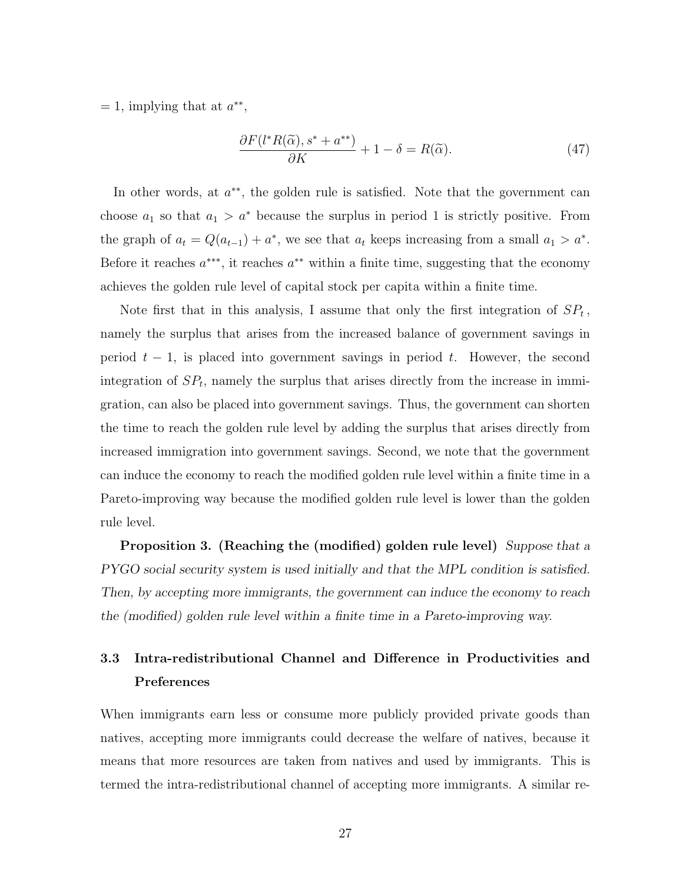$= 1$, implying that at $a^{**}$,

$$\frac{\partial F(l^* R(\widetilde{\alpha}), s^* + a^{**})}{\partial K} + 1 - \delta = R(\widetilde{\alpha}). \tag{47}$$

In other words, at $a^{**}$, the golden rule is satisfied. Note that the government can choose $a_1$ so that $a_1 > a^*$ because the surplus in period 1 is strictly positive. From the graph of $a_t = Q(a_{t-1}) + a^*$, we see that $a_t$ keeps increasing from a small $a_1 > a^*$. Before it reaches $a^{***}$, it reaches $a^{**}$ within a finite time, suggesting that the economy achieves the golden rule level of capital stock per capita within a finite time.

Note first that in this analysis, I assume that only the first integration of $SP_t$, namely the surplus that arises from the increased balance of government savings in period $t-1$, is placed into government savings in period $t$. However, the second integration of $SP_t$, namely the surplus that arises directly from the increase in immigration, can also be placed into government savings. Thus, the government can shorten the time to reach the golden rule level by adding the surplus that arises directly from increased immigration into government savings. Second, we note that the government can induce the economy to reach the modified golden rule level within a finite time in a Pareto-improving way because the modified golden rule level is lower than the golden rule level.

**Proposition 3. (Reaching the (modified) golden rule level)** *Suppose that a PYGO social security system is used initially and that the MPL condition is satisfied. Then, by accepting more immigrants, the government can induce the economy to reach the (modified) golden rule level within a finite time in a Pareto-improving way.*

### 3.3 Intra-redistributional Channel and Difference in Productivities and Preferences

When immigrants earn less or consume more publicly provided private goods than natives, accepting more immigrants could decrease the welfare of natives, because it means that more resources are taken from natives and used by immigrants. This is termed the intra-redistributional channel of accepting more immigrants. A similar re-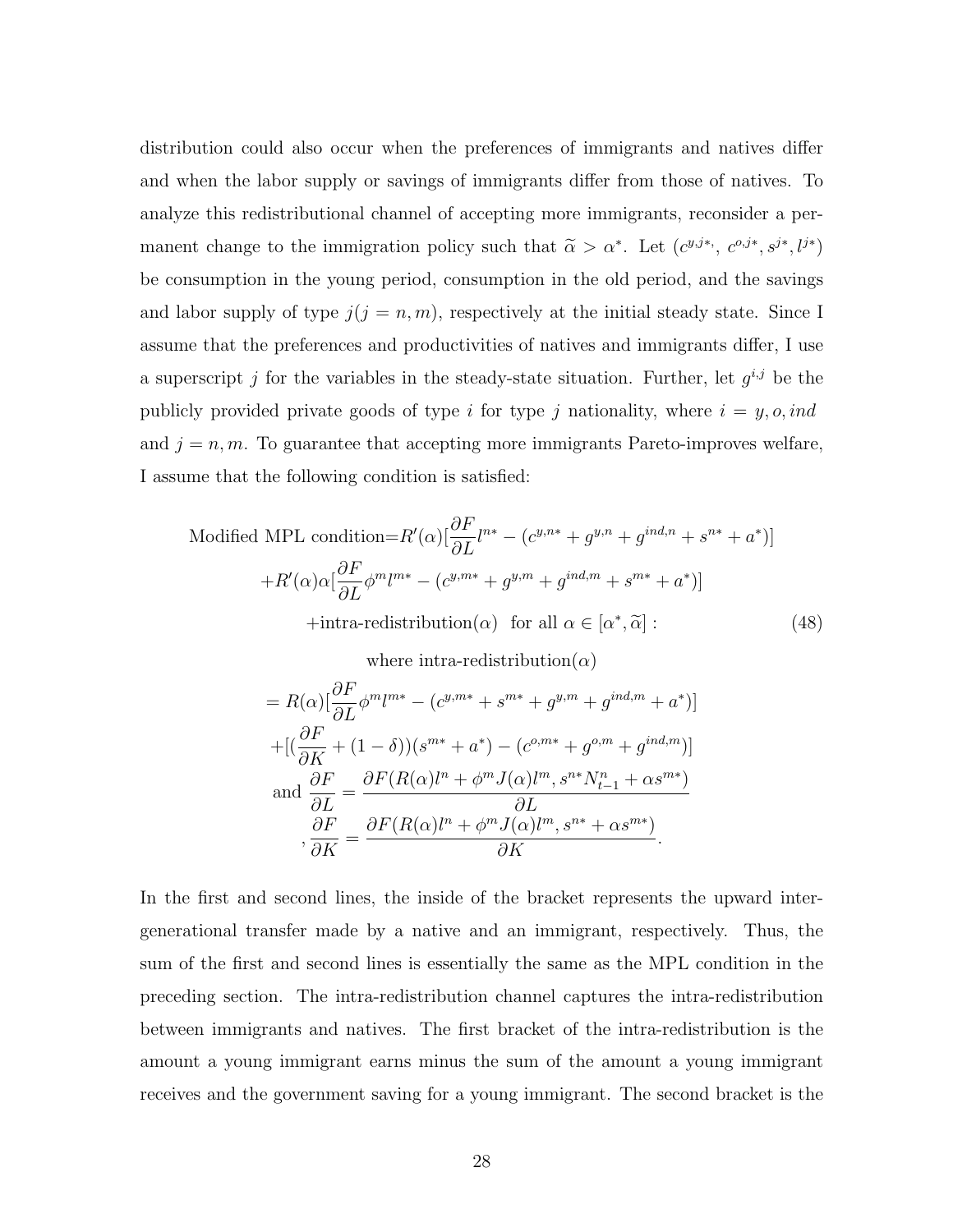distribution could also occur when the preferences of immigrants and natives differ and when the labor supply or savings of immigrants differ from those of natives. To analyze this redistributional channel of accepting more immigrants, reconsider a permanent change to the immigration policy such that $\widetilde{\alpha} > \alpha^*$. Let $(c^{y,j*}, c^{o,j*}, s^{j*}, l^{j*})$ be consumption in the young period, consumption in the old period, and the savings and labor supply of type $j (j = n, m)$, respectively at the initial steady state. Since I assume that the preferences and productivities of natives and immigrants differ, I use a superscript $j$ for the variables in the steady-state situation. Further, let $g^{i,j}$ be the publicly provided private goods of type $i$ for type $j$ nationality, where $i = y, o, ind$ and $j = n, m$. To guarantee that accepting more immigrants Pareto-improves welfare, I assume that the following condition is satisfied:

$$
\begin{aligned}
\text{Modified MPL condition} =& R'(\alpha)[\frac{\partial F}{\partial L} l^{n*} - (c^{y,n*} + g^{y,n} + g^{ind,n} + s^{n*} + a^*)] \\
&+ R'(\alpha)\alpha[\frac{\partial F}{\partial L} \phi^m l^{m*} - (c^{y,m*} + g^{y,m} + g^{ind,m} + s^{m*} + a^*)] \\
&+ \text{intra-redistribution}(\alpha) \quad \text{for all } \alpha \in [\alpha^*, \widetilde{\alpha}] : \qquad (48) \\
&\text{where intra-redistribution}(\alpha) \\
=& R(\alpha)[\frac{\partial F}{\partial L} \phi^m l^{m*} - (c^{y,m*} + s^{m*} + g^{y,m} + g^{ind,m} + a^*)] \\
&+ [(\frac{\partial F}{\partial K} + (1-\delta))(s^{m*} + a^*) - (c^{o,m*} + g^{o,m} + g^{ind,m})] \\
\text{and } \frac{\partial F}{\partial L} =& \frac{\partial F(R(\alpha) l^n + \phi^m J(\alpha) l^m, s^{n*} N^n_{t-1} + \alpha s^{m*})}{\partial L} \\
, \frac{\partial F}{\partial K} =& \frac{\partial F(R(\alpha) l^n + \phi^m J(\alpha) l^m, s^{n*} + \alpha s^{m*})}{\partial K}.
\end{aligned}
$$

In the first and second lines, the inside of the bracket represents the upward intergenerational transfer made by a native and an immigrant, respectively. Thus, the sum of the first and second lines is essentially the same as the MPL condition in the preceding section. The intra-redistribution channel captures the intra-redistribution between immigrants and natives. The first bracket of the intra-redistribution is the amount a young immigrant earns minus the sum of the amount a young immigrant receives and the government saving for a young immigrant. The second bracket is the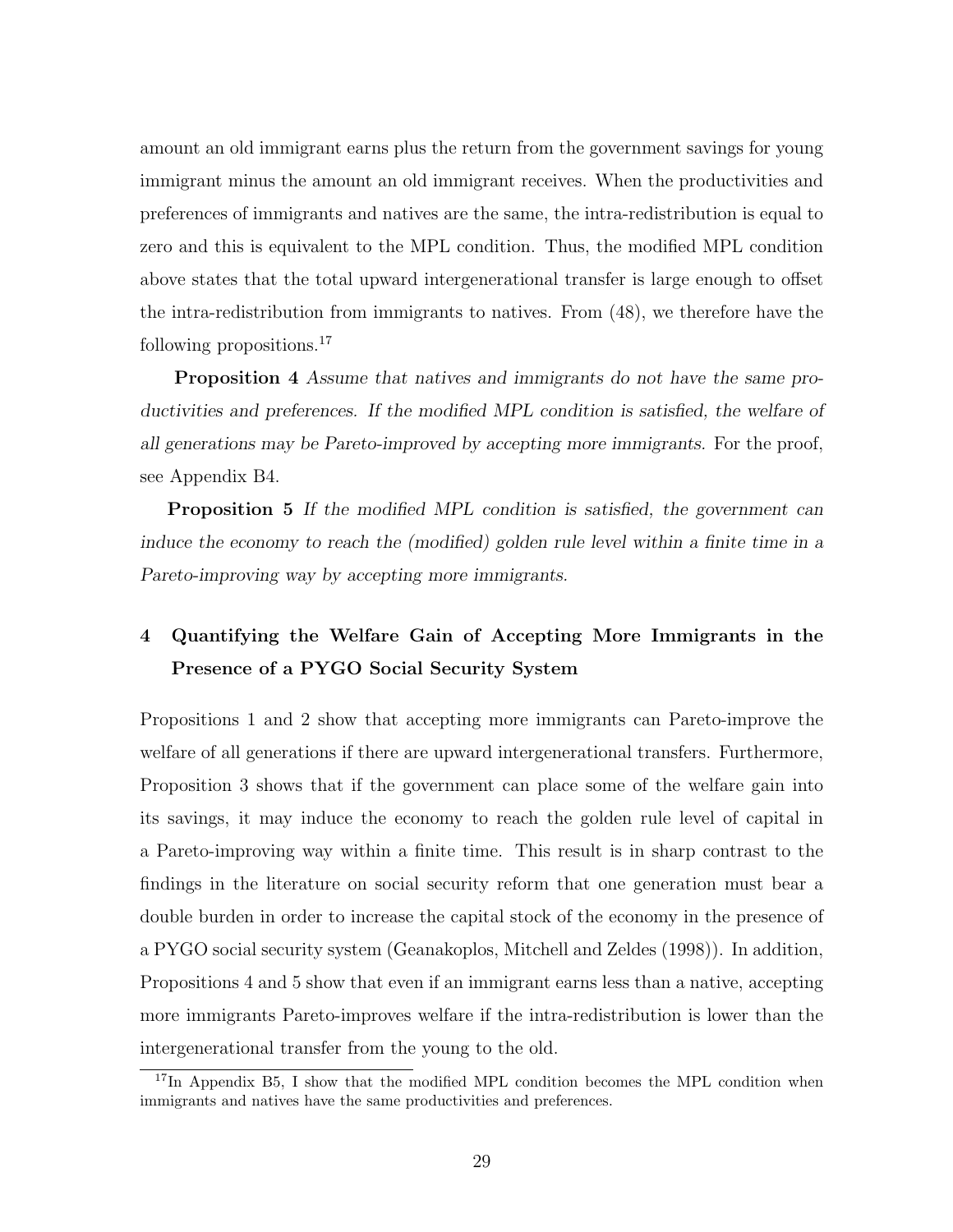amount an old immigrant earns plus the return from the government savings for young immigrant minus the amount an old immigrant receives. When the productivities and preferences of immigrants and natives are the same, the intra-redistribution is equal to zero and this is equivalent to the MPL condition. Thus, the modified MPL condition above states that the total upward intergenerational transfer is large enough to offset the intra-redistribution from immigrants to natives. From (48), we therefore have the following propositions.[17]

**Proposition 4** *Assume that natives and immigrants do not have the same productivities and preferences. If the modified MPL condition is satisfied, the welfare of all generations may be Pareto-improved by accepting more immigrants.* For the proof, see Appendix B4.

**Proposition 5** *If the modified MPL condition is satisfied, the government can induce the economy to reach the (modified) golden rule level within a finite time in a Pareto-improving way by accepting more immigrants.*

## 4 Quantifying the Welfare Gain of Accepting More Immigrants in the Presence of a PYGO Social Security System

Propositions 1 and 2 show that accepting more immigrants can Pareto-improve the welfare of all generations if there are upward intergenerational transfers. Furthermore, Proposition 3 shows that if the government can place some of the welfare gain into its savings, it may induce the economy to reach the golden rule level of capital in a Pareto-improving way within a finite time. This result is in sharp contrast to the findings in the literature on social security reform that one generation must bear a double burden in order to increase the capital stock of the economy in the presence of a PYGO social security system (Geanakoplos, Mitchell and Zeldes (1998)). In addition, Propositions 4 and 5 show that even if an immigrant earns less than a native, accepting more immigrants Pareto-improves welfare if the intra-redistribution is lower than the intergenerational transfer from the young to the old.

[17] In Appendix B5, I show that the modified MPL condition becomes the MPL condition when immigrants and natives have the same productivities and preferences.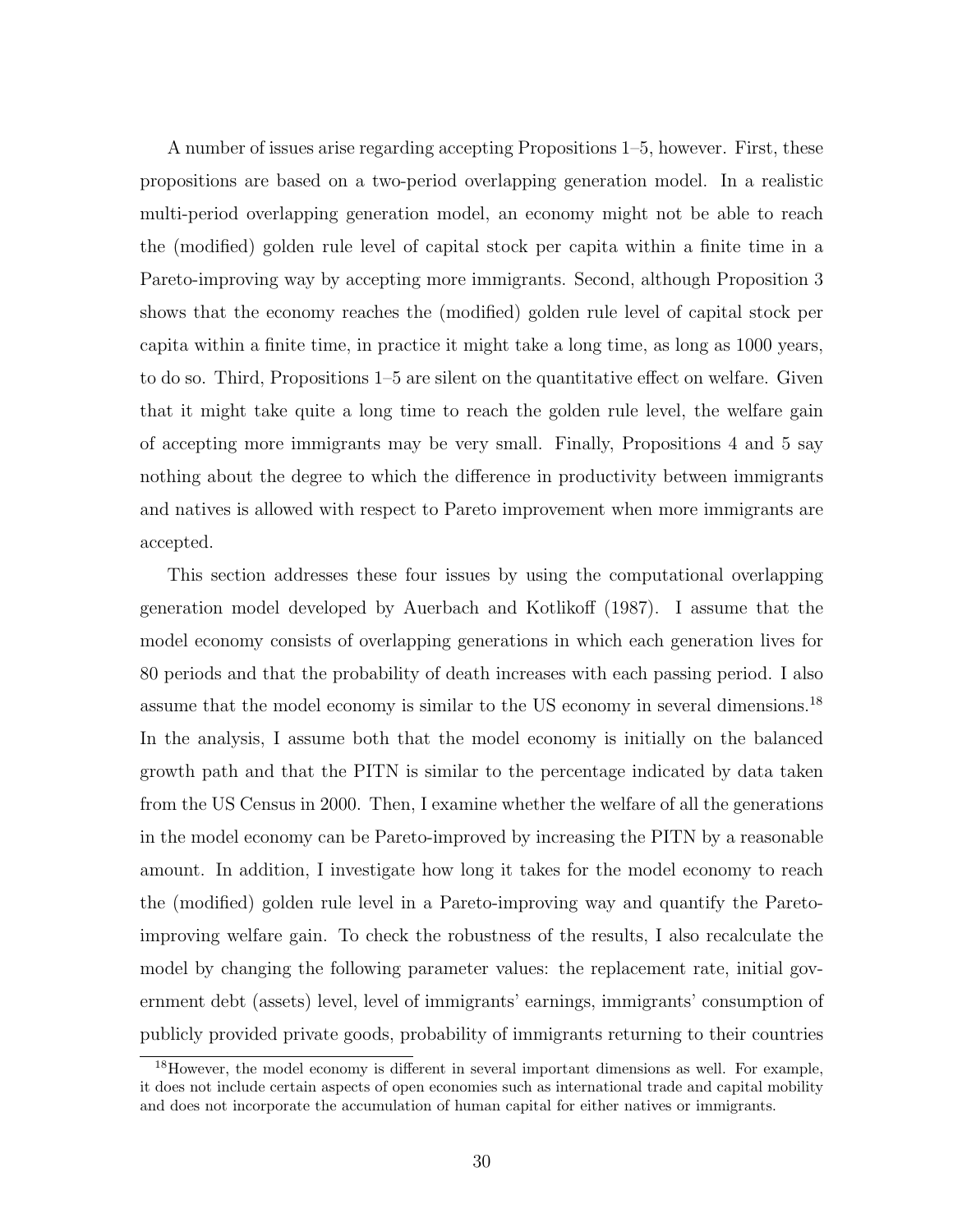A number of issues arise regarding accepting Propositions 1–5, however. First, these propositions are based on a two-period overlapping generation model. In a realistic multi-period overlapping generation model, an economy might not be able to reach the (modified) golden rule level of capital stock per capita within a finite time in a Pareto-improving way by accepting more immigrants. Second, although Proposition 3 shows that the economy reaches the (modified) golden rule level of capital stock per capita within a finite time, in practice it might take a long time, as long as 1000 years, to do so. Third, Propositions 1–5 are silent on the quantitative effect on welfare. Given that it might take quite a long time to reach the golden rule level, the welfare gain of accepting more immigrants may be very small. Finally, Propositions 4 and 5 say nothing about the degree to which the difference in productivity between immigrants and natives is allowed with respect to Pareto improvement when more immigrants are accepted.

This section addresses these four issues by using the computational overlapping generation model developed by Auerbach and Kotlikoff (1987). I assume that the model economy consists of overlapping generations in which each generation lives for 80 periods and that the probability of death increases with each passing period. I also assume that the model economy is similar to the US economy in several dimensions.[18] In the analysis, I assume both that the model economy is initially on the balanced growth path and that the PITN is similar to the percentage indicated by data taken from the US Census in 2000. Then, I examine whether the welfare of all the generations in the model economy can be Pareto-improved by increasing the PITN by a reasonable amount. In addition, I investigate how long it takes for the model economy to reach the (modified) golden rule level in a Pareto-improving way and quantify the Pareto-improving welfare gain. To check the robustness of the results, I also recalculate the model by changing the following parameter values: the replacement rate, initial government debt (assets) level, level of immigrants' earnings, immigrants' consumption of publicly provided private goods, probability of immigrants returning to their countries

[18] However, the model economy is different in several important dimensions as well. For example, it does not include certain aspects of open economies such as international trade and capital mobility and does not incorporate the accumulation of human capital for either natives or immigrants.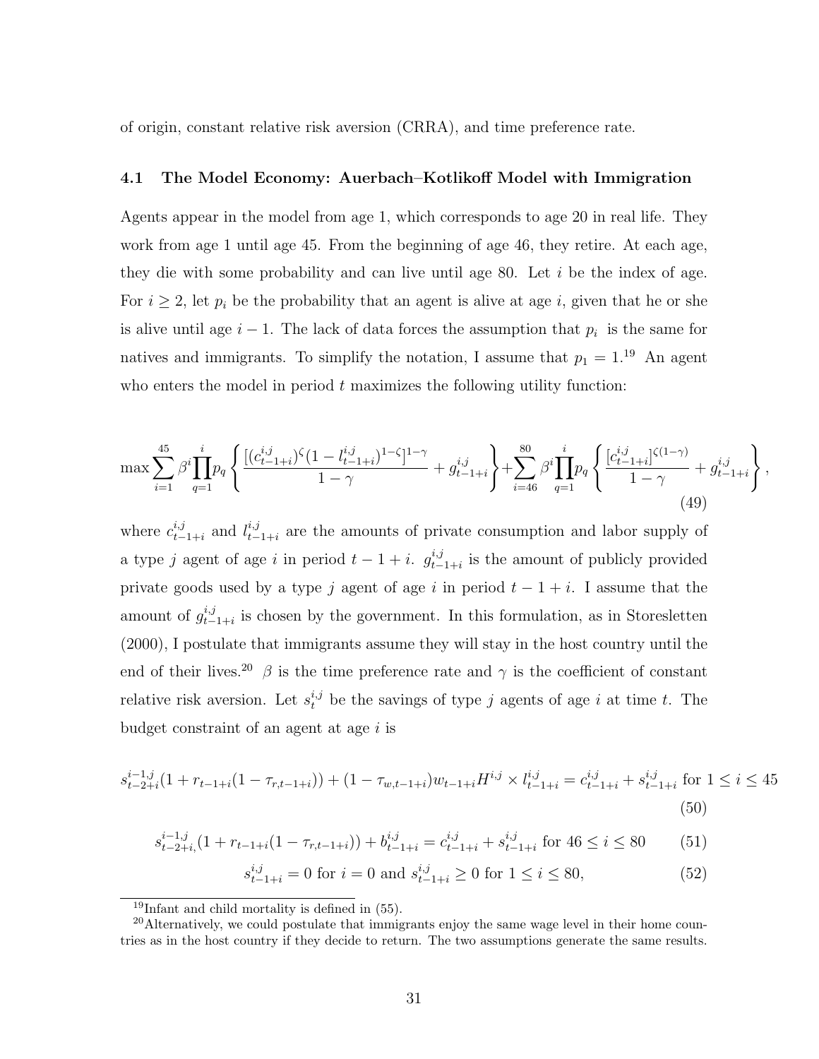of origin, constant relative risk aversion (CRRA), and time preference rate.

### 4.1 The Model Economy: Auerbach–Kotlikoff Model with Immigration

Agents appear in the model from age 1, which corresponds to age 20 in real life. They work from age 1 until age 45. From the beginning of age 46, they retire. At each age, they die with some probability and can live until age 80. Let $i$ be the index of age. For $i \geq 2$, let $p_i$ be the probability that an agent is alive at age $i$, given that he or she is alive until age $i-1$. The lack of data forces the assumption that $p_i$ is the same for natives and immigrants. To simplify the notation, I assume that $p_1 = 1$.[19] An agent who enters the model in period $t$ maximizes the following utility function:

$$\max \sum_{i=1}^{45} \beta^i \prod_{q=1}^{i} p_q \left\{ \frac{[(c_{t-1+i}^{i,j})^{\zeta}(1-l_{t-1+i}^{i,j})^{1-\zeta}]^{1-\gamma}}{1-\gamma} + g_{t-1+i}^{i,j} \right\} + \sum_{i=46}^{80} \beta^i \prod_{q=1}^{i} p_q \left\{ \frac{[c_{t-1+i}^{i,j}]^{\zeta(1-\gamma)}}{1-\gamma} + g_{t-1+i}^{i,j} \right\}, \tag{49}$$

where $c_{t-1+i}^{i,j}$ and $l_{t-1+i}^{i,j}$ are the amounts of private consumption and labor supply of a type $j$ agent of age $i$ in period $t-1+i$. $g_{t-1+i}^{i,j}$ is the amount of publicly provided private goods used by a type $j$ agent of age $i$ in period $t-1+i$. I assume that the amount of $g_{t-1+i}^{i,j}$ is chosen by the government. In this formulation, as in Storesletten (2000), I postulate that immigrants assume they will stay in the host country until the end of their lives.[20] $\beta$ is the time preference rate and $\gamma$ is the coefficient of constant relative risk aversion. Let $s_t^{i,j}$ be the savings of type $j$ agents of age $i$ at time $t$. The budget constraint of an agent at age $i$ is

$$s_{t-2+i}^{i-1,j}(1 + r_{t-1+i}(1-\tau_{r,t-1+i})) + (1-\tau_{w,t-1+i})w_{t-1+i}H^{i,j} \times l_{t-1+i}^{i,j} = c_{t-1+i}^{i,j} + s_{t-1+i}^{i,j} \text{ for } 1 \leq i \leq 45 \tag{50}$$

$$s_{t-2+i,}^{i-1,j}(1 + r_{t-1+i}(1-\tau_{r,t-1+i})) + b_{t-1+i}^{i,j} = c_{t-1+i}^{i,j} + s_{t-1+i}^{i,j} \text{ for } 46 \leq i \leq 80 \tag{51}$$

$$s_{t-1+i}^{i,j} = 0 \text{ for } i = 0 \text{ and } s_{t-1+i}^{i,j} \geq 0 \text{ for } 1 \leq i \leq 80, \tag{52}$$

[19] Infant and child mortality is defined in (55).

[20] Alternatively, we could postulate that immigrants enjoy the same wage level in their home countries as in the host country if they decide to return. The two assumptions generate the same results.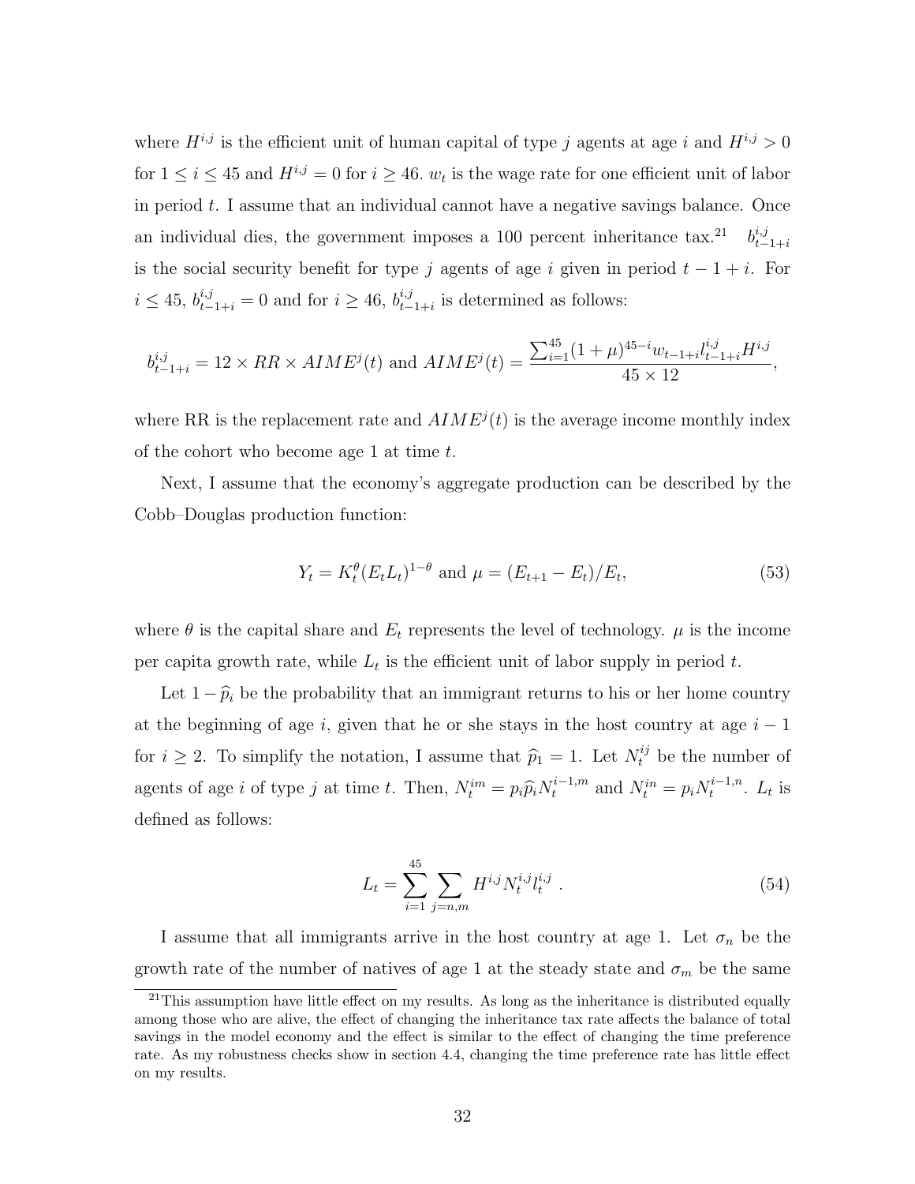where $H^{i,j}$ is the efficient unit of human capital of type $j$ agents at age $i$ and $H^{i,j} > 0$ for $1 \leq i \leq 45$ and $H^{i,j} = 0$ for $i \geq 46$. $w_t$ is the wage rate for one efficient unit of labor in period $t$. I assume that an individual cannot have a negative savings balance. Once an individual dies, the government imposes a 100 percent inheritance tax.[21] $b^{i,j}_{t-1+i}$ is the social security benefit for type $j$ agents of age $i$ given in period $t-1+i$. For $i \leq 45$, $b^{i,j}_{t-1+i} = 0$ and for $i \geq 46$, $b^{i,j}_{t-1+i}$ is determined as follows:

$$b^{i,j}_{t-1+i} = 12 \times RR \times AIME^j(t) \text{ and } AIME^j(t) = \frac{\sum_{i=1}^{45}(1+\mu)^{45-i} w_{t-1+i} l^{i,j}_{t-1+i} H^{i,j}}{45 \times 12},$$

where RR is the replacement rate and $AIME^j(t)$ is the average income monthly index of the cohort who become age 1 at time $t$.

Next, I assume that the economy's aggregate production can be described by the Cobb–Douglas production function:

$$Y_t = K_t^{\theta}(E_t L_t)^{1-\theta} \text{ and } \mu = (E_{t+1} - E_t)/E_t, \tag{53}$$

where $\theta$ is the capital share and $E_t$ represents the level of technology. $\mu$ is the income per capita growth rate, while $L_t$ is the efficient unit of labor supply in period $t$.

Let $1 - \widehat{p}_i$ be the probability that an immigrant returns to his or her home country at the beginning of age $i$, given that he or she stays in the host country at age $i-1$ for $i \geq 2$. To simplify the notation, I assume that $\widehat{p}_1 = 1$. Let $N^{ij}_t$ be the number of agents of age $i$ of type $j$ at time $t$. Then, $N^{im}_t = p_i \widehat{p}_i N^{i-1,m}_t$ and $N^{in}_t = p_i N^{i-1,n}_t$. $L_t$ is defined as follows:

$$L_t = \sum_{i=1}^{45} \sum_{j=n,m} H^{i,j} N^{i,j}_t l^{i,j}_t \ . \tag{54}$$

I assume that all immigrants arrive in the host country at age 1. Let $\sigma_n$ be the growth rate of the number of natives of age 1 at the steady state and $\sigma_m$ be the same

[21] This assumption have little effect on my results. As long as the inheritance is distributed equally among those who are alive, the effect of changing the inheritance tax rate affects the balance of total savings in the model economy and the effect is similar to the effect of changing the time preference rate. As my robustness checks show in section 4.4, changing the time preference rate has little effect on my results.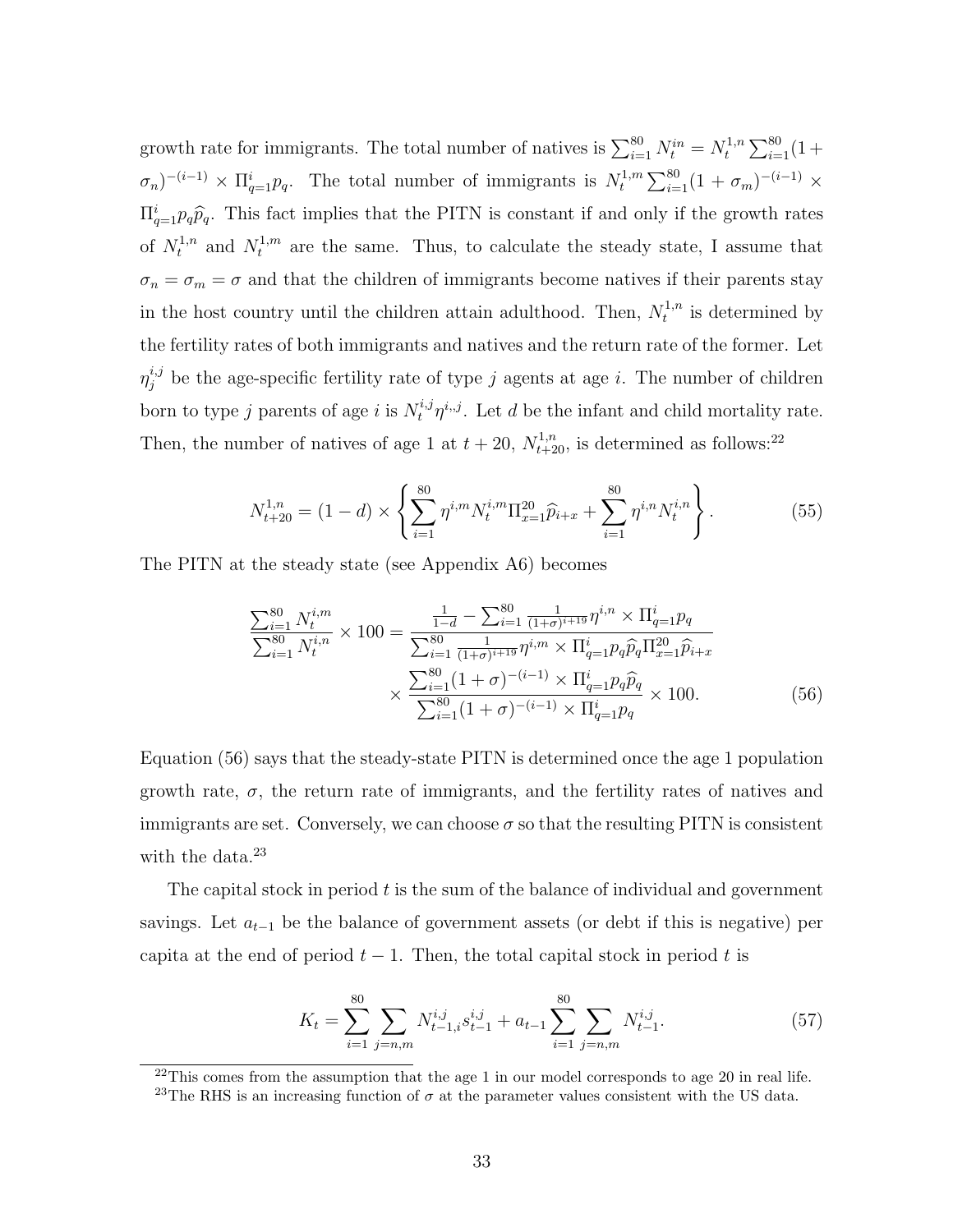growth rate for immigrants. The total number of natives is $\sum_{i=1}^{80} N_t^{in} = N_t^{1,n} \sum_{i=1}^{80}(1+\sigma_n)^{-(i-1)} \times \Pi_{q=1}^{i} p_q$. The total number of immigrants is $N_t^{1,m} \sum_{i=1}^{80}(1+\sigma_m)^{-(i-1)} \times \Pi_{q=1}^{i} p_q \widehat{p}_q$. This fact implies that the PITN is constant if and only if the growth rates of $N_t^{1,n}$ and $N_t^{1,m}$ are the same. Thus, to calculate the steady state, I assume that $\sigma_n = \sigma_m = \sigma$ and that the children of immigrants become natives if their parents stay in the host country until the children attain adulthood. Then, $N_t^{1,n}$ is determined by the fertility rates of both immigrants and natives and the return rate of the former. Let $\eta_j^{i,j}$ be the age-specific fertility rate of type $j$ agents at age $i$. The number of children born to type $j$ parents of age $i$ is $N_t^{i,j}\eta^{i,,j}$. Let $d$ be the infant and child mortality rate. Then, the number of natives of age 1 at $t+20$, $N_{t+20}^{1,n}$, is determined as follows:[22]

$$N_{t+20}^{1,n} = (1-d) \times \left\{ \sum_{i=1}^{80} \eta^{i,m} N_t^{i,m} \Pi_{x=1}^{20} \widehat{p}_{i+x} + \sum_{i=1}^{80} \eta^{i,n} N_t^{i,n} \right\}. \tag{55}$$

The PITN at the steady state (see Appendix A6) becomes

$$\frac{\sum_{i=1}^{80} N_t^{i,m}}{\sum_{i=1}^{80} N_t^{i,n}} \times 100 = \frac{\frac{1}{1-d} - \sum_{i=1}^{80} \frac{1}{(1+\sigma)^{i+19}} \eta^{i,n} \times \Pi_{q=1}^{i} p_q}{\sum_{i=1}^{80} \frac{1}{(1+\sigma)^{i+19}} \eta^{i,m} \times \Pi_{q=1}^{i} p_q \widehat{p}_q \Pi_{x=1}^{20} \widehat{p}_{i+x}} \times \frac{\sum_{i=1}^{80}(1+\sigma)^{-(i-1)} \times \Pi_{q=1}^{i} p_q \widehat{p}_q}{\sum_{i=1}^{80}(1+\sigma)^{-(i-1)} \times \Pi_{q=1}^{i} p_q} \times 100. \tag{56}$$

Equation (56) says that the steady-state PITN is determined once the age 1 population growth rate, $\sigma$, the return rate of immigrants, and the fertility rates of natives and immigrants are set. Conversely, we can choose $\sigma$ so that the resulting PITN is consistent with the data.[23]

The capital stock in period $t$ is the sum of the balance of individual and government savings. Let $a_{t-1}$ be the balance of government assets (or debt if this is negative) per capita at the end of period $t-1$. Then, the total capital stock in period $t$ is

$$K_t = \sum_{i=1}^{80} \sum_{j=n,m} N_{t-1,i}^{i,j} s_{t-1}^{i,j} + a_{t-1} \sum_{i=1}^{80} \sum_{j=n,m} N_{t-1}^{i,j}. \tag{57}$$

---

[22] This comes from the assumption that the age 1 in our model corresponds to age 20 in real life.

[23] The RHS is an increasing function of $\sigma$ at the parameter values consistent with the US data.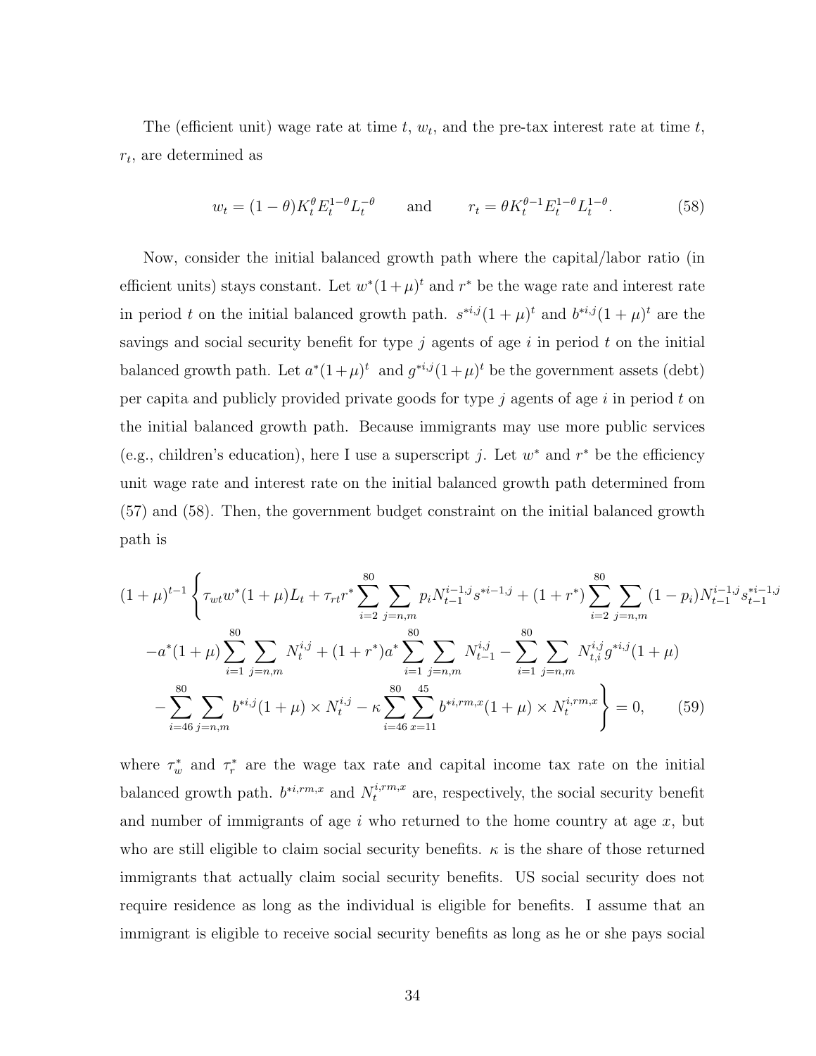The (efficient unit) wage rate at time $t$, $w_t$, and the pre-tax interest rate at time $t$, $r_t$, are determined as

$$w_t = (1-\theta)K_t^{\theta}E_t^{1-\theta}L_t^{-\theta} \qquad \text{and} \qquad r_t = \theta K_t^{\theta-1}E_t^{1-\theta}L_t^{1-\theta}. \tag{58}$$

Now, consider the initial balanced growth path where the capital/labor ratio (in efficient units) stays constant. Let $w^*(1+\mu)^t$ and $r^*$ be the wage rate and interest rate in period $t$ on the initial balanced growth path. $s^{*i,j}(1+\mu)^t$ and $b^{*i,j}(1+\mu)^t$ are the savings and social security benefit for type $j$ agents of age $i$ in period $t$ on the initial balanced growth path. Let $a^*(1+\mu)^t$ and $g^{*i,j}(1+\mu)^t$ be the government assets (debt) per capita and publicly provided private goods for type $j$ agents of age $i$ in period $t$ on the initial balanced growth path. Because immigrants may use more public services (e.g., children's education), here I use a superscript $j$. Let $w^*$ and $r^*$ be the efficiency unit wage rate and interest rate on the initial balanced growth path determined from (57) and (58). Then, the government budget constraint on the initial balanced growth path is

$$\begin{aligned}
(1+\mu)^{t-1}\Bigg\{ & \tau_{wt}w^*(1+\mu)L_t + \tau_{rt}r^*\sum_{i=2}^{80}\sum_{j=n,m} p_i N_{t-1}^{i-1,j}s^{*i-1,j} + (1+r^*)\sum_{i=2}^{80}\sum_{j=n,m}(1-p_i)N_{t-1}^{i-1,j}s_{t-1}^{*i-1,j} \\
& -a^*(1+\mu)\sum_{i=1}^{80}\sum_{j=n,m}N_t^{i,j} + (1+r^*)a^*\sum_{i=1}^{80}\sum_{j=n,m}N_{t-1}^{i,j} - \sum_{i=1}^{80}\sum_{j=n,m}N_{t,i}^{i,j}g^{*i,j}(1+\mu) \\
& -\sum_{i=46}^{80}\sum_{j=n,m}b^{*i,j}(1+\mu)\times N_t^{i,j} - \kappa\sum_{i=46}^{80}\sum_{x=11}^{45}b^{*i,rm,x}(1+\mu)\times N_t^{i,rm,x}\Bigg\} = 0,
\end{aligned} \tag{59}$$

where $\tau_w^*$ and $\tau_r^*$ are the wage tax rate and capital income tax rate on the initial balanced growth path. $b^{*i,rm,x}$ and $N_t^{i,rm,x}$ are, respectively, the social security benefit and number of immigrants of age $i$ who returned to the home country at age $x$, but who are still eligible to claim social security benefits. $\kappa$ is the share of those returned immigrants that actually claim social security benefits. US social security does not require residence as long as the individual is eligible for benefits. I assume that an immigrant is eligible to receive social security benefits as long as he or she pays social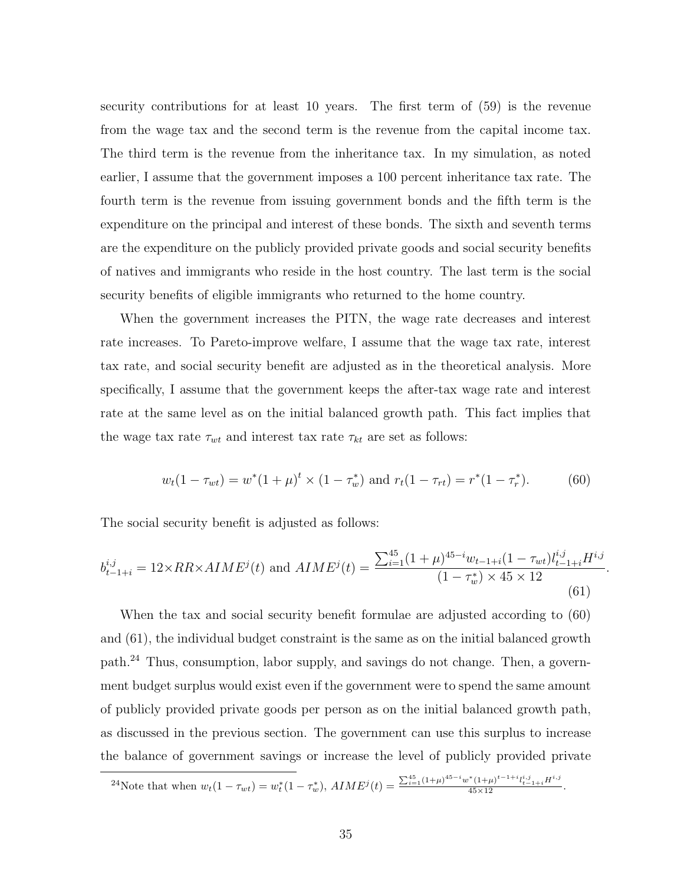security contributions for at least 10 years. The first term of (59) is the revenue from the wage tax and the second term is the revenue from the capital income tax. The third term is the revenue from the inheritance tax. In my simulation, as noted earlier, I assume that the government imposes a 100 percent inheritance tax rate. The fourth term is the revenue from issuing government bonds and the fifth term is the expenditure on the principal and interest of these bonds. The sixth and seventh terms are the expenditure on the publicly provided private goods and social security benefits of natives and immigrants who reside in the host country. The last term is the social security benefits of eligible immigrants who returned to the home country.

When the government increases the PITN, the wage rate decreases and interest rate increases. To Pareto-improve welfare, I assume that the wage tax rate, interest tax rate, and social security benefit are adjusted as in the theoretical analysis. More specifically, I assume that the government keeps the after-tax wage rate and interest rate at the same level as on the initial balanced growth path. This fact implies that the wage tax rate $\tau_{wt}$ and interest tax rate $\tau_{kt}$ are set as follows:

$$w_t(1-\tau_{wt}) = w^*(1+\mu)^t \times (1-\tau_w^*) \text{ and } r_t(1-\tau_{rt}) = r^*(1-\tau_r^*). \tag{60}$$

The social security benefit is adjusted as follows:

$$b_{t-1+i}^{i,j} = 12 \times RR \times AIME^j(t) \text{ and } AIME^j(t) = \frac{\sum_{i=1}^{45}(1+\mu)^{45-i} w_{t-1+i}(1-\tau_{wt}) l_{t-1+i}^{i,j} H^{i,j}}{(1-\tau_w^*) \times 45 \times 12}. \tag{61}$$

When the tax and social security benefit formulae are adjusted according to (60) and (61), the individual budget constraint is the same as on the initial balanced growth path.[24] Thus, consumption, labor supply, and savings do not change. Then, a government budget surplus would exist even if the government were to spend the same amount of publicly provided private goods per person as on the initial balanced growth path, as discussed in the previous section. The government can use this surplus to increase the balance of government savings or increase the level of publicly provided private

[24] Note that when $w_t(1-\tau_{wt}) = w_t^*(1-\tau_w^*)$, $AIME^j(t) = \frac{\sum_{i=1}^{45}(1+\mu)^{45-i} w^*(1+\mu)^{t-1+i} l_{t-1+i}^{i,j} H^{i,j}}{45 \times 12}$.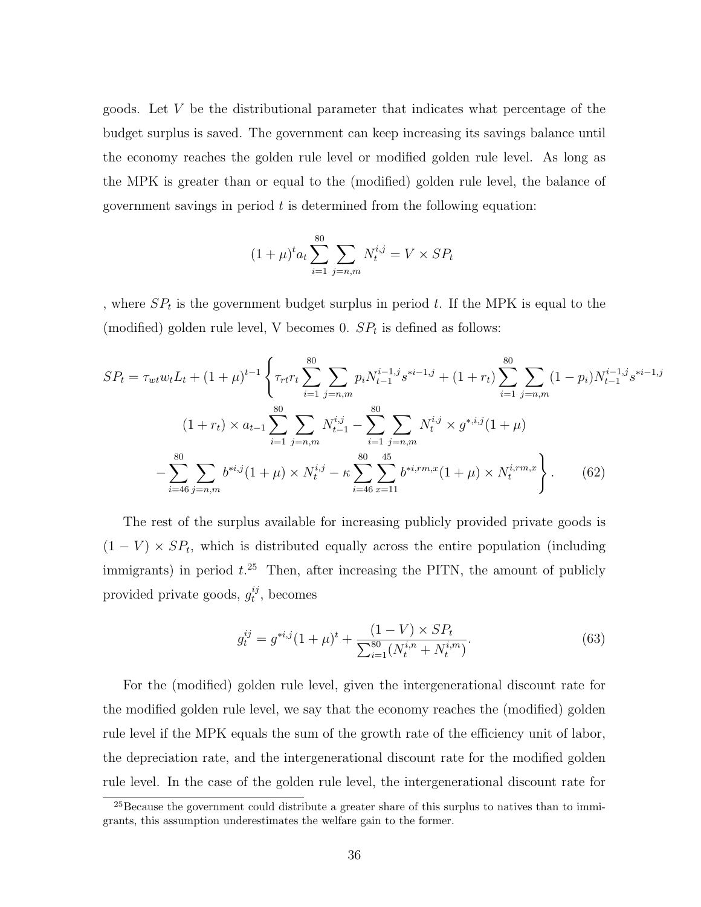goods. Let $V$ be the distributional parameter that indicates what percentage of the budget surplus is saved. The government can keep increasing its savings balance until the economy reaches the golden rule level or modified golden rule level. As long as the MPK is greater than or equal to the (modified) golden rule level, the balance of government savings in period $t$ is determined from the following equation:

$$(1+\mu)^t a_t \sum_{i=1}^{80} \sum_{j=n,m} N_t^{i,j} = V \times SP_t$$

, where $SP_t$ is the government budget surplus in period $t$. If the MPK is equal to the (modified) golden rule level, V becomes 0. $SP_t$ is defined as follows:

$$SP_t = \tau_{wt} w_t L_t + (1+\mu)^{t-1} \Bigg\{ \tau_{rt} r_t \sum_{i=1}^{80} \sum_{j=n,m} p_i N_{t-1}^{i-1,j} s^{*i-1,j} + (1+r_t) \sum_{i=1}^{80} \sum_{j=n,m} (1-p_i) N_{t-1}^{i-1,j} s^{*i-1,j}$$
$$(1+r_t) \times a_{t-1} \sum_{i=1}^{80} \sum_{j=n,m} N_{t-1}^{i,j} - \sum_{i=1}^{80} \sum_{j=n,m} N_t^{i,j} \times g^{*,i,j}(1+\mu)$$
$$- \sum_{i=46}^{80} \sum_{j=n,m} b^{*i,j}(1+\mu) \times N_t^{i,j} - \kappa \sum_{i=46}^{80} \sum_{x=11}^{45} b^{*i,rm,x}(1+\mu) \times N_t^{i,rm,x} \Bigg\}. \tag{62}$$

The rest of the surplus available for increasing publicly provided private goods is $(1-V) \times SP_t$, which is distributed equally across the entire population (including immigrants) in period $t$.[25] Then, after increasing the PITN, the amount of publicly provided private goods, $g_t^{ij}$, becomes

$$g_t^{ij} = g^{*i,j}(1+\mu)^t + \frac{(1-V) \times SP_t}{\sum_{i=1}^{80}(N_t^{i,n} + N_t^{i,m})}. \tag{63}$$

For the (modified) golden rule level, given the intergenerational discount rate for the modified golden rule level, we say that the economy reaches the (modified) golden rule level if the MPK equals the sum of the growth rate of the efficiency unit of labor, the depreciation rate, and the intergenerational discount rate for the modified golden rule level. In the case of the golden rule level, the intergenerational discount rate for

[25] Because the government could distribute a greater share of this surplus to natives than to immigrants, this assumption underestimates the welfare gain to the former.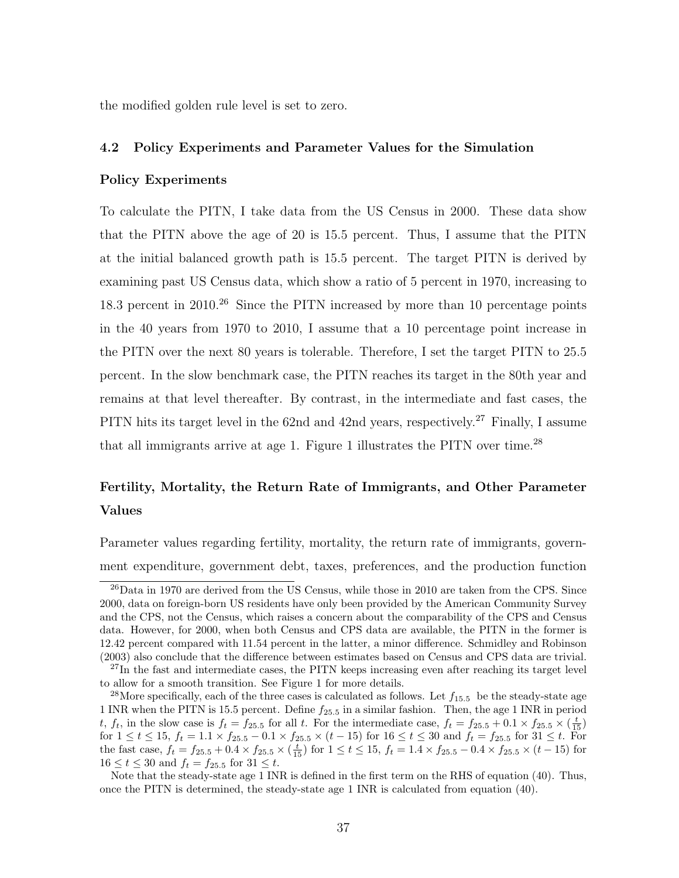the modified golden rule level is set to zero.

### 4.2 Policy Experiments and Parameter Values for the Simulation

#### Policy Experiments

To calculate the PITN, I take data from the US Census in 2000. These data show that the PITN above the age of 20 is 15.5 percent. Thus, I assume that the PITN at the initial balanced growth path is 15.5 percent. The target PITN is derived by examining past US Census data, which show a ratio of 5 percent in 1970, increasing to 18.3 percent in 2010.[26] Since the PITN increased by more than 10 percentage points in the 40 years from 1970 to 2010, I assume that a 10 percentage point increase in the PITN over the next 80 years is tolerable. Therefore, I set the target PITN to 25.5 percent. In the slow benchmark case, the PITN reaches its target in the 80th year and remains at that level thereafter. By contrast, in the intermediate and fast cases, the PITN hits its target level in the 62nd and 42nd years, respectively.[27] Finally, I assume that all immigrants arrive at age 1. Figure 1 illustrates the PITN over time.[28]

#### Fertility, Mortality, the Return Rate of Immigrants, and Other Parameter Values

Parameter values regarding fertility, mortality, the return rate of immigrants, government expenditure, government debt, taxes, preferences, and the production function

[26] Data in 1970 are derived from the US Census, while those in 2010 are taken from the CPS. Since 2000, data on foreign-born US residents have only been provided by the American Community Survey and the CPS, not the Census, which raises a concern about the comparability of the CPS and Census data. However, for 2000, when both Census and CPS data are available, the PITN in the former is 12.42 percent compared with 11.54 percent in the latter, a minor difference. Schmidley and Robinson (2003) also conclude that the difference between estimates based on Census and CPS data are trivial.

[27] In the fast and intermediate cases, the PITN keeps increasing even after reaching its target level to allow for a smooth transition. See Figure 1 for more details.

[28] More specifically, each of the three cases is calculated as follows. Let $f_{15.5}$ be the steady-state age 1 INR when the PITN is 15.5 percent. Define $f_{25.5}$ in a similar fashion. Then, the age 1 INR in period $t$, $f_t$, in the slow case is $f_t = f_{25.5}$ for all $t$. For the intermediate case, $f_t = f_{25.5} + 0.1 \times f_{25.5} \times (\frac{t}{15})$ for $1 \le t \le 15$, $f_t = 1.1 \times f_{25.5} - 0.1 \times f_{25.5} \times (t - 15)$ for $16 \le t \le 30$ and $f_t = f_{25.5}$ for $31 \le t$. For the fast case, $f_t = f_{25.5} + 0.4 \times f_{25.5} \times (\frac{t}{15})$ for $1 \le t \le 15$, $f_t = 1.4 \times f_{25.5} - 0.4 \times f_{25.5} \times (t - 15)$ for $16 \le t \le 30$ and $f_t = f_{25.5}$ for $31 \le t$.

Note that the steady-state age 1 INR is defined in the first term on the RHS of equation (40). Thus, once the PITN is determined, the steady-state age 1 INR is calculated from equation (40).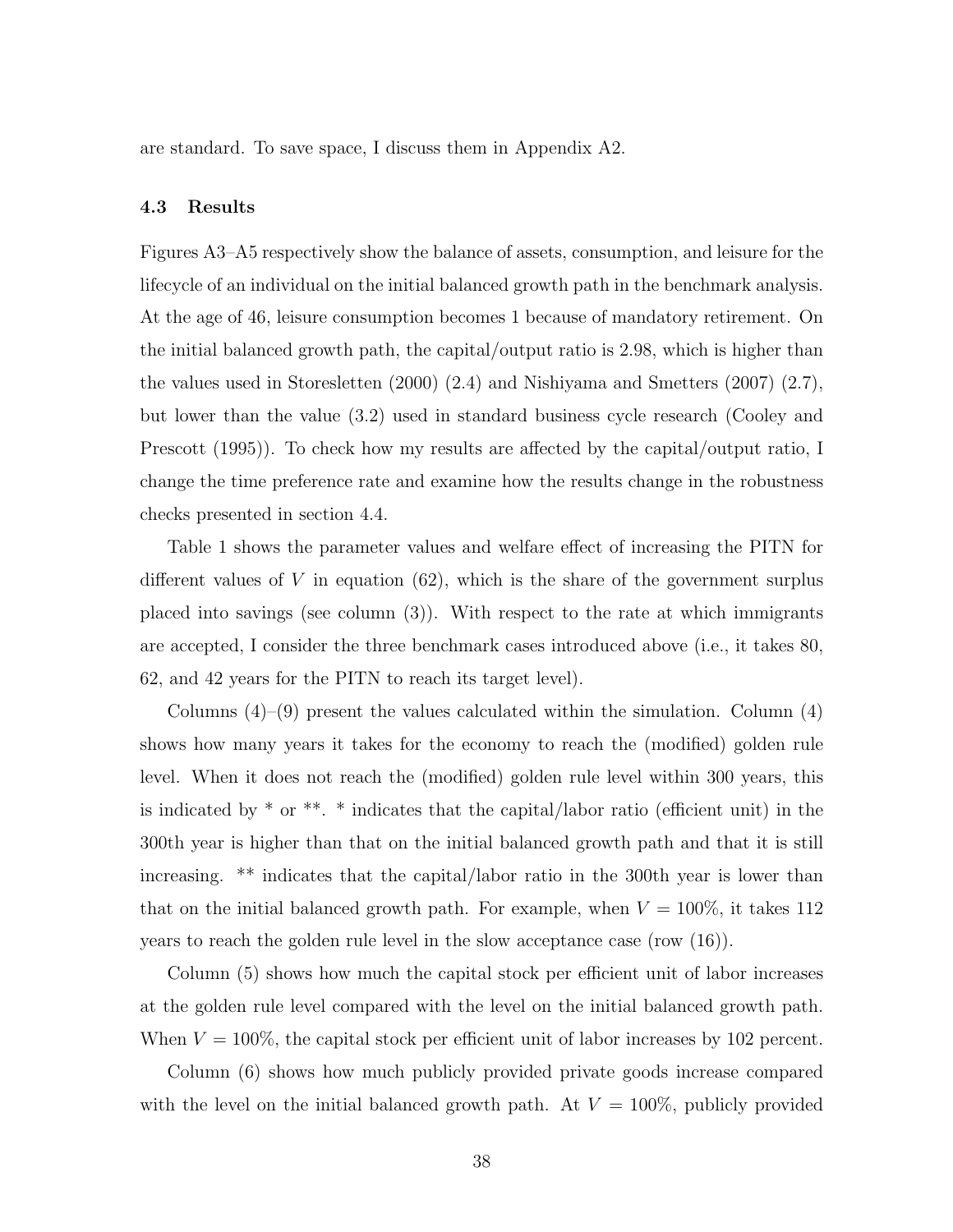are standard. To save space, I discuss them in Appendix A2.

### 4.3 Results

Figures A3–A5 respectively show the balance of assets, consumption, and leisure for the lifecycle of an individual on the initial balanced growth path in the benchmark analysis. At the age of 46, leisure consumption becomes 1 because of mandatory retirement. On the initial balanced growth path, the capital/output ratio is 2.98, which is higher than the values used in Storesletten (2000) (2.4) and Nishiyama and Smetters (2007) (2.7), but lower than the value (3.2) used in standard business cycle research (Cooley and Prescott (1995)). To check how my results are affected by the capital/output ratio, I change the time preference rate and examine how the results change in the robustness checks presented in section 4.4.

Table 1 shows the parameter values and welfare effect of increasing the PITN for different values of $V$ in equation (62), which is the share of the government surplus placed into savings (see column (3)). With respect to the rate at which immigrants are accepted, I consider the three benchmark cases introduced above (i.e., it takes 80, 62, and 42 years for the PITN to reach its target level).

Columns (4)–(9) present the values calculated within the simulation. Column (4) shows how many years it takes for the economy to reach the (modified) golden rule level. When it does not reach the (modified) golden rule level within 300 years, this is indicated by * or **. * indicates that the capital/labor ratio (efficient unit) in the 300th year is higher than that on the initial balanced growth path and that it is still increasing. ** indicates that the capital/labor ratio in the 300th year is lower than that on the initial balanced growth path. For example, when $V = 100\%$, it takes 112 years to reach the golden rule level in the slow acceptance case (row (16)).

Column (5) shows how much the capital stock per efficient unit of labor increases at the golden rule level compared with the level on the initial balanced growth path. When $V = 100\%$, the capital stock per efficient unit of labor increases by 102 percent.

Column (6) shows how much publicly provided private goods increase compared with the level on the initial balanced growth path. At $V = 100\%$, publicly provided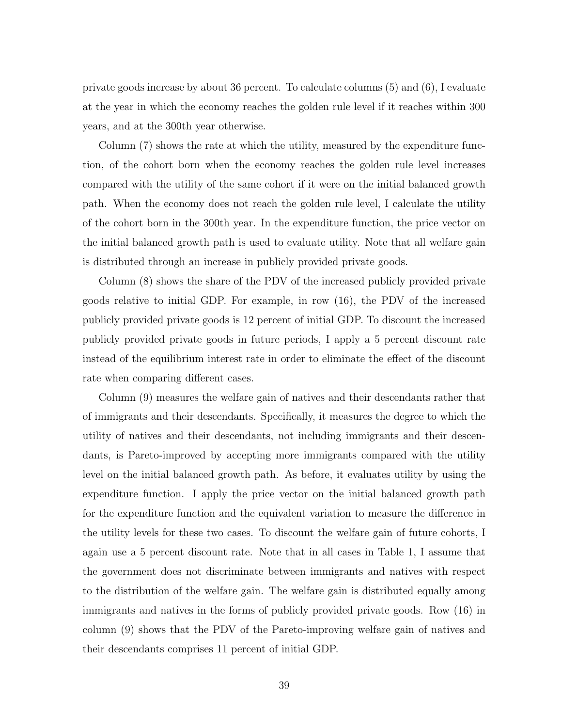private goods increase by about 36 percent. To calculate columns (5) and (6), I evaluate at the year in which the economy reaches the golden rule level if it reaches within 300 years, and at the 300th year otherwise.

Column (7) shows the rate at which the utility, measured by the expenditure function, of the cohort born when the economy reaches the golden rule level increases compared with the utility of the same cohort if it were on the initial balanced growth path. When the economy does not reach the golden rule level, I calculate the utility of the cohort born in the 300th year. In the expenditure function, the price vector on the initial balanced growth path is used to evaluate utility. Note that all welfare gain is distributed through an increase in publicly provided private goods.

Column (8) shows the share of the PDV of the increased publicly provided private goods relative to initial GDP. For example, in row (16), the PDV of the increased publicly provided private goods is 12 percent of initial GDP. To discount the increased publicly provided private goods in future periods, I apply a 5 percent discount rate instead of the equilibrium interest rate in order to eliminate the effect of the discount rate when comparing different cases.

Column (9) measures the welfare gain of natives and their descendants rather that of immigrants and their descendants. Specifically, it measures the degree to which the utility of natives and their descendants, not including immigrants and their descendants, is Pareto-improved by accepting more immigrants compared with the utility level on the initial balanced growth path. As before, it evaluates utility by using the expenditure function. I apply the price vector on the initial balanced growth path for the expenditure function and the equivalent variation to measure the difference in the utility levels for these two cases. To discount the welfare gain of future cohorts, I again use a 5 percent discount rate. Note that in all cases in Table 1, I assume that the government does not discriminate between immigrants and natives with respect to the distribution of the welfare gain. The welfare gain is distributed equally among immigrants and natives in the forms of publicly provided private goods. Row (16) in column (9) shows that the PDV of the Pareto-improving welfare gain of natives and their descendants comprises 11 percent of initial GDP.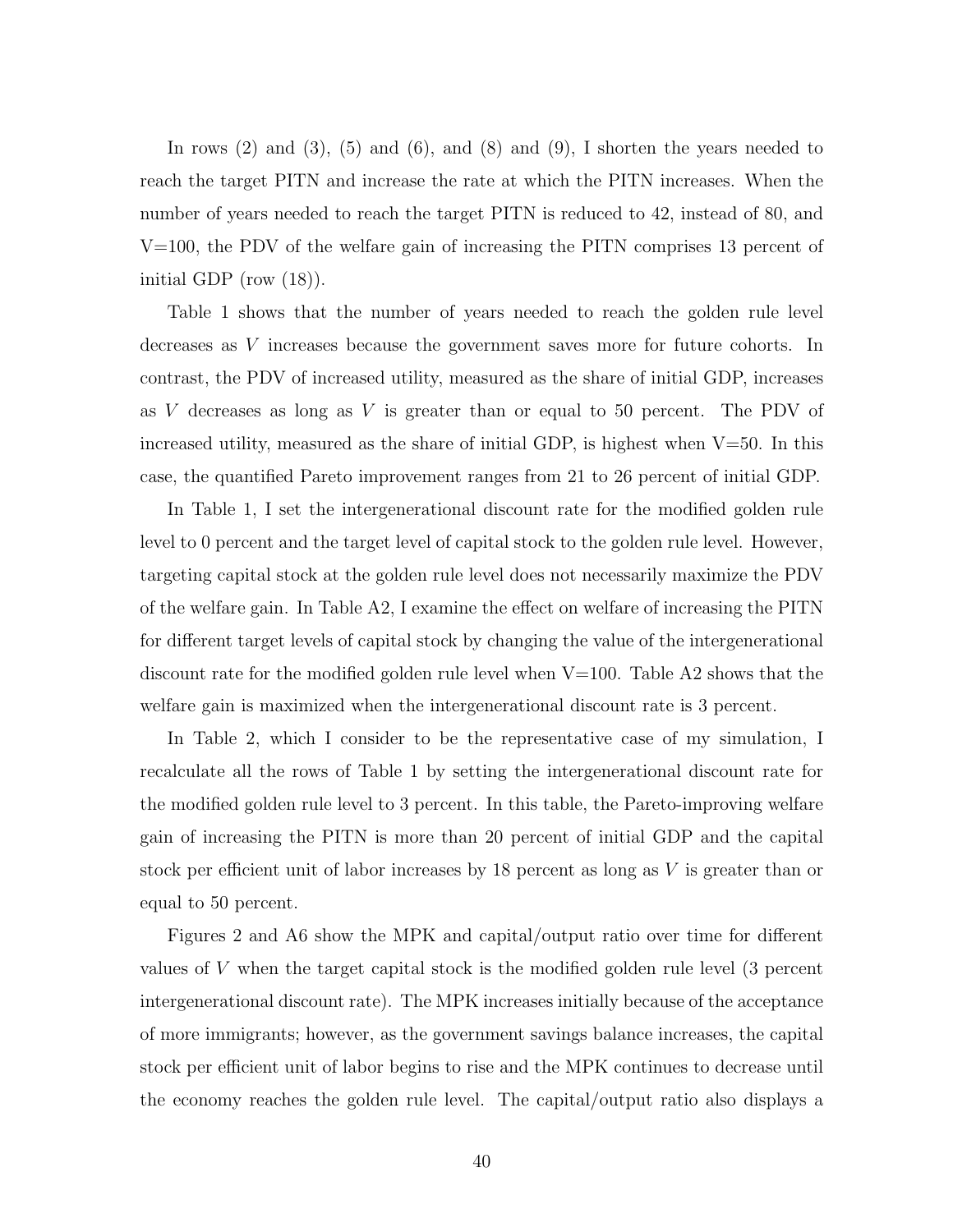In rows (2) and (3), (5) and (6), and (8) and (9), I shorten the years needed to reach the target PITN and increase the rate at which the PITN increases. When the number of years needed to reach the target PITN is reduced to 42, instead of 80, and V=100, the PDV of the welfare gain of increasing the PITN comprises 13 percent of initial GDP (row (18)).

Table 1 shows that the number of years needed to reach the golden rule level decreases as $V$ increases because the government saves more for future cohorts. In contrast, the PDV of increased utility, measured as the share of initial GDP, increases as $V$ decreases as long as $V$ is greater than or equal to 50 percent. The PDV of increased utility, measured as the share of initial GDP, is highest when V=50. In this case, the quantified Pareto improvement ranges from 21 to 26 percent of initial GDP.

In Table 1, I set the intergenerational discount rate for the modified golden rule level to 0 percent and the target level of capital stock to the golden rule level. However, targeting capital stock at the golden rule level does not necessarily maximize the PDV of the welfare gain. In Table A2, I examine the effect on welfare of increasing the PITN for different target levels of capital stock by changing the value of the intergenerational discount rate for the modified golden rule level when V=100. Table A2 shows that the welfare gain is maximized when the intergenerational discount rate is 3 percent.

In Table 2, which I consider to be the representative case of my simulation, I recalculate all the rows of Table 1 by setting the intergenerational discount rate for the modified golden rule level to 3 percent. In this table, the Pareto-improving welfare gain of increasing the PITN is more than 20 percent of initial GDP and the capital stock per efficient unit of labor increases by 18 percent as long as $V$ is greater than or equal to 50 percent.

Figures 2 and A6 show the MPK and capital/output ratio over time for different values of $V$ when the target capital stock is the modified golden rule level (3 percent intergenerational discount rate). The MPK increases initially because of the acceptance of more immigrants; however, as the government savings balance increases, the capital stock per efficient unit of labor begins to rise and the MPK continues to decrease until the economy reaches the golden rule level. The capital/output ratio also displays a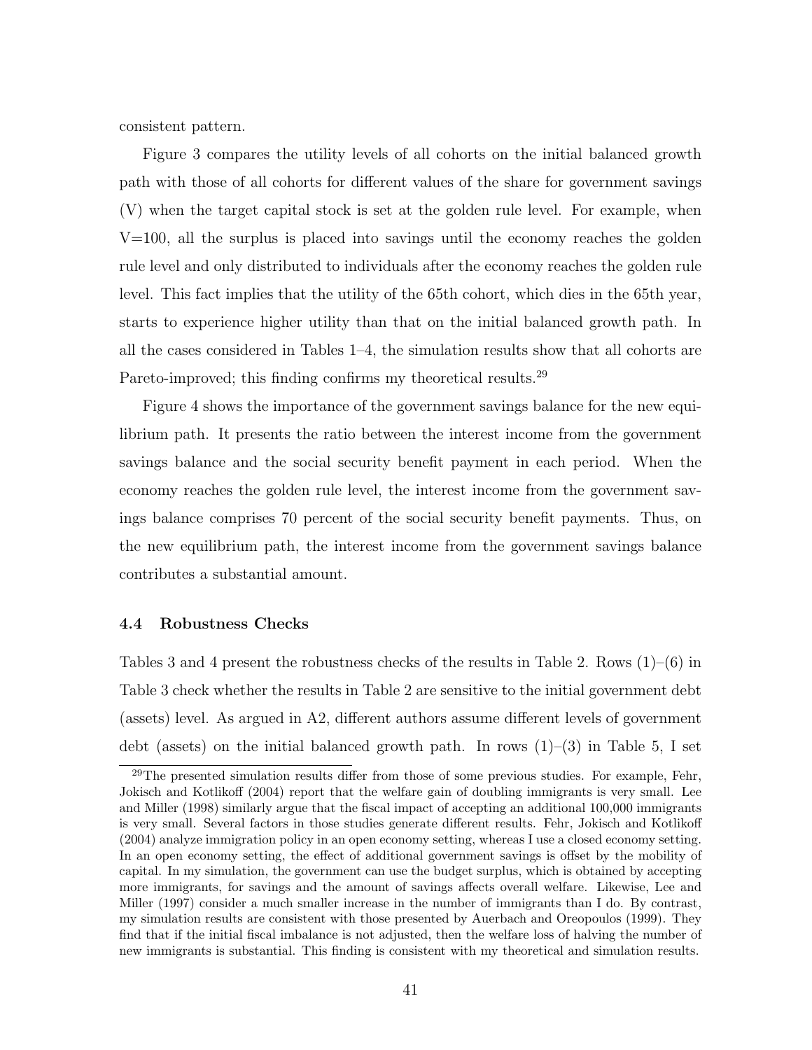consistent pattern.

Figure 3 compares the utility levels of all cohorts on the initial balanced growth path with those of all cohorts for different values of the share for government savings (V) when the target capital stock is set at the golden rule level. For example, when V=100, all the surplus is placed into savings until the economy reaches the golden rule level and only distributed to individuals after the economy reaches the golden rule level. This fact implies that the utility of the 65th cohort, which dies in the 65th year, starts to experience higher utility than that on the initial balanced growth path. In all the cases considered in Tables 1–4, the simulation results show that all cohorts are Pareto-improved; this finding confirms my theoretical results.[29]

Figure 4 shows the importance of the government savings balance for the new equilibrium path. It presents the ratio between the interest income from the government savings balance and the social security benefit payment in each period. When the economy reaches the golden rule level, the interest income from the government savings balance comprises 70 percent of the social security benefit payments. Thus, on the new equilibrium path, the interest income from the government savings balance contributes a substantial amount.

### 4.4 Robustness Checks

Tables 3 and 4 present the robustness checks of the results in Table 2. Rows (1)–(6) in Table 3 check whether the results in Table 2 are sensitive to the initial government debt (assets) level. As argued in A2, different authors assume different levels of government debt (assets) on the initial balanced growth path. In rows (1)–(3) in Table 5, I set

[29] The presented simulation results differ from those of some previous studies. For example, Fehr, Jokisch and Kotlikoff (2004) report that the welfare gain of doubling immigrants is very small. Lee and Miller (1998) similarly argue that the fiscal impact of accepting an additional 100,000 immigrants is very small. Several factors in those studies generate different results. Fehr, Jokisch and Kotlikoff (2004) analyze immigration policy in an open economy setting, whereas I use a closed economy setting. In an open economy setting, the effect of additional government savings is offset by the mobility of capital. In my simulation, the government can use the budget surplus, which is obtained by accepting more immigrants, for savings and the amount of savings affects overall welfare. Likewise, Lee and Miller (1997) consider a much smaller increase in the number of immigrants than I do. By contrast, my simulation results are consistent with those presented by Auerbach and Oreopoulos (1999). They find that if the initial fiscal imbalance is not adjusted, then the welfare loss of halving the number of new immigrants is substantial. This finding is consistent with my theoretical and simulation results.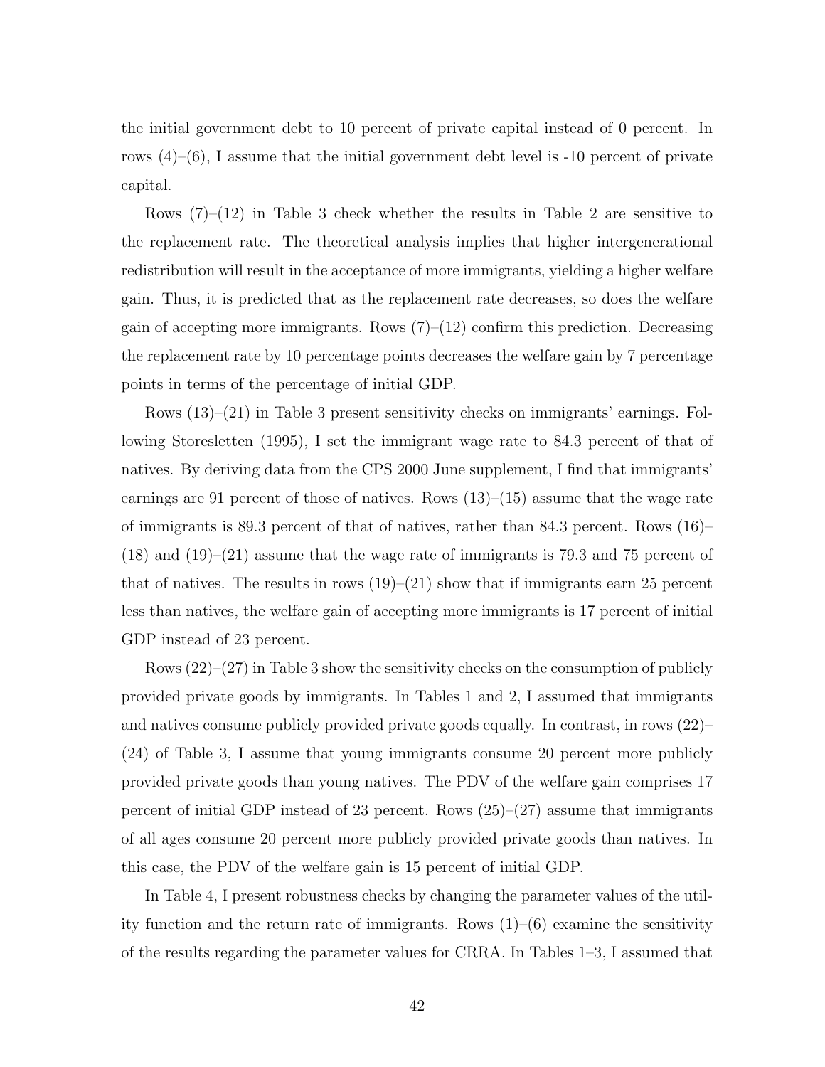the initial government debt to 10 percent of private capital instead of 0 percent. In rows (4)–(6), I assume that the initial government debt level is -10 percent of private capital.

Rows (7)–(12) in Table 3 check whether the results in Table 2 are sensitive to the replacement rate. The theoretical analysis implies that higher intergenerational redistribution will result in the acceptance of more immigrants, yielding a higher welfare gain. Thus, it is predicted that as the replacement rate decreases, so does the welfare gain of accepting more immigrants. Rows (7)–(12) confirm this prediction. Decreasing the replacement rate by 10 percentage points decreases the welfare gain by 7 percentage points in terms of the percentage of initial GDP.

Rows (13)–(21) in Table 3 present sensitivity checks on immigrants' earnings. Following Storesletten (1995), I set the immigrant wage rate to 84.3 percent of that of natives. By deriving data from the CPS 2000 June supplement, I find that immigrants' earnings are 91 percent of those of natives. Rows (13)–(15) assume that the wage rate of immigrants is 89.3 percent of that of natives, rather than 84.3 percent. Rows (16)–(18) and (19)–(21) assume that the wage rate of immigrants is 79.3 and 75 percent of that of natives. The results in rows (19)–(21) show that if immigrants earn 25 percent less than natives, the welfare gain of accepting more immigrants is 17 percent of initial GDP instead of 23 percent.

Rows (22)–(27) in Table 3 show the sensitivity checks on the consumption of publicly provided private goods by immigrants. In Tables 1 and 2, I assumed that immigrants and natives consume publicly provided private goods equally. In contrast, in rows (22)–(24) of Table 3, I assume that young immigrants consume 20 percent more publicly provided private goods than young natives. The PDV of the welfare gain comprises 17 percent of initial GDP instead of 23 percent. Rows (25)–(27) assume that immigrants of all ages consume 20 percent more publicly provided private goods than natives. In this case, the PDV of the welfare gain is 15 percent of initial GDP.

In Table 4, I present robustness checks by changing the parameter values of the utility function and the return rate of immigrants. Rows (1)–(6) examine the sensitivity of the results regarding the parameter values for CRRA. In Tables 1–3, I assumed that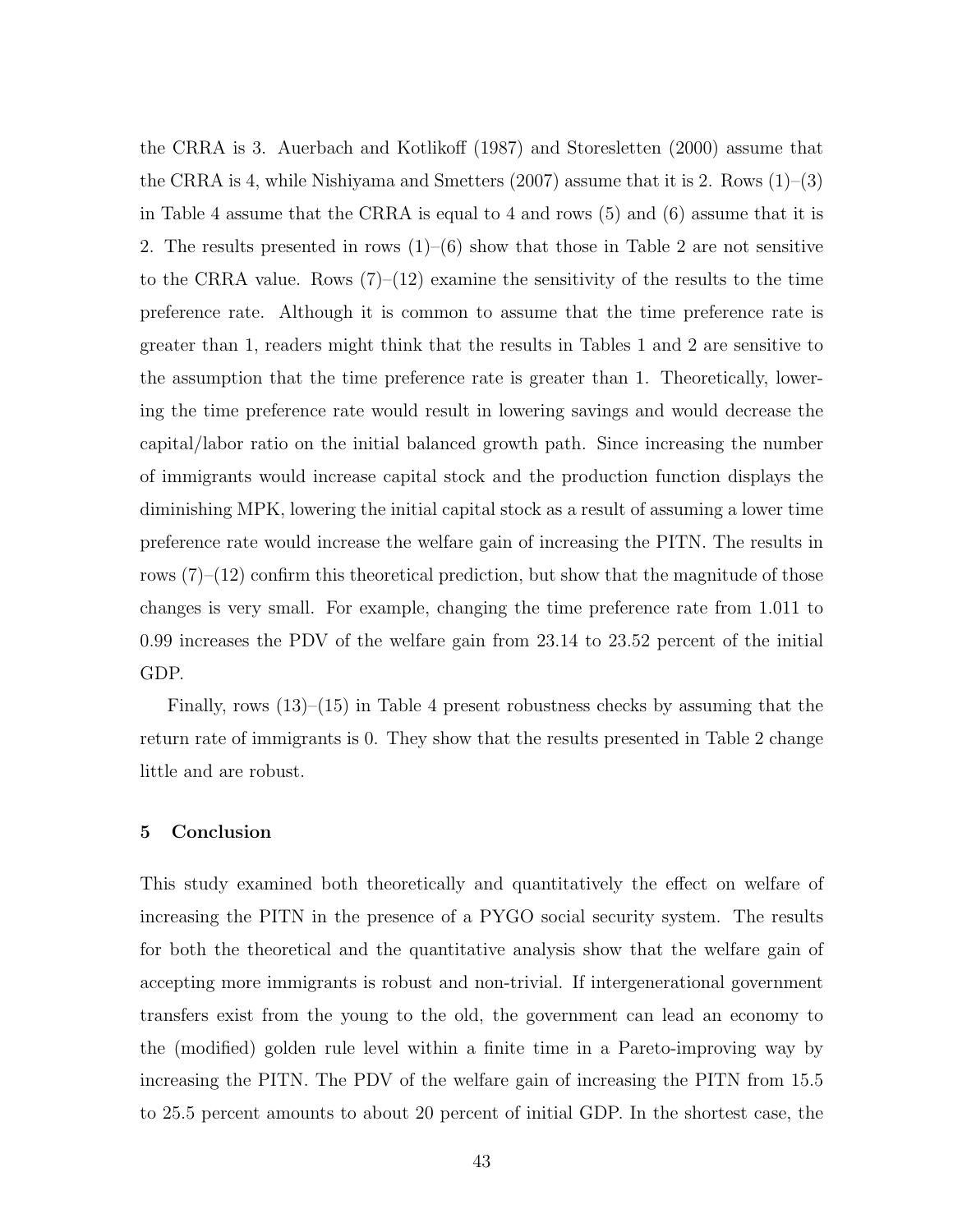the CRRA is 3. Auerbach and Kotlikoff (1987) and Storesletten (2000) assume that the CRRA is 4, while Nishiyama and Smetters (2007) assume that it is 2. Rows (1)–(3) in Table 4 assume that the CRRA is equal to 4 and rows (5) and (6) assume that it is 2. The results presented in rows (1)–(6) show that those in Table 2 are not sensitive to the CRRA value. Rows (7)–(12) examine the sensitivity of the results to the time preference rate. Although it is common to assume that the time preference rate is greater than 1, readers might think that the results in Tables 1 and 2 are sensitive to the assumption that the time preference rate is greater than 1. Theoretically, lowering the time preference rate would result in lowering savings and would decrease the capital/labor ratio on the initial balanced growth path. Since increasing the number of immigrants would increase capital stock and the production function displays the diminishing MPK, lowering the initial capital stock as a result of assuming a lower time preference rate would increase the welfare gain of increasing the PITN. The results in rows (7)–(12) confirm this theoretical prediction, but show that the magnitude of those changes is very small. For example, changing the time preference rate from 1.011 to 0.99 increases the PDV of the welfare gain from 23.14 to 23.52 percent of the initial GDP.

Finally, rows (13)–(15) in Table 4 present robustness checks by assuming that the return rate of immigrants is 0. They show that the results presented in Table 2 change little and are robust.

## 5 Conclusion

This study examined both theoretically and quantitatively the effect on welfare of increasing the PITN in the presence of a PYGO social security system. The results for both the theoretical and the quantitative analysis show that the welfare gain of accepting more immigrants is robust and non-trivial. If intergenerational government transfers exist from the young to the old, the government can lead an economy to the (modified) golden rule level within a finite time in a Pareto-improving way by increasing the PITN. The PDV of the welfare gain of increasing the PITN from 15.5 to 25.5 percent amounts to about 20 percent of initial GDP. In the shortest case, the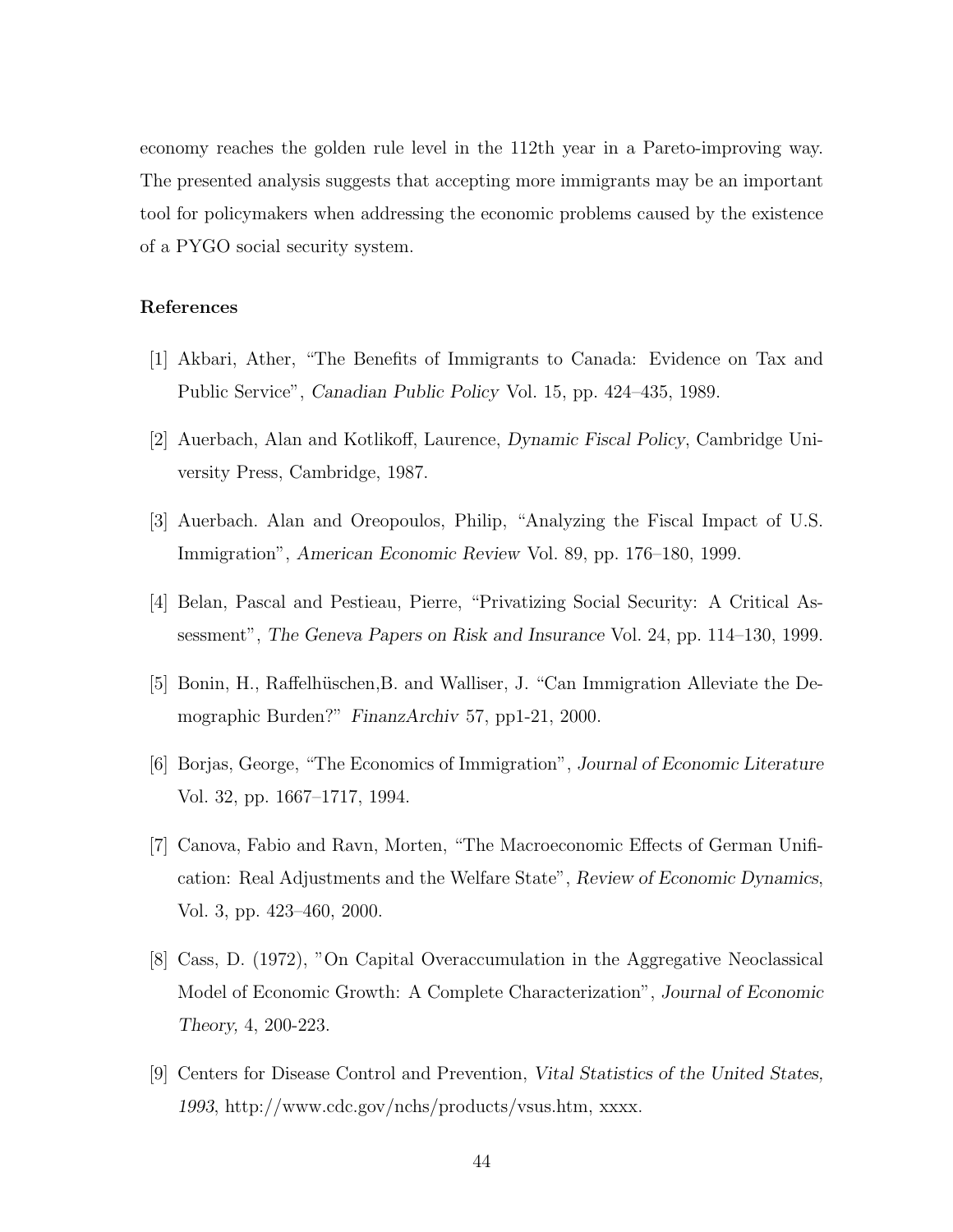economy reaches the golden rule level in the 112th year in a Pareto-improving way. The presented analysis suggests that accepting more immigrants may be an important tool for policymakers when addressing the economic problems caused by the existence of a PYGO social security system.

## References

[1] Akbari, Ather, "The Benefits of Immigrants to Canada: Evidence on Tax and Public Service", *Canadian Public Policy* Vol. 15, pp. 424–435, 1989.

[2] Auerbach, Alan and Kotlikoff, Laurence, *Dynamic Fiscal Policy*, Cambridge University Press, Cambridge, 1987.

[3] Auerbach. Alan and Oreopoulos, Philip, "Analyzing the Fiscal Impact of U.S. Immigration", *American Economic Review* Vol. 89, pp. 176–180, 1999.

[4] Belan, Pascal and Pestieau, Pierre, "Privatizing Social Security: A Critical Assessment", *The Geneva Papers on Risk and Insurance* Vol. 24, pp. 114–130, 1999.

[5] Bonin, H., Raffelhüschen,B. and Walliser, J. "Can Immigration Alleviate the Demographic Burden?" *FinanzArchiv* 57, pp1-21, 2000.

[6] Borjas, George, "The Economics of Immigration", *Journal of Economic Literature* Vol. 32, pp. 1667–1717, 1994.

[7] Canova, Fabio and Ravn, Morten, "The Macroeconomic Effects of German Unification: Real Adjustments and the Welfare State", *Review of Economic Dynamics*, Vol. 3, pp. 423–460, 2000.

[8] Cass, D. (1972), "On Capital Overaccumulation in the Aggregative Neoclassical Model of Economic Growth: A Complete Characterization", *Journal of Economic Theory*, 4, 200-223.

[9] Centers for Disease Control and Prevention, *Vital Statistics of the United States, 1993*, http://www.cdc.gov/nchs/products/vsus.htm, xxxx.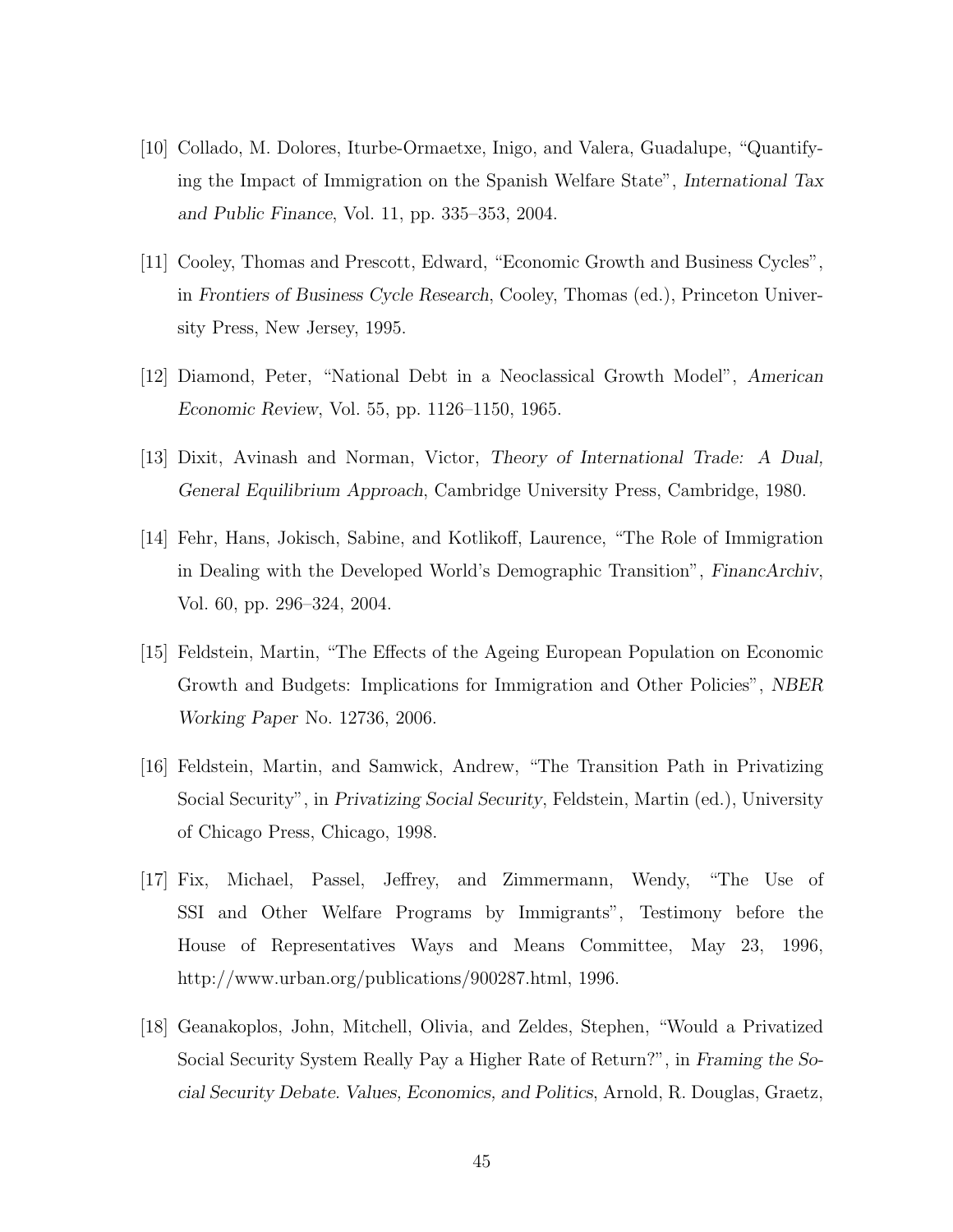[10] Collado, M. Dolores, Iturbe-Ormaetxe, Inigo, and Valera, Guadalupe, "Quantifying the Impact of Immigration on the Spanish Welfare State", *International Tax and Public Finance*, Vol. 11, pp. 335–353, 2004.

[11] Cooley, Thomas and Prescott, Edward, "Economic Growth and Business Cycles", in *Frontiers of Business Cycle Research*, Cooley, Thomas (ed.), Princeton University Press, New Jersey, 1995.

[12] Diamond, Peter, "National Debt in a Neoclassical Growth Model", *American Economic Review*, Vol. 55, pp. 1126–1150, 1965.

[13] Dixit, Avinash and Norman, Victor, *Theory of International Trade: A Dual, General Equilibrium Approach*, Cambridge University Press, Cambridge, 1980.

[14] Fehr, Hans, Jokisch, Sabine, and Kotlikoff, Laurence, "The Role of Immigration in Dealing with the Developed World's Demographic Transition", *FinancArchiv*, Vol. 60, pp. 296–324, 2004.

[15] Feldstein, Martin, "The Effects of the Ageing European Population on Economic Growth and Budgets: Implications for Immigration and Other Policies", *NBER Working Paper* No. 12736, 2006.

[16] Feldstein, Martin, and Samwick, Andrew, "The Transition Path in Privatizing Social Security", in *Privatizing Social Security*, Feldstein, Martin (ed.), University of Chicago Press, Chicago, 1998.

[17] Fix, Michael, Passel, Jeffrey, and Zimmermann, Wendy, "The Use of SSI and Other Welfare Programs by Immigrants", Testimony before the House of Representatives Ways and Means Committee, May 23, 1996, http://www.urban.org/publications/900287.html, 1996.

[18] Geanakoplos, John, Mitchell, Olivia, and Zeldes, Stephen, "Would a Privatized Social Security System Really Pay a Higher Rate of Return?", in *Framing the Social Security Debate. Values, Economics, and Politics*, Arnold, R. Douglas, Graetz,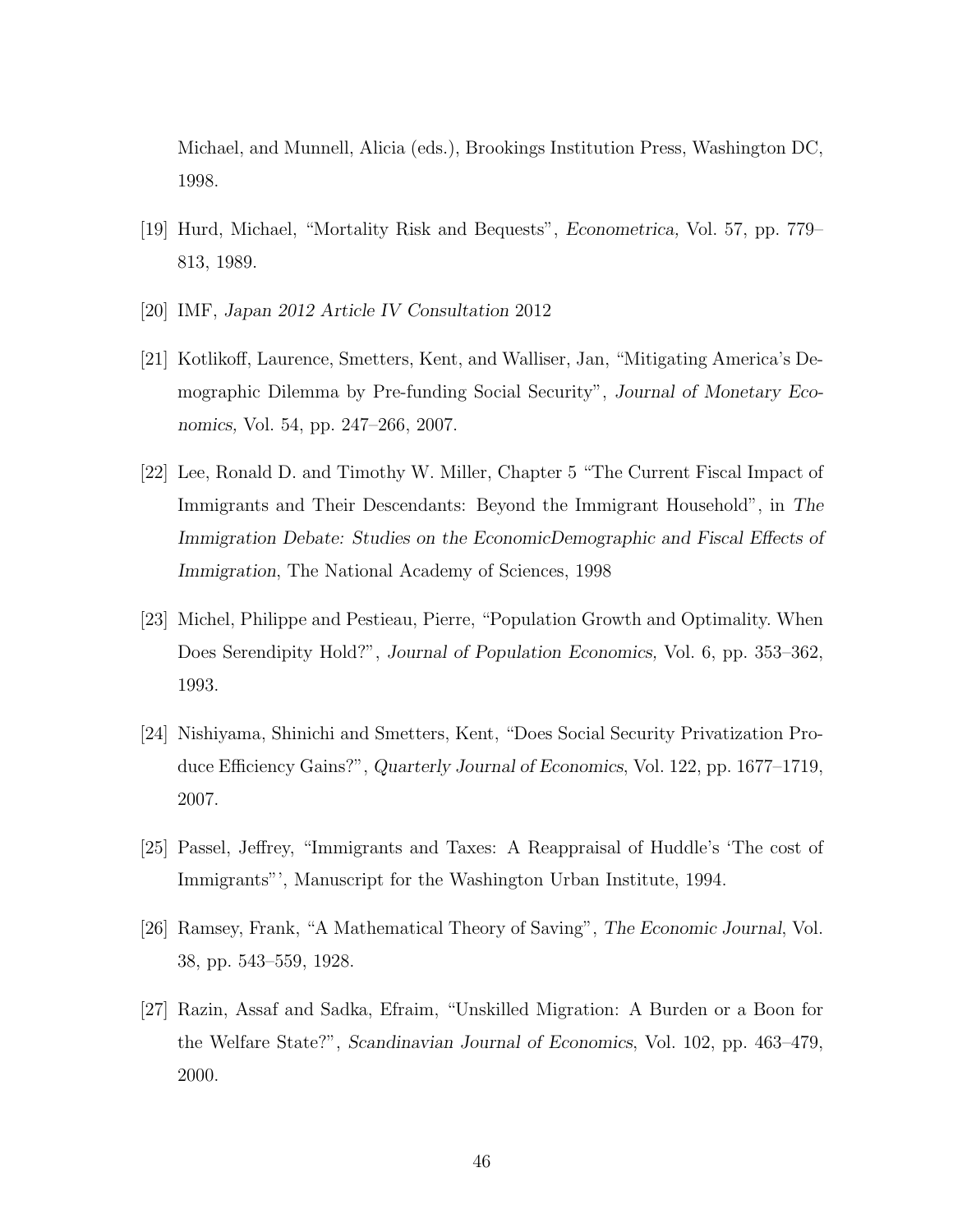Michael, and Munnell, Alicia (eds.), Brookings Institution Press, Washington DC, 1998.

[19] Hurd, Michael, "Mortality Risk and Bequests", *Econometrica,* Vol. 57, pp. 779–813, 1989.

[20] IMF, *Japan 2012 Article IV Consultation* 2012

[21] Kotlikoff, Laurence, Smetters, Kent, and Walliser, Jan, "Mitigating America's Demographic Dilemma by Pre-funding Social Security", *Journal of Monetary Economics,* Vol. 54, pp. 247–266, 2007.

[22] Lee, Ronald D. and Timothy W. Miller, Chapter 5 "The Current Fiscal Impact of Immigrants and Their Descendants: Beyond the Immigrant Household", in *The Immigration Debate: Studies on the EconomicDemographic and Fiscal Effects of Immigration*, The National Academy of Sciences, 1998

[23] Michel, Philippe and Pestieau, Pierre, "Population Growth and Optimality. When Does Serendipity Hold?", *Journal of Population Economics,* Vol. 6, pp. 353–362, 1993.

[24] Nishiyama, Shinichi and Smetters, Kent, "Does Social Security Privatization Produce Efficiency Gains?", *Quarterly Journal of Economics*, Vol. 122, pp. 1677–1719, 2007.

[25] Passel, Jeffrey, "Immigrants and Taxes: A Reappraisal of Huddle's 'The cost of Immigrants"', Manuscript for the Washington Urban Institute, 1994.

[26] Ramsey, Frank, "A Mathematical Theory of Saving", *The Economic Journal*, Vol. 38, pp. 543–559, 1928.

[27] Razin, Assaf and Sadka, Efraim, "Unskilled Migration: A Burden or a Boon for the Welfare State?", *Scandinavian Journal of Economics*, Vol. 102, pp. 463–479, 2000.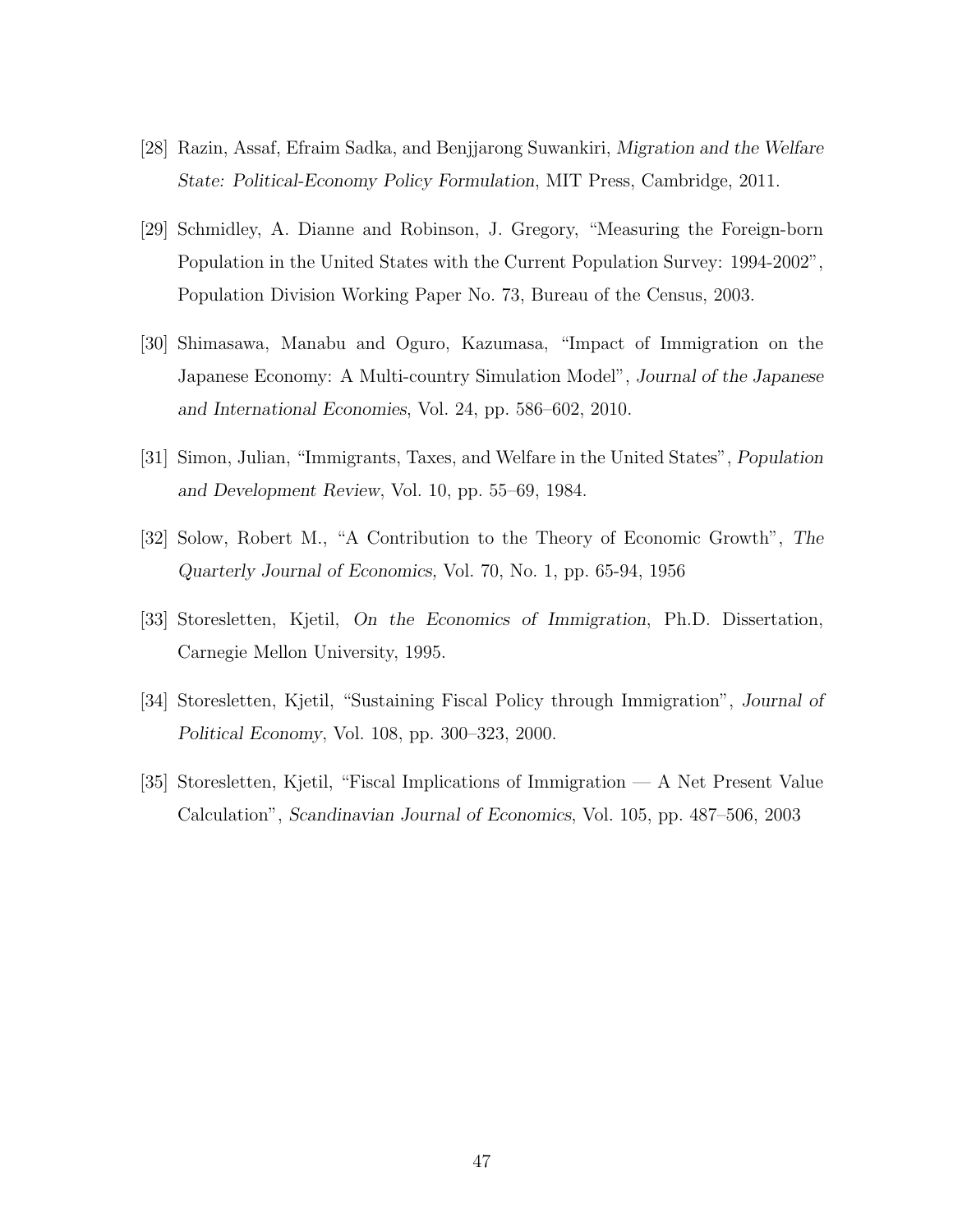[28] Razin, Assaf, Efraim Sadka, and Benjjarong Suwankiri, *Migration and the Welfare State: Political-Economy Policy Formulation*, MIT Press, Cambridge, 2011.

[29] Schmidley, A. Dianne and Robinson, J. Gregory, "Measuring the Foreign-born Population in the United States with the Current Population Survey: 1994-2002", Population Division Working Paper No. 73, Bureau of the Census, 2003.

[30] Shimasawa, Manabu and Oguro, Kazumasa, "Impact of Immigration on the Japanese Economy: A Multi-country Simulation Model", *Journal of the Japanese and International Economies*, Vol. 24, pp. 586–602, 2010.

[31] Simon, Julian, "Immigrants, Taxes, and Welfare in the United States", *Population and Development Review*, Vol. 10, pp. 55–69, 1984.

[32] Solow, Robert M., "A Contribution to the Theory of Economic Growth", *The Quarterly Journal of Economics,* Vol. 70, No. 1, pp. 65-94, 1956

[33] Storesletten, Kjetil, *On the Economics of Immigration*, Ph.D. Dissertation, Carnegie Mellon University, 1995.

[34] Storesletten, Kjetil, "Sustaining Fiscal Policy through Immigration", *Journal of Political Economy*, Vol. 108, pp. 300–323, 2000.

[35] Storesletten, Kjetil, "Fiscal Implications of Immigration — A Net Present Value Calculation", *Scandinavian Journal of Economics*, Vol. 105, pp. 487–506, 2003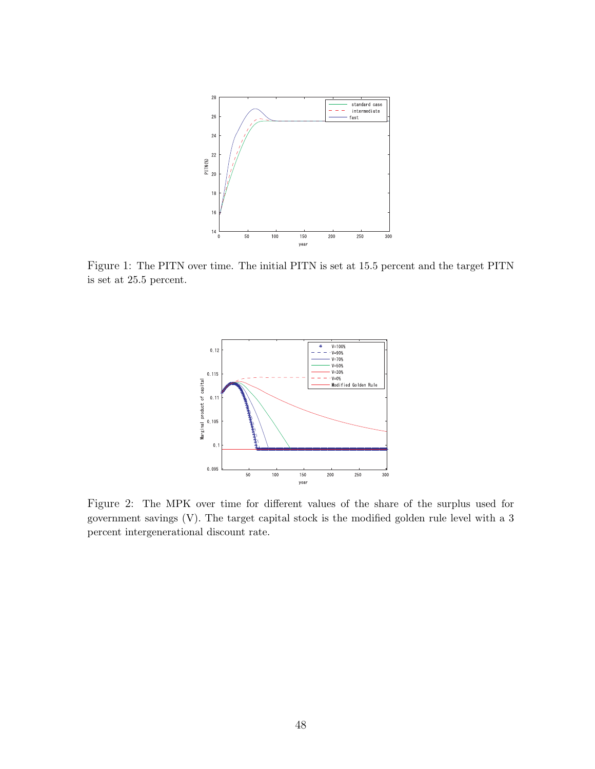Figure 1: The PITN over time. The initial PITN is set at 15.5 percent and the target PITN is set at 25.5 percent.

Figure 2: The MPK over time for different values of the share of the surplus used for government savings (V). The target capital stock is the modified golden rule level with a 3 percent intergenerational discount rate.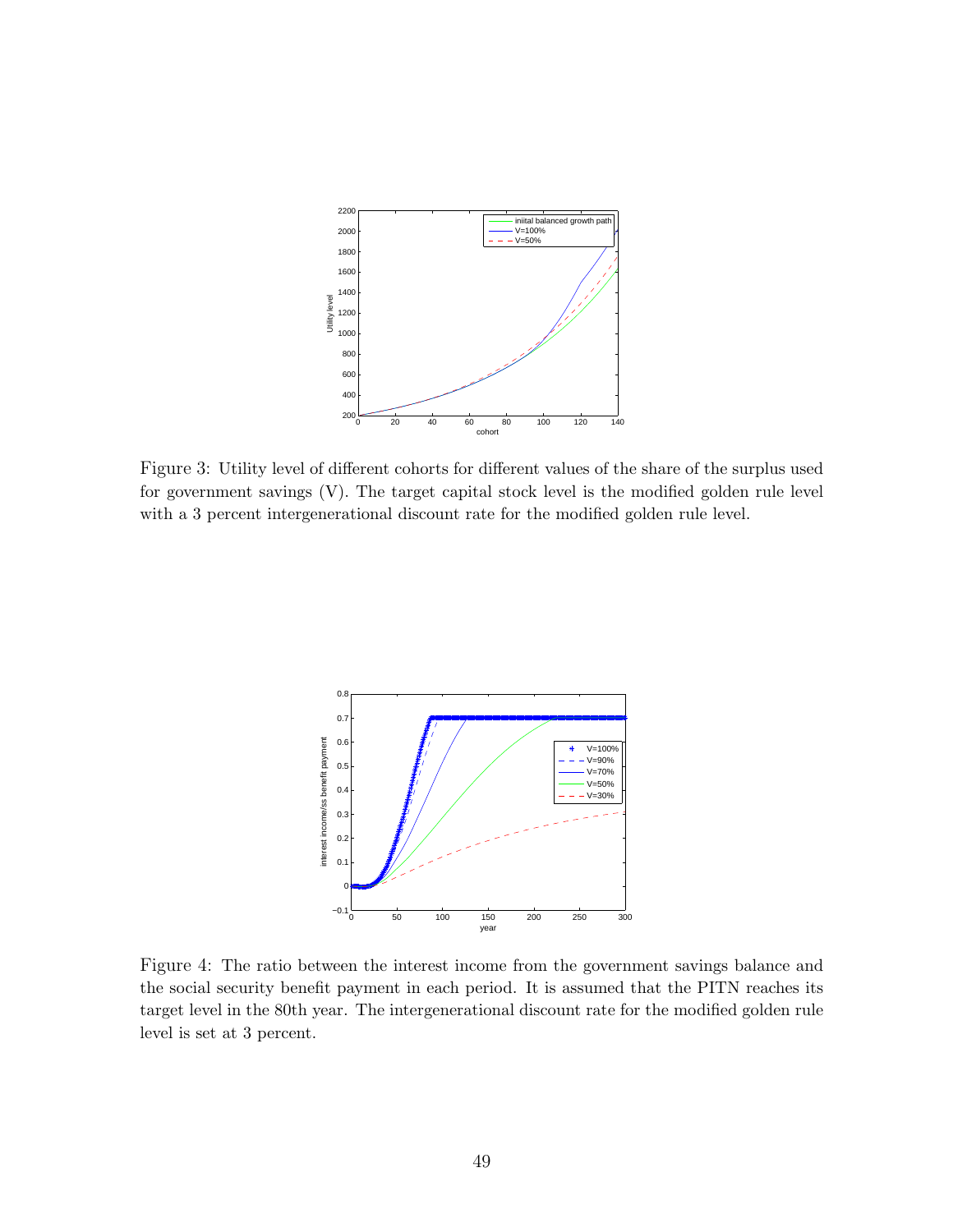Figure 3: Utility level of different cohorts for different values of the share of the surplus used for government savings (V). The target capital stock level is the modified golden rule level with a 3 percent intergenerational discount rate for the modified golden rule level.

Figure 4: The ratio between the interest income from the government savings balance and the social security benefit payment in each period. It is assumed that the PITN reaches its target level in the 80th year. The intergenerational discount rate for the modified golden rule level is set at 3 percent.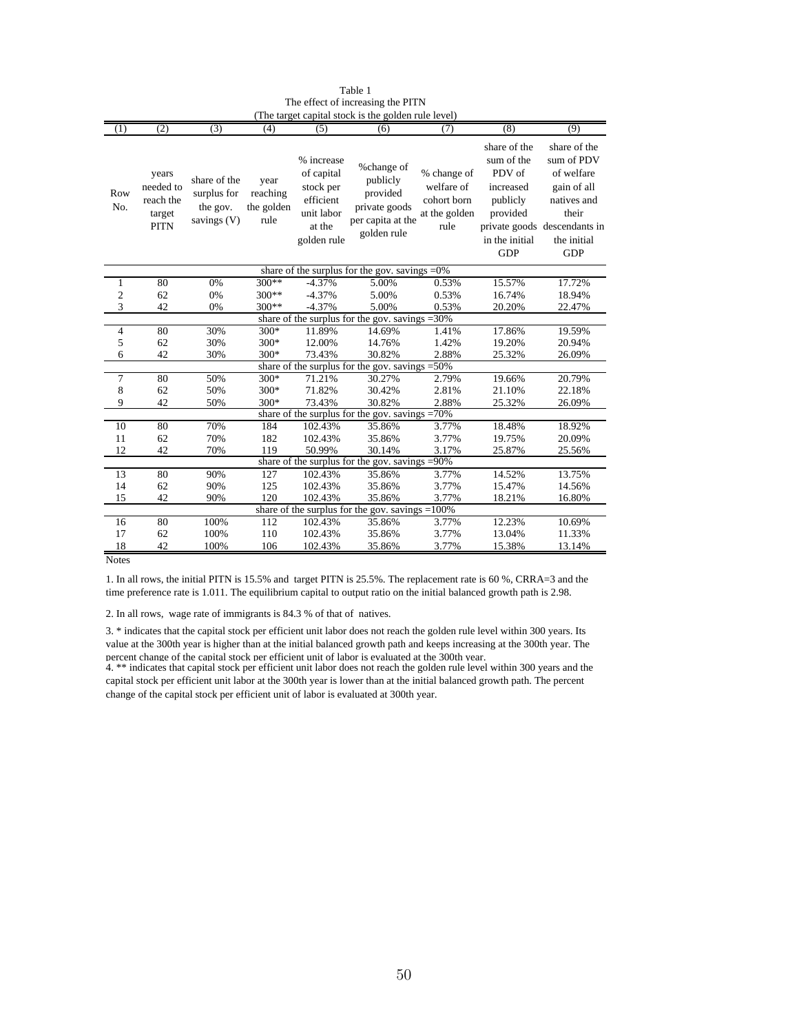Table 1
The effect of increasing the PITN
(The target capital stock is the golden rule level)

| (1) | (2) | (3) | (4) | (5) | (6) | (7) | (8) | (9) |
|---|---|---|---|---|---|---|---|---|
| Row No. | years needed to reach the target PITN | share of the surplus for the gov. savings (V) | year reaching the golden rule | % increase of capital stock per efficient unit labor at the golden rule | %change of publicly provided private goods per capita at the golden rule | % change of welfare of cohort born at the golden rule | share of the sum of the PDV of increased publicly provided private goods in the initial GDP | share of the sum of PDV of welfare gain of all natives and their descendants in the initial GDP |
| | | | | share of the surplus for the gov. savings =0% | | | | |
| 1 | 80 | 0% | 300** | -4.37% | 5.00% | 0.53% | 15.57% | 17.72% |
| 2 | 62 | 0% | 300** | -4.37% | 5.00% | 0.53% | 16.74% | 18.94% |
| 3 | 42 | 0% | 300** | -4.37% | 5.00% | 0.53% | 20.20% | 22.47% |
| | | | | share of the surplus for the gov. savings =30% | | | | |
| 4 | 80 | 30% | 300* | 11.89% | 14.69% | 1.41% | 17.86% | 19.59% |
| 5 | 62 | 30% | 300* | 12.00% | 14.76% | 1.42% | 19.20% | 20.94% |
| 6 | 42 | 30% | 300* | 73.43% | 30.82% | 2.88% | 25.32% | 26.09% |
| | | | | share of the surplus for the gov. savings =50% | | | | |
| 7 | 80 | 50% | 300* | 71.21% | 30.27% | 2.79% | 19.66% | 20.79% |
| 8 | 62 | 50% | 300* | 71.82% | 30.42% | 2.81% | 21.10% | 22.18% |
| 9 | 42 | 50% | 300* | 73.43% | 30.82% | 2.88% | 25.32% | 26.09% |
| | | | | share of the surplus for the gov. savings =70% | | | | |
| 10 | 80 | 70% | 184 | 102.43% | 35.86% | 3.77% | 18.48% | 18.92% |
| 11 | 62 | 70% | 182 | 102.43% | 35.86% | 3.77% | 19.75% | 20.09% |
| 12 | 42 | 70% | 119 | 50.99% | 30.14% | 3.17% | 25.87% | 25.56% |
| | | | | share of the surplus for the gov. savings =90% | | | | |
| 13 | 80 | 90% | 127 | 102.43% | 35.86% | 3.77% | 14.52% | 13.75% |
| 14 | 62 | 90% | 125 | 102.43% | 35.86% | 3.77% | 15.47% | 14.56% |
| 15 | 42 | 90% | 120 | 102.43% | 35.86% | 3.77% | 18.21% | 16.80% |
| | | | | share of the surplus for the gov. savings =100% | | | | |
| 16 | 80 | 100% | 112 | 102.43% | 35.86% | 3.77% | 12.23% | 10.69% |
| 17 | 62 | 100% | 110 | 102.43% | 35.86% | 3.77% | 13.04% | 11.33% |
| 18 | 42 | 100% | 106 | 102.43% | 35.86% | 3.77% | 15.38% | 13.14% |

Notes

1. In all rows, the initial PITN is 15.5% and target PITN is 25.5%. The replacement rate is 60 %, CRRA=3 and the time preference rate is 1.011. The equilibrium capital to output ratio on the initial balanced growth path is 2.98.

2. In all rows, wage rate of immigrants is 84.3 % of that of natives.

3. * indicates that the capital stock per efficient unit labor does not reach the golden rule level within 300 years. Its value at the 300th year is higher than at the initial balanced growth path and keeps increasing at the 300th year. The percent change of the capital stock per efficient unit of labor is evaluated at the 300th year.

4. ** indicates that capital stock per efficient unit labor does not reach the golden rule level within 300 years and the capital stock per efficient unit labor at the 300th year is lower than at the initial balanced growth path. The percent change of the capital stock per efficient unit of labor is evaluated at 300th year.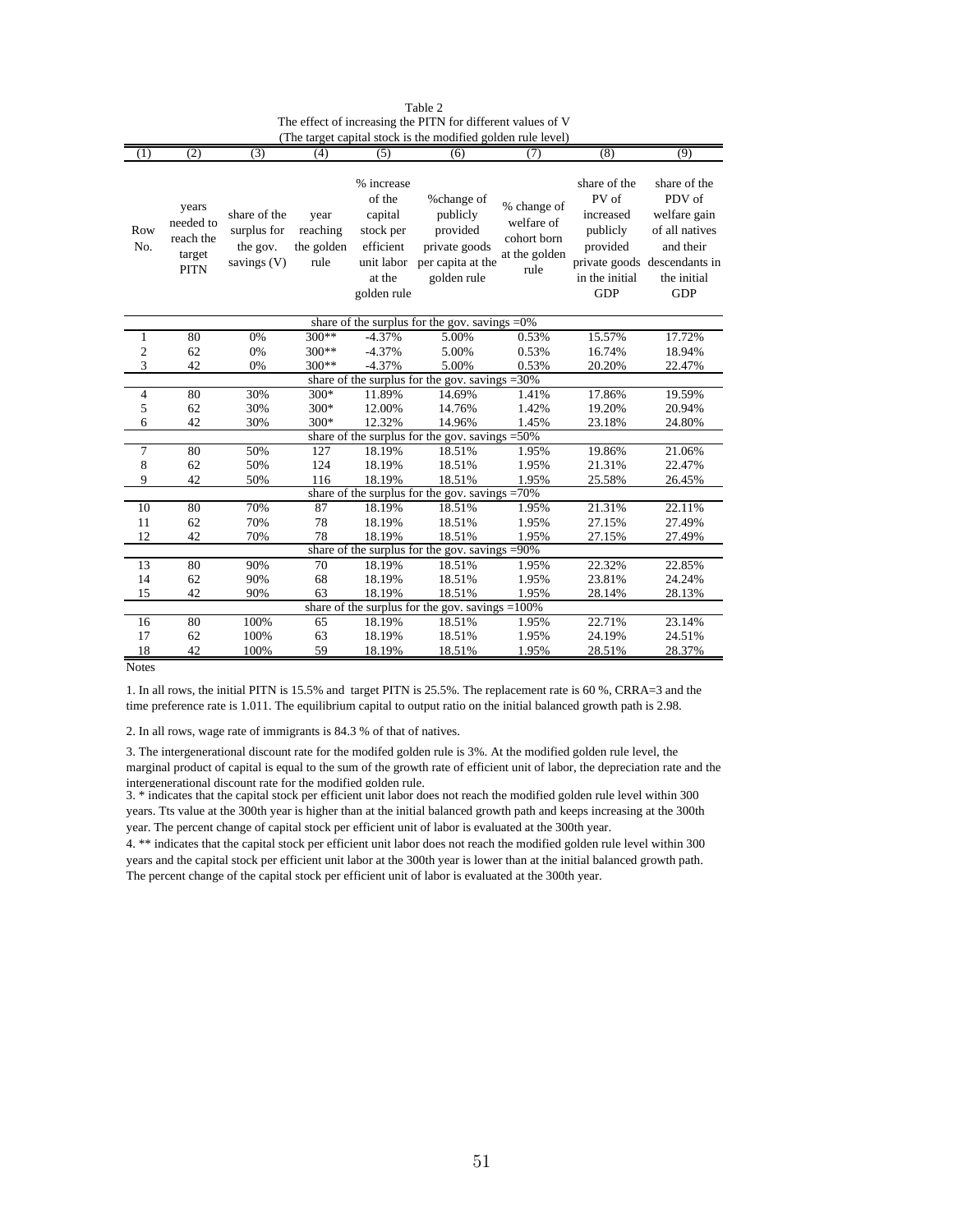Table 2
The effect of increasing the PITN for different values of V
(The target capital stock is the modified golden rule level)

| (1) | (2) | (3) | (4) | (5) | (6) | (7) | (8) | (9) |
|---|---|---|---|---|---|---|---|---|
| Row No. | years needed to reach the target PITN | share of the surplus for the gov. savings (V) | year reaching the golden rule | % increase of the capital stock per efficient unit labor at the golden rule | %change of publicly provided private goods per capita at the golden rule | % change of welfare of cohort born at the golden rule | share of the PV of increased publicly provided private goods in the initial GDP | share of the PDV of welfare gain of all natives and their descendants in the initial GDP |
| | | | | share of the surplus for the gov. savings =0% | | | | |
| 1 | 80 | 0% | 300** | -4.37% | 5.00% | 0.53% | 15.57% | 17.72% |
| 2 | 62 | 0% | 300** | -4.37% | 5.00% | 0.53% | 16.74% | 18.94% |
| 3 | 42 | 0% | 300** | -4.37% | 5.00% | 0.53% | 20.20% | 22.47% |
| | | | | share of the surplus for the gov. savings =30% | | | | |
| 4 | 80 | 30% | 300* | 11.89% | 14.69% | 1.41% | 17.86% | 19.59% |
| 5 | 62 | 30% | 300* | 12.00% | 14.76% | 1.42% | 19.20% | 20.94% |
| 6 | 42 | 30% | 300* | 12.32% | 14.96% | 1.45% | 23.18% | 24.80% |
| | | | | share of the surplus for the gov. savings =50% | | | | |
| 7 | 80 | 50% | 127 | 18.19% | 18.51% | 1.95% | 19.86% | 21.06% |
| 8 | 62 | 50% | 124 | 18.19% | 18.51% | 1.95% | 21.31% | 22.47% |
| 9 | 42 | 50% | 116 | 18.19% | 18.51% | 1.95% | 25.58% | 26.45% |
| | | | | share of the surplus for the gov. savings =70% | | | | |
| 10 | 80 | 70% | 87 | 18.19% | 18.51% | 1.95% | 21.31% | 22.11% |
| 11 | 62 | 70% | 78 | 18.19% | 18.51% | 1.95% | 27.15% | 27.49% |
| 12 | 42 | 70% | 78 | 18.19% | 18.51% | 1.95% | 27.15% | 27.49% |
| | | | | share of the surplus for the gov. savings =90% | | | | |
| 13 | 80 | 90% | 70 | 18.19% | 18.51% | 1.95% | 22.32% | 22.85% |
| 14 | 62 | 90% | 68 | 18.19% | 18.51% | 1.95% | 23.81% | 24.24% |
| 15 | 42 | 90% | 63 | 18.19% | 18.51% | 1.95% | 28.14% | 28.13% |
| | | | | share of the surplus for the gov. savings =100% | | | | |
| 16 | 80 | 100% | 65 | 18.19% | 18.51% | 1.95% | 22.71% | 23.14% |
| 17 | 62 | 100% | 63 | 18.19% | 18.51% | 1.95% | 24.19% | 24.51% |
| 18 | 42 | 100% | 59 | 18.19% | 18.51% | 1.95% | 28.51% | 28.37% |

Notes

1. In all rows, the initial PITN is 15.5% and target PITN is 25.5%. The replacement rate is 60 %, CRRA=3 and the time preference rate is 1.011. The equilibrium capital to output ratio on the initial balanced growth path is 2.98.

2. In all rows, wage rate of immigrants is 84.3 % of that of natives.

3. The intergenerational discount rate for the modifed golden rule is 3%. At the modified golden rule level, the marginal product of capital is equal to the sum of the growth rate of efficient unit of labor, the depreciation rate and the intergenerational discount rate for the modified golden rule.

3. * indicates that the capital stock per efficient unit labor does not reach the modified golden rule level within 300 years. Tts value at the 300th year is higher than at the initial balanced growth path and keeps increasing at the 300th year. The percent change of capital stock per efficient unit of labor is evaluated at the 300th year.

4. ** indicates that the capital stock per efficient unit labor does not reach the modified golden rule level within 300 years and the capital stock per efficient unit labor at the 300th year is lower than at the initial balanced growth path. The percent change of the capital stock per efficient unit of labor is evaluated at the 300th year.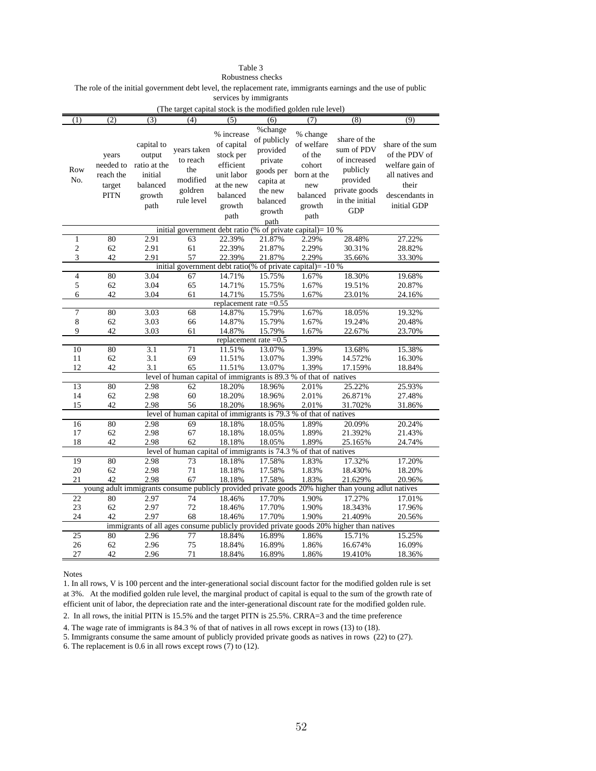Table 3

Robustness checks

The role of the initial government debt level, the replacement rate, immigrants earnings and the use of public services by immigrants

(The target capital stock is the modified golden rule level)

| (1) | (2) | (3) | (4) | (5) | (6) | (7) | (8) | (9) |
|---|---|---|---|---|---|---|---|---|
| Row No. | years needed to reach the target PITN | capital to output ratio at the initial balanced growth path | years taken to reach the modified goldren rule level | % increase of capital stock per efficient unit labor at the new balanced growth path | %change of publicly provided private goods per capita at the new balanced growth path | % change of welfare of the cohort born at the new balanced growth path | share of the sum of PDV of increased publicly provided private goods in the initial GDP | share of the sum of the PDV of welfare gain of all natives and their descendants in initial GDP |
| initial government debt ratio (% of private capital)= 10 % | | | | | | | | |
| 1 | 80 | 2.91 | 63 | 22.39% | 21.87% | 2.29% | 28.48% | 27.22% |
| 2 | 62 | 2.91 | 61 | 22.39% | 21.87% | 2.29% | 30.31% | 28.82% |
| 3 | 42 | 2.91 | 57 | 22.39% | 21.87% | 2.29% | 35.66% | 33.30% |
| initial government debt ratio(% of private capital)= -10 % | | | | | | | | |
| 4 | 80 | 3.04 | 67 | 14.71% | 15.75% | 1.67% | 18.30% | 19.68% |
| 5 | 62 | 3.04 | 65 | 14.71% | 15.75% | 1.67% | 19.51% | 20.87% |
| 6 | 42 | 3.04 | 61 | 14.71% | 15.75% | 1.67% | 23.01% | 24.16% |
| replacement rate =0.55 | | | | | | | | |
| 7 | 80 | 3.03 | 68 | 14.87% | 15.79% | 1.67% | 18.05% | 19.32% |
| 8 | 62 | 3.03 | 66 | 14.87% | 15.79% | 1.67% | 19.24% | 20.48% |
| 9 | 42 | 3.03 | 61 | 14.87% | 15.79% | 1.67% | 22.67% | 23.70% |
| replacement rate =0.5 | | | | | | | | |
| 10 | 80 | 3.1 | 71 | 11.51% | 13.07% | 1.39% | 13.68% | 15.38% |
| 11 | 62 | 3.1 | 69 | 11.51% | 13.07% | 1.39% | 14.572% | 16.30% |
| 12 | 42 | 3.1 | 65 | 11.51% | 13.07% | 1.39% | 17.159% | 18.84% |
| level of human capital of immigrants is 89.3 % of that of natives | | | | | | | | |
| 13 | 80 | 2.98 | 62 | 18.20% | 18.96% | 2.01% | 25.22% | 25.93% |
| 14 | 62 | 2.98 | 60 | 18.20% | 18.96% | 2.01% | 26.871% | 27.48% |
| 15 | 42 | 2.98 | 56 | 18.20% | 18.96% | 2.01% | 31.702% | 31.86% |
| level of human capital of immigrants is 79.3 % of that of natives | | | | | | | | |
| 16 | 80 | 2.98 | 69 | 18.18% | 18.05% | 1.89% | 20.09% | 20.24% |
| 17 | 62 | 2.98 | 67 | 18.18% | 18.05% | 1.89% | 21.392% | 21.43% |
| 18 | 42 | 2.98 | 62 | 18.18% | 18.05% | 1.89% | 25.165% | 24.74% |
| level of human capital of immigrants is 74.3 % of that of natives | | | | | | | | |
| 19 | 80 | 2.98 | 73 | 18.18% | 17.58% | 1.83% | 17.32% | 17.20% |
| 20 | 62 | 2.98 | 71 | 18.18% | 17.58% | 1.83% | 18.430% | 18.20% |
| 21 | 42 | 2.98 | 67 | 18.18% | 17.58% | 1.83% | 21.629% | 20.96% |
| young adult immigrants consume publicly provided private goods 20% higher than young adlut natives | | | | | | | | |
| 22 | 80 | 2.97 | 74 | 18.46% | 17.70% | 1.90% | 17.27% | 17.01% |
| 23 | 62 | 2.97 | 72 | 18.46% | 17.70% | 1.90% | 18.343% | 17.96% |
| 24 | 42 | 2.97 | 68 | 18.46% | 17.70% | 1.90% | 21.409% | 20.56% |
| immigrants of all ages consume publicly provided private goods 20% higher than natives | | | | | | | | |
| 25 | 80 | 2.96 | 77 | 18.84% | 16.89% | 1.86% | 15.71% | 15.25% |
| 26 | 62 | 2.96 | 75 | 18.84% | 16.89% | 1.86% | 16.674% | 16.09% |
| 27 | 42 | 2.96 | 71 | 18.84% | 16.89% | 1.86% | 19.410% | 18.36% |

Notes

1. In all rows, V is 100 percent and the inter-generational social discount factor for the modified golden rule is set at 3%. At the modified golden rule level, the marginal product of capital is equal to the sum of the growth rate of efficient unit of labor, the depreciation rate and the inter-generational discount rate for the modified golden rule.

2. In all rows, the initial PITN is 15.5% and the target PITN is 25.5%. CRRA=3 and the time preference

4. The wage rate of immigrants is 84.3 % of that of natives in all rows except in rows (13) to (18).

5. Immigrants consume the same amount of publicly provided private goods as natives in rows (22) to (27).

6. The replacement is 0.6 in all rows except rows (7) to (12).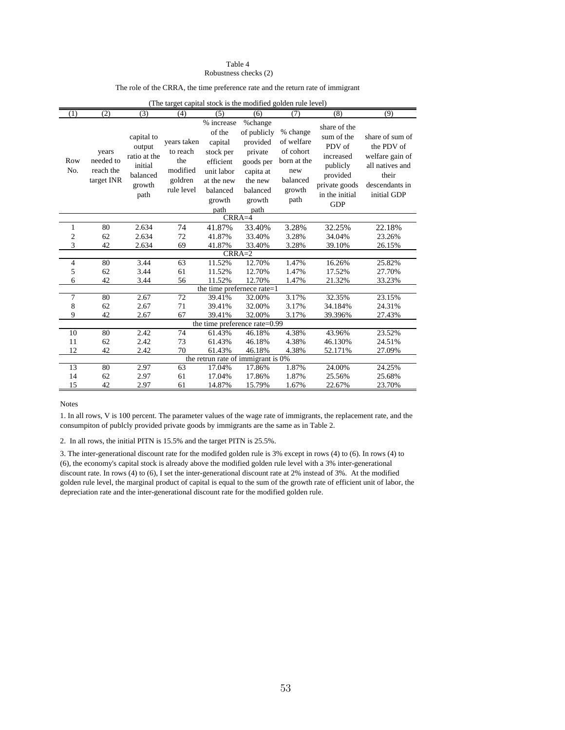Table 4
Robustness checks (2)

The role of the CRRA, the time preference rate and the return rate of immigrant

(The target capital stock is the modified golden rule level)

| (1) | (2) | (3) | (4) | (5) | (6) | (7) | (8) | (9) |
|---|---|---|---|---|---|---|---|---|
| Row No. | years needed to reach the target INR | capital to output ratio at the initial balanced growth path | years taken to reach the modified goldren rule level | % increase of the capital stock per efficient unit labor at the new balanced growth path | %change of publicly provided private goods per capita at the new balanced growth path | % change of welfare of cohort born at the new balanced growth path | share of the sum of the PDV of increased publicly provided private goods in the initial GDP | share of sum of the PDV of welfare gain of all natives and their descendants in initial GDP |
| | | | | CRRA=4 | | | | |
| 1 | 80 | 2.634 | 74 | 41.87% | 33.40% | 3.28% | 32.25% | 22.18% |
| 2 | 62 | 2.634 | 72 | 41.87% | 33.40% | 3.28% | 34.04% | 23.26% |
| 3 | 42 | 2.634 | 69 | 41.87% | 33.40% | 3.28% | 39.10% | 26.15% |
| | | | | CRRA=2 | | | | |
| 4 | 80 | 3.44 | 63 | 11.52% | 12.70% | 1.47% | 16.26% | 25.82% |
| 5 | 62 | 3.44 | 61 | 11.52% | 12.70% | 1.47% | 17.52% | 27.70% |
| 6 | 42 | 3.44 | 56 | 11.52% | 12.70% | 1.47% | 21.32% | 33.23% |
| | | | | the time prefernece rate=1 | | | | |
| 7 | 80 | 2.67 | 72 | 39.41% | 32.00% | 3.17% | 32.35% | 23.15% |
| 8 | 62 | 2.67 | 71 | 39.41% | 32.00% | 3.17% | 34.184% | 24.31% |
| 9 | 42 | 2.67 | 67 | 39.41% | 32.00% | 3.17% | 39.396% | 27.43% |
| | | | | the time preference rate=0.99 | | | | |
| 10 | 80 | 2.42 | 74 | 61.43% | 46.18% | 4.38% | 43.96% | 23.52% |
| 11 | 62 | 2.42 | 73 | 61.43% | 46.18% | 4.38% | 46.130% | 24.51% |
| 12 | 42 | 2.42 | 70 | 61.43% | 46.18% | 4.38% | 52.171% | 27.09% |
| | | | | the retrun rate of immigrant is 0% | | | | |
| 13 | 80 | 2.97 | 63 | 17.04% | 17.86% | 1.87% | 24.00% | 24.25% |
| 14 | 62 | 2.97 | 61 | 17.04% | 17.86% | 1.87% | 25.56% | 25.68% |
| 15 | 42 | 2.97 | 61 | 14.87% | 15.79% | 1.67% | 22.67% | 23.70% |

Notes

1. In all rows, V is 100 percent. The parameter values of the wage rate of immigrants, the replacement rate, and the consumpiton of publcly provided private goods by immigrants are the same as in Table 2.

2. In all rows, the initial PITN is 15.5% and the target PITN is 25.5%.

3. The inter-generational discount rate for the modifed golden rule is 3% except in rows (4) to (6). In rows (4) to (6), the economy's capital stock is already above the modified golden rule level with a 3% inter-generational discount rate. In rows (4) to (6), I set the inter-generational discount rate at 2% instead of 3%. At the modified golden rule level, the marginal product of capital is equal to the sum of the growth rate of efficient unit of labor, the depreciation rate and the inter-generational discount rate for the modified golden rule.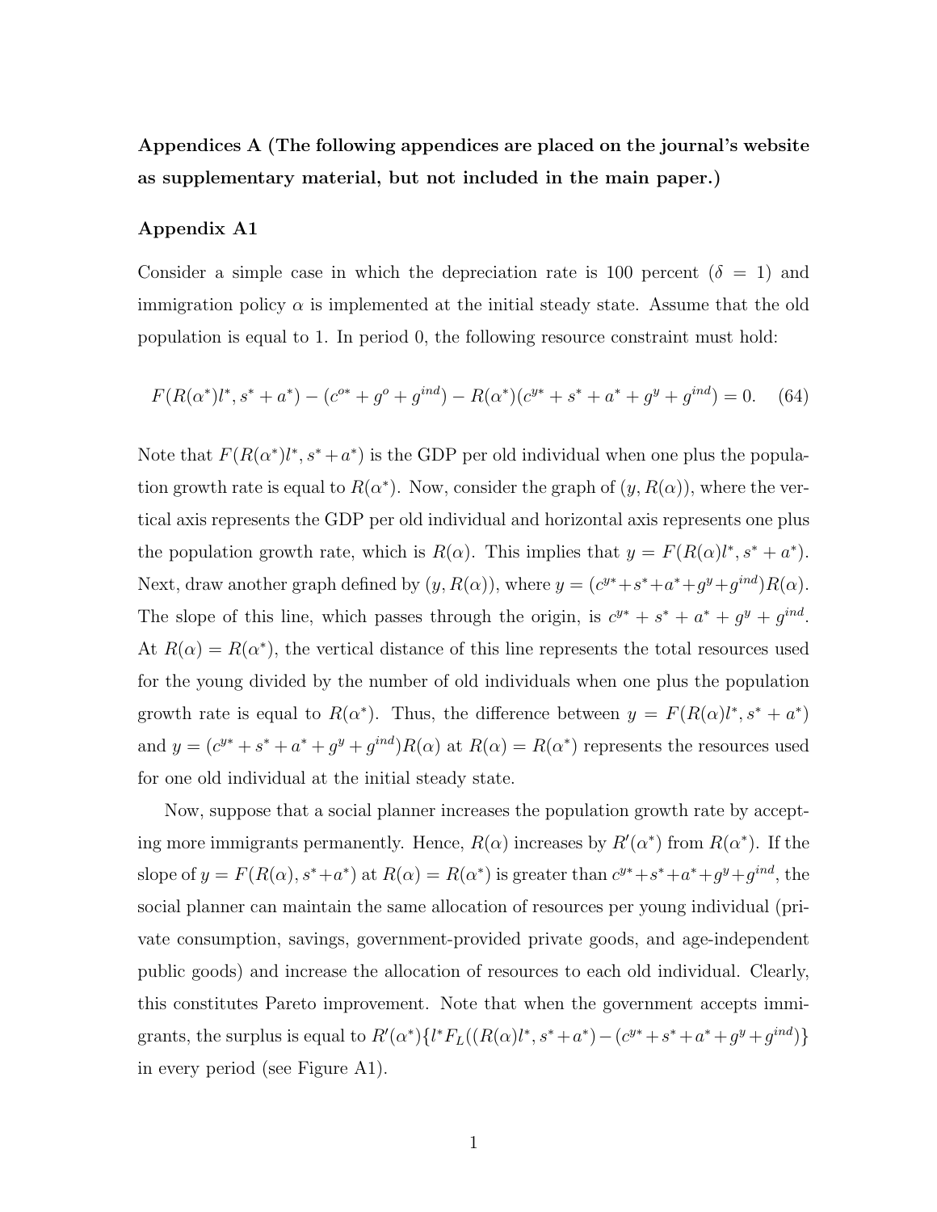**Appendices A (The following appendices are placed on the journal's website as supplementary material, but not included in the main paper.)**

**Appendix A1**

Consider a simple case in which the depreciation rate is 100 percent ($\delta = 1$) and immigration policy $\alpha$ is implemented at the initial steady state. Assume that the old population is equal to 1. In period 0, the following resource constraint must hold:

$$F(R(\alpha^*)l^*, s^* + a^*) - (c^{o*} + g^o + g^{ind}) - R(\alpha^*)(c^{y*} + s^* + a^* + g^y + g^{ind}) = 0. \quad (64)$$

Note that $F(R(\alpha^*)l^*, s^* + a^*)$ is the GDP per old individual when one plus the population growth rate is equal to $R(\alpha^*)$. Now, consider the graph of $(y, R(\alpha))$, where the vertical axis represents the GDP per old individual and horizontal axis represents one plus the population growth rate, which is $R(\alpha)$. This implies that $y = F(R(\alpha)l^*, s^* + a^*)$. Next, draw another graph defined by $(y, R(\alpha))$, where $y = (c^{y*}+s^*+a^*+g^y+g^{ind})R(\alpha)$. The slope of this line, which passes through the origin, is $c^{y*} + s^* + a^* + g^y + g^{ind}$. At $R(\alpha) = R(\alpha^*)$, the vertical distance of this line represents the total resources used for the young divided by the number of old individuals when one plus the population growth rate is equal to $R(\alpha^*)$. Thus, the difference between $y = F(R(\alpha)l^*, s^* + a^*)$ and $y = (c^{y*} + s^* + a^* + g^y + g^{ind})R(\alpha)$ at $R(\alpha) = R(\alpha^*)$ represents the resources used for one old individual at the initial steady state.

Now, suppose that a social planner increases the population growth rate by accepting more immigrants permanently. Hence, $R(\alpha)$ increases by $R'(\alpha^*)$ from $R(\alpha^*)$. If the slope of $y = F(R(\alpha), s^*+a^*)$ at $R(\alpha) = R(\alpha^*)$ is greater than $c^{y*}+s^*+a^*+g^y+g^{ind}$, the social planner can maintain the same allocation of resources per young individual (private consumption, savings, government-provided private goods, and age-independent public goods) and increase the allocation of resources to each old individual. Clearly, this constitutes Pareto improvement. Note that when the government accepts immigrants, the surplus is equal to $R'(\alpha^*)\{l^*F_L((R(\alpha)l^*, s^*+a^*)-(c^{y*}+s^*+a^*+g^y+g^{ind})\}$ in every period (see Figure A1).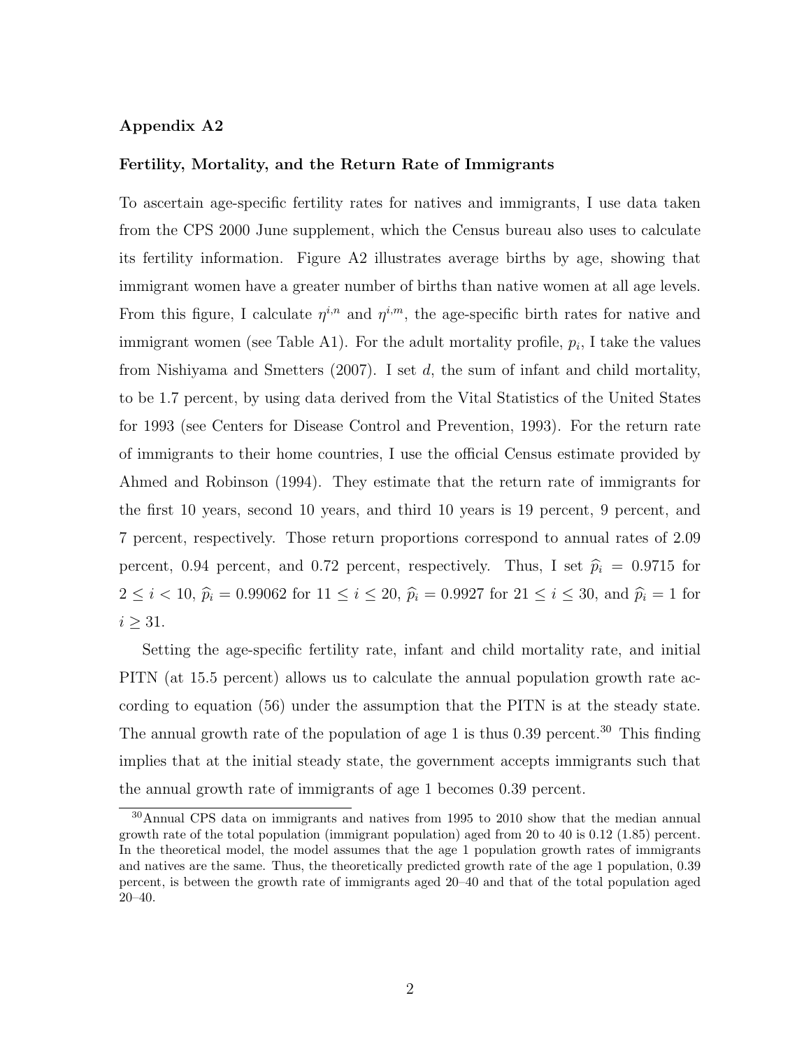### Appendix A2

#### Fertility, Mortality, and the Return Rate of Immigrants

To ascertain age-specific fertility rates for natives and immigrants, I use data taken from the CPS 2000 June supplement, which the Census bureau also uses to calculate its fertility information. Figure A2 illustrates average births by age, showing that immigrant women have a greater number of births than native women at all age levels. From this figure, I calculate $\eta^{i,n}$ and $\eta^{i,m}$, the age-specific birth rates for native and immigrant women (see Table A1). For the adult mortality profile, $p_i$, I take the values from Nishiyama and Smetters (2007). I set $d$, the sum of infant and child mortality, to be 1.7 percent, by using data derived from the Vital Statistics of the United States for 1993 (see Centers for Disease Control and Prevention, 1993). For the return rate of immigrants to their home countries, I use the official Census estimate provided by Ahmed and Robinson (1994). They estimate that the return rate of immigrants for the first 10 years, second 10 years, and third 10 years is 19 percent, 9 percent, and 7 percent, respectively. Those return proportions correspond to annual rates of 2.09 percent, 0.94 percent, and 0.72 percent, respectively. Thus, I set $\widehat{p}_i = 0.9715$ for $2 \leq i < 10$, $\widehat{p}_i = 0.99062$ for $11 \leq i \leq 20$, $\widehat{p}_i = 0.9927$ for $21 \leq i \leq 30$, and $\widehat{p}_i = 1$ for $i \geq 31$.

Setting the age-specific fertility rate, infant and child mortality rate, and initial PITN (at 15.5 percent) allows us to calculate the annual population growth rate according to equation (56) under the assumption that the PITN is at the steady state. The annual growth rate of the population of age 1 is thus 0.39 percent.[30] This finding implies that at the initial steady state, the government accepts immigrants such that the annual growth rate of immigrants of age 1 becomes 0.39 percent.

[30] Annual CPS data on immigrants and natives from 1995 to 2010 show that the median annual growth rate of the total population (immigrant population) aged from 20 to 40 is 0.12 (1.85) percent. In the theoretical model, the model assumes that the age 1 population growth rates of immigrants and natives are the same. Thus, the theoretically predicted growth rate of the age 1 population, 0.39 percent, is between the growth rate of immigrants aged 20–40 and that of the total population aged 20–40.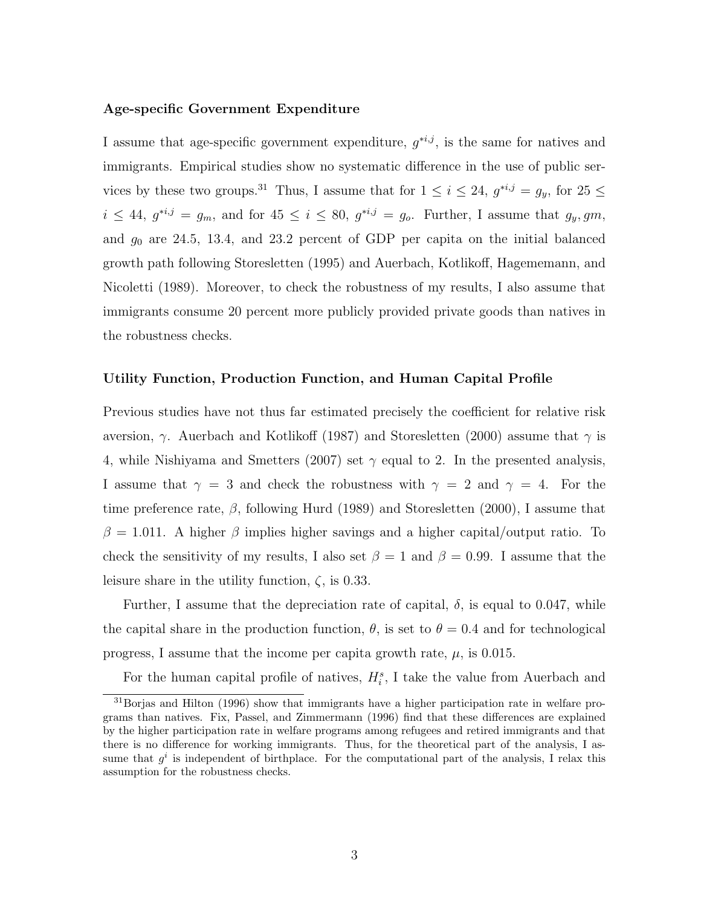**Age-specific Government Expenditure**

I assume that age-specific government expenditure, $g^{*i,j}$, is the same for natives and immigrants. Empirical studies show no systematic difference in the use of public services by these two groups.[31] Thus, I assume that for $1 \leq i \leq 24$, $g^{*i,j} = g_y$, for $25 \leq i \leq 44$, $g^{*i,j} = g_m$, and for $45 \leq i \leq 80$, $g^{*i,j} = g_o$. Further, I assume that $g_y, gm$, and $g_0$ are 24.5, 13.4, and 23.2 percent of GDP per capita on the initial balanced growth path following Storesletten (1995) and Auerbach, Kotlikoff, Hagememann, and Nicoletti (1989). Moreover, to check the robustness of my results, I also assume that immigrants consume 20 percent more publicly provided private goods than natives in the robustness checks.

**Utility Function, Production Function, and Human Capital Profile**

Previous studies have not thus far estimated precisely the coefficient for relative risk aversion, $\gamma$. Auerbach and Kotlikoff (1987) and Storesletten (2000) assume that $\gamma$ is 4, while Nishiyama and Smetters (2007) set $\gamma$ equal to 2. In the presented analysis, I assume that $\gamma = 3$ and check the robustness with $\gamma = 2$ and $\gamma = 4$. For the time preference rate, $\beta$, following Hurd (1989) and Storesletten (2000), I assume that $\beta = 1.011$. A higher $\beta$ implies higher savings and a higher capital/output ratio. To check the sensitivity of my results, I also set $\beta = 1$ and $\beta = 0.99$. I assume that the leisure share in the utility function, $\zeta$, is 0.33.

Further, I assume that the depreciation rate of capital, $\delta$, is equal to 0.047, while the capital share in the production function, $\theta$, is set to $\theta = 0.4$ and for technological progress, I assume that the income per capita growth rate, $\mu$, is 0.015.

For the human capital profile of natives, $H_i^s$, I take the value from Auerbach and

[31] Borjas and Hilton (1996) show that immigrants have a higher participation rate in welfare programs than natives. Fix, Passel, and Zimmermann (1996) find that these differences are explained by the higher participation rate in welfare programs among refugees and retired immigrants and that there is no difference for working immigrants. Thus, for the theoretical part of the analysis, I assume that $g^i$ is independent of birthplace. For the computational part of the analysis, I relax this assumption for the robustness checks.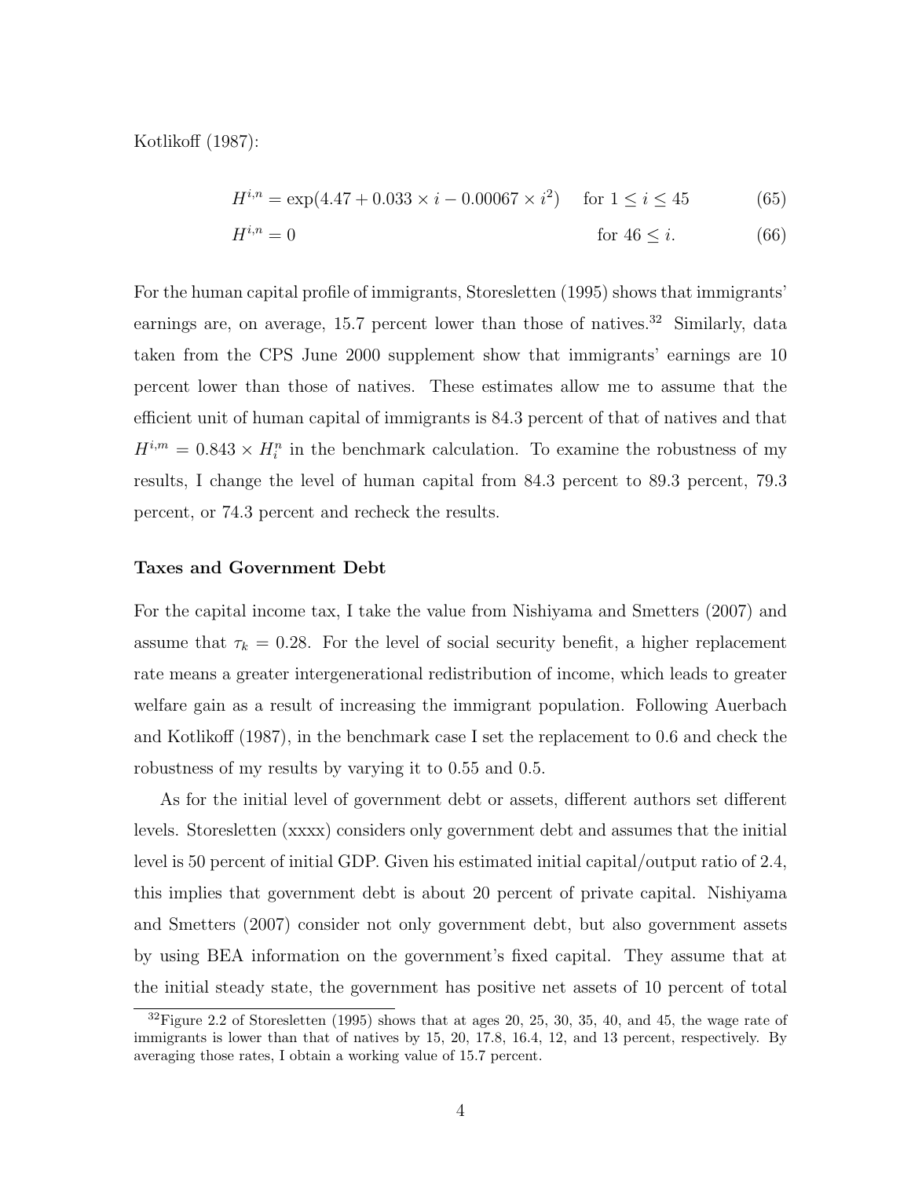Kotlikoff (1987):

$$H^{i,n} = \exp(4.47 + 0.033 \times i - 0.00067 \times i^2) \quad \text{for } 1 \leq i \leq 45 \tag{65}$$

$$H^{i,n} = 0 \quad \text{for } 46 \leq i. \tag{66}$$

For the human capital profile of immigrants, Storesletten (1995) shows that immigrants' earnings are, on average, 15.7 percent lower than those of natives.[32] Similarly, data taken from the CPS June 2000 supplement show that immigrants' earnings are 10 percent lower than those of natives. These estimates allow me to assume that the efficient unit of human capital of immigrants is 84.3 percent of that of natives and that $H^{i,m} = 0.843 \times H_i^n$ in the benchmark calculation. To examine the robustness of my results, I change the level of human capital from 84.3 percent to 89.3 percent, 79.3 percent, or 74.3 percent and recheck the results.

**Taxes and Government Debt**

For the capital income tax, I take the value from Nishiyama and Smetters (2007) and assume that $\tau_k = 0.28$. For the level of social security benefit, a higher replacement rate means a greater intergenerational redistribution of income, which leads to greater welfare gain as a result of increasing the immigrant population. Following Auerbach and Kotlikoff (1987), in the benchmark case I set the replacement to 0.6 and check the robustness of my results by varying it to 0.55 and 0.5.

As for the initial level of government debt or assets, different authors set different levels. Storesletten (xxxx) considers only government debt and assumes that the initial level is 50 percent of initial GDP. Given his estimated initial capital/output ratio of 2.4, this implies that government debt is about 20 percent of private capital. Nishiyama and Smetters (2007) consider not only government debt, but also government assets by using BEA information on the government's fixed capital. They assume that at the initial steady state, the government has positive net assets of 10 percent of total

[32] Figure 2.2 of Storesletten (1995) shows that at ages 20, 25, 30, 35, 40, and 45, the wage rate of immigrants is lower than that of natives by 15, 20, 17.8, 16.4, 12, and 13 percent, respectively. By averaging those rates, I obtain a working value of 15.7 percent.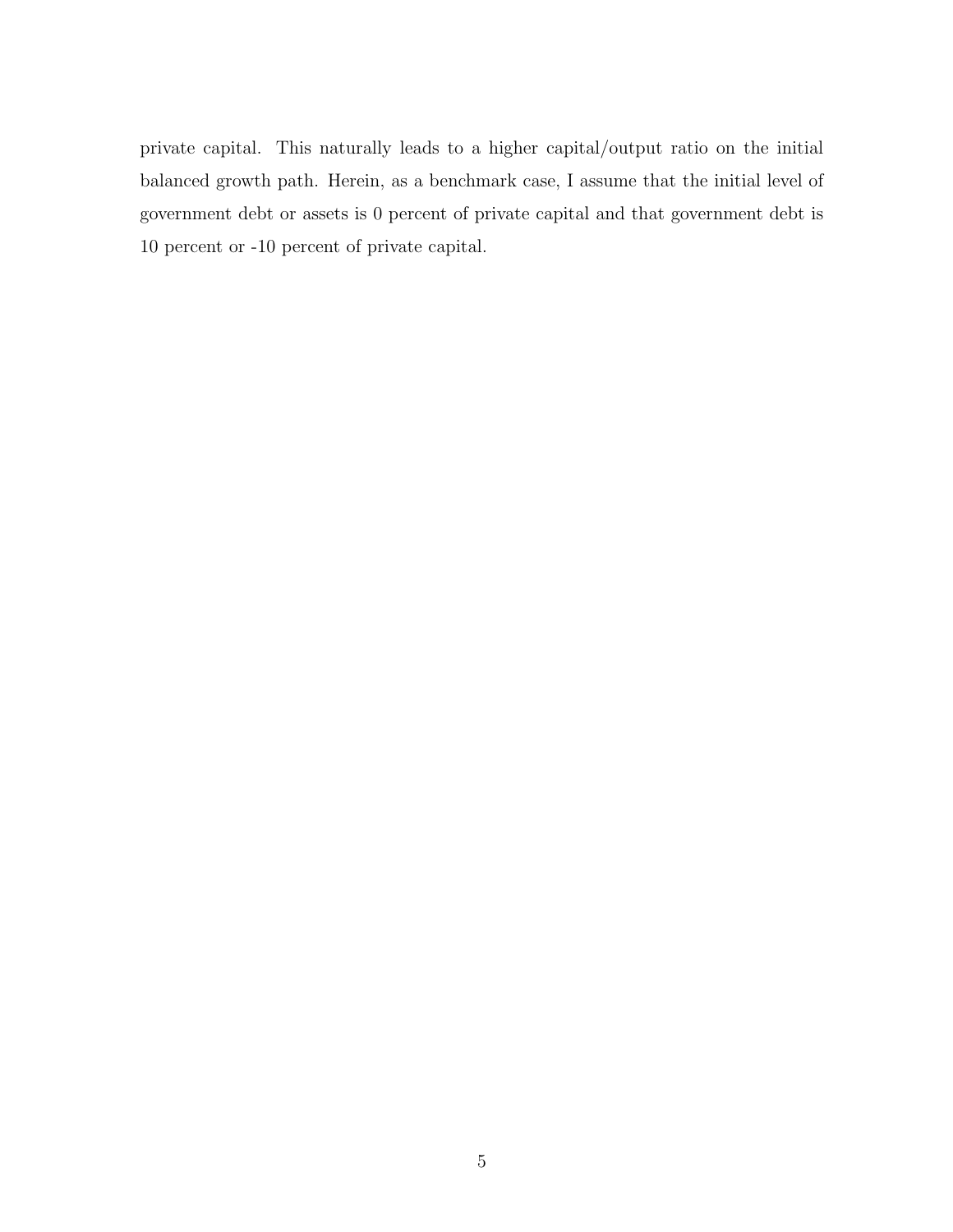private capital. This naturally leads to a higher capital/output ratio on the initial balanced growth path. Herein, as a benchmark case, I assume that the initial level of government debt or assets is 0 percent of private capital and that government debt is 10 percent or -10 percent of private capital.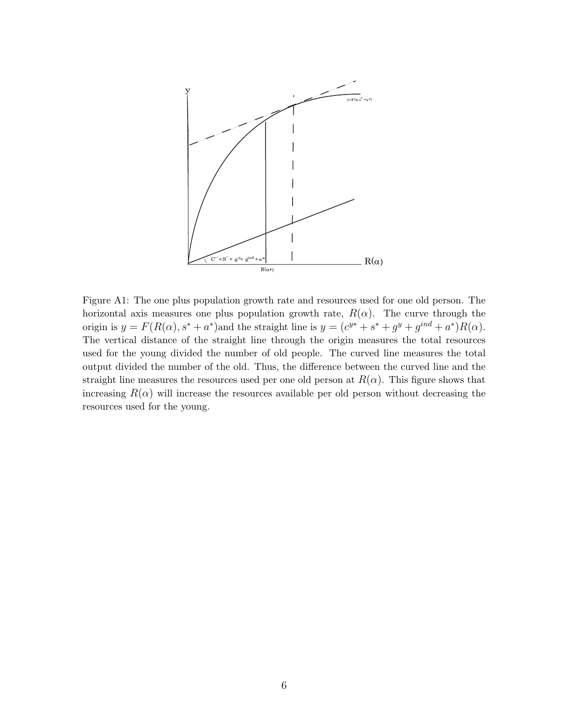Figure A1: The one plus population growth rate and resources used for one old person. The horizontal axis measures one plus population growth rate, $R(\alpha)$. The curve through the origin is $y = F(R(\alpha), s^* + a^*)$and the straight line is $y = (c^{y*} + s^* + g^y + g^{ind} + a^*)R(\alpha)$. The vertical distance of the straight line through the origin measures the total resources used for the young divided the number of old people. The curved line measures the total output divided the number of the old. Thus, the difference between the curved line and the straight line measures the resources used per one old person at $R(\alpha)$. This figure shows that increasing $R(\alpha)$ will increase the resources available per old person without decreasing the resources used for the young.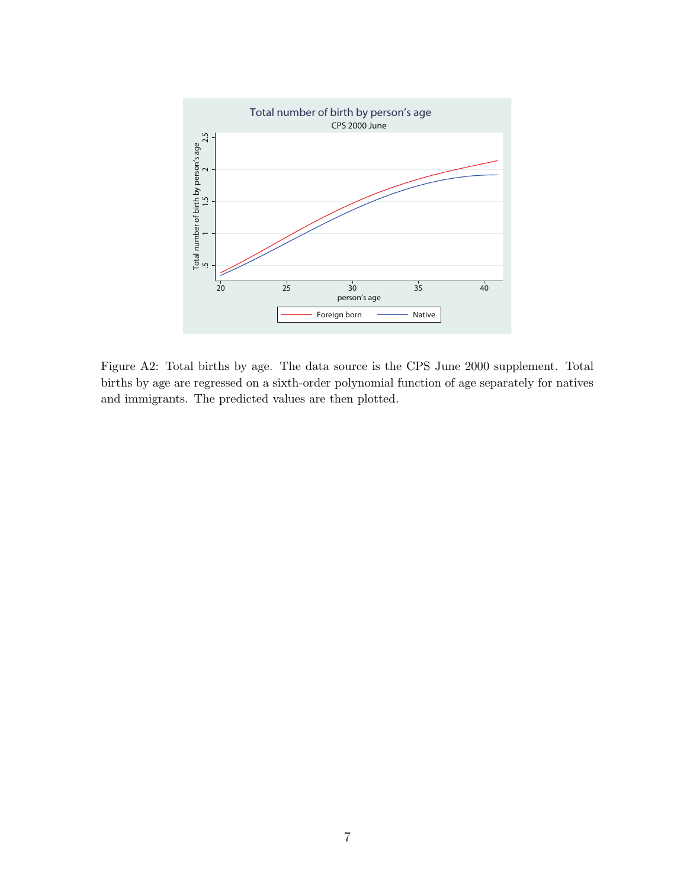Figure A2: Total births by age. The data source is the CPS June 2000 supplement. Total births by age are regressed on a sixth-order polynomial function of age separately for natives and immigrants. The predicted values are then plotted.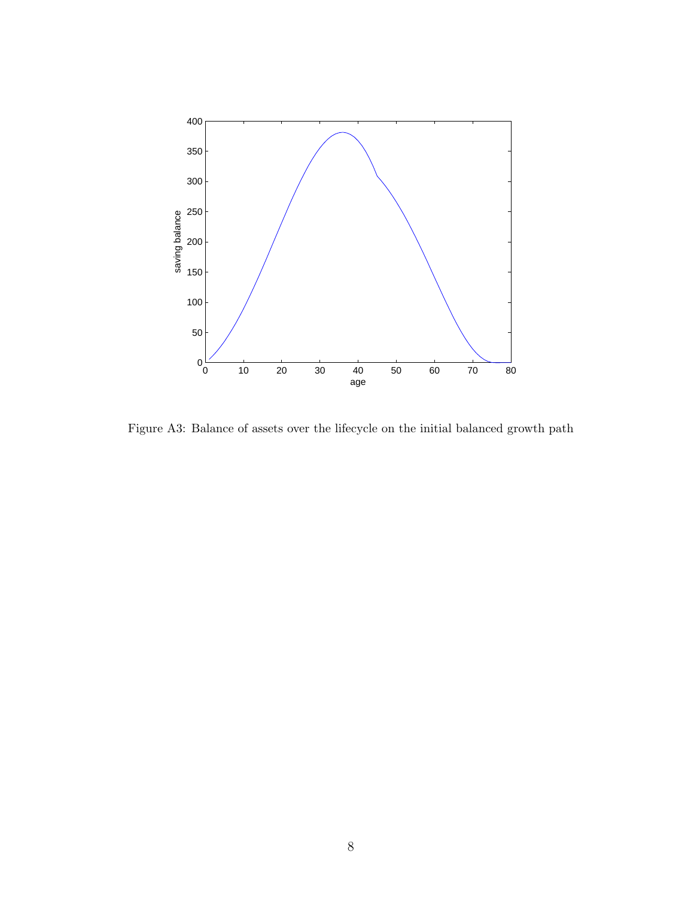Figure A3: Balance of assets over the lifecycle on the initial balanced growth path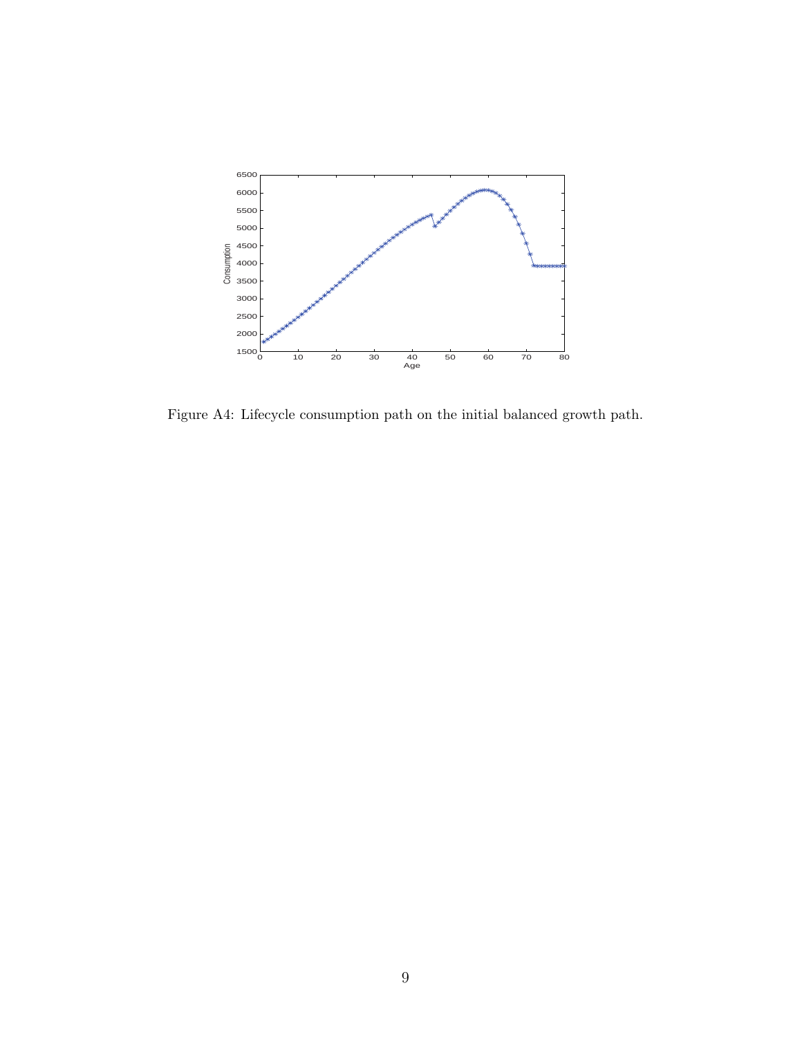Figure A4: Lifecycle consumption path on the initial balanced growth path.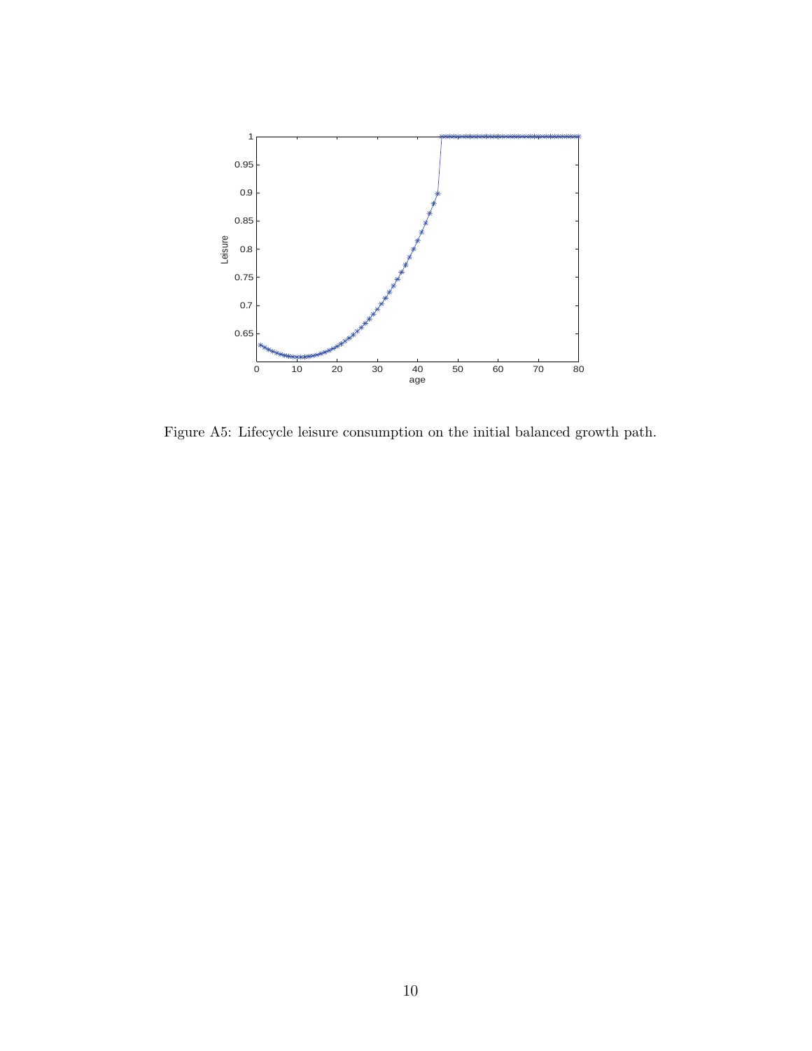Figure A5: Lifecycle leisure consumption on the initial balanced growth path.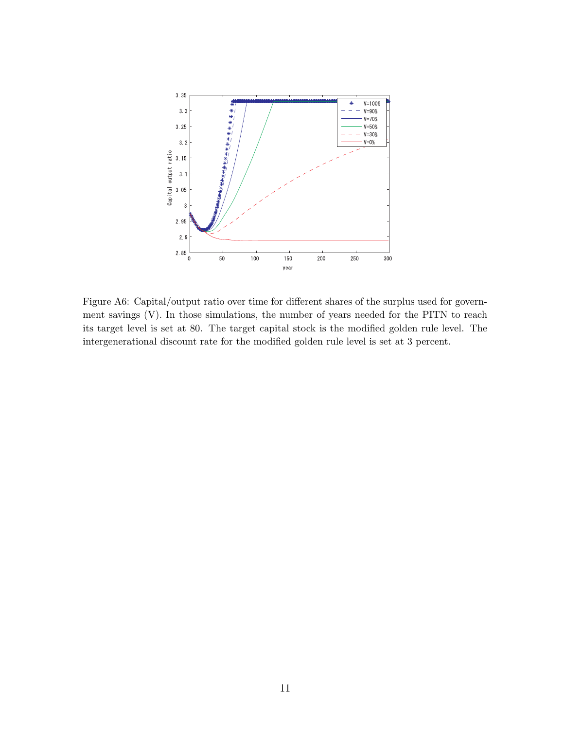Figure A6: Capital/output ratio over time for different shares of the surplus used for government savings (V). In those simulations, the number of years needed for the PITN to reach its target level is set at 80. The target capital stock is the modified golden rule level. The intergenerational discount rate for the modified golden rule level is set at 3 percent.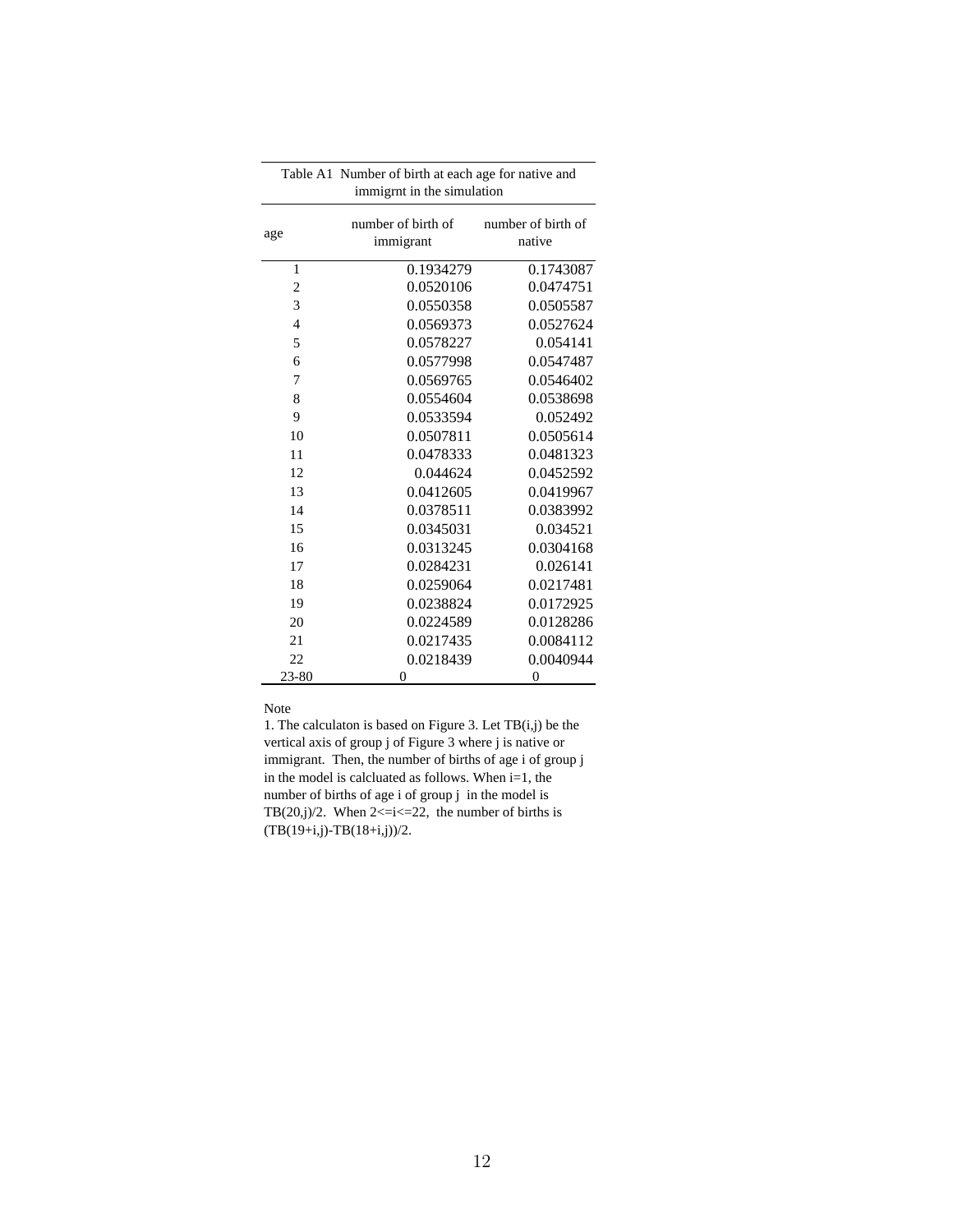Table A1 Number of birth at each age for native and immigrnt in the simulation

| age | number of birth of immigrant | number of birth of native |
|---|---|---|
| 1 | 0.1934279 | 0.1743087 |
| 2 | 0.0520106 | 0.0474751 |
| 3 | 0.0550358 | 0.0505587 |
| 4 | 0.0569373 | 0.0527624 |
| 5 | 0.0578227 | 0.054141 |
| 6 | 0.0577998 | 0.0547487 |
| 7 | 0.0569765 | 0.0546402 |
| 8 | 0.0554604 | 0.0538698 |
| 9 | 0.0533594 | 0.052492 |
| 10 | 0.0507811 | 0.0505614 |
| 11 | 0.0478333 | 0.0481323 |
| 12 | 0.044624 | 0.0452592 |
| 13 | 0.0412605 | 0.0419967 |
| 14 | 0.0378511 | 0.0383992 |
| 15 | 0.0345031 | 0.034521 |
| 16 | 0.0313245 | 0.0304168 |
| 17 | 0.0284231 | 0.026141 |
| 18 | 0.0259064 | 0.0217481 |
| 19 | 0.0238824 | 0.0172925 |
| 20 | 0.0224589 | 0.0128286 |
| 21 | 0.0217435 | 0.0084112 |
| 22 | 0.0218439 | 0.0040944 |
| 23-80 | 0 | 0 |

Note

1. The calculaton is based on Figure 3. Let TB(i,j) be the vertical axis of group j of Figure 3 where j is native or immigrant. Then, the number of births of age i of group j in the model is calcluated as follows. When i=1, the number of births of age i of group j in the model is TB(20,j)/2. When 2<=i<=22, the number of births is (TB(19+i,j)-TB(18+i,j))/2.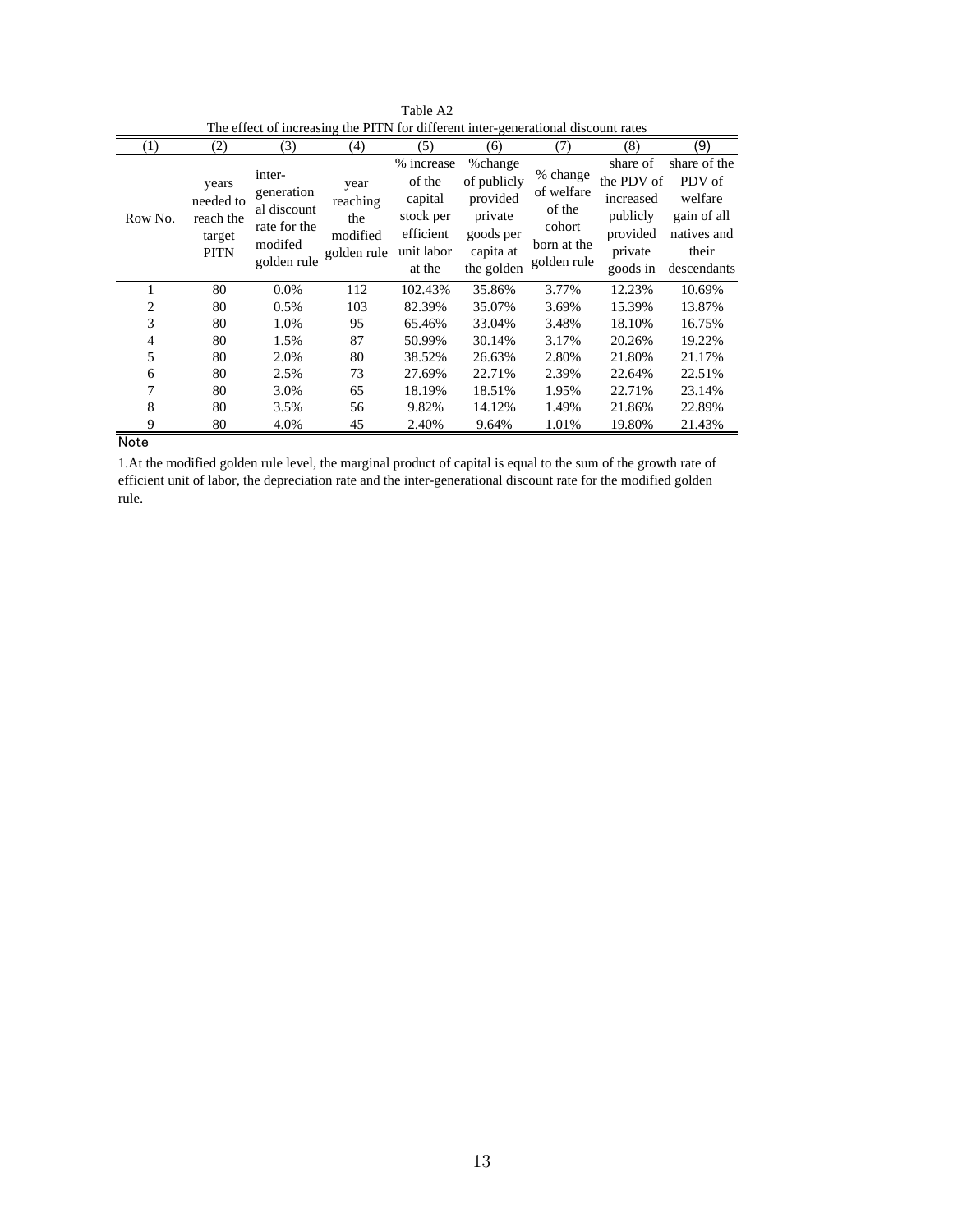Table A2

The effect of increasing the PITN for different inter-generational discount rates

| (1) | (2) | (3) | (4) | (5) | (6) | (7) | (8) | (9) |
|---|---|---|---|---|---|---|---|---|
| Row No. | years needed to reach the target PITN | inter-generational discount rate for the modifed golden rule | year reaching the modified golden rule | % increase of the capital stock per efficient unit labor at the | %change of publicly provided private goods per capita at the golden | % change of welfare of the cohort born at the golden rule | share of the PDV of increased publicly provided private goods in | share of the PDV of welfare gain of all natives and their descendants |
| 1 | 80 | 0.0% | 112 | 102.43% | 35.86% | 3.77% | 12.23% | 10.69% |
| 2 | 80 | 0.5% | 103 | 82.39% | 35.07% | 3.69% | 15.39% | 13.87% |
| 3 | 80 | 1.0% | 95 | 65.46% | 33.04% | 3.48% | 18.10% | 16.75% |
| 4 | 80 | 1.5% | 87 | 50.99% | 30.14% | 3.17% | 20.26% | 19.22% |
| 5 | 80 | 2.0% | 80 | 38.52% | 26.63% | 2.80% | 21.80% | 21.17% |
| 6 | 80 | 2.5% | 73 | 27.69% | 22.71% | 2.39% | 22.64% | 22.51% |
| 7 | 80 | 3.0% | 65 | 18.19% | 18.51% | 1.95% | 22.71% | 23.14% |
| 8 | 80 | 3.5% | 56 | 9.82% | 14.12% | 1.49% | 21.86% | 22.89% |
| 9 | 80 | 4.0% | 45 | 2.40% | 9.64% | 1.01% | 19.80% | 21.43% |

Note

1.At the modified golden rule level, the marginal product of capital is equal to the sum of the growth rate of efficient unit of labor, the depreciation rate and the inter-generational discount rate for the modified golden rule.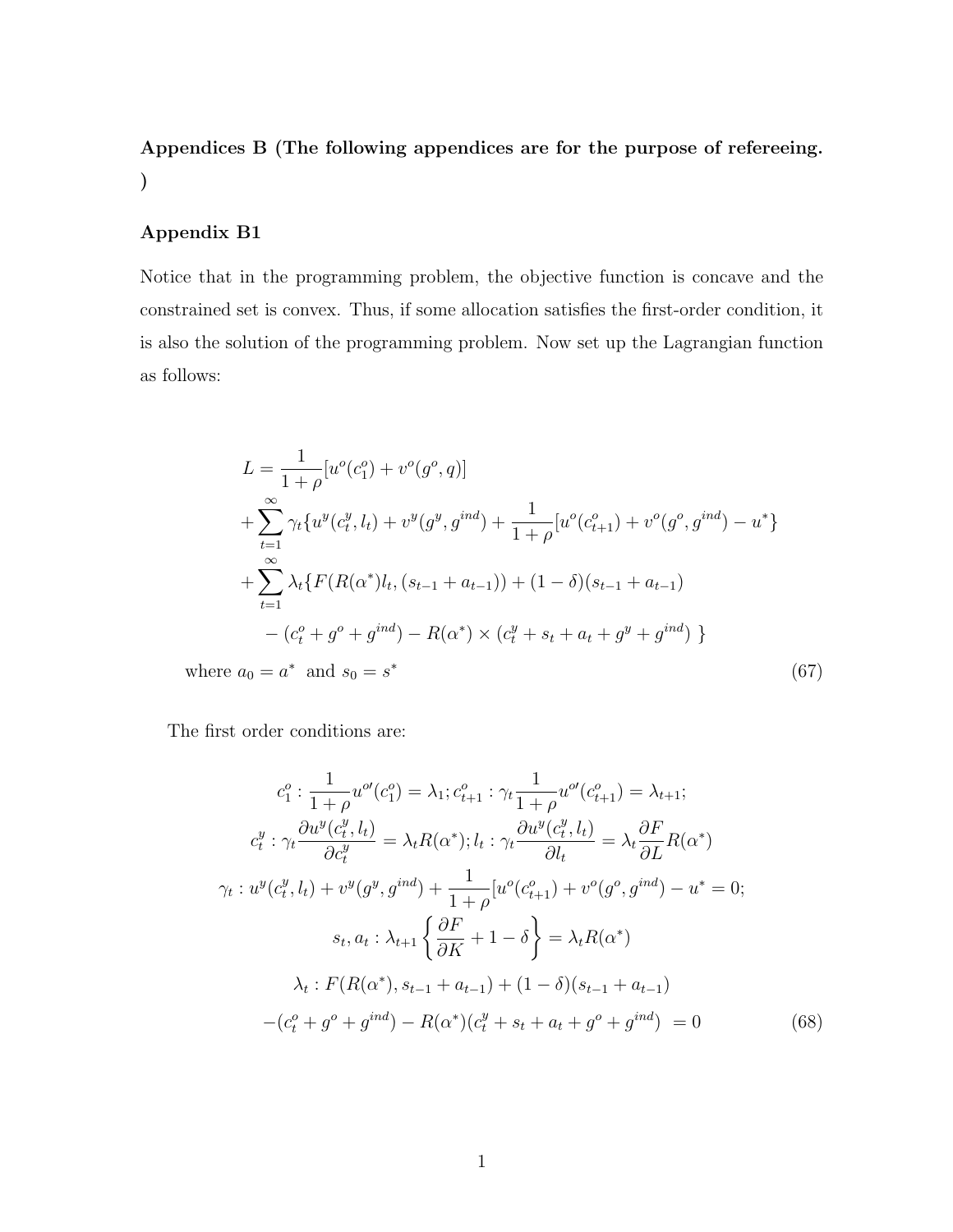**Appendices B (The following appendices are for the purpose of refereeing. )**

**Appendix B1**

Notice that in the programming problem, the objective function is concave and the constrained set is convex. Thus, if some allocation satisfies the first-order condition, it is also the solution of the programming problem. Now set up the Lagrangian function as follows:

$$
\begin{aligned}
L = & \frac{1}{1+\rho}[u^o(c_1^o) + v^o(g^o, q)] \\
& + \sum_{t=1}^{\infty} \gamma_t \{u^y(c_t^y, l_t) + v^y(g^y, g^{ind}) + \frac{1}{1+\rho}[u^o(c_{t+1}^o) + v^o(g^o, g^{ind}) - u^*\} \\
& + \sum_{t=1}^{\infty} \lambda_t \{F(R(\alpha^*) l_t, (s_{t-1} + a_{t-1})) + (1-\delta)(s_{t-1} + a_{t-1}) \\
& \quad - (c_t^o + g^o + g^{ind}) - R(\alpha^*) \times (c_t^y + s_t + a_t + g^y + g^{ind}) \ \} \\
\text{where } & a_0 = a^* \ \text{ and } s_0 = s^*
\end{aligned}
\tag{67}
$$

The first order conditions are:

$$
\begin{gathered}
c_1^o : \frac{1}{1+\rho} u^{o\prime}(c_1^o) = \lambda_1 ; c_{t+1}^o : \gamma_t \frac{1}{1+\rho} u^{o\prime}(c_{t+1}^o) = \lambda_{t+1}; \\
c_t^y : \gamma_t \frac{\partial u^y(c_t^y, l_t)}{\partial c_t^y} = \lambda_t R(\alpha^*); l_t : \gamma_t \frac{\partial u^y(c_t^y, l_t)}{\partial l_t} = \lambda_t \frac{\partial F}{\partial L} R(\alpha^*) \\
\gamma_t : u^y(c_t^y, l_t) + v^y(g^y, g^{ind}) + \frac{1}{1+\rho}[u^o(c_{t+1}^o) + v^o(g^o, g^{ind}) - u^* = 0; \\
s_t, a_t : \lambda_{t+1} \left\{ \frac{\partial F}{\partial K} + 1 - \delta \right\} = \lambda_t R(\alpha^*) \\
\lambda_t : F(R(\alpha^*), s_{t-1} + a_{t-1}) + (1-\delta)(s_{t-1} + a_{t-1}) \\
-(c_t^o + g^o + g^{ind}) - R(\alpha^*)(c_t^y + s_t + a_t + g^o + g^{ind}) \ = 0
\end{gathered}
\tag{68}
$$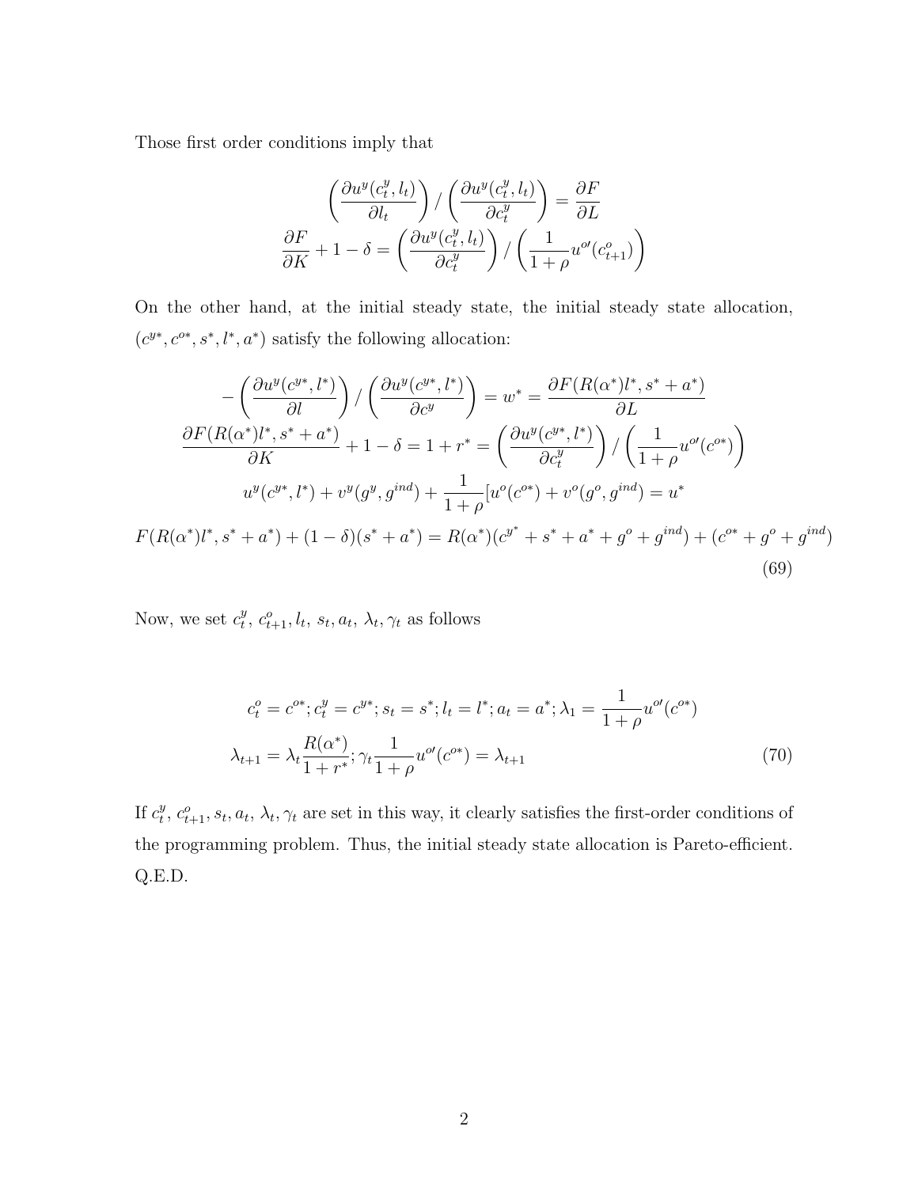Those first order conditions imply that

$$\left(\frac{\partial u^y(c_t^y, l_t)}{\partial l_t}\right) / \left(\frac{\partial u^y(c_t^y, l_t)}{\partial c_t^y}\right) = \frac{\partial F}{\partial L}$$
$$\frac{\partial F}{\partial K} + 1 - \delta = \left(\frac{\partial u^y(c_t^y, l_t)}{\partial c_t^y}\right) / \left(\frac{1}{1+\rho} u^{o\prime}(c_{t+1}^o)\right)$$

On the other hand, at the initial steady state, the initial steady state allocation, $(c^{y*}, c^{o*}, s^*, l^*, a^*)$ satisfy the following allocation:

$$-\left(\frac{\partial u^y(c^{y*}, l^*)}{\partial l}\right) / \left(\frac{\partial u^y(c^{y*}, l^*)}{\partial c^y}\right) = w^* = \frac{\partial F(R(\alpha^*) l^*, s^* + a^*)}{\partial L}$$
$$\frac{\partial F(R(\alpha^*) l^*, s^* + a^*)}{\partial K} + 1 - \delta = 1 + r^* = \left(\frac{\partial u^y(c^{y*}, l^*)}{\partial c_t^y}\right) / \left(\frac{1}{1+\rho} u^{o\prime}(c^{o*})\right)$$
$$u^y(c^{y*}, l^*) + v^y(g^y, g^{ind}) + \frac{1}{1+\rho}[u^o(c^{o*}) + v^o(g^o, g^{ind}) = u^*$$
$$F(R(\alpha^*) l^*, s^* + a^*) + (1-\delta)(s^* + a^*) = R(\alpha^*)(c^{y^*} + s^* + a^* + g^o + g^{ind}) + (c^{o*} + g^o + g^{ind}) \tag{69}$$

Now, we set $c_t^y$, $c_{t+1}^o$, $l_t$, $s_t, a_t$, $\lambda_t, \gamma_t$ as follows

$$c_t^o = c^{o*}; c_t^y = c^{y*}; s_t = s^*; l_t = l^*; a_t = a^*; \lambda_1 = \frac{1}{1+\rho} u^{o\prime}(c^{o*})$$
$$\lambda_{t+1} = \lambda_t \frac{R(\alpha^*)}{1+r^*}; \gamma_t \frac{1}{1+\rho} u^{o\prime}(c^{o*}) = \lambda_{t+1} \tag{70}$$

If $c_t^y$, $c_{t+1}^o$, $s_t, a_t$, $\lambda_t, \gamma_t$ are set in this way, it clearly satisfies the first-order conditions of the programming problem. Thus, the initial steady state allocation Pareto-efficient. Q.E.D.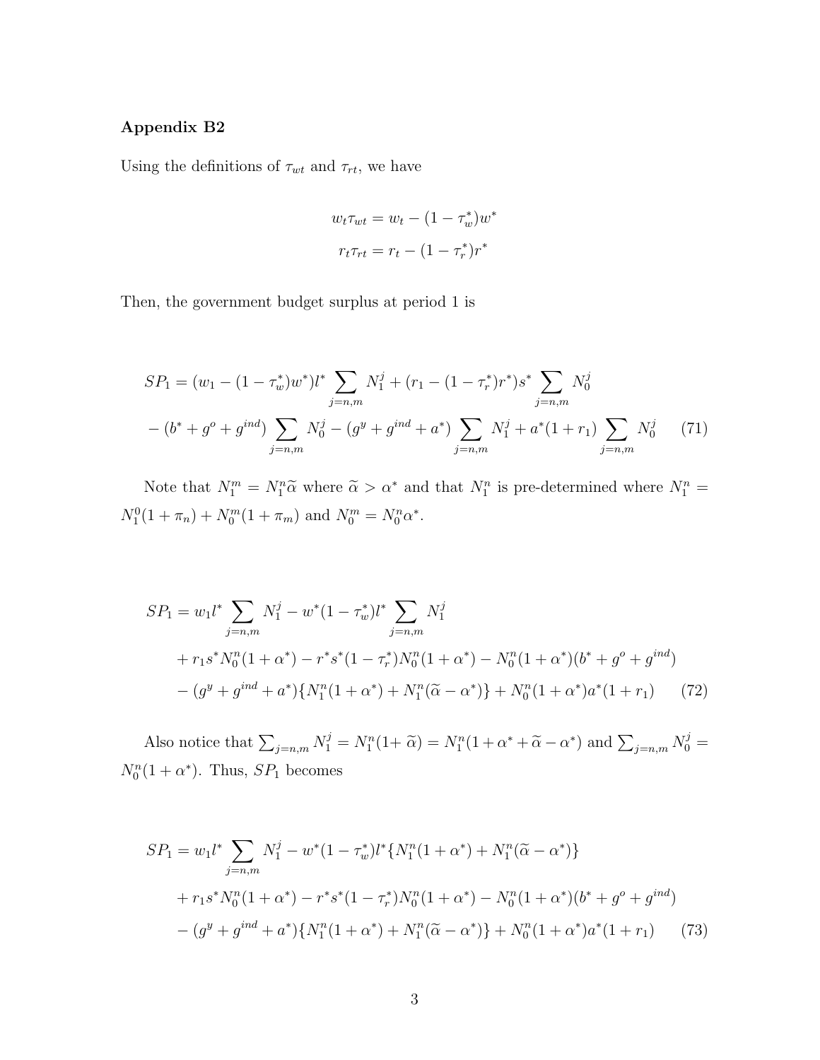### Appendix B2

Using the definitions of $\tau_{wt}$ and $\tau_{rt}$, we have

$$w_t \tau_{wt} = w_t - (1 - \tau_w^*) w^*$$

$$r_t \tau_{rt} = r_t - (1 - \tau_r^*) r^*$$

Then, the government budget surplus at period 1 is

$$\begin{aligned} SP_1 &= (w_1 - (1-\tau_w^*)w^*) l^* \sum_{j=n,m} N_1^j + (r_1 - (1-\tau_r^*) r^*) s^* \sum_{j=n,m} N_0^j \\ &- (b^* + g^o + g^{ind}) \sum_{j=n,m} N_0^j - (g^y + g^{ind} + a^*) \sum_{j=n,m} N_1^j + a^*(1+r_1) \sum_{j=n,m} N_0^j \end{aligned} \tag{71}$$

Note that $N_1^m = N_1^n \widetilde{\alpha}$ where $\widetilde{\alpha} > \alpha^*$ and that $N_1^n$ is pre-determined where $N_1^n = N_1^0(1+\pi_n) + N_0^m(1+\pi_m)$ and $N_0^m = N_0^n \alpha^*$.

$$\begin{aligned} SP_1 &= w_1 l^* \sum_{j=n,m} N_1^j - w^*(1-\tau_w^*) l^* \sum_{j=n,m} N_1^j \\ &+ r_1 s^* N_0^n (1+\alpha^*) - r^* s^* (1-\tau_r^*) N_0^n (1+\alpha^*) - N_0^n (1+\alpha^*)(b^* + g^o + g^{ind}) \\ &- (g^y + g^{ind} + a^*)\{N_1^n(1+\alpha^*) + N_1^n(\widetilde{\alpha} - \alpha^*)\} + N_0^n(1+\alpha^*) a^*(1+r_1) \end{aligned} \tag{72}$$

Also notice that $\sum_{j=n,m} N_1^j = N_1^n(1+\widetilde{\alpha}) = N_1^n(1+\alpha^* + \widetilde{\alpha} - \alpha^*)$ and $\sum_{j=n,m} N_0^j = N_0^n(1+\alpha^*)$. Thus, $SP_1$ becomes

$$\begin{aligned} SP_1 &= w_1 l^* \sum_{j=n,m} N_1^j - w^*(1-\tau_w^*) l^* \{N_1^n(1+\alpha^*) + N_1^n(\widetilde{\alpha} - \alpha^*)\} \\ &+ r_1 s^* N_0^n (1+\alpha^*) - r^* s^* (1-\tau_r^*) N_0^n (1+\alpha^*) - N_0^n (1+\alpha^*)(b^* + g^o + g^{ind}) \\ &- (g^y + g^{ind} + a^*)\{N_1^n(1+\alpha^*) + N_1^n(\widetilde{\alpha} - \alpha^*)\} + N_0^n(1+\alpha^*) a^*(1+r_1) \end{aligned} \tag{73}$$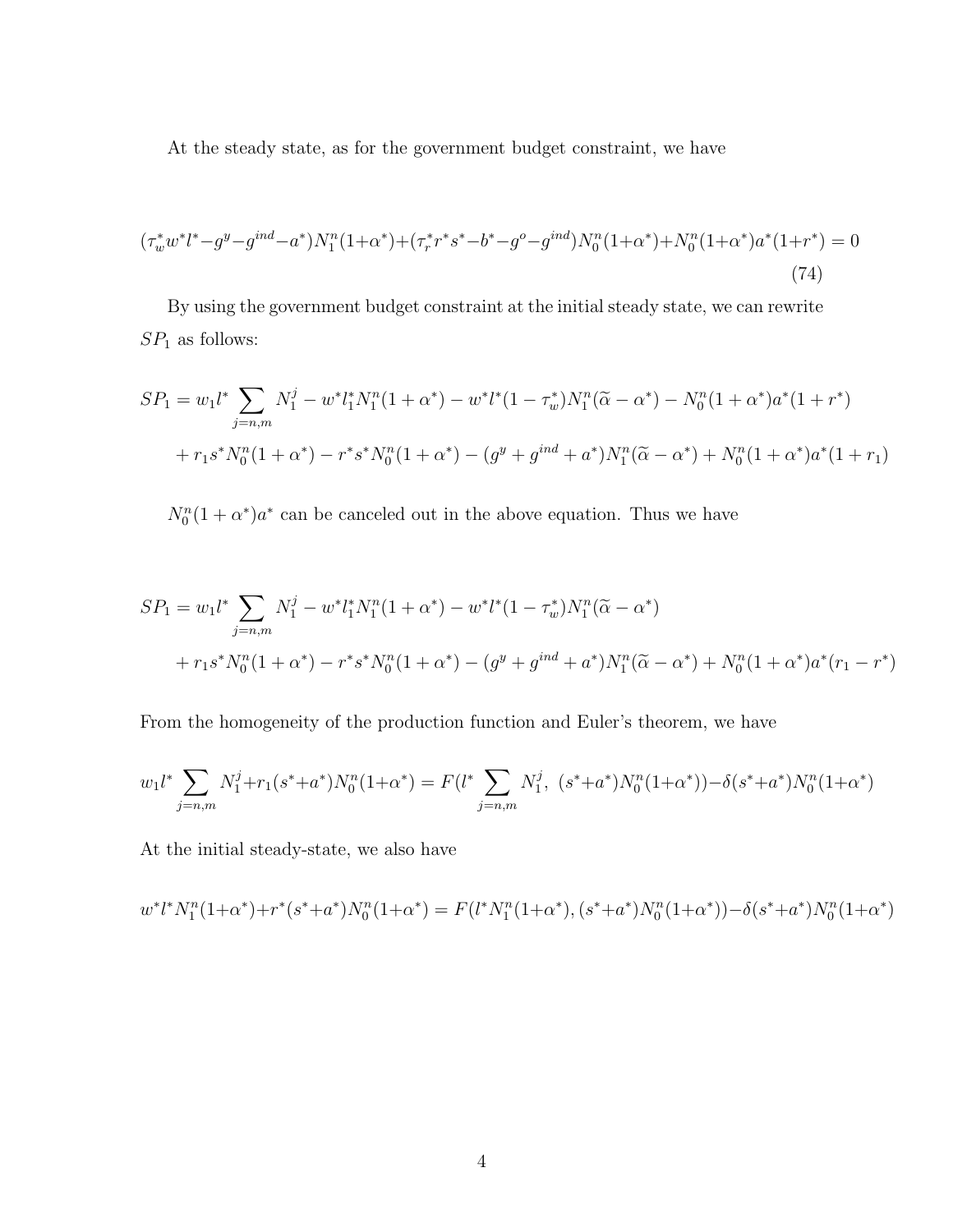At the steady state, as for the government budget constraint, we have

$$(\tau_w^* w^* l^* - g^y - g^{ind} - a^*) N_1^n (1+\alpha^*) + (\tau_r^* r^* s^* - b^* - g^o - g^{ind}) N_0^n (1+\alpha^*) + N_0^n (1+\alpha^*) a^* (1+r^*) = 0 \tag{74}$$

By using the government budget constraint at the initial steady state, we can rewrite $SP_1$ as follows:

$$\begin{aligned} SP_1 = & \, w_1 l^* \sum_{j=n,m} N_1^j - w^* l_1^* N_1^n (1+\alpha^*) - w^* l^* (1-\tau_w^*) N_1^n (\widetilde{\alpha} - \alpha^*) - N_0^n (1+\alpha^*) a^* (1+r^*) \\ & + r_1 s^* N_0^n (1+\alpha^*) - r^* s^* N_0^n (1+\alpha^*) - (g^y + g^{ind} + a^*) N_1^n (\widetilde{\alpha} - \alpha^*) + N_0^n (1+\alpha^*) a^* (1+r_1) \end{aligned}$$

$N_0^n(1+\alpha^*)a^*$ can be canceled out in the above equation. Thus we have

$$\begin{aligned} SP_1 = & \, w_1 l^* \sum_{j=n,m} N_1^j - w^* l_1^* N_1^n (1+\alpha^*) - w^* l^* (1-\tau_w^*) N_1^n (\widetilde{\alpha} - \alpha^*) \\ & + r_1 s^* N_0^n (1+\alpha^*) - r^* s^* N_0^n (1+\alpha^*) - (g^y + g^{ind} + a^*) N_1^n (\widetilde{\alpha} - \alpha^*) + N_0^n (1+\alpha^*) a^* (r_1 - r^*) \end{aligned}$$

From the homogeneity of the production function and Euler's theorem, we have

$$w_1 l^* \sum_{j=n,m} N_1^j + r_1 (s^* + a^*) N_0^n (1+\alpha^*) = F(l^* \sum_{j=n,m} N_1^j, \ (s^* + a^*) N_0^n (1+\alpha^*)) - \delta (s^* + a^*) N_0^n (1+\alpha^*)$$

At the initial steady-state, we also have

$$w^* l^* N_1^n (1+\alpha^*) + r^* (s^* + a^*) N_0^n (1+\alpha^*) = F(l^* N_1^n (1+\alpha^*), (s^* + a^*) N_0^n (1+\alpha^*)) - \delta (s^* + a^*) N_0^n (1+\alpha^*)$$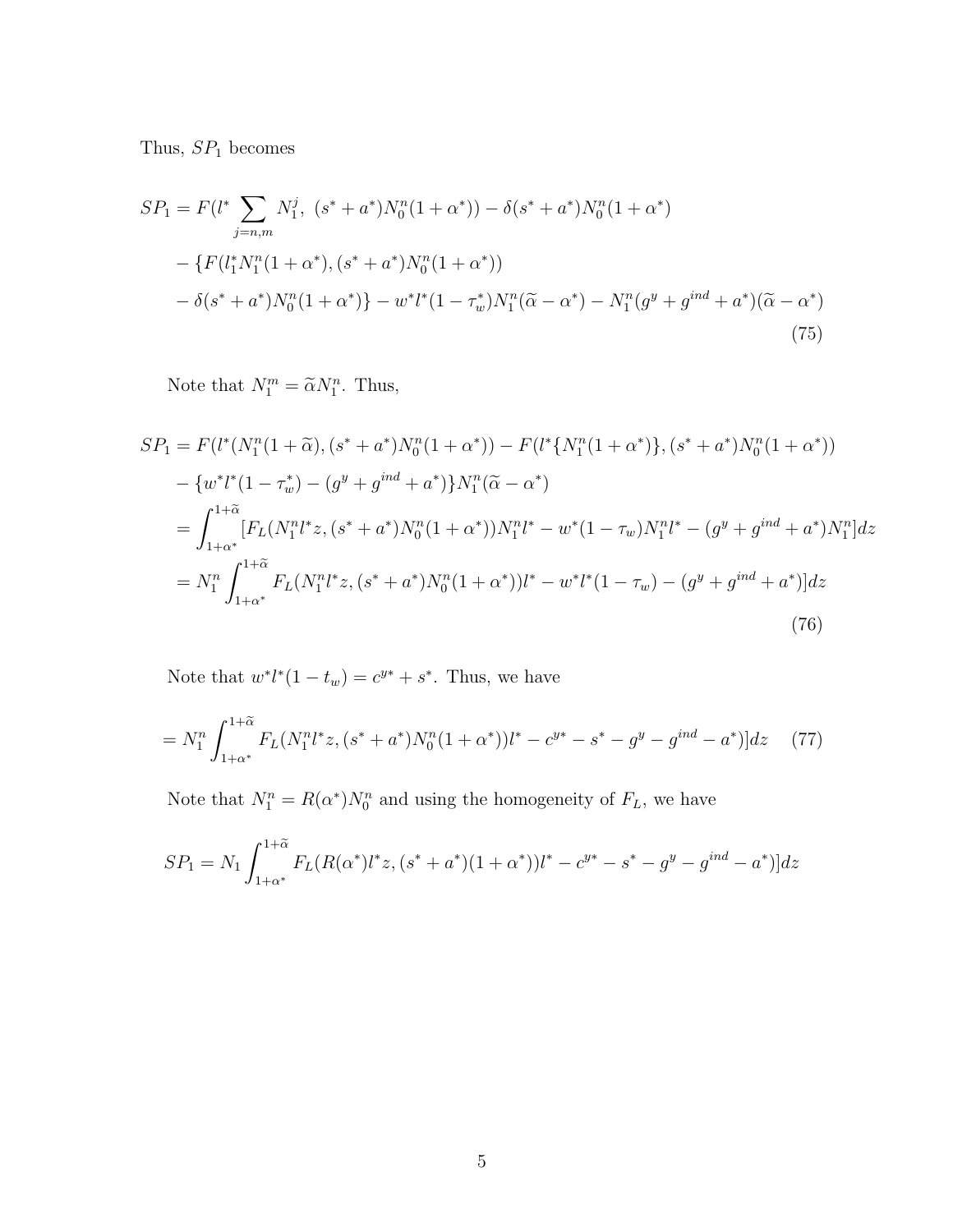Thus, $SP_1$ becomes

$$
\begin{aligned}
SP_1 = & F(l^* \sum_{j=n,m} N_1^j,\ (s^*+a^*)N_0^n(1+\alpha^*)) - \delta(s^*+a^*)N_0^n(1+\alpha^*) \\
& - \{F(l_1^* N_1^n(1+\alpha^*), (s^*+a^*)N_0^n(1+\alpha^*)) \\
& - \delta(s^*+a^*)N_0^n(1+\alpha^*)\} - w^* l^*(1-\tau_w^*)N_1^n(\widetilde{\alpha}-\alpha^*) - N_1^n(g^y+g^{ind}+a^*)(\widetilde{\alpha}-\alpha^*)
\end{aligned} \tag{75}
$$

Note that $N_1^m = \widetilde{\alpha} N_1^n$. Thus,

$$
\begin{aligned}
SP_1 &= F(l^*(N_1^n(1+\widetilde{\alpha}), (s^*+a^*)N_0^n(1+\alpha^*)) - F(l^*\{N_1^n(1+\alpha^*)\}, (s^*+a^*)N_0^n(1+\alpha^*)) \\
&\quad - \{w^* l^*(1-\tau_w^*) - (g^y+g^{ind}+a^*)\}N_1^n(\widetilde{\alpha}-\alpha^*) \\
&= \int_{1+\alpha^*}^{1+\widetilde{\alpha}} [F_L(N_1^n l^* z, (s^*+a^*)N_0^n(1+\alpha^*))N_1^n l^* - w^*(1-\tau_w)N_1^n l^* - (g^y+g^{ind}+a^*)N_1^n] dz \\
&= N_1^n \int_{1+\alpha^*}^{1+\widetilde{\alpha}} F_L(N_1^n l^* z, (s^*+a^*)N_0^n(1+\alpha^*))l^* - w^* l^*(1-\tau_w) - (g^y+g^{ind}+a^*)] dz
\end{aligned} \tag{76}
$$

Note that $w^* l^*(1-t_w) = c^{y*} + s^*$. Thus, we have

$$
= N_1^n \int_{1+\alpha^*}^{1+\widetilde{\alpha}} F_L(N_1^n l^* z, (s^*+a^*)N_0^n(1+\alpha^*))l^* - c^{y*} - s^* - g^y - g^{ind} - a^*)] dz \tag{77}
$$

Note that $N_1^n = R(\alpha^*)N_0^n$ and using the homogeneity of $F_L$, we have

$$
SP_1 = N_1 \int_{1+\alpha^*}^{1+\widetilde{\alpha}} F_L(R(\alpha^*)l^* z, (s^*+a^*)(1+\alpha^*))l^* - c^{y*} - s^* - g^y - g^{ind} - a^*)] dz
$$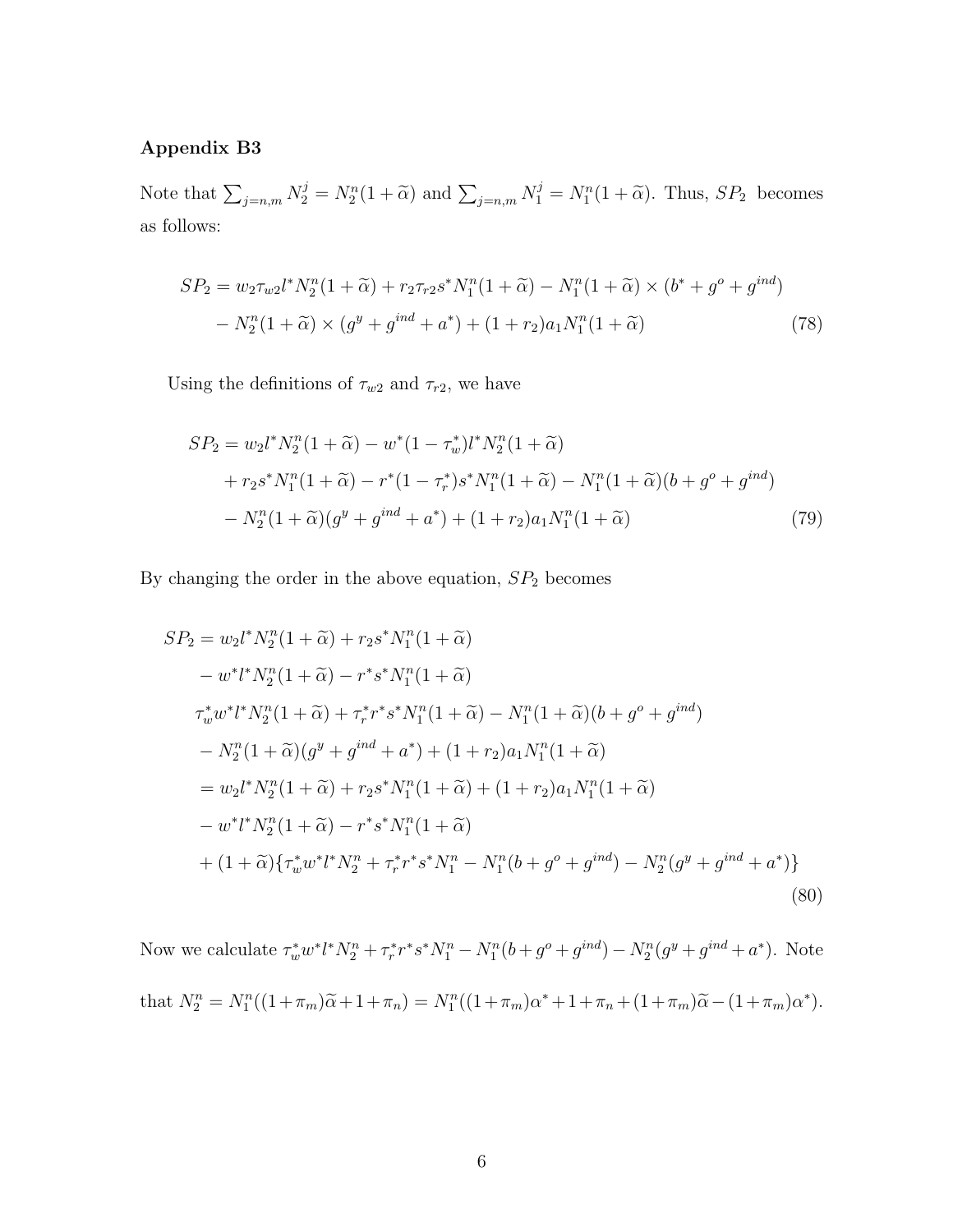### Appendix B3

Note that $\sum_{j=n,m} N_2^j = N_2^n(1+\widetilde{\alpha})$ and $\sum_{j=n,m} N_1^j = N_1^n(1+\widetilde{\alpha})$. Thus, $SP_2$ becomes as follows:

$$
\begin{aligned}
SP_2 = {} & w_2 \tau_{w2} l^* N_2^n (1+\widetilde{\alpha}) + r_2 \tau_{r2} s^* N_1^n (1+\widetilde{\alpha}) - N_1^n (1+\widetilde{\alpha}) \times (b^* + g^o + g^{ind}) \\
& - N_2^n (1+\widetilde{\alpha}) \times (g^y + g^{ind} + a^*) + (1+r_2) a_1 N_1^n (1+\widetilde{\alpha})
\end{aligned} \tag{78}
$$

Using the definitions of $\tau_{w2}$ and $\tau_{r2}$, we have

$$
\begin{aligned}
SP_2 = {} & w_2 l^* N_2^n (1+\widetilde{\alpha}) - w^*(1-\tau_w^*) l^* N_2^n (1+\widetilde{\alpha}) \\
& + r_2 s^* N_1^n (1+\widetilde{\alpha}) - r^*(1-\tau_r^*) s^* N_1^n (1+\widetilde{\alpha}) - N_1^n (1+\widetilde{\alpha})(b + g^o + g^{ind}) \\
& - N_2^n (1+\widetilde{\alpha})(g^y + g^{ind} + a^*) + (1+r_2) a_1 N_1^n (1+\widetilde{\alpha})
\end{aligned} \tag{79}
$$

By changing the order in the above equation, $SP_2$ becomes

$$
\begin{aligned}
SP_2 = {} & w_2 l^* N_2^n (1+\widetilde{\alpha}) + r_2 s^* N_1^n (1+\widetilde{\alpha}) \\
& - w^* l^* N_2^n (1+\widetilde{\alpha}) - r^* s^* N_1^n (1+\widetilde{\alpha}) \\
& \tau_w^* w^* l^* N_2^n (1+\widetilde{\alpha}) + \tau_r^* r^* s^* N_1^n (1+\widetilde{\alpha}) - N_1^n (1+\widetilde{\alpha})(b + g^o + g^{ind}) \\
& - N_2^n (1+\widetilde{\alpha})(g^y + g^{ind} + a^*) + (1+r_2) a_1 N_1^n (1+\widetilde{\alpha}) \\
= {} & w_2 l^* N_2^n (1+\widetilde{\alpha}) + r_2 s^* N_1^n (1+\widetilde{\alpha}) + (1+r_2) a_1 N_1^n (1+\widetilde{\alpha}) \\
& - w^* l^* N_2^n (1+\widetilde{\alpha}) - r^* s^* N_1^n (1+\widetilde{\alpha}) \\
& + (1+\widetilde{\alpha}) \{ \tau_w^* w^* l^* N_2^n + \tau_r^* r^* s^* N_1^n - N_1^n (b + g^o + g^{ind}) - N_2^n (g^y + g^{ind} + a^*) \}
\end{aligned} \tag{80}
$$

Now we calculate $\tau_w^* w^* l^* N_2^n + \tau_r^* r^* s^* N_1^n - N_1^n(b + g^o + g^{ind}) - N_2^n(g^y + g^{ind} + a^*)$. Note that $N_2^n = N_1^n((1+\pi_m)\widetilde{\alpha} + 1 + \pi_n) = N_1^n((1+\pi_m)\alpha^* + 1 + \pi_n + (1+\pi_m)\widetilde{\alpha} - (1+\pi_m)\alpha^*)$.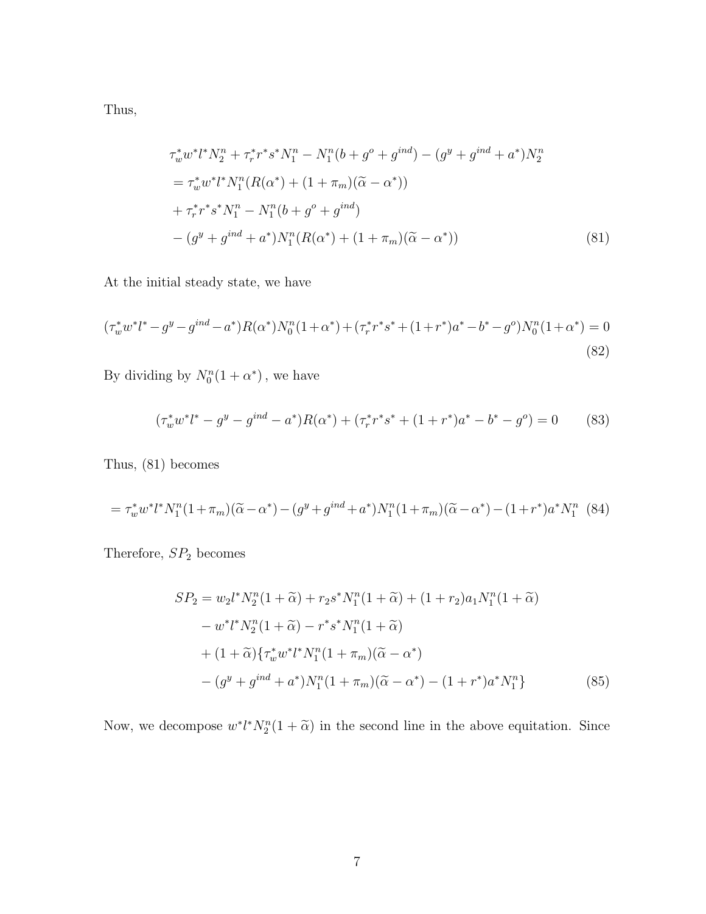Thus,

$$
\begin{aligned}
&\tau_w^* w^* l^* N_2^n + \tau_r^* r^* s^* N_1^n - N_1^n(b + g^o + g^{ind}) - (g^y + g^{ind} + a^*)N_2^n \\
&= \tau_w^* w^* l^* N_1^n (R(\alpha^*) + (1+\pi_m)(\widetilde{\alpha} - \alpha^*)) \\
&+ \tau_r^* r^* s^* N_1^n - N_1^n(b + g^o + g^{ind}) \\
&- (g^y + g^{ind} + a^*) N_1^n (R(\alpha^*) + (1+\pi_m)(\widetilde{\alpha} - \alpha^*))
\end{aligned}
\tag{81}
$$

At the initial steady state, we have

$$
(\tau_w^* w^* l^* - g^y - g^{ind} - a^*)R(\alpha^*)N_0^n(1+\alpha^*) + (\tau_r^* r^* s^* + (1+r^*)a^* - b^* - g^o)N_0^n(1+\alpha^*) = 0
\tag{82}
$$

By dividing by $N_0^n(1+\alpha^*)$, we have

$$
(\tau_w^* w^* l^* - g^y - g^{ind} - a^*)R(\alpha^*) + (\tau_r^* r^* s^* + (1+r^*)a^* - b^* - g^o) = 0
\tag{83}
$$

Thus, (81) becomes

$$
= \tau_w^* w^* l^* N_1^n (1+\pi_m)(\widetilde{\alpha} - \alpha^*) - (g^y + g^{ind} + a^*) N_1^n (1+\pi_m)(\widetilde{\alpha} - \alpha^*) - (1+r^*)a^* N_1^n
\tag{84}
$$

Therefore, $SP_2$ becomes

$$
\begin{aligned}
SP_2 &= w_2 l^* N_2^n (1+\widetilde{\alpha}) + r_2 s^* N_1^n (1+\widetilde{\alpha}) + (1+r_2)a_1 N_1^n (1+\widetilde{\alpha}) \\
&- w^* l^* N_2^n (1+\widetilde{\alpha}) - r^* s^* N_1^n (1+\widetilde{\alpha}) \\
&+ (1+\widetilde{\alpha})\{\tau_w^* w^* l^* N_1^n (1+\pi_m)(\widetilde{\alpha} - \alpha^*) \\
&- (g^y + g^{ind} + a^*) N_1^n (1+\pi_m)(\widetilde{\alpha} - \alpha^*) - (1+r^*)a^* N_1^n\}
\end{aligned}
\tag{85}
$$

Now, we decompose $w^* l^* N_2^n(1+\widetilde{\alpha})$ in the second line in the above equitation. Since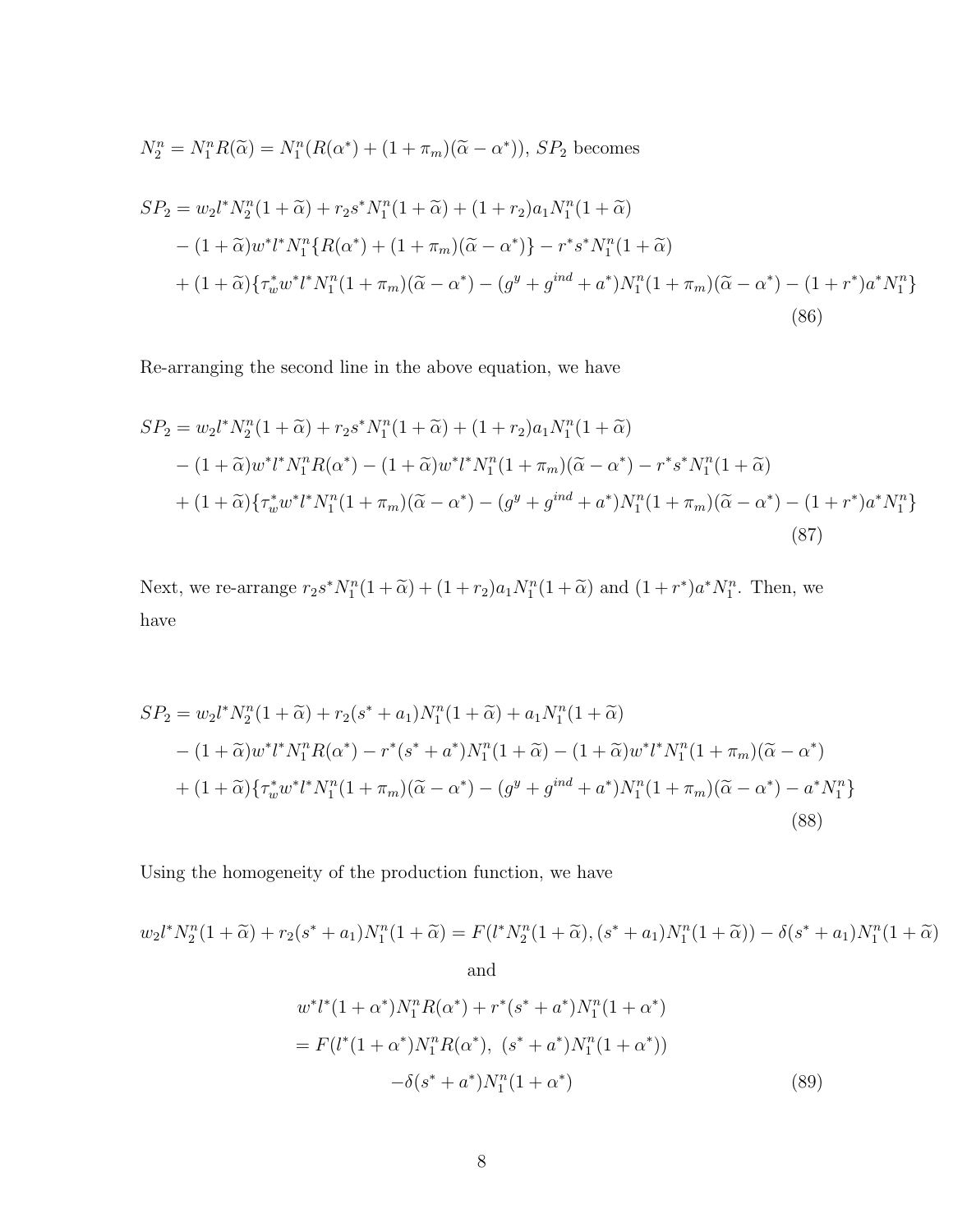$N_2^n = N_1^n R(\widetilde{\alpha}) = N_1^n(R(\alpha^*) + (1+\pi_m)(\widetilde{\alpha} - \alpha^*))$, $SP_2$ becomes

$$
\begin{aligned}
SP_2 &= w_2 l^* N_2^n (1+\widetilde{\alpha}) + r_2 s^* N_1^n (1+\widetilde{\alpha}) + (1+r_2) a_1 N_1^n (1+\widetilde{\alpha}) \\
&\quad - (1+\widetilde{\alpha}) w^* l^* N_1^n \{R(\alpha^*) + (1+\pi_m)(\widetilde{\alpha} - \alpha^*)\} - r^* s^* N_1^n (1+\widetilde{\alpha}) \\
&\quad + (1+\widetilde{\alpha})\{\tau_w^* w^* l^* N_1^n (1+\pi_m)(\widetilde{\alpha} - \alpha^*) - (g^y + g^{ind} + a^*) N_1^n (1+\pi_m)(\widetilde{\alpha} - \alpha^*) - (1+r^*) a^* N_1^n\}
\end{aligned}
\tag{86}
$$

Re-arranging the second line in the above equation, we have

$$
\begin{aligned}
SP_2 &= w_2 l^* N_2^n (1+\widetilde{\alpha}) + r_2 s^* N_1^n (1+\widetilde{\alpha}) + (1+r_2) a_1 N_1^n (1+\widetilde{\alpha}) \\
&\quad - (1+\widetilde{\alpha}) w^* l^* N_1^n R(\alpha^*) - (1+\widetilde{\alpha}) w^* l^* N_1^n (1+\pi_m)(\widetilde{\alpha} - \alpha^*) - r^* s^* N_1^n (1+\widetilde{\alpha}) \\
&\quad + (1+\widetilde{\alpha})\{\tau_w^* w^* l^* N_1^n (1+\pi_m)(\widetilde{\alpha} - \alpha^*) - (g^y + g^{ind} + a^*) N_1^n (1+\pi_m)(\widetilde{\alpha} - \alpha^*) - (1+r^*) a^* N_1^n\}
\end{aligned}
\tag{87}
$$

Next, we re-arrange $r_2 s^* N_1^n (1+\widetilde{\alpha}) + (1+r_2) a_1 N_1^n (1+\widetilde{\alpha})$ and $(1+r^*) a^* N_1^n$. Then, we have

$$
\begin{aligned}
SP_2 &= w_2 l^* N_2^n (1+\widetilde{\alpha}) + r_2 (s^* + a_1) N_1^n (1+\widetilde{\alpha}) + a_1 N_1^n (1+\widetilde{\alpha}) \\
&\quad - (1+\widetilde{\alpha}) w^* l^* N_1^n R(\alpha^*) - r^* (s^* + a^*) N_1^n (1+\widetilde{\alpha}) - (1+\widetilde{\alpha}) w^* l^* N_1^n (1+\pi_m)(\widetilde{\alpha} - \alpha^*) \\
&\quad + (1+\widetilde{\alpha})\{\tau_w^* w^* l^* N_1^n (1+\pi_m)(\widetilde{\alpha} - \alpha^*) - (g^y + g^{ind} + a^*) N_1^n (1+\pi_m)(\widetilde{\alpha} - \alpha^*) - a^* N_1^n\}
\end{aligned}
\tag{88}
$$

Using the homogeneity of the production function, we have

$$
w_2 l^* N_2^n (1+\widetilde{\alpha}) + r_2 (s^* + a_1) N_1^n (1+\widetilde{\alpha}) = F(l^* N_2^n (1+\widetilde{\alpha}), (s^* + a_1) N_1^n (1+\widetilde{\alpha})) - \delta (s^* + a_1) N_1^n (1+\widetilde{\alpha})
$$

and

$$
\begin{aligned}
& w^* l^* (1+\alpha^*) N_1^n R(\alpha^*) + r^* (s^* + a^*) N_1^n (1+\alpha^*) \\
&= F(l^* (1+\alpha^*) N_1^n R(\alpha^*),\ (s^* + a^*) N_1^n (1+\alpha^*)) \\
&\quad - \delta (s^* + a^*) N_1^n (1+\alpha^*)
\end{aligned}
\tag{89}
$$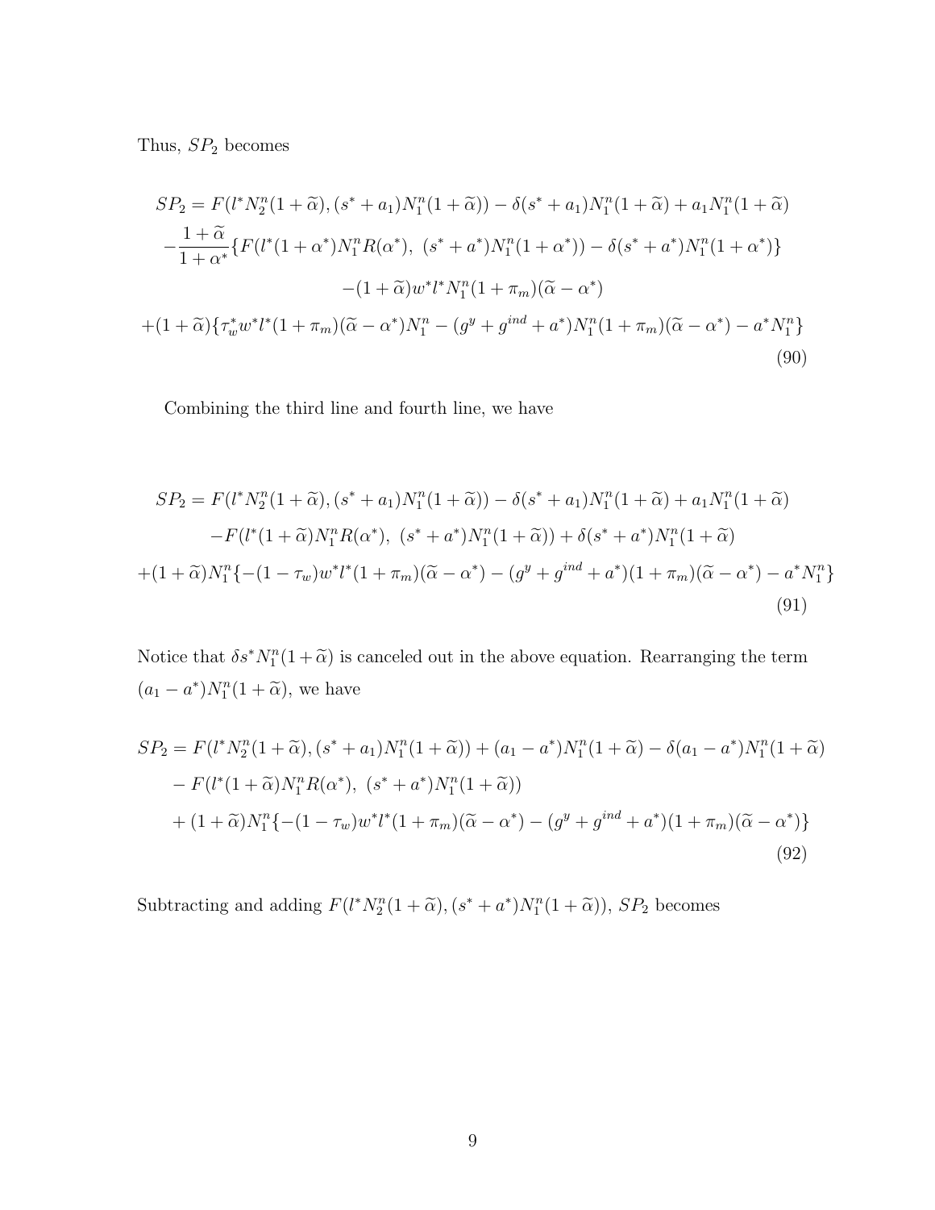Thus, $SP_2$ becomes

$$
\begin{aligned}
SP_2 = F(l^* N_2^n(1+\widetilde{\alpha}), (s^*+a_1)N_1^n(1+\widetilde{\alpha})) - \delta(s^*+a_1)N_1^n(1+\widetilde{\alpha}) + a_1 N_1^n(1+\widetilde{\alpha}) \\
-\frac{1+\widetilde{\alpha}}{1+\alpha^*}\{F(l^*(1+\alpha^*)N_1^n R(\alpha^*),\ (s^*+a^*)N_1^n(1+\alpha^*)) - \delta(s^*+a^*)N_1^n(1+\alpha^*)\} \\
-(1+\widetilde{\alpha})w^* l^* N_1^n(1+\pi_m)(\widetilde{\alpha}-\alpha^*) \\
+(1+\widetilde{\alpha})\{\tau_w^* w^* l^*(1+\pi_m)(\widetilde{\alpha}-\alpha^*)N_1^n - (g^y+g^{ind}+a^*)N_1^n(1+\pi_m)(\widetilde{\alpha}-\alpha^*) - a^* N_1^n\}
\end{aligned}
\tag{90}
$$

Combining the third line and fourth line, we have

$$
\begin{aligned}
SP_2 = F(l^* N_2^n(1+\widetilde{\alpha}), (s^*+a_1)N_1^n(1+\widetilde{\alpha})) - \delta(s^*+a_1)N_1^n(1+\widetilde{\alpha}) + a_1 N_1^n(1+\widetilde{\alpha}) \\
-F(l^*(1+\widetilde{\alpha})N_1^n R(\alpha^*),\ (s^*+a^*)N_1^n(1+\widetilde{\alpha})) + \delta(s^*+a^*)N_1^n(1+\widetilde{\alpha}) \\
+(1+\widetilde{\alpha})N_1^n\{-(1-\tau_w)w^* l^*(1+\pi_m)(\widetilde{\alpha}-\alpha^*) - (g^y+g^{ind}+a^*)(1+\pi_m)(\widetilde{\alpha}-\alpha^*) - a^* N_1^n\}
\end{aligned}
\tag{91}
$$

Notice that $\delta s^* N_1^n(1+\widetilde{\alpha})$ is canceled out in the above equation. Rearranging the term $(a_1-a^*)N_1^n(1+\widetilde{\alpha})$, we have

$$
\begin{aligned}
SP_2 = F(l^* N_2^n(1+\widetilde{\alpha}), (s^*+a_1)N_1^n(1+\widetilde{\alpha})) + (a_1-a^*)N_1^n(1+\widetilde{\alpha}) - \delta(a_1-a^*)N_1^n(1+\widetilde{\alpha}) \\
- F(l^*(1+\widetilde{\alpha})N_1^n R(\alpha^*),\ (s^*+a^*)N_1^n(1+\widetilde{\alpha})) \\
+ (1+\widetilde{\alpha})N_1^n\{-(1-\tau_w)w^* l^*(1+\pi_m)(\widetilde{\alpha}-\alpha^*) - (g^y+g^{ind}+a^*)(1+\pi_m)(\widetilde{\alpha}-\alpha^*)\}
\end{aligned}
\tag{92}
$$

Subtracting and adding $F(l^* N_2^n(1+\widetilde{\alpha}), (s^*+a^*)N_1^n(1+\widetilde{\alpha}))$, $SP_2$ becomes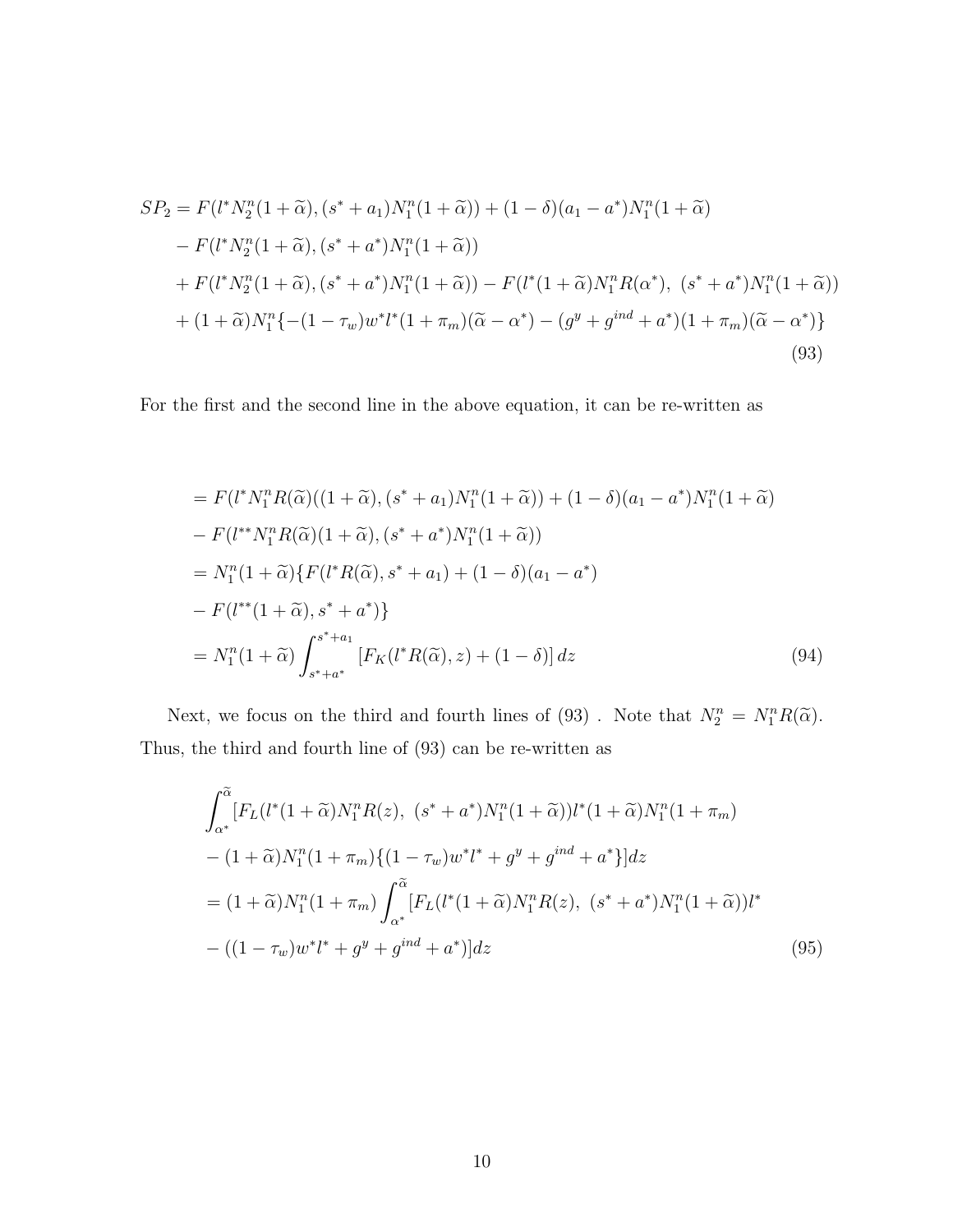$$
\begin{aligned}
SP_2 &= F(l^* N_2^n(1+\widetilde{\alpha}), (s^* + a_1)N_1^n(1+\widetilde{\alpha})) + (1-\delta)(a_1 - a^*)N_1^n(1+\widetilde{\alpha}) \\
&\quad - F(l^* N_2^n(1+\widetilde{\alpha}), (s^* + a^*)N_1^n(1+\widetilde{\alpha})) \\
&\quad + F(l^* N_2^n(1+\widetilde{\alpha}), (s^* + a^*)N_1^n(1+\widetilde{\alpha})) - F(l^*(1+\widetilde{\alpha})N_1^n R(\alpha^*),\ (s^* + a^*)N_1^n(1+\widetilde{\alpha})) \\
&\quad + (1+\widetilde{\alpha})N_1^n\{-(1-\tau_w)w^* l^*(1+\pi_m)(\widetilde{\alpha} - \alpha^*) - (g^y + g^{ind} + a^*)(1+\pi_m)(\widetilde{\alpha} - \alpha^*)\}
\end{aligned} \tag{93}
$$

For the first and the second line in the above equation, it can be re-written as

$$
\begin{aligned}
&= F(l^* N_1^n R(\widetilde{\alpha})((1+\widetilde{\alpha}), (s^* + a_1)N_1^n(1+\widetilde{\alpha})) + (1-\delta)(a_1 - a^*)N_1^n(1+\widetilde{\alpha}) \\
&\quad - F(l^{**} N_1^n R(\widetilde{\alpha})(1+\widetilde{\alpha}), (s^* + a^*)N_1^n(1+\widetilde{\alpha})) \\
&= N_1^n(1+\widetilde{\alpha})\{F(l^* R(\widetilde{\alpha}), s^* + a_1) + (1-\delta)(a_1 - a^*) \\
&\quad - F(l^{**}(1+\widetilde{\alpha}), s^* + a^*)\} \\
&= N_1^n(1+\widetilde{\alpha}) \int_{s^*+a^*}^{s^*+a_1} \left[F_K(l^* R(\widetilde{\alpha}), z) + (1-\delta)\right] dz
\end{aligned} \tag{94}
$$

Next, we focus on the third and fourth lines of (93) . Note that $N_2^n = N_1^n R(\widetilde{\alpha})$. Thus, the third and fourth line of (93) can be re-written as

$$
\begin{aligned}
&\int_{\alpha^*}^{\widetilde{\alpha}} [F_L(l^*(1+\widetilde{\alpha})N_1^n R(z),\ (s^* + a^*)N_1^n(1+\widetilde{\alpha}))l^*(1+\widetilde{\alpha})N_1^n(1+\pi_m) \\
&\quad - (1+\widetilde{\alpha})N_1^n(1+\pi_m)\{(1-\tau_w)w^* l^* + g^y + g^{ind} + a^*\}]dz \\
&= (1+\widetilde{\alpha})N_1^n(1+\pi_m) \int_{\alpha^*}^{\widetilde{\alpha}} [F_L(l^*(1+\widetilde{\alpha})N_1^n R(z),\ (s^* + a^*)N_1^n(1+\widetilde{\alpha}))l^* \\
&\quad - ((1-\tau_w)w^* l^* + g^y + g^{ind} + a^*)]dz
\end{aligned} \tag{95}
$$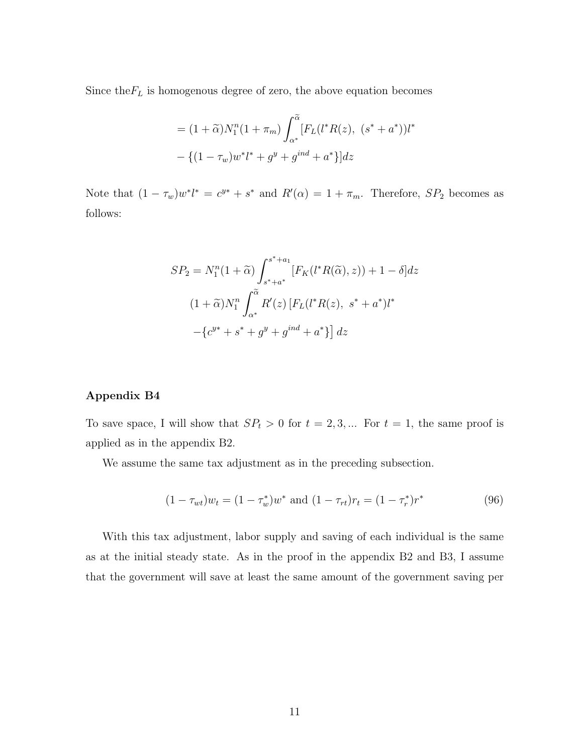Since the$F_L$ is homogenous degree of zero, the above equation becomes

$$= (1+\widetilde{\alpha})N_1^n(1+\pi_m)\int_{\alpha^*}^{\widetilde{\alpha}}[F_L(l^*R(z),\ (s^*+a^*))l^*$$
$$-\{(1-\tau_w)w^*l^*+g^y+g^{ind}+a^*\}]dz$$

Note that $(1-\tau_w)w^*l^* = c^{y*}+s^*$ and $R'(\alpha)=1+\pi_m$. Therefore, $SP_2$ becomes as follows:

$$SP_2 = N_1^n(1+\widetilde{\alpha})\int_{s^*+a^*}^{s^*+a_1}[F_K(l^*R(\widetilde{\alpha}),z))+1-\delta]dz$$
$$(1+\widetilde{\alpha})N_1^n\int_{\alpha^*}^{\widetilde{\alpha}}R'(z)\left[F_L(l^*R(z),\ s^*+a^*)l^*\right.$$
$$\left.-\{c^{y*}+s^*+g^y+g^{ind}+a^*\}\right]dz$$

**Appendix B4**

To save space, I will show that $SP_t>0$ for $t=2,3,...$ For $t=1$, the same proof is applied as in the appendix B2.

We assume the same tax adjustment as in the preceding subsection.

$$(1-\tau_{wt})w_t = (1-\tau_w^*)w^* \text{ and } (1-\tau_{rt})r_t = (1-\tau_r^*)r^* \tag{96}$$

With this tax adjustment, labor supply and saving of each individual is the same as at the initial steady state. As in the proof in the appendix B2 and B3, I assume that the government will save at least the same amount of the government saving per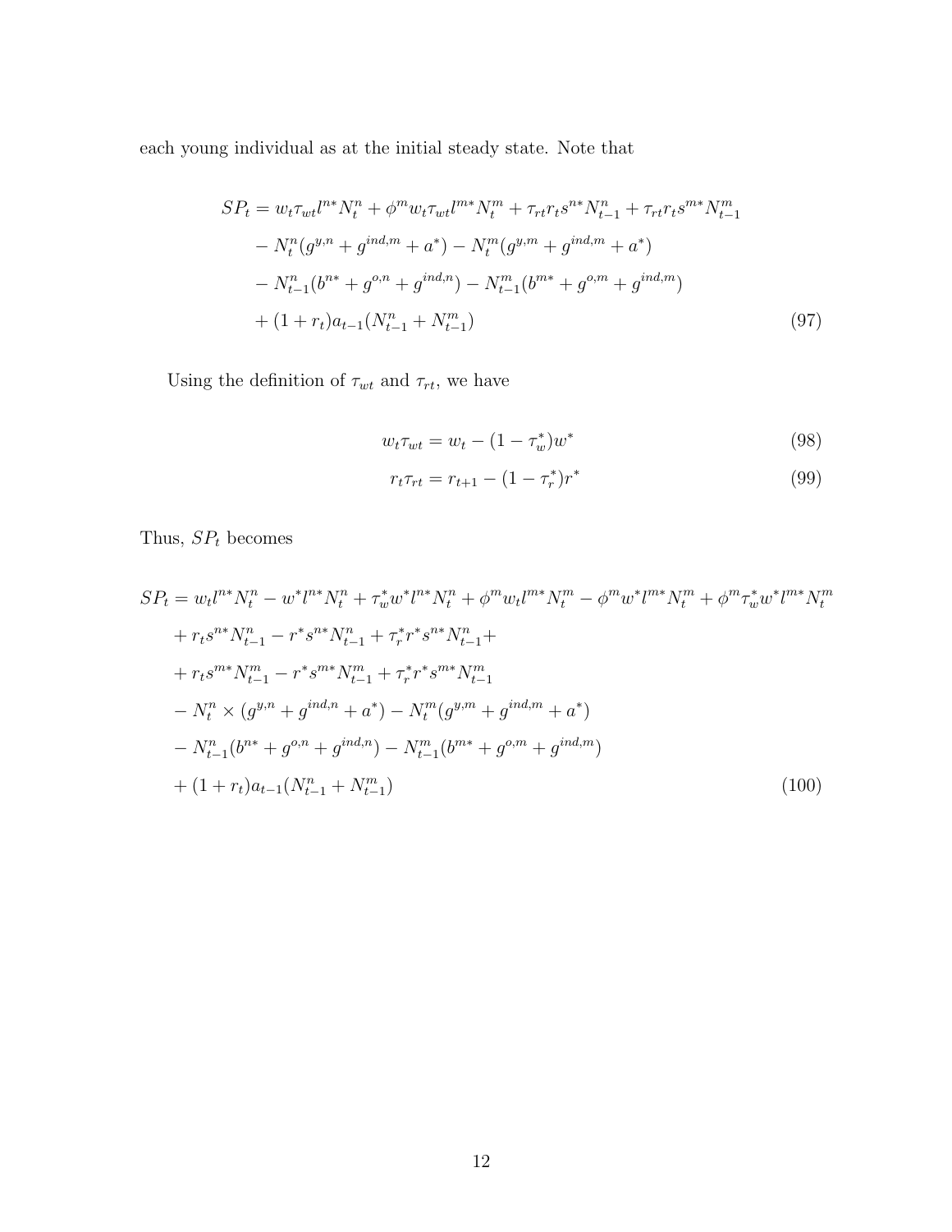each young individual as at the initial steady state. Note that

$$
\begin{aligned}
SP_t = {} & w_t \tau_{wt} l^{n*} N_t^n + \phi^m w_t \tau_{wt} l^{m*} N_t^m + \tau_{rt} r_t s^{n*} N_{t-1}^n + \tau_{rt} r_t s^{m*} N_{t-1}^m \\
& - N_t^n (g^{y,n} + g^{ind,m} + a^*) - N_t^m (g^{y,m} + g^{ind,m} + a^*) \\
& - N_{t-1}^n (b^{n*} + g^{o,n} + g^{ind,n}) - N_{t-1}^m (b^{m*} + g^{o,m} + g^{ind,m}) \\
& + (1 + r_t) a_{t-1} (N_{t-1}^n + N_{t-1}^m)
\end{aligned} \tag{97}
$$

Using the definition of $\tau_{wt}$ and $\tau_{rt}$, we have

$$
w_t \tau_{wt} = w_t - (1 - \tau_w^*) w^* \tag{98}
$$

$$
r_t \tau_{rt} = r_{t+1} - (1 - \tau_r^*) r^* \tag{99}
$$

Thus, $SP_t$ becomes

$$
\begin{aligned}
SP_t = {} & w_t l^{n*} N_t^n - w^* l^{n*} N_t^n + \tau_w^* w^* l^{n*} N_t^n + \phi^m w_t l^{m*} N_t^m - \phi^m w^* l^{m*} N_t^m + \phi^m \tau_w^* w^* l^{m*} N_t^m \\
& + r_t s^{n*} N_{t-1}^n - r^* s^{n*} N_{t-1}^n + \tau_r^* r^* s^{n*} N_{t-1}^n + \\
& + r_t s^{m*} N_{t-1}^m - r^* s^{m*} N_{t-1}^m + \tau_r^* r^* s^{m*} N_{t-1}^m \\
& - N_t^n \times (g^{y,n} + g^{ind,n} + a^*) - N_t^m (g^{y,m} + g^{ind,m} + a^*) \\
& - N_{t-1}^n (b^{n*} + g^{o,n} + g^{ind,n}) - N_{t-1}^m (b^{m*} + g^{o,m} + g^{ind,m}) \\
& + (1 + r_t) a_{t-1} (N_{t-1}^n + N_{t-1}^m)
\end{aligned} \tag{100}
$$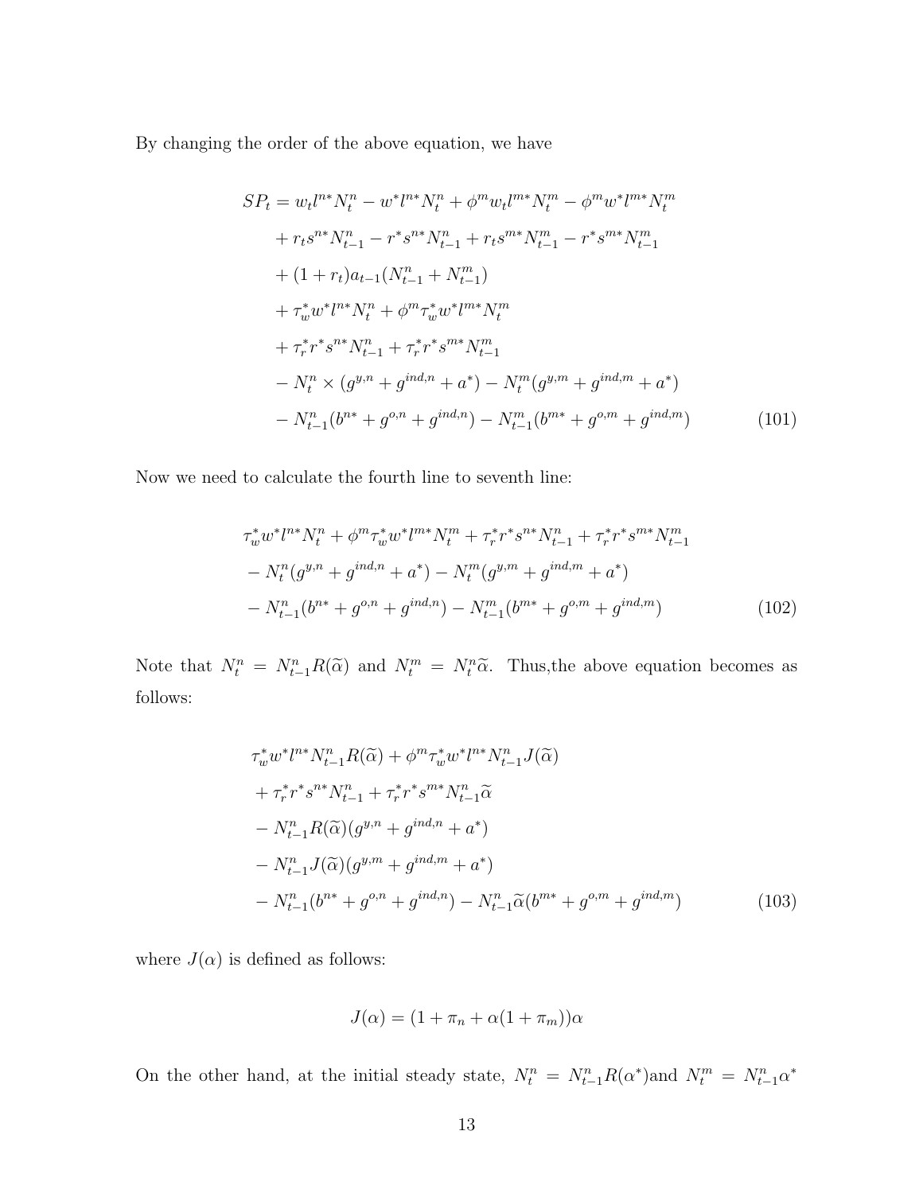By changing the order of the above equation, we have

$$
\begin{aligned}
SP_t &= w_t l^{n*} N_t^n - w^* l^{n*} N_t^n + \phi^m w_t l^{m*} N_t^m - \phi^m w^* l^{m*} N_t^m \\
&\quad + r_t s^{n*} N_{t-1}^n - r^* s^{n*} N_{t-1}^n + r_t s^{m*} N_{t-1}^m - r^* s^{m*} N_{t-1}^m \\
&\quad + (1 + r_t) a_{t-1} (N_{t-1}^n + N_{t-1}^m) \\
&\quad + \tau_w^* w^* l^{n*} N_t^n + \phi^m \tau_w^* w^* l^{m*} N_t^m \\
&\quad + \tau_r^* r^* s^{n*} N_{t-1}^n + \tau_r^* r^* s^{m*} N_{t-1}^m \\
&\quad - N_t^n \times (g^{y,n} + g^{ind,n} + a^*) - N_t^m (g^{y,m} + g^{ind,m} + a^*) \\
&\quad - N_{t-1}^n (b^{n*} + g^{o,n} + g^{ind,n}) - N_{t-1}^m (b^{m*} + g^{o,m} + g^{ind,m})
\end{aligned} \tag{101}
$$

Now we need to calculate the fourth line to seventh line:

$$
\begin{aligned}
&\tau_w^* w^* l^{n*} N_t^n + \phi^m \tau_w^* w^* l^{m*} N_t^m + \tau_r^* r^* s^{n*} N_{t-1}^n + \tau_r^* r^* s^{m*} N_{t-1}^m \\
&- N_t^n (g^{y,n} + g^{ind,n} + a^*) - N_t^m (g^{y,m} + g^{ind,m} + a^*) \\
&- N_{t-1}^n (b^{n*} + g^{o,n} + g^{ind,n}) - N_{t-1}^m (b^{m*} + g^{o,m} + g^{ind,m})
\end{aligned} \tag{102}
$$

Note that $N_t^n = N_{t-1}^n R(\widetilde{\alpha})$ and $N_t^m = N_t^n \widetilde{\alpha}$. Thus,the above equation becomes as follows:

$$
\begin{aligned}
&\tau_w^* w^* l^{n*} N_{t-1}^n R(\widetilde{\alpha}) + \phi^m \tau_w^* w^* l^{n*} N_{t-1}^n J(\widetilde{\alpha}) \\
&+ \tau_r^* r^* s^{n*} N_{t-1}^n + \tau_r^* r^* s^{m*} N_{t-1}^n \widetilde{\alpha} \\
&- N_{t-1}^n R(\widetilde{\alpha}) (g^{y,n} + g^{ind,n} + a^*) \\
&- N_{t-1}^n J(\widetilde{\alpha}) (g^{y,m} + g^{ind,m} + a^*) \\
&- N_{t-1}^n (b^{n*} + g^{o,n} + g^{ind,n}) - N_{t-1}^n \widetilde{\alpha} (b^{m*} + g^{o,m} + g^{ind,m})
\end{aligned} \tag{103}
$$

where $J(\alpha)$ is defined as follows:

$$
J(\alpha) = (1 + \pi_n + \alpha(1 + \pi_m))\alpha
$$

On the other hand, at the initial steady state, $N_t^n = N_{t-1}^n R(\alpha^*)$and $N_t^m = N_{t-1}^n \alpha^*$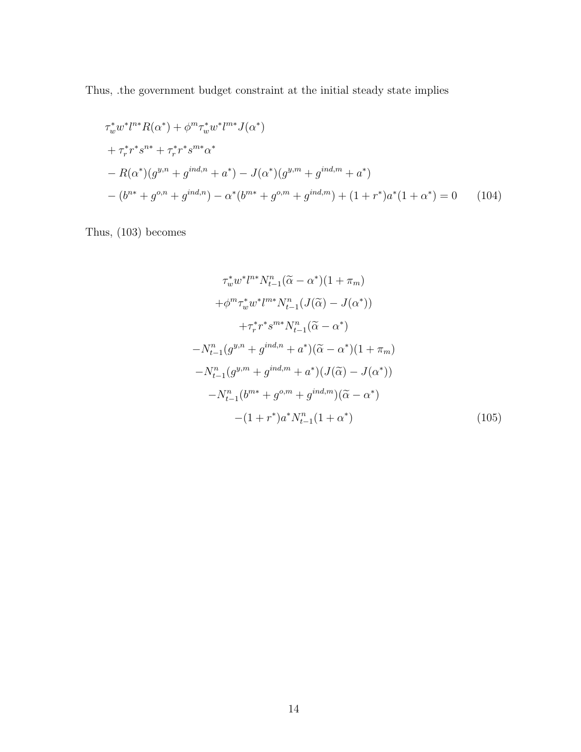Thus, .the government budget constraint at the initial steady state implies

$$
\begin{aligned}
&\tau_w^* w^* l^{n*} R(\alpha^*) + \phi^m \tau_w^* w^* l^{m*} J(\alpha^*) \\
&+ \tau_r^* r^* s^{n*} + \tau_r^* r^* s^{m*} \alpha^* \\
&- R(\alpha^*)(g^{y,n} + g^{ind,n} + a^*) - J(\alpha^*)(g^{y,m} + g^{ind,m} + a^*) \\
&- (b^{n*} + g^{o,n} + g^{ind,n}) - \alpha^*(b^{m*} + g^{o,m} + g^{ind,m}) + (1 + r^*) a^* (1 + \alpha^*) = 0 \qquad (104)
\end{aligned}
$$

Thus, (103) becomes

$$
\begin{gathered}
\tau_w^* w^* l^{n*} N_{t-1}^n (\widetilde{\alpha} - \alpha^*)(1 + \pi_m) \\
+ \phi^m \tau_w^* w^* l^{m*} N_{t-1}^n (J(\widetilde{\alpha}) - J(\alpha^*)) \\
+ \tau_r^* r^* s^{m*} N_{t-1}^n (\widetilde{\alpha} - \alpha^*) \\
- N_{t-1}^n (g^{y,n} + g^{ind,n} + a^*)(\widetilde{\alpha} - \alpha^*)(1 + \pi_m) \\
- N_{t-1}^n (g^{y,m} + g^{ind,m} + a^*)(J(\widetilde{\alpha}) - J(\alpha^*)) \\
- N_{t-1}^n (b^{m*} + g^{o,m} + g^{ind,m})(\widetilde{\alpha} - \alpha^*) \\
- (1 + r^*) a^* N_{t-1}^n (1 + \alpha^*) \qquad (105)
\end{gathered}
$$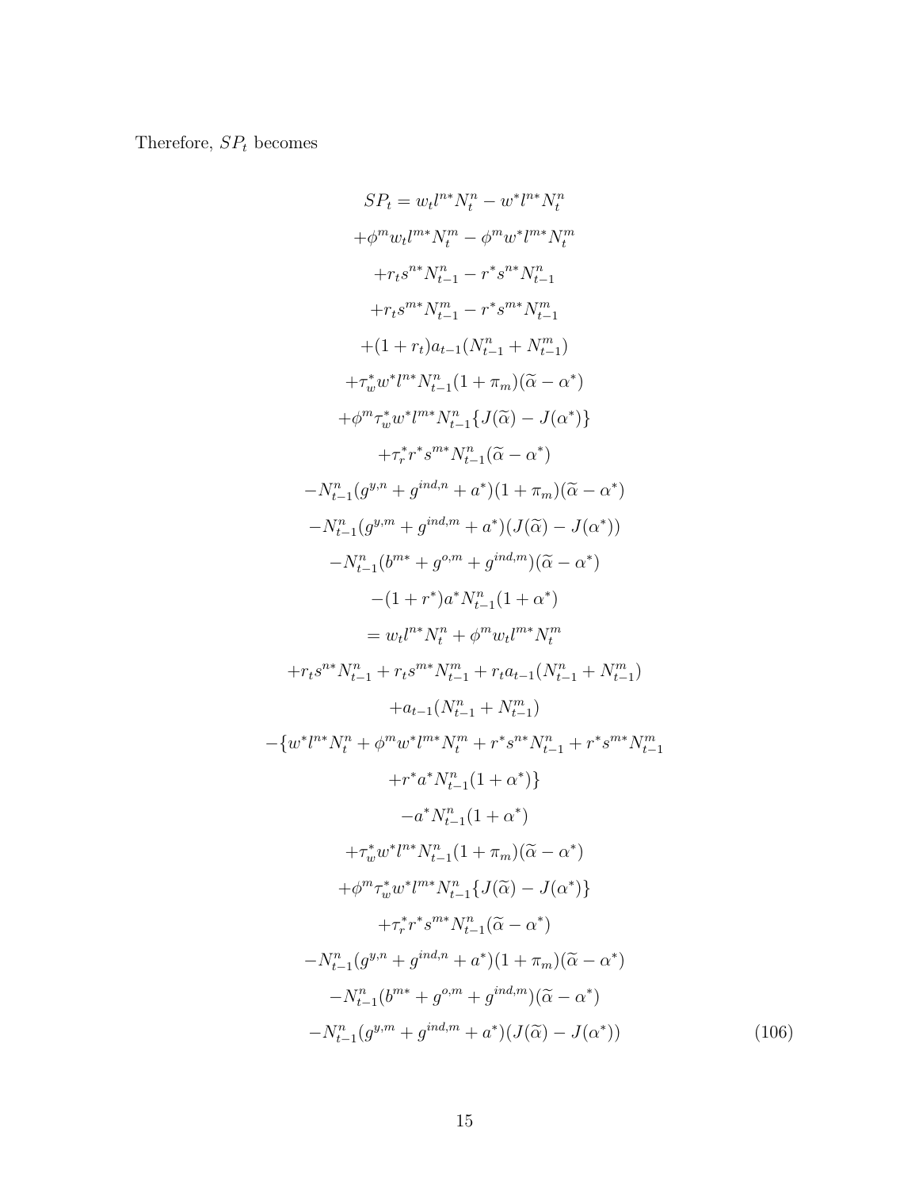Therefore, $SP_t$ becomes

$$
\begin{aligned}
SP_t &= w_t l^{n*} N_t^n - w^* l^{n*} N_t^n \\
&+ \phi^m w_t l^{m*} N_t^m - \phi^m w^* l^{m*} N_t^m \\
&+ r_t s^{n*} N_{t-1}^n - r^* s^{n*} N_{t-1}^n \\
&+ r_t s^{m*} N_{t-1}^m - r^* s^{m*} N_{t-1}^m \\
&+ (1+r_t) a_{t-1} (N_{t-1}^n + N_{t-1}^m) \\
&+ \tau_w^* w^* l^{n*} N_{t-1}^n (1+\pi_m)(\widetilde{\alpha} - \alpha^*) \\
&+ \phi^m \tau_w^* w^* l^{m*} N_{t-1}^n \{J(\widetilde{\alpha}) - J(\alpha^*)\} \\
&+ \tau_r^* r^* s^{m*} N_{t-1}^n (\widetilde{\alpha} - \alpha^*) \\
&- N_{t-1}^n (g^{y,n} + g^{ind,n} + a^*)(1+\pi_m)(\widetilde{\alpha} - \alpha^*) \\
&- N_{t-1}^n (g^{y,m} + g^{ind,m} + a^*)(J(\widetilde{\alpha}) - J(\alpha^*)) \\
&- N_{t-1}^n (b^{m*} + g^{o,m} + g^{ind,m})(\widetilde{\alpha} - \alpha^*) \\
&- (1+r^*) a^* N_{t-1}^n (1+\alpha^*) \\
&= w_t l^{n*} N_t^n + \phi^m w_t l^{m*} N_t^m \\
&+ r_t s^{n*} N_{t-1}^n + r_t s^{m*} N_{t-1}^m + r_t a_{t-1} (N_{t-1}^n + N_{t-1}^m) \\
&+ a_{t-1} (N_{t-1}^n + N_{t-1}^m) \\
&- \{ w^* l^{n*} N_t^n + \phi^m w^* l^{m*} N_t^m + r^* s^{n*} N_{t-1}^n + r^* s^{m*} N_{t-1}^m \\
&+ r^* a^* N_{t-1}^n (1+\alpha^*) \} \\
&- a^* N_{t-1}^n (1+\alpha^*) \\
&+ \tau_w^* w^* l^{n*} N_{t-1}^n (1+\pi_m)(\widetilde{\alpha} - \alpha^*) \\
&+ \phi^m \tau_w^* w^* l^{m*} N_{t-1}^n \{J(\widetilde{\alpha}) - J(\alpha^*)\} \\
&+ \tau_r^* r^* s^{m*} N_{t-1}^n (\widetilde{\alpha} - \alpha^*) \\
&- N_{t-1}^n (g^{y,n} + g^{ind,n} + a^*)(1+\pi_m)(\widetilde{\alpha} - \alpha^*) \\
&- N_{t-1}^n (b^{m*} + g^{o,m} + g^{ind,m})(\widetilde{\alpha} - \alpha^*) \\
&- N_{t-1}^n (g^{y,m} + g^{ind,m} + a^*)(J(\widetilde{\alpha}) - J(\alpha^*))
\end{aligned}
\tag{106}
$$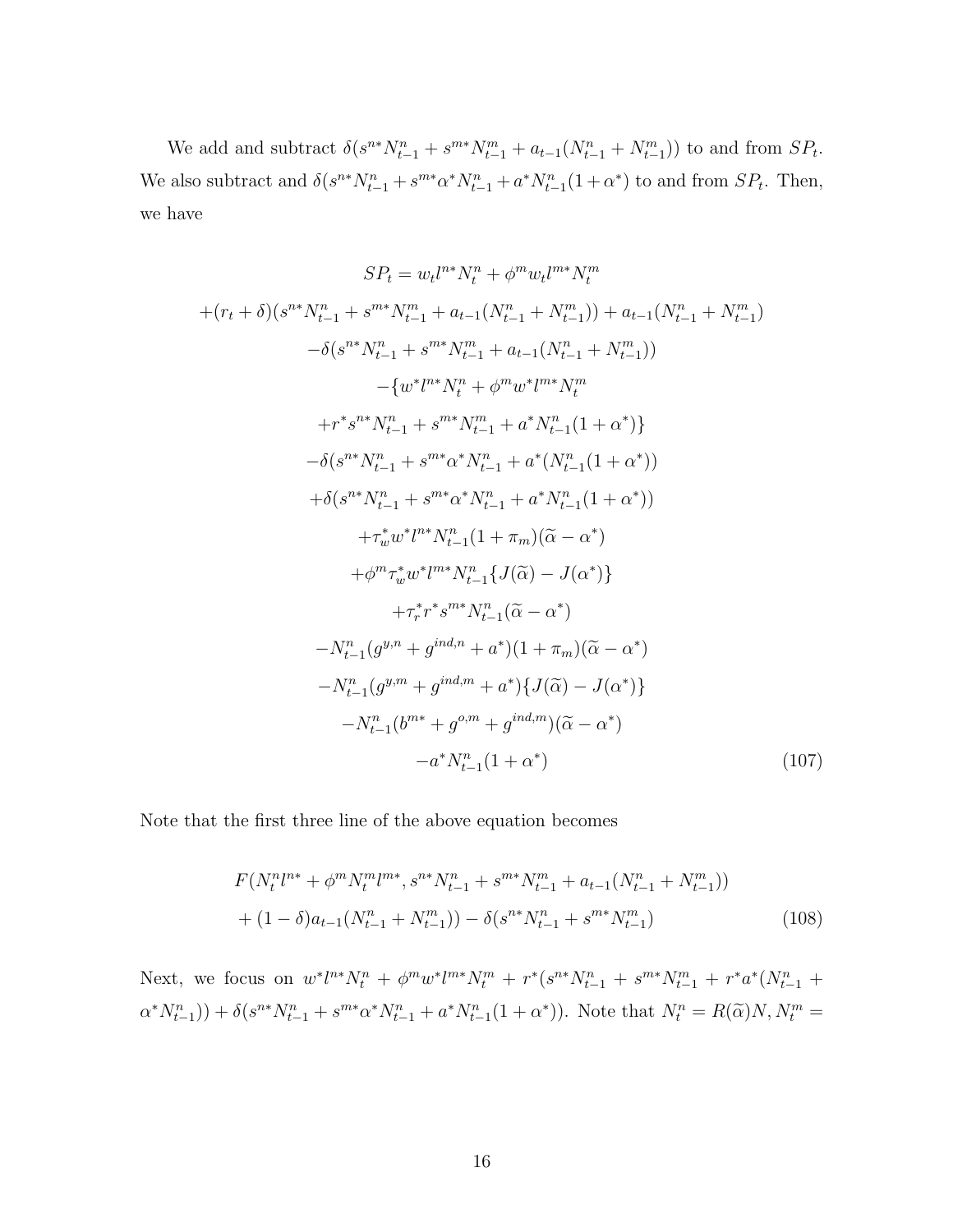We add and subtract $\delta(s^{n*}N^n_{t-1} + s^{m*}N^m_{t-1} + a_{t-1}(N^n_{t-1} + N^m_{t-1}))$ to and from $SP_t$. We also subtract and $\delta(s^{n*}N^n_{t-1} + s^{m*}\alpha^* N^n_{t-1} + a^* N^n_{t-1}(1+\alpha^*)$ to and from $SP_t$. Then, we have

$$
\begin{aligned}
SP_t &= w_t l^{n*} N^n_t + \phi^m w_t l^{m*} N^m_t \\
&+ (r_t + \delta)(s^{n*}N^n_{t-1} + s^{m*}N^m_{t-1} + a_{t-1}(N^n_{t-1} + N^m_{t-1})) + a_{t-1}(N^n_{t-1} + N^m_{t-1}) \\
&- \delta(s^{n*}N^n_{t-1} + s^{m*}N^m_{t-1} + a_{t-1}(N^n_{t-1} + N^m_{t-1})) \\
&- \{w^* l^{n*} N^n_t + \phi^m w^* l^{m*} N^m_t \\
&+ r^* s^{n*} N^n_{t-1} + s^{m*} N^m_{t-1} + a^* N^n_{t-1}(1+\alpha^*)\} \\
&- \delta(s^{n*}N^n_{t-1} + s^{m*}\alpha^* N^n_{t-1} + a^*(N^n_{t-1}(1+\alpha^*)) \\
&+ \delta(s^{n*}N^n_{t-1} + s^{m*}\alpha^* N^n_{t-1} + a^* N^n_{t-1}(1+\alpha^*)) \\
&+ \tau^*_w w^* l^{n*} N^n_{t-1}(1+\pi_m)(\widetilde{\alpha} - \alpha^*) \\
&+ \phi^m \tau^*_w w^* l^{m*} N^n_{t-1}\{J(\widetilde{\alpha}) - J(\alpha^*)\} \\
&+ \tau^*_r r^* s^{m*} N^n_{t-1}(\widetilde{\alpha} - \alpha^*) \\
&- N^n_{t-1}(g^{y,n} + g^{ind,n} + a^*)(1+\pi_m)(\widetilde{\alpha} - \alpha^*) \\
&- N^n_{t-1}(g^{y,m} + g^{ind,m} + a^*)\{J(\widetilde{\alpha}) - J(\alpha^*)\} \\
&- N^n_{t-1}(b^{m*} + g^{o,m} + g^{ind,m})(\widetilde{\alpha} - \alpha^*) \\
&- a^* N^n_{t-1}(1+\alpha^*)
\end{aligned}
\tag{107}
$$

Note that the first three line of the above equation becomes

$$
\begin{aligned}
&F(N^n_t l^{n*} + \phi^m N^m_t l^{m*}, s^{n*}N^n_{t-1} + s^{m*}N^m_{t-1} + a_{t-1}(N^n_{t-1} + N^m_{t-1})) \\
&+ (1-\delta)a_{t-1}(N^n_{t-1} + N^m_{t-1})) - \delta(s^{n*}N^n_{t-1} + s^{m*}N^m_{t-1})
\end{aligned}
\tag{108}
$$

Next, we focus on $w^* l^{n*} N^n_t + \phi^m w^* l^{m*} N^m_t + r^*(s^{n*}N^n_{t-1} + s^{m*}N^m_{t-1} + r^* a^*(N^n_{t-1} + \alpha^* N^n_{t-1})) + \delta(s^{n*}N^n_{t-1} + s^{m*}\alpha^* N^n_{t-1} + a^* N^n_{t-1}(1+\alpha^*))$. Note that $N^n_t = R(\widetilde{\alpha})N, N^m_t =$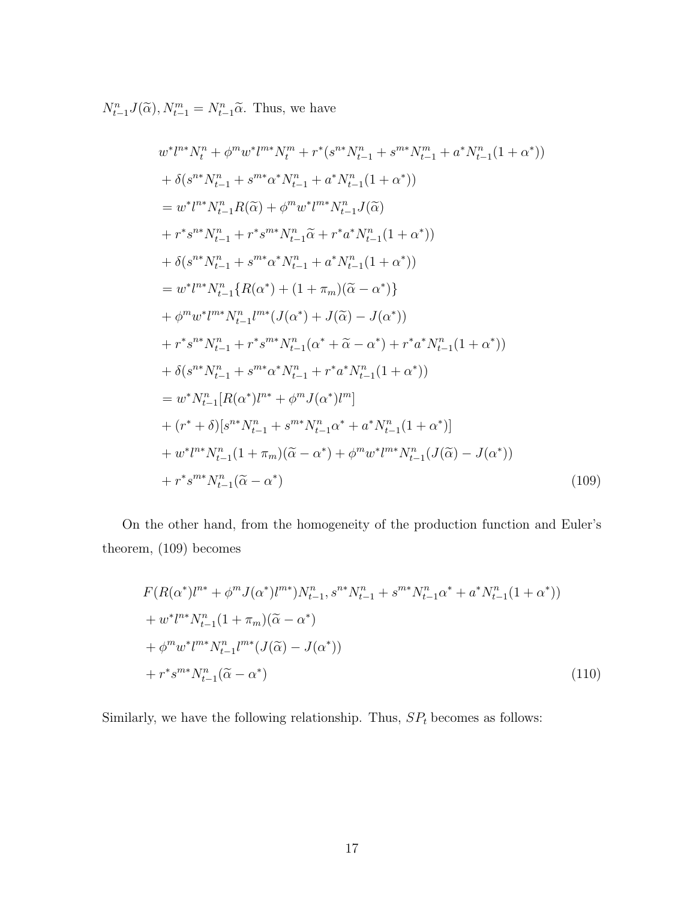$N_{t-1}^n J(\widetilde{\alpha}), N_{t-1}^m = N_{t-1}^n \widetilde{\alpha}$. Thus, we have

$$
\begin{aligned}
& w^* l^{n*} N_t^n + \phi^m w^* l^{m*} N_t^m + r^*(s^{n*} N_{t-1}^n + s^{m*} N_{t-1}^m + a^* N_{t-1}^n (1+\alpha^*)) \\
& + \delta(s^{n*} N_{t-1}^n + s^{m*} \alpha^* N_{t-1}^n + a^* N_{t-1}^n (1+\alpha^*)) \\
& = w^* l^{n*} N_{t-1}^n R(\widetilde{\alpha}) + \phi^m w^* l^{m*} N_{t-1}^n J(\widetilde{\alpha}) \\
& + r^* s^{n*} N_{t-1}^n + r^* s^{m*} N_{t-1}^n \widetilde{\alpha} + r^* a^* N_{t-1}^n (1+\alpha^*)) \\
& + \delta(s^{n*} N_{t-1}^n + s^{m*} \alpha^* N_{t-1}^n + a^* N_{t-1}^n (1+\alpha^*)) \\
& = w^* l^{n*} N_{t-1}^n \{R(\alpha^*) + (1+\pi_m)(\widetilde{\alpha} - \alpha^*)\} \\
& + \phi^m w^* l^{m*} N_{t-1}^n l^{m*} (J(\alpha^*) + J(\widetilde{\alpha}) - J(\alpha^*)) \\
& + r^* s^{n*} N_{t-1}^n + r^* s^{m*} N_{t-1}^n (\alpha^* + \widetilde{\alpha} - \alpha^*) + r^* a^* N_{t-1}^n (1+\alpha^*)) \\
& + \delta(s^{n*} N_{t-1}^n + s^{m*} \alpha^* N_{t-1}^n + r^* a^* N_{t-1}^n (1+\alpha^*)) \\
& = w^* N_{t-1}^n [R(\alpha^*) l^{n*} + \phi^m J(\alpha^*) l^m] \\
& + (r^* + \delta)[s^{n*} N_{t-1}^n + s^{m*} N_{t-1}^n \alpha^* + a^* N_{t-1}^n (1+\alpha^*)] \\
& + w^* l^{n*} N_{t-1}^n (1+\pi_m)(\widetilde{\alpha} - \alpha^*) + \phi^m w^* l^{m*} N_{t-1}^n (J(\widetilde{\alpha}) - J(\alpha^*)) \\
& + r^* s^{m*} N_{t-1}^n (\widetilde{\alpha} - \alpha^*)
\end{aligned} \tag{109}
$$

On the other hand, from the homogeneity of the production function and Euler's theorem, (109) becomes

$$
\begin{aligned}
& F(R(\alpha^*) l^{n*} + \phi^m J(\alpha^*) l^{m*}) N_{t-1}^n, s^{n*} N_{t-1}^n + s^{m*} N_{t-1}^n \alpha^* + a^* N_{t-1}^n (1+\alpha^*)) \\
& + w^* l^{n*} N_{t-1}^n (1+\pi_m)(\widetilde{\alpha} - \alpha^*) \\
& + \phi^m w^* l^{m*} N_{t-1}^n l^{m*} (J(\widetilde{\alpha}) - J(\alpha^*)) \\
& + r^* s^{m*} N_{t-1}^n (\widetilde{\alpha} - \alpha^*)
\end{aligned} \tag{110}
$$

Similarly, we have the following relationship. Thus, $SP_t$ becomes as follows: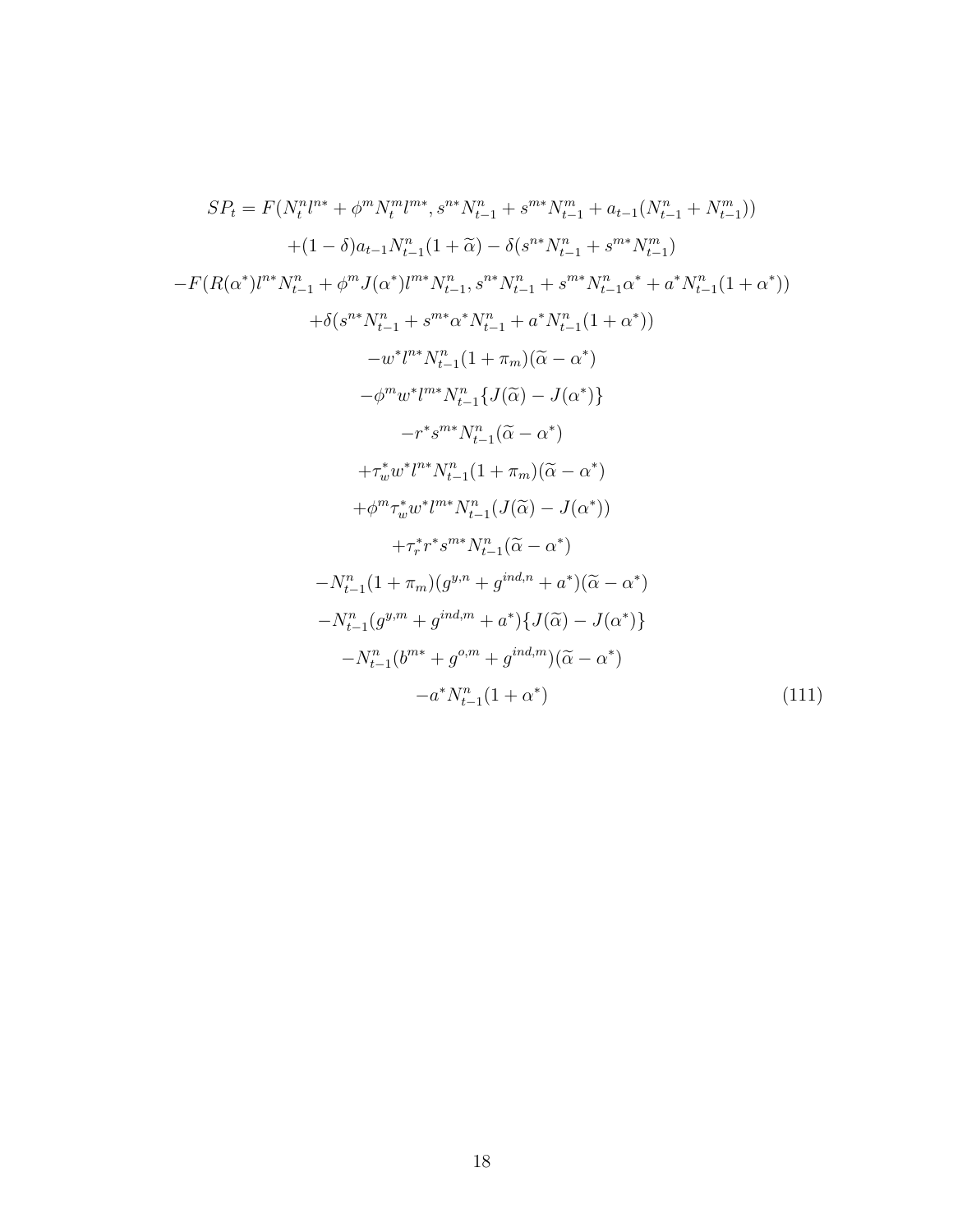$$
\begin{aligned}
SP_t = & F(N_t^n l^{n*} + \phi^m N_t^m l^{m*}, s^{n*} N_{t-1}^n + s^{m*} N_{t-1}^m + a_{t-1}(N_{t-1}^n + N_{t-1}^m)) \\
& +(1-\delta) a_{t-1} N_{t-1}^n (1+\widetilde{\alpha}) - \delta(s^{n*} N_{t-1}^n + s^{m*} N_{t-1}^m) \\
& -F(R(\alpha^*) l^{n*} N_{t-1}^n + \phi^m J(\alpha^*) l^{m*} N_{t-1}^n, s^{n*} N_{t-1}^n + s^{m*} N_{t-1}^n \alpha^* + a^* N_{t-1}^n (1+\alpha^*)) \\
& +\delta(s^{n*} N_{t-1}^n + s^{m*} \alpha^* N_{t-1}^n + a^* N_{t-1}^n (1+\alpha^*)) \\
& -w^* l^{n*} N_{t-1}^n (1+\pi_m)(\widetilde{\alpha} - \alpha^*) \\
& -\phi^m w^* l^{m*} N_{t-1}^n \{J(\widetilde{\alpha}) - J(\alpha^*)\} \\
& -r^* s^{m*} N_{t-1}^n (\widetilde{\alpha} - \alpha^*) \\
& +\tau_w^* w^* l^{n*} N_{t-1}^n (1+\pi_m)(\widetilde{\alpha} - \alpha^*) \\
& +\phi^m \tau_w^* w^* l^{m*} N_{t-1}^n (J(\widetilde{\alpha}) - J(\alpha^*)) \\
& +\tau_r^* r^* s^{m*} N_{t-1}^n (\widetilde{\alpha} - \alpha^*) \\
& -N_{t-1}^n (1+\pi_m)(g^{y,n} + g^{ind,n} + a^*)(\widetilde{\alpha} - \alpha^*) \\
& -N_{t-1}^n (g^{y,m} + g^{ind,m} + a^*)\{J(\widetilde{\alpha}) - J(\alpha^*)\} \\
& -N_{t-1}^n (b^{m*} + g^{o,m} + g^{ind,m})(\widetilde{\alpha} - \alpha^*) \\
& -a^* N_{t-1}^n (1+\alpha^*)
\end{aligned}
\tag{111}
$$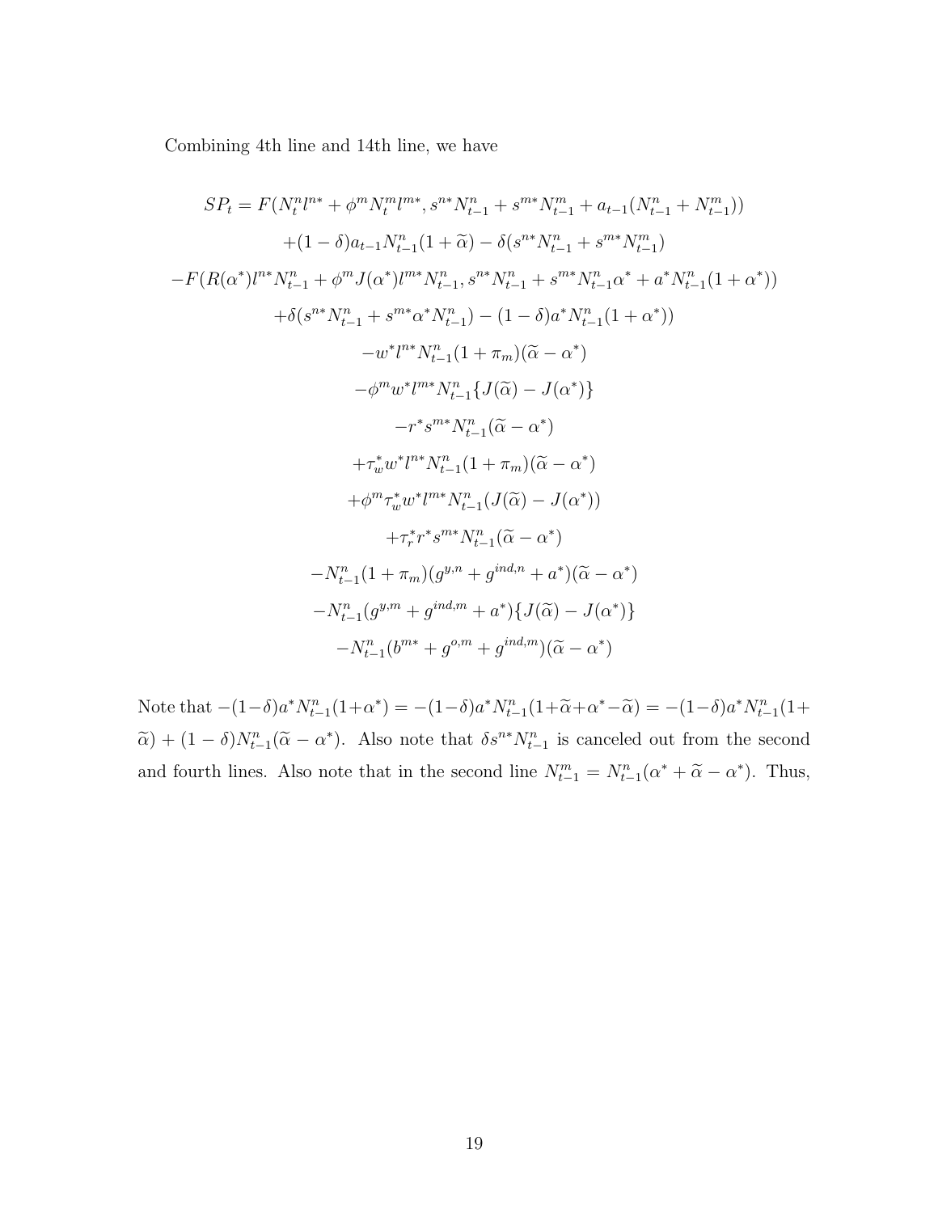Combining 4th line and 14th line, we have

$$
\begin{aligned}
SP_t = F(N_t^n l^{n*} + \phi^m N_t^m l^{m*}, s^{n*} N_{t-1}^n + s^{m*} N_{t-1}^m + a_{t-1}(N_{t-1}^n + N_{t-1}^m)) \\
+(1-\delta) a_{t-1} N_{t-1}^n (1+\widetilde{\alpha}) - \delta (s^{n*} N_{t-1}^n + s^{m*} N_{t-1}^m) \\
-F(R(\alpha^*) l^{n*} N_{t-1}^n + \phi^m J(\alpha^*) l^{m*} N_{t-1}^n, s^{n*} N_{t-1}^n + s^{m*} N_{t-1}^n \alpha^* + a^* N_{t-1}^n (1+\alpha^*)) \\
+\delta (s^{n*} N_{t-1}^n + s^{m*} \alpha^* N_{t-1}^n) - (1-\delta) a^* N_{t-1}^n (1+\alpha^*)) \\
-w^* l^{n*} N_{t-1}^n (1+\pi_m)(\widetilde{\alpha} - \alpha^*) \\
-\phi^m w^* l^{m*} N_{t-1}^n \{J(\widetilde{\alpha}) - J(\alpha^*)\} \\
-r^* s^{m*} N_{t-1}^n (\widetilde{\alpha} - \alpha^*) \\
+\tau_w^* w^* l^{n*} N_{t-1}^n (1+\pi_m)(\widetilde{\alpha} - \alpha^*) \\
+\phi^m \tau_w^* w^* l^{m*} N_{t-1}^n (J(\widetilde{\alpha}) - J(\alpha^*)) \\
+\tau_r^* r^* s^{m*} N_{t-1}^n (\widetilde{\alpha} - \alpha^*) \\
-N_{t-1}^n (1+\pi_m)(g^{y,n} + g^{ind,n} + a^*)(\widetilde{\alpha} - \alpha^*) \\
-N_{t-1}^n (g^{y,m} + g^{ind,m} + a^*)\{J(\widetilde{\alpha}) - J(\alpha^*)\} \\
-N_{t-1}^n (b^{m*} + g^{o,m} + g^{ind,m})(\widetilde{\alpha} - \alpha^*)
\end{aligned}
$$

Note that $-(1-\delta)a^* N_{t-1}^n (1+\alpha^*) = -(1-\delta)a^* N_{t-1}^n (1+\widetilde{\alpha}+\alpha^*-\widetilde{\alpha}) = -(1-\delta)a^* N_{t-1}^n (1+\widetilde{\alpha}) + (1-\delta) N_{t-1}^n (\widetilde{\alpha} - \alpha^*)$. Also note that $\delta s^{n*} N_{t-1}^n$ is canceled out from the second and fourth lines. Also note that in the second line $N_{t-1}^m = N_{t-1}^n (\alpha^* + \widetilde{\alpha} - \alpha^*)$. Thus,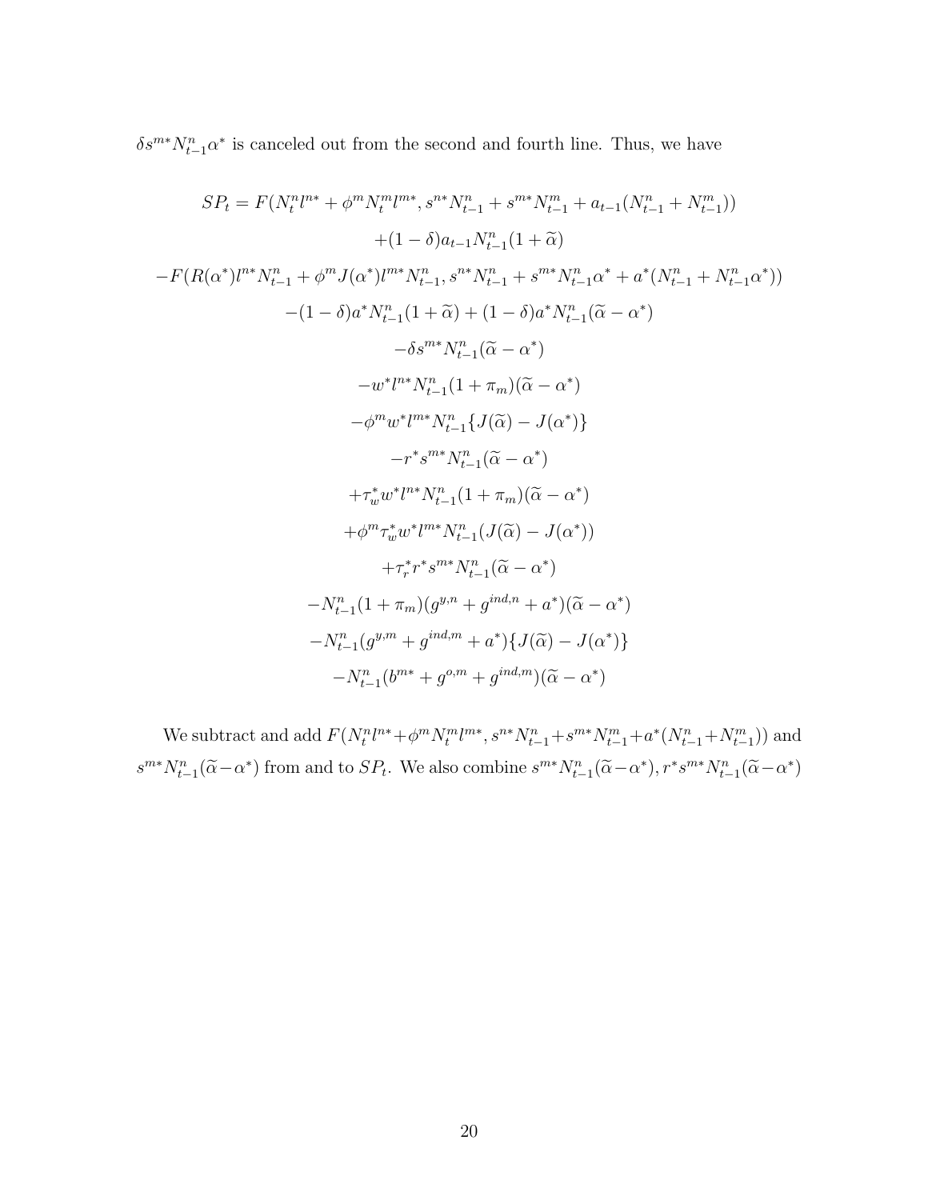$\delta s^{m*} N_{t-1}^n \alpha^*$ is canceled out from the second and fourth line. Thus, we have

$$
\begin{aligned}
SP_t = F(N_t^n l^{n*} + \phi^m N_t^m l^{m*}, s^{n*} N_{t-1}^n + s^{m*} N_{t-1}^m + a_{t-1}(N_{t-1}^n + N_{t-1}^m)) \\
+(1-\delta) a_{t-1} N_{t-1}^n (1+\widetilde{\alpha}) \\
-F(R(\alpha^*) l^{n*} N_{t-1}^n + \phi^m J(\alpha^*) l^{m*} N_{t-1}^n, s^{n*} N_{t-1}^n + s^{m*} N_{t-1}^n \alpha^* + a^*(N_{t-1}^n + N_{t-1}^n \alpha^*)) \\
-(1-\delta) a^* N_{t-1}^n (1+\widetilde{\alpha}) + (1-\delta) a^* N_{t-1}^n (\widetilde{\alpha} - \alpha^*) \\
-\delta s^{m*} N_{t-1}^n (\widetilde{\alpha} - \alpha^*) \\
-w^* l^{n*} N_{t-1}^n (1+\pi_m)(\widetilde{\alpha} - \alpha^*) \\
-\phi^m w^* l^{m*} N_{t-1}^n \{J(\widetilde{\alpha}) - J(\alpha^*)\} \\
-r^* s^{m*} N_{t-1}^n (\widetilde{\alpha} - \alpha^*) \\
+\tau_w^* w^* l^{n*} N_{t-1}^n (1+\pi_m)(\widetilde{\alpha} - \alpha^*) \\
+\phi^m \tau_w^* w^* l^{m*} N_{t-1}^n (J(\widetilde{\alpha}) - J(\alpha^*)) \\
+\tau_r^* r^* s^{m*} N_{t-1}^n (\widetilde{\alpha} - \alpha^*) \\
-N_{t-1}^n (1+\pi_m)(g^{y,n} + g^{ind,n} + a^*)(\widetilde{\alpha} - \alpha^*) \\
-N_{t-1}^n (g^{y,m} + g^{ind,m} + a^*)\{J(\widetilde{\alpha}) - J(\alpha^*)\} \\
-N_{t-1}^n (b^{m*} + g^{o,m} + g^{ind,m})(\widetilde{\alpha} - \alpha^*)
\end{aligned}
$$

We subtract and add $F(N_t^n l^{n*} + \phi^m N_t^m l^{m*}, s^{n*} N_{t-1}^n + s^{m*} N_{t-1}^m + a^*(N_{t-1}^n + N_{t-1}^m))$ and $s^{m*} N_{t-1}^n (\widetilde{\alpha} - \alpha^*)$ from and to $SP_t$. We also combine $s^{m*} N_{t-1}^n (\widetilde{\alpha} - \alpha^*), r^* s^{m*} N_{t-1}^n (\widetilde{\alpha} - \alpha^*)$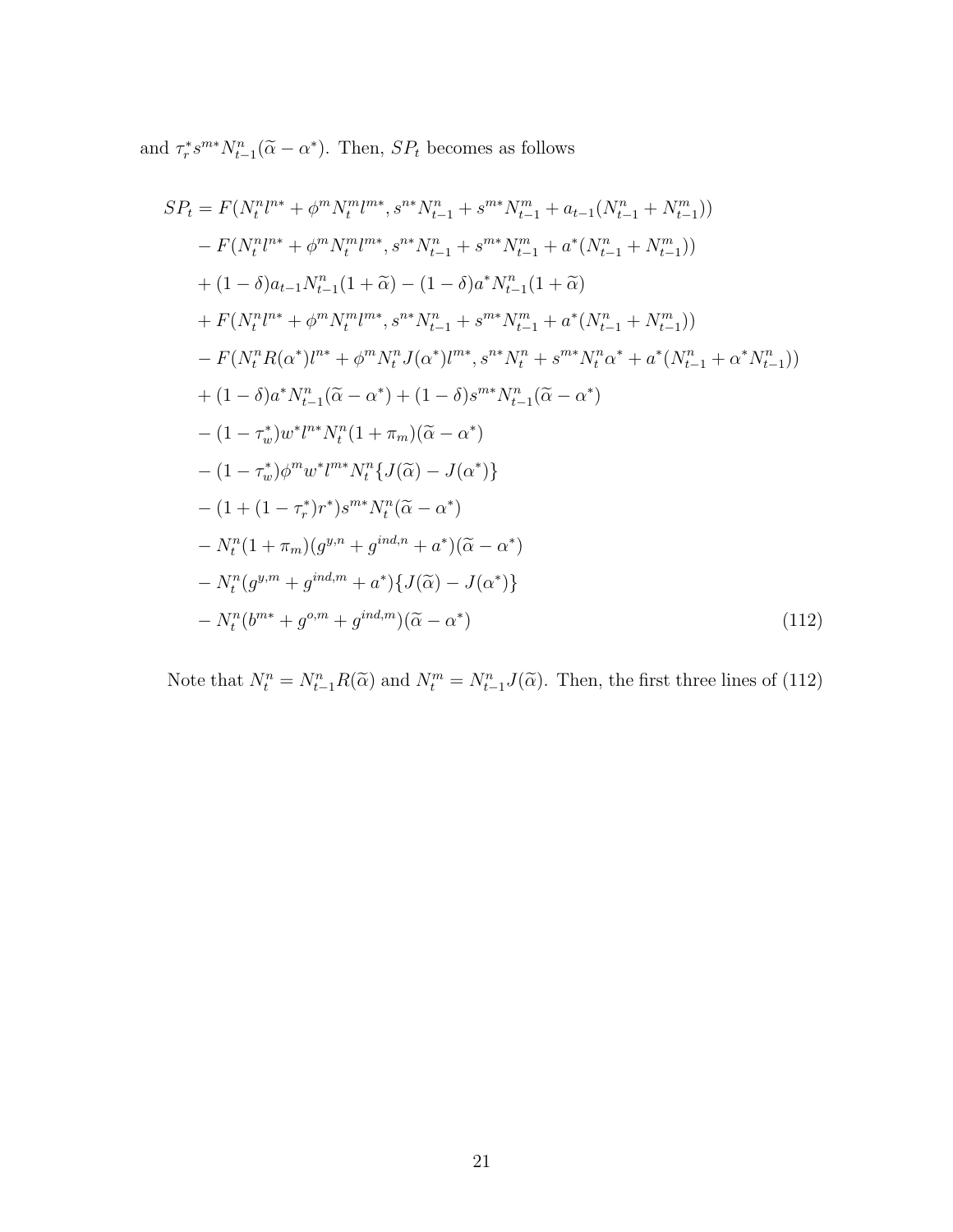and $\tau_r^* s^{m*} N_{t-1}^n(\widetilde{\alpha} - \alpha^*)$. Then, $SP_t$ becomes as follows

$$
\begin{aligned}
SP_t = {} & F(N_t^n l^{n*} + \phi^m N_t^m l^{m*}, s^{n*} N_{t-1}^n + s^{m*} N_{t-1}^m + a_{t-1}(N_{t-1}^n + N_{t-1}^m)) \\
& - F(N_t^n l^{n*} + \phi^m N_t^m l^{m*}, s^{n*} N_{t-1}^n + s^{m*} N_{t-1}^m + a^*(N_{t-1}^n + N_{t-1}^m)) \\
& + (1-\delta) a_{t-1} N_{t-1}^n (1 + \widetilde{\alpha}) - (1-\delta) a^* N_{t-1}^n (1 + \widetilde{\alpha}) \\
& + F(N_t^n l^{n*} + \phi^m N_t^m l^{m*}, s^{n*} N_{t-1}^n + s^{m*} N_{t-1}^m + a^*(N_{t-1}^n + N_{t-1}^m)) \\
& - F(N_t^n R(\alpha^*) l^{n*} + \phi^m N_t^n J(\alpha^*) l^{m*}, s^{n*} N_t^n + s^{m*} N_t^n \alpha^* + a^*(N_{t-1}^n + \alpha^* N_{t-1}^n)) \\
& + (1-\delta) a^* N_{t-1}^n (\widetilde{\alpha} - \alpha^*) + (1-\delta) s^{m*} N_{t-1}^n (\widetilde{\alpha} - \alpha^*) \\
& - (1 - \tau_w^*) w^* l^{n*} N_t^n (1 + \pi_m)(\widetilde{\alpha} - \alpha^*) \\
& - (1 - \tau_w^*) \phi^m w^* l^{m*} N_t^n \{J(\widetilde{\alpha}) - J(\alpha^*)\} \\
& - (1 + (1 - \tau_r^*) r^*) s^{m*} N_t^n (\widetilde{\alpha} - \alpha^*) \\
& - N_t^n (1 + \pi_m)(g^{y,n} + g^{ind,n} + a^*)(\widetilde{\alpha} - \alpha^*) \\
& - N_t^n (g^{y,m} + g^{ind,m} + a^*)\{J(\widetilde{\alpha}) - J(\alpha^*)\} \\
& - N_t^n (b^{m*} + g^{o,m} + g^{ind,m})(\widetilde{\alpha} - \alpha^*)
\end{aligned}
\tag{112}
$$

Note that $N_t^n = N_{t-1}^n R(\widetilde{\alpha})$ and $N_t^m = N_{t-1}^n J(\widetilde{\alpha})$. Then, the first three lines of (112)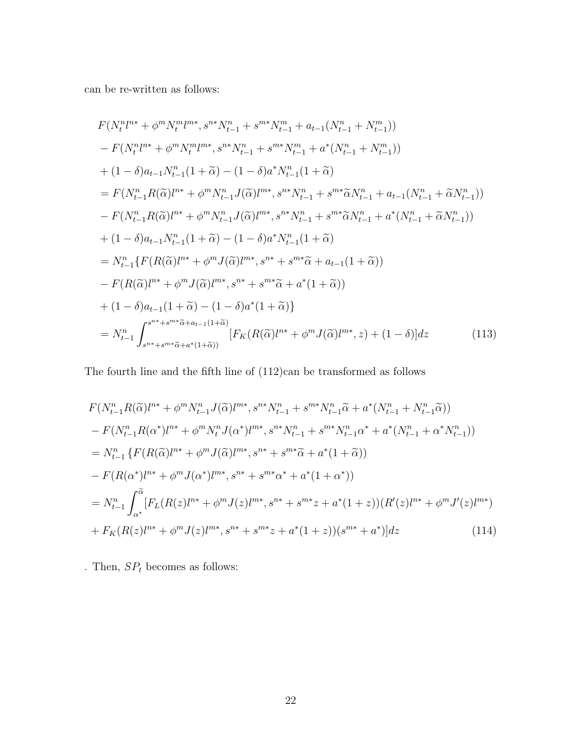can be re-written as follows:

$$
\begin{aligned}
& F(N_t^n l^{n*} + \phi^m N_t^m l^{m*}, s^{n*} N_{t-1}^n + s^{m*} N_{t-1}^m + a_{t-1}(N_{t-1}^n + N_{t-1}^m)) \\
& - F(N_t^n l^{n*} + \phi^m N_t^m l^{m*}, s^{n*} N_{t-1}^n + s^{m*} N_{t-1}^m + a^*(N_{t-1}^n + N_{t-1}^m)) \\
& + (1-\delta) a_{t-1} N_{t-1}^n (1+\widetilde{\alpha}) - (1-\delta) a^* N_{t-1}^n (1+\widetilde{\alpha}) \\
& = F(N_{t-1}^n R(\widetilde{\alpha}) l^{n*} + \phi^m N_{t-1}^n J(\widetilde{\alpha}) l^{m*}, s^{n*} N_{t-1}^n + s^{m*} \widetilde{\alpha} N_{t-1}^n + a_{t-1}(N_{t-1}^n + \widetilde{\alpha} N_{t-1}^n)) \\
& - F(N_{t-1}^n R(\widetilde{\alpha}) l^{n*} + \phi^m N_{t-1}^n J(\widetilde{\alpha}) l^{m*}, s^{n*} N_{t-1}^n + s^{m*} \widetilde{\alpha} N_{t-1}^n + a^*(N_{t-1}^n + \widetilde{\alpha} N_{t-1}^n)) \\
& + (1-\delta) a_{t-1} N_{t-1}^n (1+\widetilde{\alpha}) - (1-\delta) a^* N_{t-1}^n (1+\widetilde{\alpha}) \\
& = N_{t-1}^n \{ F(R(\widetilde{\alpha}) l^{n*} + \phi^m J(\widetilde{\alpha}) l^{m*}, s^{n*} + s^{m*} \widetilde{\alpha} + a_{t-1}(1+\widetilde{\alpha})) \\
& - F(R(\widetilde{\alpha}) l^{n*} + \phi^m J(\widetilde{\alpha}) l^{m*}, s^{n*} + s^{m*} \widetilde{\alpha} + a^*(1+\widetilde{\alpha})) \\
& + (1-\delta) a_{t-1}(1+\widetilde{\alpha}) - (1-\delta) a^*(1+\widetilde{\alpha}) \} \\
& = N_{t-1}^n \int_{s^{n*} + s^{m*}\widetilde{\alpha} + a^*(1+\widetilde{\alpha}))}^{s^{n*} + s^{m*}\widetilde{\alpha} + a_{t-1}(1+\widetilde{\alpha})} [F_K(R(\widetilde{\alpha}) l^{n*} + \phi^m J(\widetilde{\alpha}) l^{m*}, z) + (1-\delta)] dz
\end{aligned}
\tag{113}
$$

The fourth line and the fifth line of (112)can be transformed as follows

$$
\begin{aligned}
& F(N_{t-1}^n R(\widetilde{\alpha}) l^{n*} + \phi^m N_{t-1}^n J(\widetilde{\alpha}) l^{m*}, s^{n*} N_{t-1}^n + s^{m*} N_{t-1}^n \widetilde{\alpha} + a^*(N_{t-1}^n + N_{t-1}^n \widetilde{\alpha})) \\
& - F(N_{t-1}^n R(\alpha^*) l^{n*} + \phi^m N_t^n J(\alpha^*) l^{m*}, s^{n*} N_{t-1}^n + s^{m*} N_{t-1}^n \alpha^* + a^*(N_{t-1}^n + \alpha^* N_{t-1}^n)) \\
& = N_{t-1}^n \{ F(R(\widetilde{\alpha}) l^{n*} + \phi^m J(\widetilde{\alpha}) l^{m*}, s^{n*} + s^{m*} \widetilde{\alpha} + a^*(1+\widetilde{\alpha})) \\
& - F(R(\alpha^*) l^{n*} + \phi^m J(\alpha^*) l^{m*}, s^{n*} + s^{m*} \alpha^* + a^*(1+\alpha^*)) \\
& = N_{t-1}^n \int_{\alpha^*}^{\widetilde{\alpha}} [F_L(R(z) l^{n*} + \phi^m J(z) l^{m*}, s^{n*} + s^{m*} z + a^*(1+z))(R'(z) l^{n*} + \phi^m J'(z) l^{m*}) \\
& + F_K(R(z) l^{n*} + \phi^m J(z) l^{m*}, s^{n*} + s^{m*} z + a^*(1+z))(s^{m*} + a^*)] dz
\end{aligned}
\tag{114}
$$

. Then, $SP_t$ becomes as follows: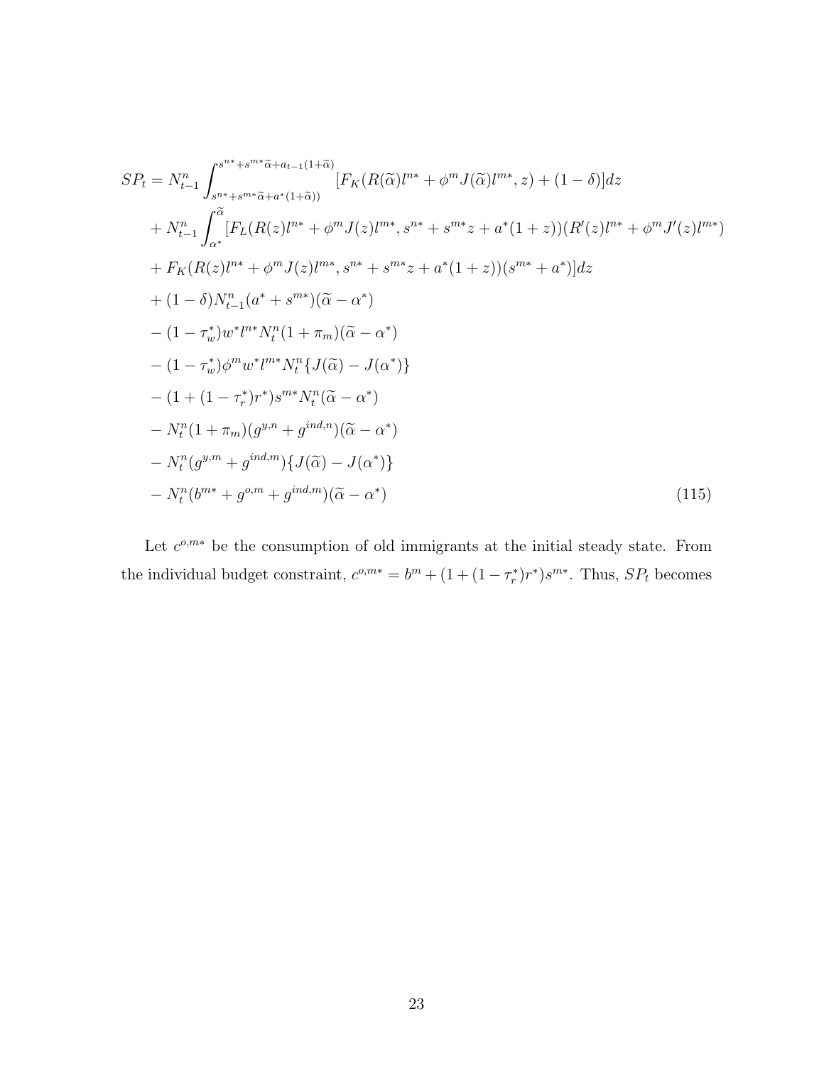$$
\begin{aligned}
SP_t &= N^n_{t-1} \int_{s^{n*}+s^{m*}\widetilde{\alpha}+a^*(1+\widetilde{\alpha}))}^{s^{n*}+s^{m*}\widetilde{\alpha}+a_{t-1}(1+\widetilde{\alpha})} [F_K(R(\widetilde{\alpha})l^{n*} + \phi^m J(\widetilde{\alpha})l^{m*}, z) + (1-\delta)]dz \\
&+ N^n_{t-1} \int_{\alpha^*}^{\widetilde{\alpha}} [F_L(R(z)l^{n*} + \phi^m J(z)l^{m*}, s^{n*} + s^{m*}z + a^*(1+z))(R'(z)l^{n*} + \phi^m J'(z)l^{m*}) \\
&+ F_K(R(z)l^{n*} + \phi^m J(z)l^{m*}, s^{n*} + s^{m*}z + a^*(1+z))(s^{m*} + a^*)]dz \\
&+ (1-\delta)N^n_{t-1}(a^* + s^{m*})(\widetilde{\alpha} - \alpha^*) \\
&- (1-\tau^*_w)w^* l^{n*} N^n_t (1+\pi_m)(\widetilde{\alpha} - \alpha^*) \\
&- (1-\tau^*_w)\phi^m w^* l^{m*} N^n_t \{J(\widetilde{\alpha}) - J(\alpha^*)\} \\
&- (1 + (1-\tau^*_r)r^*)s^{m*} N^n_t (\widetilde{\alpha} - \alpha^*) \\
&- N^n_t (1+\pi_m)(g^{y,n} + g^{ind,n})(\widetilde{\alpha} - \alpha^*) \\
&- N^n_t (g^{y,m} + g^{ind,m})\{J(\widetilde{\alpha}) - J(\alpha^*)\} \\
&- N^n_t (b^{m*} + g^{o,m} + g^{ind,m})(\widetilde{\alpha} - \alpha^*)
\end{aligned} \tag{115}
$$

Let $c^{o,m*}$ be the consumption of old immigrants at the initial steady state. From the individual budget constraint, $c^{o,m*} = b^m + (1 + (1-\tau^*_r)r^*)s^{m*}$. Thus, $SP_t$ becomes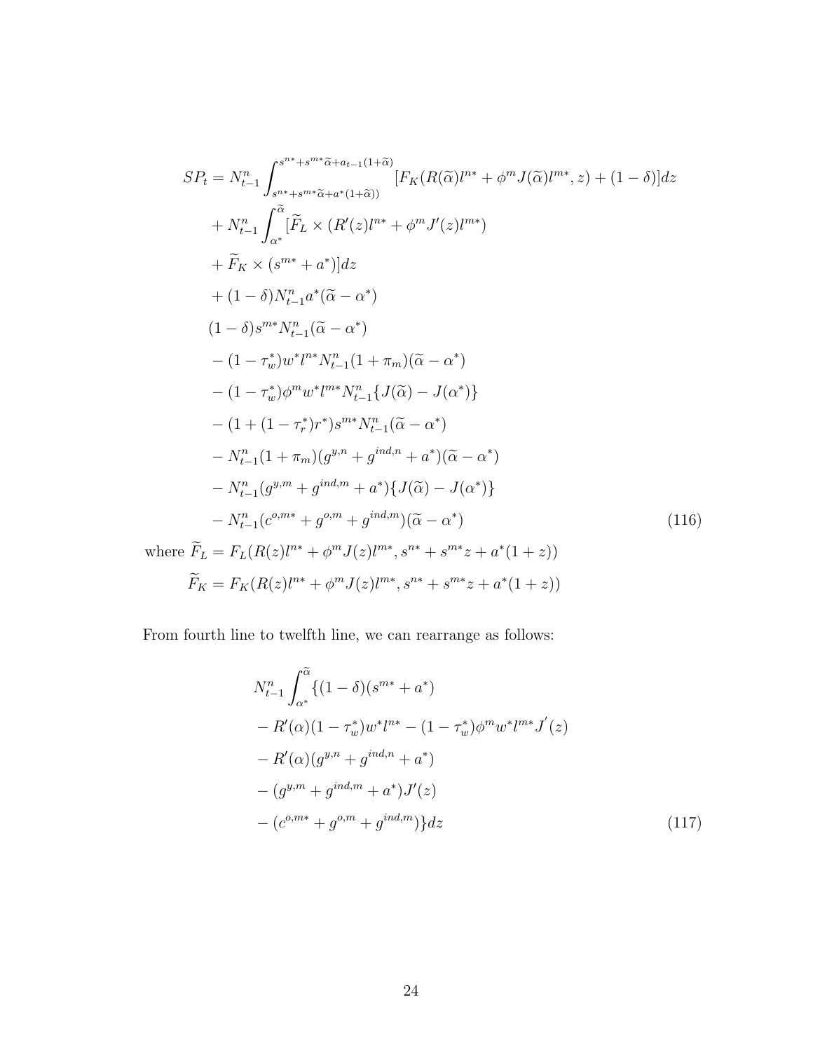$$
\begin{aligned}
SP_t = & N^n_{t-1} \int_{s^{n*}+s^{m*}\widetilde{\alpha}+a^*(1+\widetilde{\alpha}))}^{s^{n*}+s^{m*}\widetilde{\alpha}+a_{t-1}(1+\widetilde{\alpha})} [F_K(R(\widetilde{\alpha})l^{n*} + \phi^m J(\widetilde{\alpha})l^{m*}, z) + (1-\delta)]dz \\
& + N^n_{t-1} \int_{\alpha^*}^{\widetilde{\alpha}} [\widetilde{F}_L \times (R'(z)l^{n*} + \phi^m J'(z) l^{m*}) \\
& + \widetilde{F}_K \times (s^{m*} + a^*)]dz \\
& + (1-\delta) N^n_{t-1} a^* (\widetilde{\alpha} - \alpha^*) \\
& (1-\delta) s^{m*} N^n_{t-1} (\widetilde{\alpha} - \alpha^*) \\
& - (1-\tau^*_w) w^* l^{n*} N^n_{t-1} (1+\pi_m)(\widetilde{\alpha} - \alpha^*) \\
& - (1-\tau^*_w) \phi^m w^* l^{m*} N^n_{t-1} \{J(\widetilde{\alpha}) - J(\alpha^*)\} \\
& - (1 + (1-\tau^*_r) r^*) s^{m*} N^n_{t-1} (\widetilde{\alpha} - \alpha^*) \\
& - N^n_{t-1} (1+\pi_m)(g^{y,n} + g^{ind,n} + a^*)(\widetilde{\alpha} - \alpha^*) \\
& - N^n_{t-1} (g^{y,m} + g^{ind,m} + a^*)\{J(\widetilde{\alpha}) - J(\alpha^*)\} \\
& - N^n_{t-1} (c^{o,m*} + g^{o,m} + g^{ind,m})(\widetilde{\alpha} - \alpha^*) \qquad (116)
\end{aligned}
$$

$$
\begin{aligned}
\text{where } \widetilde{F}_L &= F_L(R(z)l^{n*} + \phi^m J(z) l^{m*}, s^{n*} + s^{m*} z + a^*(1+z)) \\
\widetilde{F}_K &= F_K(R(z)l^{n*} + \phi^m J(z) l^{m*}, s^{n*} + s^{m*} z + a^*(1+z))
\end{aligned}
$$

From fourth line to twelfth line, we can rearrange as follows:

$$
\begin{aligned}
& N^n_{t-1} \int_{\alpha^*}^{\widetilde{\alpha}} \{(1-\delta)(s^{m*} + a^*) \\
& - R'(\alpha)(1-\tau^*_w) w^* l^{n*} - (1-\tau^*_w)\phi^m w^* l^{m*} J^{'}(z) \\
& - R'(\alpha)(g^{y,n} + g^{ind,n} + a^*) \\
& - (g^{y,m} + g^{ind,m} + a^*) J'(z) \\
& - (c^{o,m*} + g^{o,m} + g^{ind,m})\} dz \qquad (117)
\end{aligned}
$$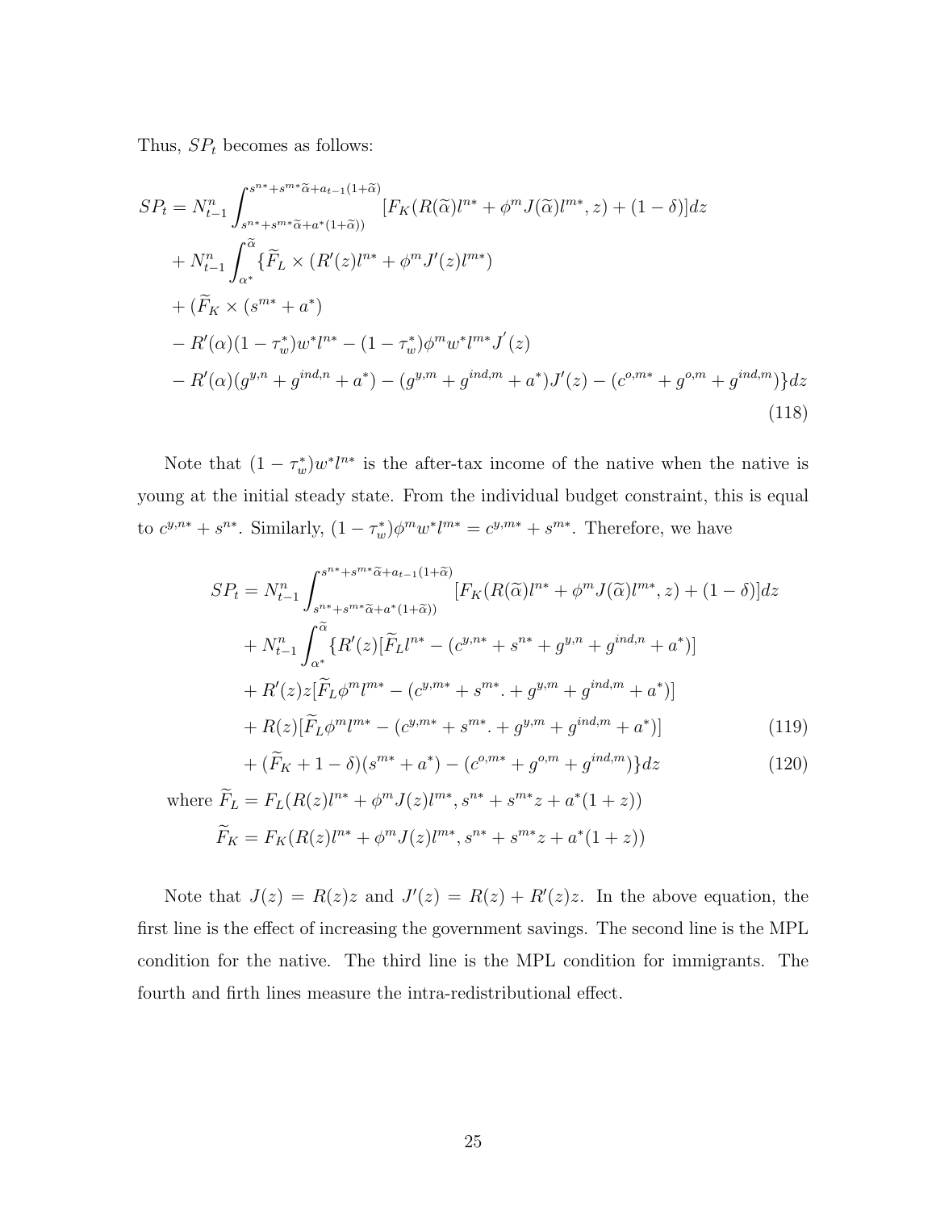Thus, $SP_t$ becomes as follows:

$$
\begin{aligned}
SP_t = N_{t-1}^n & \int_{s^{n*}+s^{m*}\widetilde{\alpha}+a^*(1+\widetilde{\alpha}))}^{s^{n*}+s^{m*}\widetilde{\alpha}+a_{t-1}(1+\widetilde{\alpha})} [F_K(R(\widetilde{\alpha})l^{n*}+\phi^m J(\widetilde{\alpha})l^{m*}, z) + (1-\delta)]dz \\
&+ N_{t-1}^n \int_{\alpha^*}^{\widetilde{\alpha}} \{\widetilde{F}_L \times (R'(z)l^{n*} + \phi^m J'(z)l^{m*}) \\
&+ (\widetilde{F}_K \times (s^{m*} + a^*) \\
&- R'(\alpha)(1-\tau_w^*)w^* l^{n*} - (1-\tau_w^*)\phi^m w^* l^{m*} J'(z) \\
&- R'(\alpha)(g^{y,n} + g^{ind,n} + a^*) - (g^{y,m} + g^{ind,m} + a^*)J'(z) - (c^{o,m*} + g^{o,m} + g^{ind,m})\}dz
\end{aligned}
\tag{118}
$$

Note that $(1-\tau_w^*)w^* l^{n*}$ is the after-tax income of the native when the native is young at the initial steady state. From the individual budget constraint, this is equal to $c^{y,n*} + s^{n*}$. Similarly, $(1-\tau_w^*)\phi^m w^* l^{m*} = c^{y,m*} + s^{m*}$. Therefore, we have

$$
\begin{aligned}
SP_t = N_{t-1}^n & \int_{s^{n*}+s^{m*}\widetilde{\alpha}+a^*(1+\widetilde{\alpha}))}^{s^{n*}+s^{m*}\widetilde{\alpha}+a_{t-1}(1+\widetilde{\alpha})} [F_K(R(\widetilde{\alpha})l^{n*}+\phi^m J(\widetilde{\alpha})l^{m*}, z) + (1-\delta)]dz \\
&+ N_{t-1}^n \int_{\alpha^*}^{\widetilde{\alpha}} \{R'(z)[\widetilde{F}_L l^{n*} - (c^{y,n*} + s^{n*} + g^{y,n} + g^{ind,n} + a^*)] \\
&+ R'(z)z[\widetilde{F}_L \phi^m l^{m*} - (c^{y,m*} + s^{m*}. + g^{y,m} + g^{ind,m} + a^*)] \\
&+ R(z)[\widetilde{F}_L \phi^m l^{m*} - (c^{y,m*} + s^{m*}. + g^{y,m} + g^{ind,m} + a^*)] \qquad (119) \\
&+ (\widetilde{F}_K + 1 - \delta)(s^{m*} + a^*) - (c^{o,m*} + g^{o,m} + g^{ind,m})\}dz \qquad (120)
\end{aligned}
$$

$$
\begin{aligned}
\text{where } \widetilde{F}_L &= F_L(R(z)l^{n*} + \phi^m J(z)l^{m*}, s^{n*} + s^{m*}z + a^*(1+z)) \\
\widetilde{F}_K &= F_K(R(z)l^{n*} + \phi^m J(z)l^{m*}, s^{n*} + s^{m*}z + a^*(1+z))
\end{aligned}
$$

Note that $J(z) = R(z)z$ and $J'(z) = R(z) + R'(z)z$. In the above equation, the first line is the effect of increasing the government savings. The second line is the MPL condition for the native. The third line is the MPL condition for immigrants. The fourth and firth lines measure the intra-redistributional effect.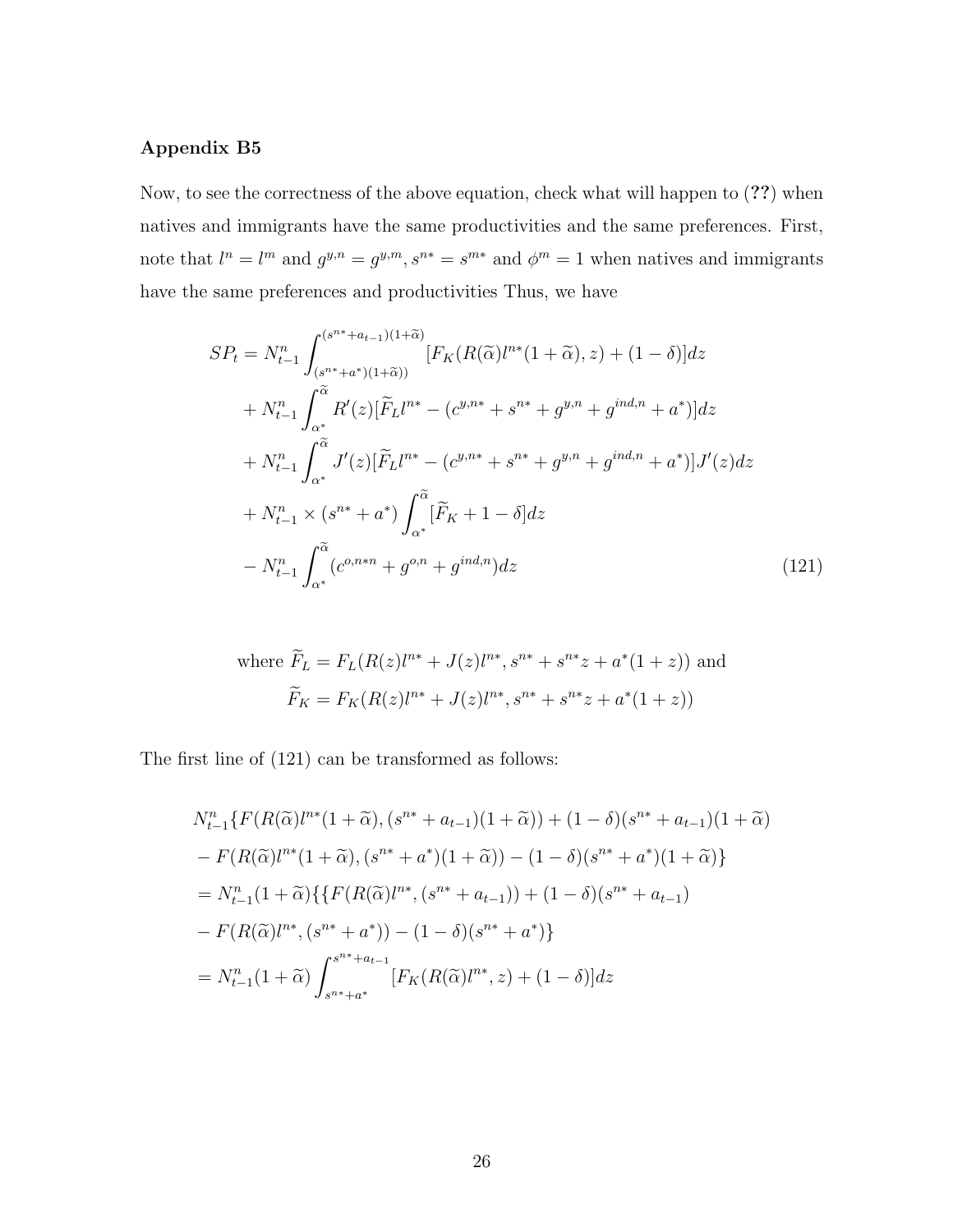### Appendix B5

Now, to see the correctness of the above equation, check what will happen to (**??**) when natives and immigrants have the same productivities and the same preferences. First, note that $l^n = l^m$ and $g^{y,n} = g^{y,m}$, $s^{n*} = s^{m*}$ and $\phi^m = 1$ when natives and immigrants have the same preferences and productivities Thus, we have

$$
\begin{aligned}
SP_t &= N^n_{t-1} \int_{(s^{n*}+a^*)(1+\widetilde{\alpha}))}^{(s^{n*}+a_{t-1})(1+\widetilde{\alpha})} [F_K(R(\widetilde{\alpha})l^{n*}(1+\widetilde{\alpha}), z) + (1-\delta)]dz \\
&+ N^n_{t-1} \int_{\alpha^*}^{\widetilde{\alpha}} R'(z)[\widetilde{F}_L l^{n*} - (c^{y,n*} + s^{n*} + g^{y,n} + g^{ind,n} + a^*)]dz \\
&+ N^n_{t-1} \int_{\alpha^*}^{\widetilde{\alpha}} J'(z)[\widetilde{F}_L l^{n*} - (c^{y,n*} + s^{n*} + g^{y,n} + g^{ind,n} + a^*)]J'(z)dz \\
&+ N^n_{t-1} \times (s^{n*} + a^*) \int_{\alpha^*}^{\widetilde{\alpha}} [\widetilde{F}_K + 1 - \delta]dz \\
&- N^n_{t-1} \int_{\alpha^*}^{\widetilde{\alpha}} (c^{o,n*n} + g^{o,n} + g^{ind,n})dz
\end{aligned} \tag{121}
$$

$$
\begin{aligned}
\text{where } \widetilde{F}_L &= F_L(R(z)l^{n*} + J(z)l^{n*}, s^{n*} + s^{n*}z + a^*(1+z)) \text{ and} \\
\widetilde{F}_K &= F_K(R(z)l^{n*} + J(z)l^{n*}, s^{n*} + s^{n*}z + a^*(1+z))
\end{aligned}
$$

The first line of (121) can be transformed as follows:

$$
\begin{aligned}
& N^n_{t-1}\{F(R(\widetilde{\alpha})l^{n*}(1+\widetilde{\alpha}), (s^{n*}+a_{t-1})(1+\widetilde{\alpha})) + (1-\delta)(s^{n*}+a_{t-1})(1+\widetilde{\alpha}) \\
&- F(R(\widetilde{\alpha})l^{n*}(1+\widetilde{\alpha}), (s^{n*}+a^*)(1+\widetilde{\alpha})) - (1-\delta)(s^{n*}+a^*)(1+\widetilde{\alpha})\} \\
&= N^n_{t-1}(1+\widetilde{\alpha})\{\{F(R(\widetilde{\alpha})l^{n*}, (s^{n*}+a_{t-1})) + (1-\delta)(s^{n*}+a_{t-1}) \\
&- F(R(\widetilde{\alpha})l^{n*}, (s^{n*}+a^*)) - (1-\delta)(s^{n*}+a^*)\} \\
&= N^n_{t-1}(1+\widetilde{\alpha}) \int_{s^{n*}+a^*}^{s^{n*}+a_{t-1}} [F_K(R(\widetilde{\alpha})l^{n*}, z) + (1-\delta)]dz
\end{aligned}
$$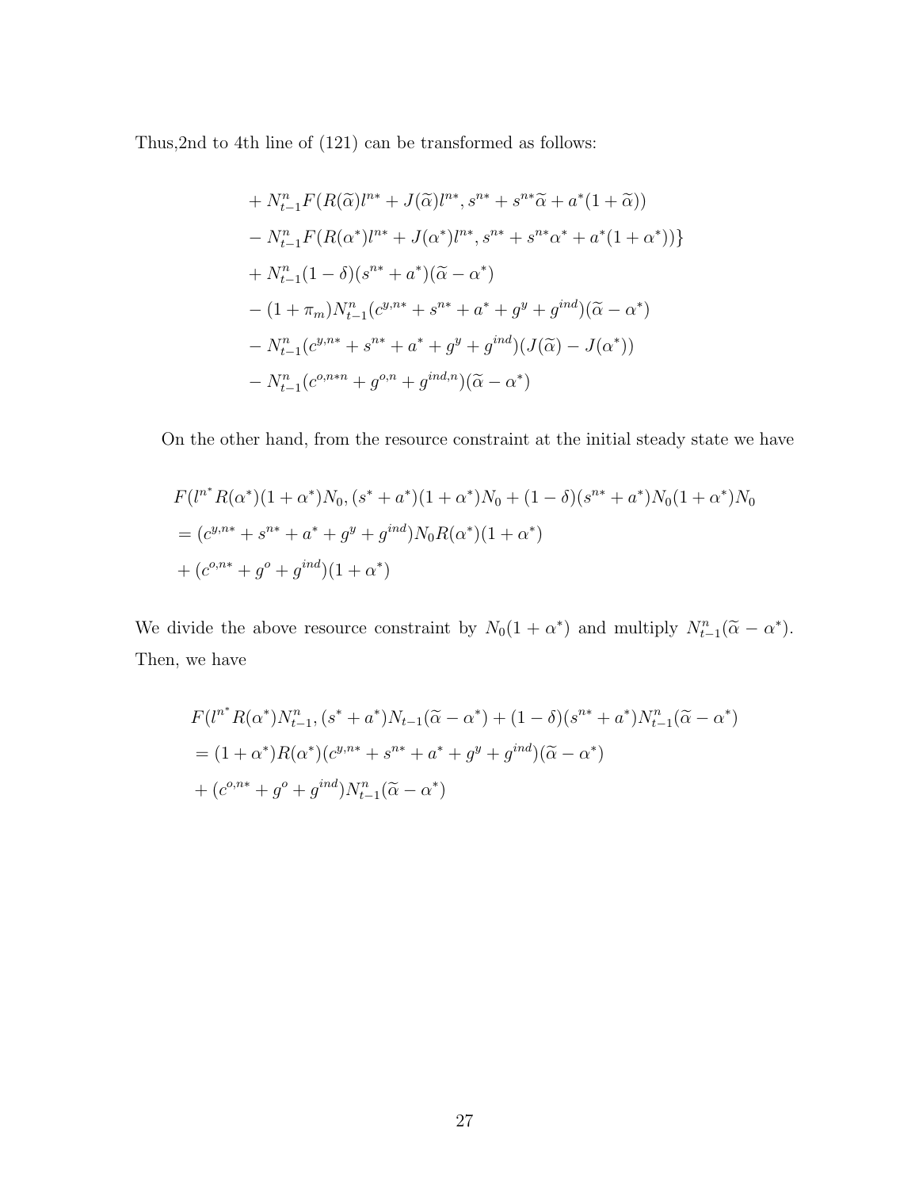Thus,2nd to 4th line of (121) can be transformed as follows:

$$
\begin{aligned}
&+ N_{t-1}^{n} F(R(\widetilde{\alpha}) l^{n*} + J(\widetilde{\alpha}) l^{n*}, s^{n*} + s^{n*}\widetilde{\alpha} + a^{*}(1+\widetilde{\alpha})) \\
&- N_{t-1}^{n} F(R(\alpha^{*}) l^{n*} + J(\alpha^{*}) l^{n*}, s^{n*} + s^{n*}\alpha^{*} + a^{*}(1+\alpha^{*}))\} \\
&+ N_{t-1}^{n}(1-\delta)(s^{n*} + a^{*})(\widetilde{\alpha} - \alpha^{*}) \\
&- (1+\pi_m) N_{t-1}^{n}(c^{y,n*} + s^{n*} + a^{*} + g^{y} + g^{ind})(\widetilde{\alpha} - \alpha^{*}) \\
&- N_{t-1}^{n}(c^{y,n*} + s^{n*} + a^{*} + g^{y} + g^{ind})(J(\widetilde{\alpha}) - J(\alpha^{*})) \\
&- N_{t-1}^{n}(c^{o,n*n} + g^{o,n} + g^{ind,n})(\widetilde{\alpha} - \alpha^{*})
\end{aligned}
$$

On the other hand, from the resource constraint at the initial steady state we have

$$
\begin{aligned}
&F(l^{n^*} R(\alpha^{*})(1+\alpha^{*})N_0, (s^{*} + a^{*})(1+\alpha^{*})N_0 + (1-\delta)(s^{n*} + a^{*})N_0(1+\alpha^{*})N_0 \\
&= (c^{y,n*} + s^{n*} + a^{*} + g^{y} + g^{ind}) N_0 R(\alpha^{*})(1+\alpha^{*}) \\
&+ (c^{o,n*} + g^{o} + g^{ind})(1+\alpha^{*})
\end{aligned}
$$

We divide the above resource constraint by $N_0(1+\alpha^{*})$ and multiply $N_{t-1}^{n}(\widetilde{\alpha} - \alpha^{*})$. Then, we have

$$
\begin{aligned}
&F(l^{n^*} R(\alpha^{*}) N_{t-1}^{n}, (s^{*} + a^{*}) N_{t-1}(\widetilde{\alpha} - \alpha^{*}) + (1-\delta)(s^{n*} + a^{*}) N_{t-1}^{n}(\widetilde{\alpha} - \alpha^{*}) \\
&= (1+\alpha^{*}) R(\alpha^{*})(c^{y,n*} + s^{n*} + a^{*} + g^{y} + g^{ind})(\widetilde{\alpha} - \alpha^{*}) \\
&+ (c^{o,n*} + g^{o} + g^{ind}) N_{t-1}^{n}(\widetilde{\alpha} - \alpha^{*})
\end{aligned}
$$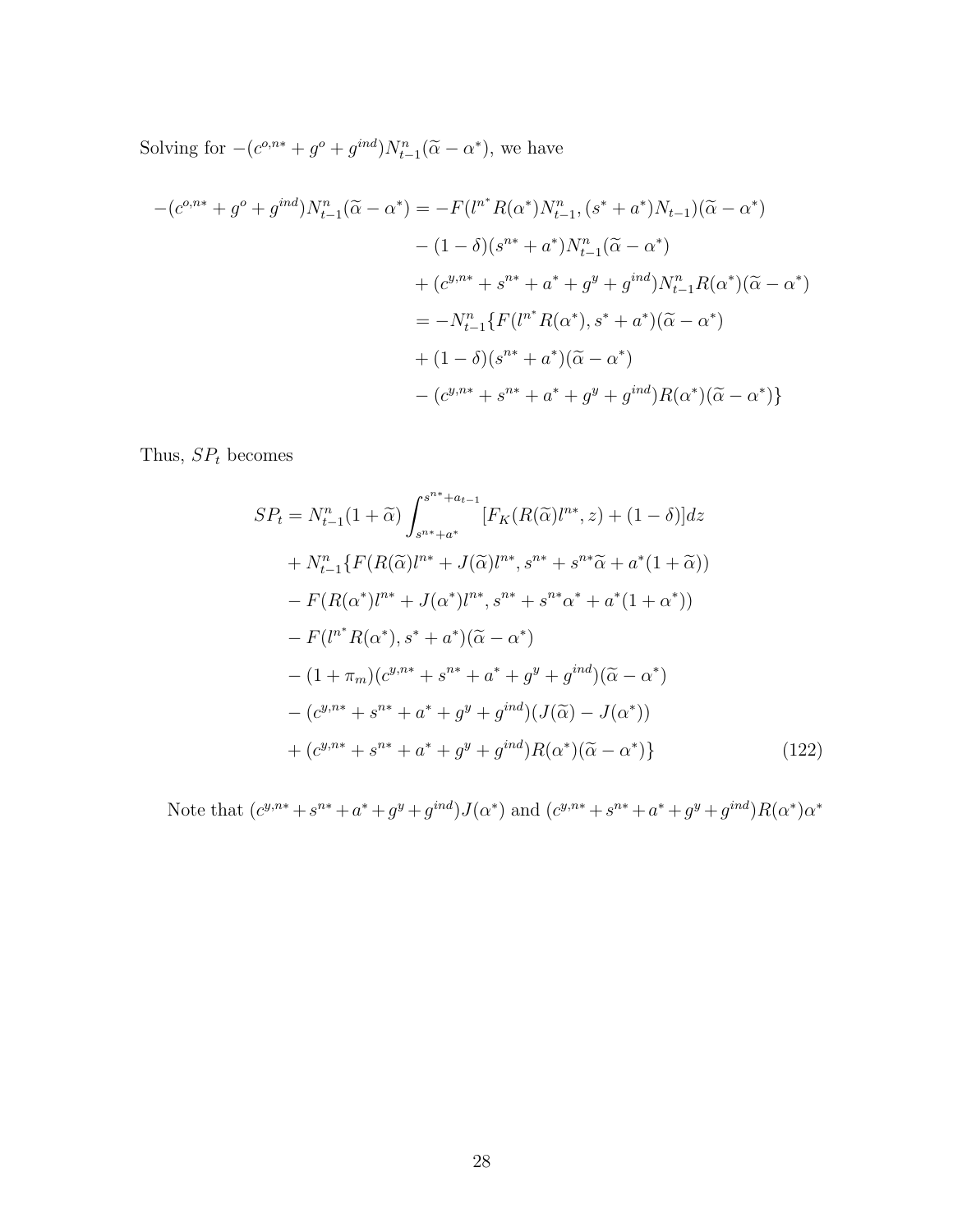Solving for $-(c^{o,n*} + g^o + g^{ind})N^n_{t-1}(\widetilde{\alpha} - \alpha^*)$, we have

$$
\begin{aligned}
-(c^{o,n*} + g^o + g^{ind})N^n_{t-1}(\widetilde{\alpha} - \alpha^*) &= -F(l^{n^*}R(\alpha^*)N^n_{t-1}, (s^* + a^*)N_{t-1})(\widetilde{\alpha} - \alpha^*) \\
&\quad - (1-\delta)(s^{n*} + a^*)N^n_{t-1}(\widetilde{\alpha} - \alpha^*) \\
&\quad + (c^{y,n*} + s^{n*} + a^* + g^y + g^{ind})N^n_{t-1}R(\alpha^*)(\widetilde{\alpha} - \alpha^*) \\
&= -N^n_{t-1}\{F(l^{n^*}R(\alpha^*), s^* + a^*)(\widetilde{\alpha} - \alpha^*) \\
&\quad + (1-\delta)(s^{n*} + a^*)(\widetilde{\alpha} - \alpha^*) \\
&\quad - (c^{y,n*} + s^{n*} + a^* + g^y + g^{ind})R(\alpha^*)(\widetilde{\alpha} - \alpha^*)\}
\end{aligned}
$$

Thus, $SP_t$ becomes

$$
\begin{aligned}
SP_t &= N^n_{t-1}(1 + \widetilde{\alpha}) \int_{s^{n*}+a^*}^{s^{n*}+a_{t-1}} [F_K(R(\widetilde{\alpha})l^{n*}, z) + (1-\delta)]dz \\
&\quad + N^n_{t-1}\{F(R(\widetilde{\alpha})l^{n*} + J(\widetilde{\alpha})l^{n*}, s^{n*} + s^{n*}\widetilde{\alpha} + a^*(1 + \widetilde{\alpha})) \\
&\quad - F(R(\alpha^*)l^{n*} + J(\alpha^*)l^{n*}, s^{n*} + s^{n*}\alpha^* + a^*(1 + \alpha^*)) \\
&\quad - F(l^{n^*}R(\alpha^*), s^* + a^*)(\widetilde{\alpha} - \alpha^*) \\
&\quad - (1 + \pi_m)(c^{y,n*} + s^{n*} + a^* + g^y + g^{ind})(\widetilde{\alpha} - \alpha^*) \\
&\quad - (c^{y,n*} + s^{n*} + a^* + g^y + g^{ind})(J(\widetilde{\alpha}) - J(\alpha^*)) \\
&\quad + (c^{y,n*} + s^{n*} + a^* + g^y + g^{ind})R(\alpha^*)(\widetilde{\alpha} - \alpha^*)\}
\end{aligned}
\tag{122}
$$

Note that $(c^{y,n*} + s^{n*} + a^* + g^y + g^{ind})J(\alpha^*)$ and $(c^{y,n*} + s^{n*} + a^* + g^y + g^{ind})R(\alpha^*)\alpha^*$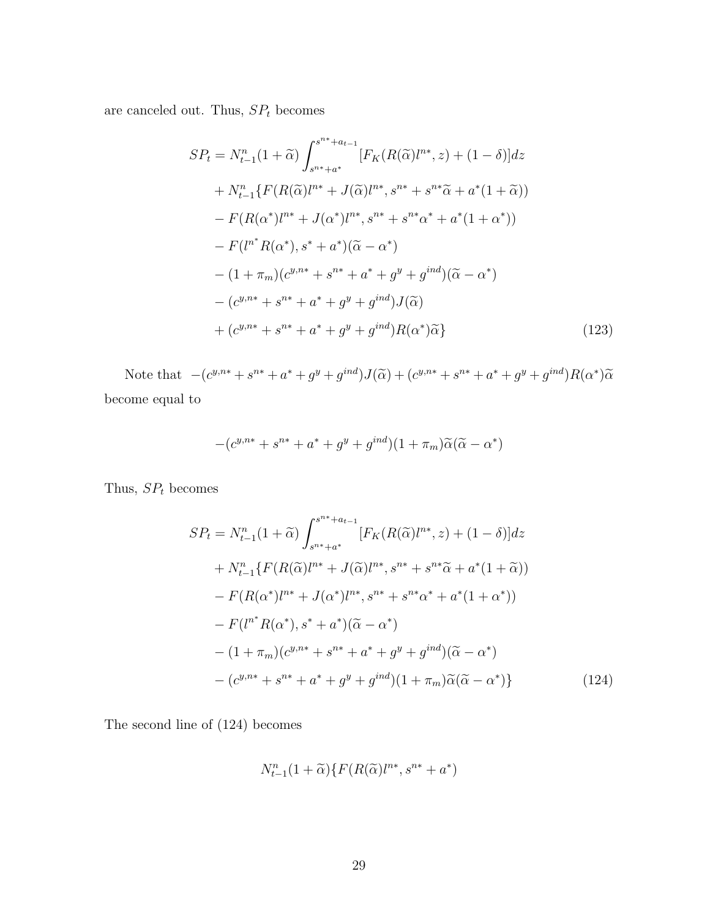are canceled out. Thus, $SP_t$ becomes

$$
\begin{aligned}
SP_t = {} & N^n_{t-1}(1+\widetilde{\alpha})\int_{s^{n*}+a^*}^{s^{n*}+a_{t-1}}[F_K(R(\widetilde{\alpha})l^{n*}, z) + (1-\delta)]dz \\
& + N^n_{t-1}\{F(R(\widetilde{\alpha})l^{n*} + J(\widetilde{\alpha})l^{n*}, s^{n*} + s^{n*}\widetilde{\alpha} + a^*(1+\widetilde{\alpha})) \\
& - F(R(\alpha^*)l^{n*} + J(\alpha^*)l^{n*}, s^{n*} + s^{n*}\alpha^* + a^*(1+\alpha^*)) \\
& - F(l^{n^*}R(\alpha^*), s^* + a^*)(\widetilde{\alpha} - \alpha^*) \\
& - (1+\pi_m)(c^{y,n*} + s^{n*} + a^* + g^y + g^{ind})(\widetilde{\alpha} - \alpha^*) \\
& - (c^{y,n*} + s^{n*} + a^* + g^y + g^{ind})J(\widetilde{\alpha}) \\
& + (c^{y,n*} + s^{n*} + a^* + g^y + g^{ind})R(\alpha^*)\widetilde{\alpha}\} \qquad (123)
\end{aligned}
$$

Note that $-(c^{y,n*} + s^{n*} + a^* + g^y + g^{ind})J(\widetilde{\alpha}) + (c^{y,n*} + s^{n*} + a^* + g^y + g^{ind})R(\alpha^*)\widetilde{\alpha}$ become equal to

$$
-(c^{y,n*} + s^{n*} + a^* + g^y + g^{ind})(1+\pi_m)\widetilde{\alpha}(\widetilde{\alpha} - \alpha^*)
$$

Thus, $SP_t$ becomes

$$
\begin{aligned}
SP_t = {} & N^n_{t-1}(1+\widetilde{\alpha})\int_{s^{n*}+a^*}^{s^{n*}+a_{t-1}}[F_K(R(\widetilde{\alpha})l^{n*}, z) + (1-\delta)]dz \\
& + N^n_{t-1}\{F(R(\widetilde{\alpha})l^{n*} + J(\widetilde{\alpha})l^{n*}, s^{n*} + s^{n*}\widetilde{\alpha} + a^*(1+\widetilde{\alpha})) \\
& - F(R(\alpha^*)l^{n*} + J(\alpha^*)l^{n*}, s^{n*} + s^{n*}\alpha^* + a^*(1+\alpha^*)) \\
& - F(l^{n^*}R(\alpha^*), s^* + a^*)(\widetilde{\alpha} - \alpha^*) \\
& - (1+\pi_m)(c^{y,n*} + s^{n*} + a^* + g^y + g^{ind})(\widetilde{\alpha} - \alpha^*) \\
& - (c^{y,n*} + s^{n*} + a^* + g^y + g^{ind})(1+\pi_m)\widetilde{\alpha}(\widetilde{\alpha} - \alpha^*)\} \qquad (124)
\end{aligned}
$$

The second line of (124) becomes

$$
N^n_{t-1}(1+\widetilde{\alpha})\{F(R(\widetilde{\alpha})l^{n*}, s^{n*} + a^*)
$$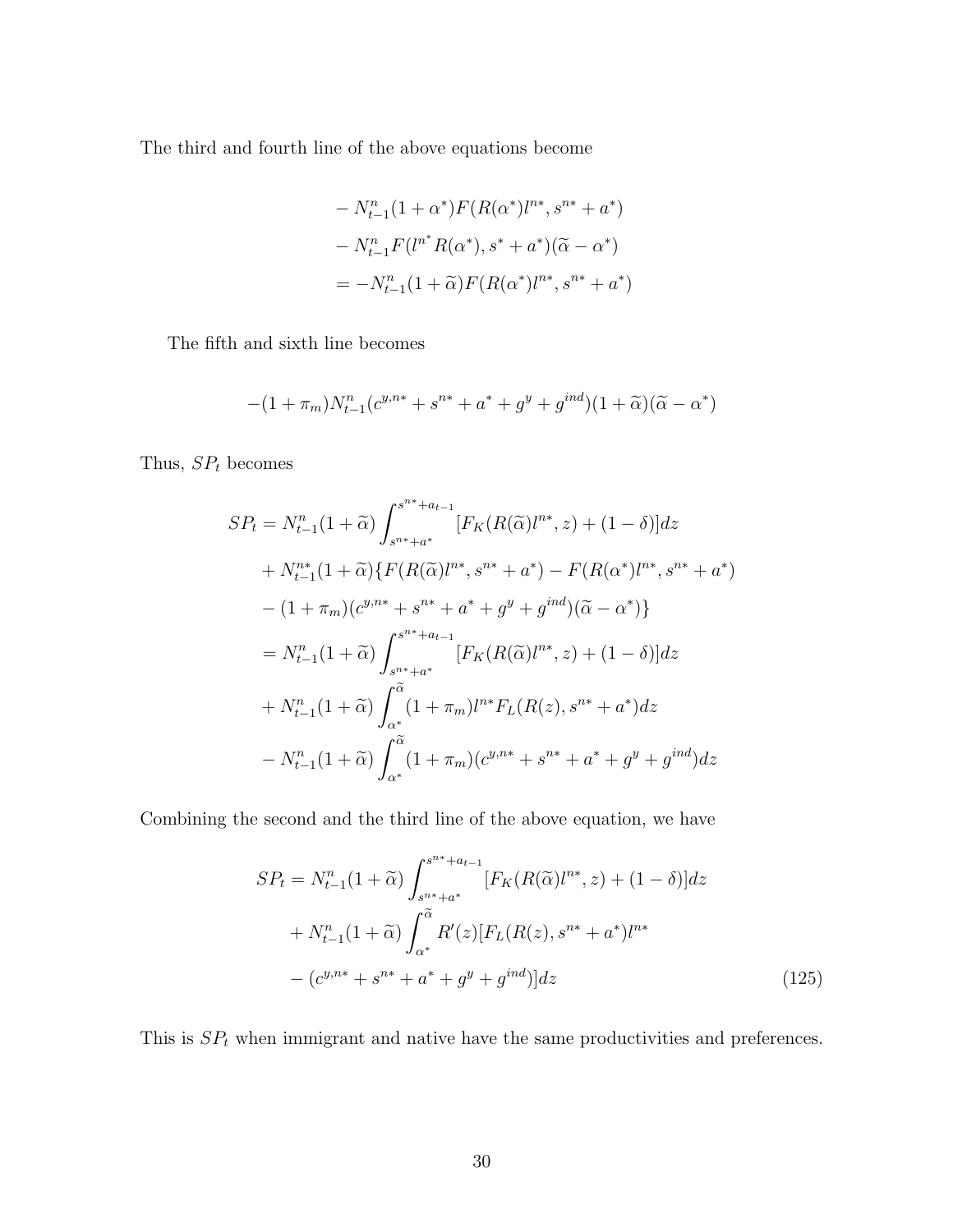The third and fourth line of the above equations become

$$
\begin{aligned}
&- N_{t-1}^{n}(1+\alpha^{*})F(R(\alpha^{*})l^{n*}, s^{n*}+a^{*}) \\
&- N_{t-1}^{n}F(l^{n^{*}}R(\alpha^{*}), s^{*}+a^{*})(\widetilde{\alpha}-\alpha^{*}) \\
&= -N_{t-1}^{n}(1+\widetilde{\alpha})F(R(\alpha^{*})l^{n*}, s^{n*}+a^{*})
\end{aligned}
$$

The fifth and sixth line becomes

$$
-(1+\pi_{m})N_{t-1}^{n}(c^{y,n*}+s^{n*}+a^{*}+g^{y}+g^{ind})(1+\widetilde{\alpha})(\widetilde{\alpha}-\alpha^{*})
$$

Thus, $SP_t$ becomes

$$
\begin{aligned}
SP_{t} &= N_{t-1}^{n}(1+\widetilde{\alpha})\int_{s^{n*}+a^{*}}^{s^{n*}+a_{t-1}}[F_{K}(R(\widetilde{\alpha})l^{n*}, z)+(1-\delta)]dz \\
&+ N_{t-1}^{n*}(1+\widetilde{\alpha})\{F(R(\widetilde{\alpha})l^{n*}, s^{n*}+a^{*}) - F(R(\alpha^{*})l^{n*}, s^{n*}+a^{*}) \\
&- (1+\pi_{m})(c^{y,n*}+s^{n*}+a^{*}+g^{y}+g^{ind})(\widetilde{\alpha}-\alpha^{*})\} \\
&= N_{t-1}^{n}(1+\widetilde{\alpha})\int_{s^{n*}+a^{*}}^{s^{n*}+a_{t-1}}[F_{K}(R(\widetilde{\alpha})l^{n*}, z)+(1-\delta)]dz \\
&+ N_{t-1}^{n}(1+\widetilde{\alpha})\int_{\alpha^{*}}^{\widetilde{\alpha}}(1+\pi_{m})l^{n*}F_{L}(R(z), s^{n*}+a^{*})dz \\
&- N_{t-1}^{n}(1+\widetilde{\alpha})\int_{\alpha^{*}}^{\widetilde{\alpha}}(1+\pi_{m})(c^{y,n*}+s^{n*}+a^{*}+g^{y}+g^{ind})dz
\end{aligned}
$$

Combining the second and the third line of the above equation, we have

$$
\begin{aligned}
SP_{t} &= N_{t-1}^{n}(1+\widetilde{\alpha})\int_{s^{n*}+a^{*}}^{s^{n*}+a_{t-1}}[F_{K}(R(\widetilde{\alpha})l^{n*}, z)+(1-\delta)]dz \\
&+ N_{t-1}^{n}(1+\widetilde{\alpha})\int_{\alpha^{*}}^{\widetilde{\alpha}}R'(z)[F_{L}(R(z), s^{n*}+a^{*})l^{n*} \\
&- (c^{y,n*}+s^{n*}+a^{*}+g^{y}+g^{ind})]dz
\end{aligned} \tag{125}
$$

This is $SP_t$ when immigrant and native have the same productivities and preferences.